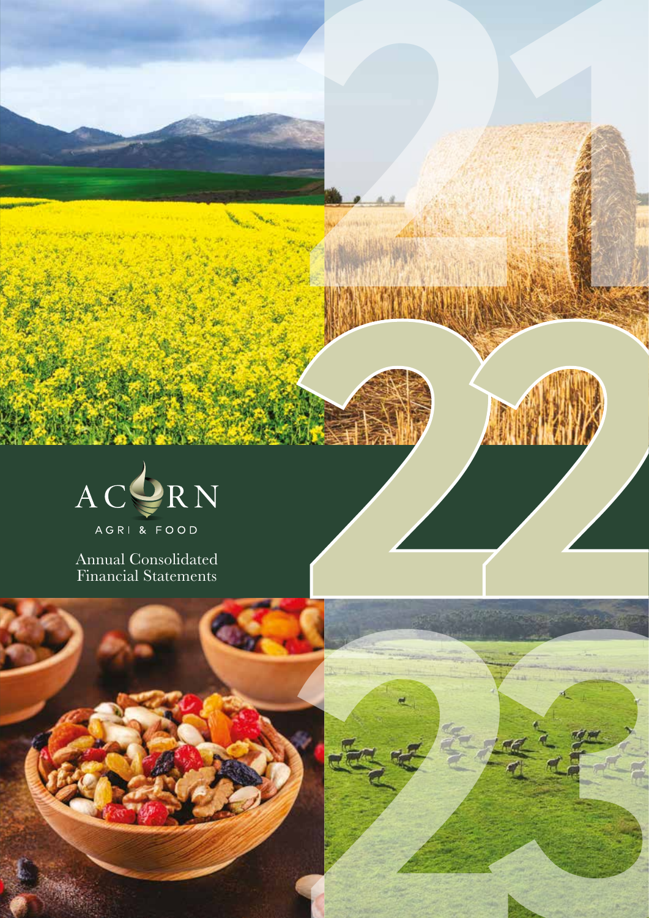ACORN

AGRI & FOOD

# Annual Consolidated Financial Statements

21 22 23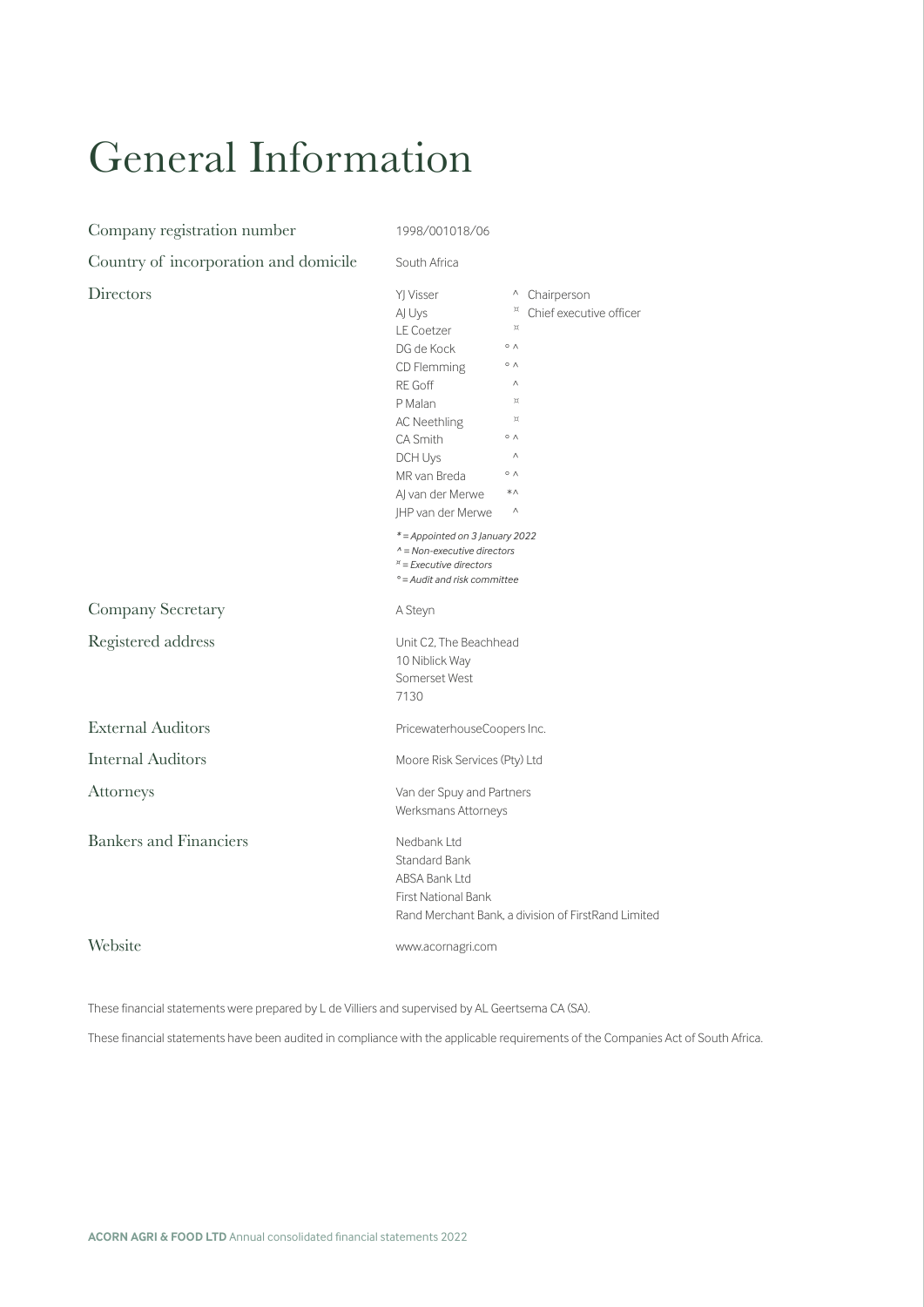# General Information

| | |
|---|---|
| Company registration number | 1998/001018/06 |
| Country of incorporation and domicile | South Africa |

**Directors**

| Name | | |
|---|---|---|
| YJ Visser | ^ | Chairperson |
| AJ Uys | ¤ | Chief executive officer |
| LE Coetzer | ¤ | |
| DG de Kock | ° ^ | |
| CD Flemming | ° ^ | |
| RE Goff | ^ | |
| P Malan | ¤ | |
| AC Neethling | ¤ | |
| CA Smith | ° ^ | |
| DCH Uys | ^ | |
| MR van Breda | ° ^ | |
| AJ van der Merwe | *^ | |
| JHP van der Merwe | ^ | |

*\* = Appointed on 3 January 2022*
*^ = Non-executive directors*
*¤ = Executive directors*
*° = Audit and risk committee*

| | |
|---|---|
| Company Secretary | A Steyn |
| Registered address | Unit C2, The Beachhead<br>10 Niblick Way<br>Somerset West<br>7130 |
| External Auditors | PricewaterhouseCoopers Inc. |
| Internal Auditors | Moore Risk Services (Pty) Ltd |
| Attorneys | Van der Spuy and Partners<br>Werksmans Attorneys |
| Bankers and Financiers | Nedbank Ltd<br>Standard Bank<br>ABSA Bank Ltd<br>First National Bank<br>Rand Merchant Bank, a division of FirstRand Limited |
| Website | www.acornagri.com |

These financial statements were prepared by L de Villiers and supervised by AL Geertsema CA (SA).

These financial statements have been audited in compliance with the applicable requirements of the Companies Act of South Africa.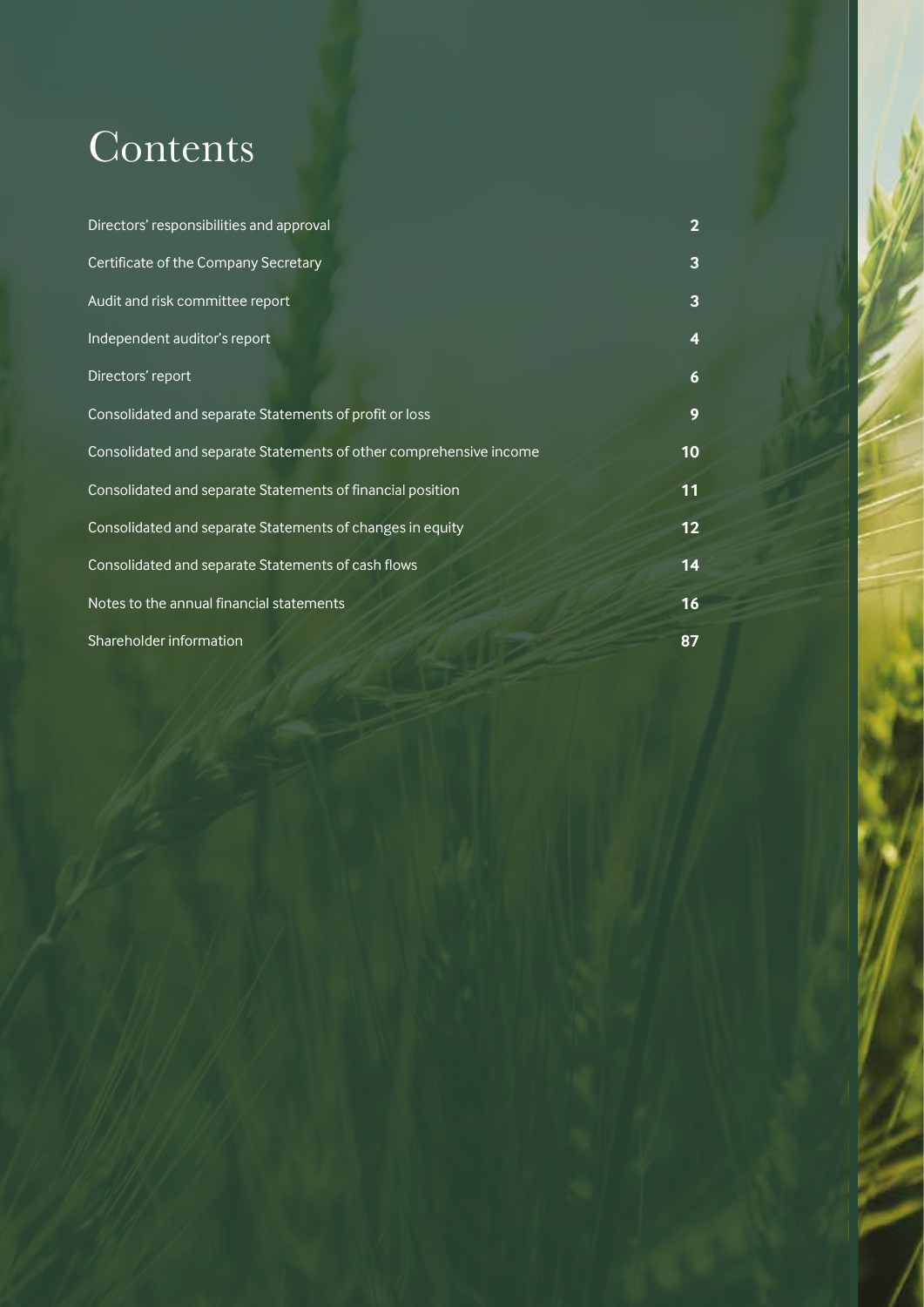# Contents

| | |
|---|---|
| Directors' responsibilities and approval | 2 |
| Certificate of the Company Secretary | 3 |
| Audit and risk committee report | 3 |
| Independent auditor's report | 4 |
| Directors' report | 6 |
| Consolidated and separate Statements of profit or loss | 9 |
| Consolidated and separate Statements of other comprehensive income | 10 |
| Consolidated and separate Statements of financial position | 11 |
| Consolidated and separate Statements of changes in equity | 12 |
| Consolidated and separate Statements of cash flows | 14 |
| Notes to the annual financial statements | 16 |
| Shareholder information | 87 |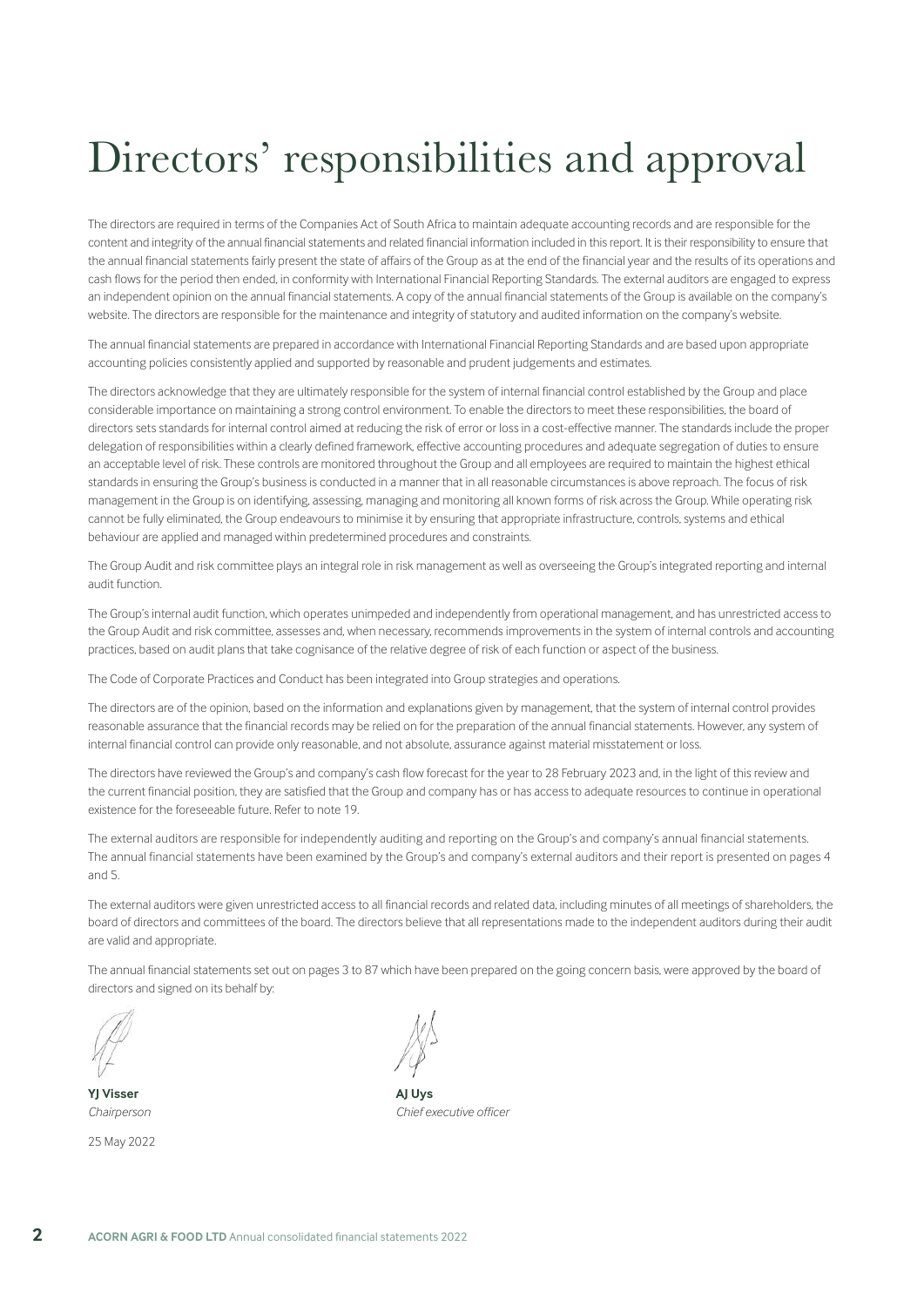# Directors' responsibilities and approval

The directors are required in terms of the Companies Act of South Africa to maintain adequate accounting records and are responsible for the content and integrity of the annual financial statements and related financial information included in this report. It is their responsibility to ensure that the annual financial statements fairly present the state of affairs of the Group as at the end of the financial year and the results of its operations and cash flows for the period then ended, in conformity with International Financial Reporting Standards. The external auditors are engaged to express an independent opinion on the annual financial statements. A copy of the annual financial statements of the Group is available on the company's website. The directors are responsible for the maintenance and integrity of statutory and audited information on the company's website.

The annual financial statements are prepared in accordance with International Financial Reporting Standards and are based upon appropriate accounting policies consistently applied and supported by reasonable and prudent judgements and estimates.

The directors acknowledge that they are ultimately responsible for the system of internal financial control established by the Group and place considerable importance on maintaining a strong control environment. To enable the directors to meet these responsibilities, the board of directors sets standards for internal control aimed at reducing the risk of error or loss in a cost-effective manner. The standards include the proper delegation of responsibilities within a clearly defined framework, effective accounting procedures and adequate segregation of duties to ensure an acceptable level of risk. These controls are monitored throughout the Group and all employees are required to maintain the highest ethical standards in ensuring the Group's business is conducted in a manner that in all reasonable circumstances is above reproach. The focus of risk management in the Group is on identifying, assessing, managing and monitoring all known forms of risk across the Group. While operating risk cannot be fully eliminated, the Group endeavours to minimise it by ensuring that appropriate infrastructure, controls, systems and ethical behaviour are applied and managed within predetermined procedures and constraints.

The Group Audit and risk committee plays an integral role in risk management as well as overseeing the Group's integrated reporting and internal audit function.

The Group's internal audit function, which operates unimpeded and independently from operational management, and has unrestricted access to the Group Audit and risk committee, assesses and, when necessary, recommends improvements in the system of internal controls and accounting practices, based on audit plans that take cognisance of the relative degree of risk of each function or aspect of the business.

The Code of Corporate Practices and Conduct has been integrated into Group strategies and operations.

The directors are of the opinion, based on the information and explanations given by management, that the system of internal control provides reasonable assurance that the financial records may be relied on for the preparation of the annual financial statements. However, any system of internal financial control can provide only reasonable, and not absolute, assurance against material misstatement or loss.

The directors have reviewed the Group's and company's cash flow forecast for the year to 28 February 2023 and, in the light of this review and the current financial position, they are satisfied that the Group and company has or has access to adequate resources to continue in operational existence for the foreseeable future. Refer to note 19.

The external auditors are responsible for independently auditing and reporting on the Group's and company's annual financial statements. The annual financial statements have been examined by the Group's and company's external auditors and their report is presented on pages 4 and 5.

The external auditors were given unrestricted access to all financial records and related data, including minutes of all meetings of shareholders, the board of directors and committees of the board. The directors believe that all representations made to the independent auditors during their audit are valid and appropriate.

The annual financial statements set out on pages 3 to 87 which have been prepared on the going concern basis, were approved by the board of directors and signed on its behalf by:

**YJ Visser**
*Chairperson*

**AJ Uys**
*Chief executive officer*

25 May 2022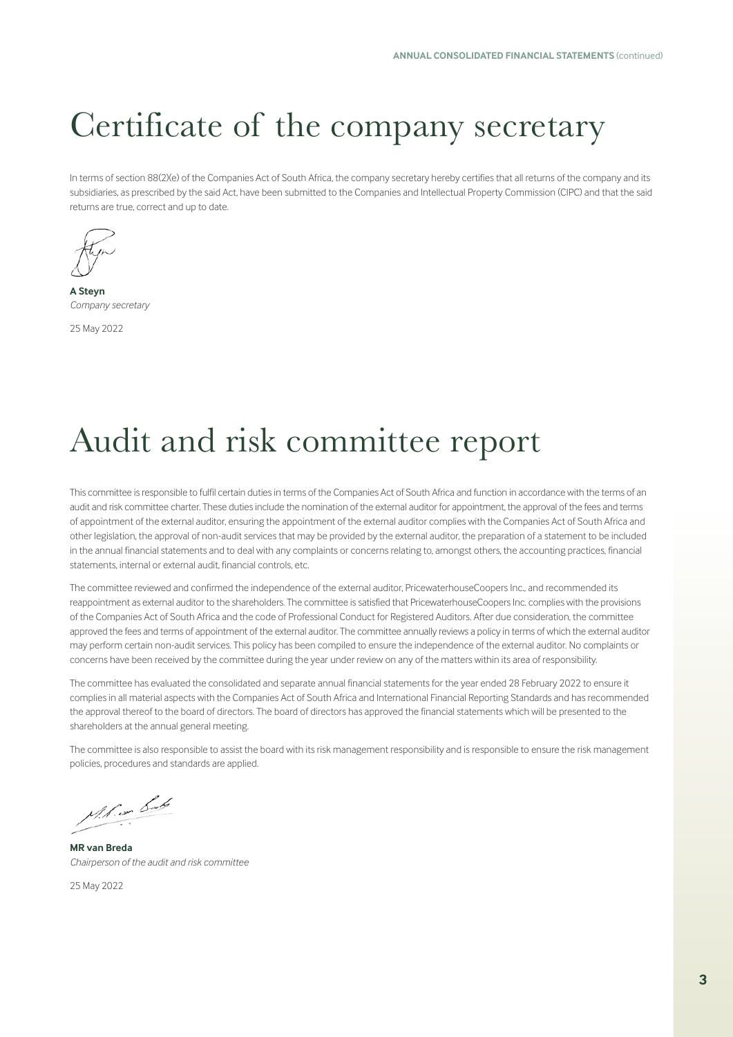# Certificate of the company secretary

In terms of section 88(2)(e) of the Companies Act of South Africa, the company secretary hereby certifies that all returns of the company and its subsidiaries, as prescribed by the said Act, have been submitted to the Companies and Intellectual Property Commission (CIPC) and that the said returns are true, correct and up to date.

**A Steyn**
*Company secretary*

25 May 2022

# Audit and risk committee report

This committee is responsible to fulfil certain duties in terms of the Companies Act of South Africa and function in accordance with the terms of an audit and risk committee charter. These duties include the nomination of the external auditor for appointment, the approval of the fees and terms of appointment of the external auditor, ensuring the appointment of the external auditor complies with the Companies Act of South Africa and other legislation, the approval of non-audit services that may be provided by the external auditor, the preparation of a statement to be included in the annual financial statements and to deal with any complaints or concerns relating to, amongst others, the accounting practices, financial statements, internal or external audit, financial controls, etc.

The committee reviewed and confirmed the independence of the external auditor, PricewaterhouseCoopers Inc., and recommended its reappointment as external auditor to the shareholders. The committee is satisfied that PricewaterhouseCoopers Inc. complies with the provisions of the Companies Act of South Africa and the code of Professional Conduct for Registered Auditors. After due consideration, the committee approved the fees and terms of appointment of the external auditor. The committee annually reviews a policy in terms of which the external auditor may perform certain non-audit services. This policy has been compiled to ensure the independence of the external auditor. No complaints or concerns have been received by the committee during the year under review on any of the matters within its area of responsibility.

The committee has evaluated the consolidated and separate annual financial statements for the year ended 28 February 2022 to ensure it complies in all material aspects with the Companies Act of South Africa and International Financial Reporting Standards and has recommended the approval thereof to the board of directors. The board of directors has approved the financial statements which will be presented to the shareholders at the annual general meeting.

The committee is also responsible to assist the board with its risk management responsibility and is responsible to ensure the risk management policies, procedures and standards are applied.

**MR van Breda**
*Chairperson of the audit and risk committee*

25 May 2022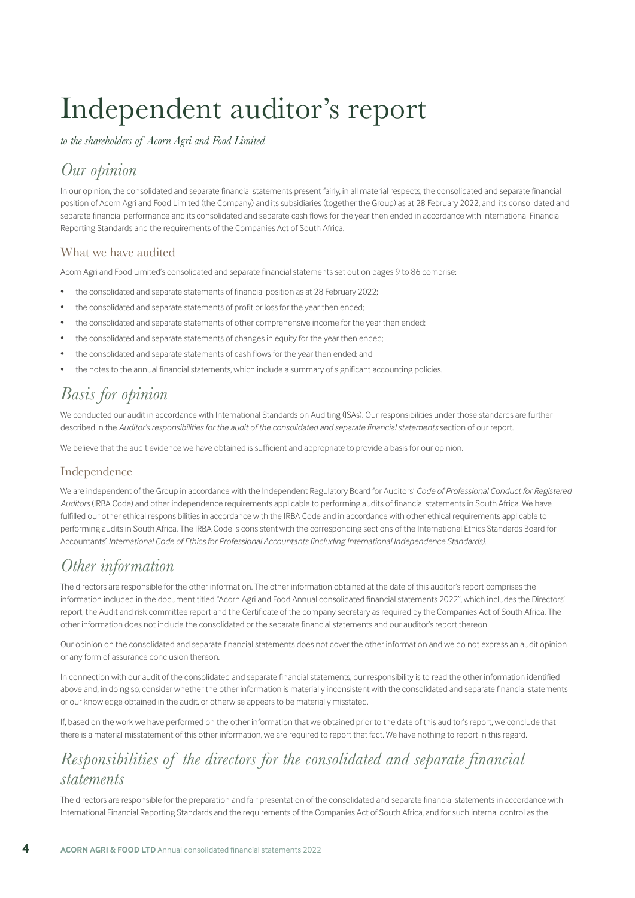# Independent auditor's report

*to the shareholders of Acorn Agri and Food Limited*

## *Our opinion*

In our opinion, the consolidated and separate financial statements present fairly, in all material respects, the consolidated and separate financial position of Acorn Agri and Food Limited (the Company) and its subsidiaries (together the Group) as at 28 February 2022, and its consolidated and separate financial performance and its consolidated and separate cash flows for the year then ended in accordance with International Financial Reporting Standards and the requirements of the Companies Act of South Africa.

### What we have audited

Acorn Agri and Food Limited's consolidated and separate financial statements set out on pages 9 to 86 comprise:

- the consolidated and separate statements of financial position as at 28 February 2022;
- the consolidated and separate statements of profit or loss for the year then ended;
- the consolidated and separate statements of other comprehensive income for the year then ended;
- the consolidated and separate statements of changes in equity for the year then ended;
- the consolidated and separate statements of cash flows for the year then ended; and
- the notes to the annual financial statements, which include a summary of significant accounting policies.

## *Basis for opinion*

We conducted our audit in accordance with International Standards on Auditing (ISAs). Our responsibilities under those standards are further described in the *Auditor's responsibilities for the audit of the consolidated and separate financial statements* section of our report.

We believe that the audit evidence we have obtained is sufficient and appropriate to provide a basis for our opinion.

### Independence

We are independent of the Group in accordance with the Independent Regulatory Board for Auditors' *Code of Professional Conduct for Registered Auditors* (IRBA Code) and other independence requirements applicable to performing audits of financial statements in South Africa. We have fulfilled our other ethical responsibilities in accordance with the IRBA Code and in accordance with other ethical requirements applicable to performing audits in South Africa. The IRBA Code is consistent with the corresponding sections of the International Ethics Standards Board for Accountants' *International Code of Ethics for Professional Accountants (including International Independence Standards).*

## *Other information*

The directors are responsible for the other information. The other information obtained at the date of this auditor's report comprises the information included in the document titled "Acorn Agri and Food Annual consolidated financial statements 2022", which includes the Directors' report, the Audit and risk committee report and the Certificate of the company secretary as required by the Companies Act of South Africa. The other information does not include the consolidated or the separate financial statements and our auditor's report thereon.

Our opinion on the consolidated and separate financial statements does not cover the other information and we do not express an audit opinion or any form of assurance conclusion thereon.

In connection with our audit of the consolidated and separate financial statements, our responsibility is to read the other information identified above and, in doing so, consider whether the other information is materially inconsistent with the consolidated and separate financial statements or our knowledge obtained in the audit, or otherwise appears to be materially misstated.

If, based on the work we have performed on the other information that we obtained prior to the date of this auditor's report, we conclude that there is a material misstatement of this other information, we are required to report that fact. We have nothing to report in this regard.

## *Responsibilities of the directors for the consolidated and separate financial statements*

The directors are responsible for the preparation and fair presentation of the consolidated and separate financial statements in accordance with International Financial Reporting Standards and the requirements of the Companies Act of South Africa, and for such internal control as the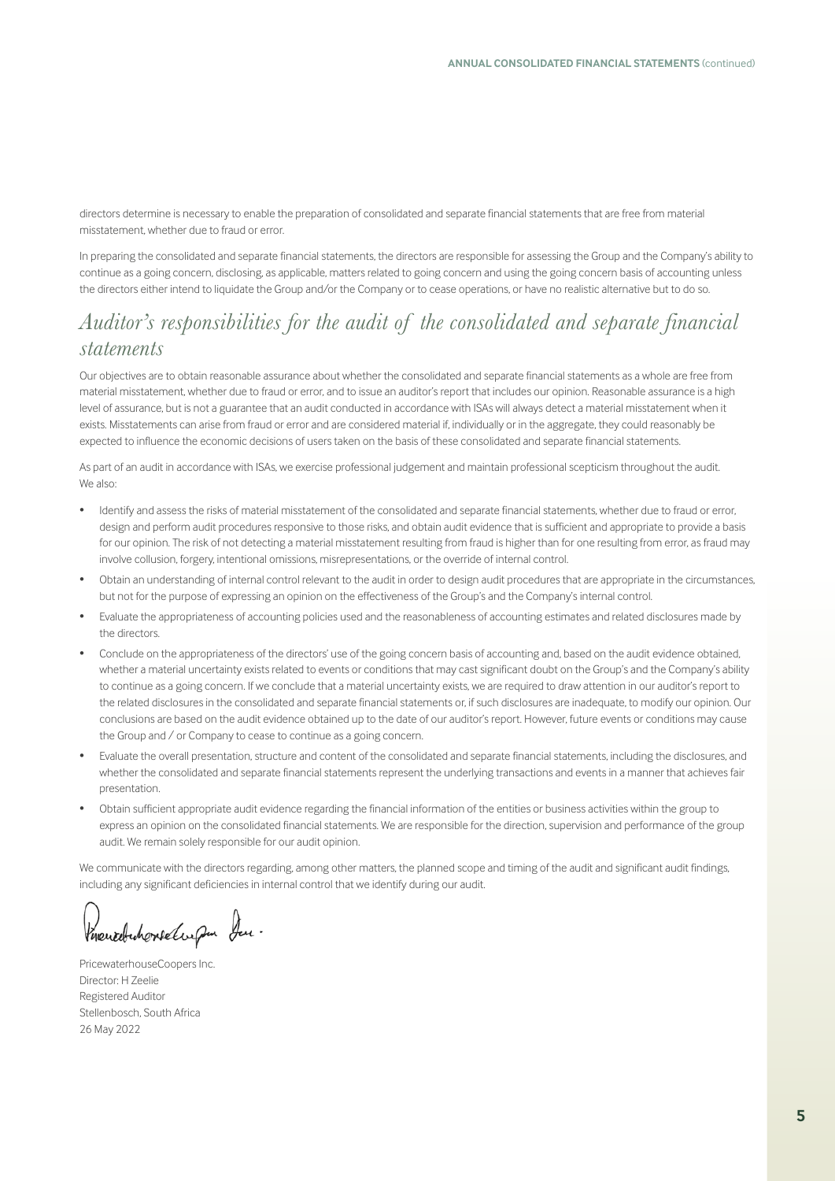directors determine is necessary to enable the preparation of consolidated and separate financial statements that are free from material misstatement, whether due to fraud or error.

In preparing the consolidated and separate financial statements, the directors are responsible for assessing the Group and the Company's ability to continue as a going concern, disclosing, as applicable, matters related to going concern and using the going concern basis of accounting unless the directors either intend to liquidate the Group and/or the Company or to cease operations, or have no realistic alternative but to do so.

## *Auditor's responsibilities for the audit of the consolidated and separate financial statements*

Our objectives are to obtain reasonable assurance about whether the consolidated and separate financial statements as a whole are free from material misstatement, whether due to fraud or error, and to issue an auditor's report that includes our opinion. Reasonable assurance is a high level of assurance, but is not a guarantee that an audit conducted in accordance with ISAs will always detect a material misstatement when it exists. Misstatements can arise from fraud or error and are considered material if, individually or in the aggregate, they could reasonably be expected to influence the economic decisions of users taken on the basis of these consolidated and separate financial statements.

As part of an audit in accordance with ISAs, we exercise professional judgement and maintain professional scepticism throughout the audit. We also:

- Identify and assess the risks of material misstatement of the consolidated and separate financial statements, whether due to fraud or error, design and perform audit procedures responsive to those risks, and obtain audit evidence that is sufficient and appropriate to provide a basis for our opinion. The risk of not detecting a material misstatement resulting from fraud is higher than for one resulting from error, as fraud may involve collusion, forgery, intentional omissions, misrepresentations, or the override of internal control.
- Obtain an understanding of internal control relevant to the audit in order to design audit procedures that are appropriate in the circumstances, but not for the purpose of expressing an opinion on the effectiveness of the Group's and the Company's internal control.
- Evaluate the appropriateness of accounting policies used and the reasonableness of accounting estimates and related disclosures made by the directors.
- Conclude on the appropriateness of the directors' use of the going concern basis of accounting and, based on the audit evidence obtained, whether a material uncertainty exists related to events or conditions that may cast significant doubt on the Group's and the Company's ability to continue as a going concern. If we conclude that a material uncertainty exists, we are required to draw attention in our auditor's report to the related disclosures in the consolidated and separate financial statements or, if such disclosures are inadequate, to modify our opinion. Our conclusions are based on the audit evidence obtained up to the date of our auditor's report. However, future events or conditions may cause the Group and / or Company to cease to continue as a going concern.
- Evaluate the overall presentation, structure and content of the consolidated and separate financial statements, including the disclosures, and whether the consolidated and separate financial statements represent the underlying transactions and events in a manner that achieves fair presentation.
- Obtain sufficient appropriate audit evidence regarding the financial information of the entities or business activities within the group to express an opinion on the consolidated financial statements. We are responsible for the direction, supervision and performance of the group audit. We remain solely responsible for our audit opinion.

We communicate with the directors regarding, among other matters, the planned scope and timing of the audit and significant audit findings, including any significant deficiencies in internal control that we identify during our audit.

PricewaterhouseCoopers Inc.
Director: H Zeelie
Registered Auditor
Stellenbosch, South Africa
26 May 2022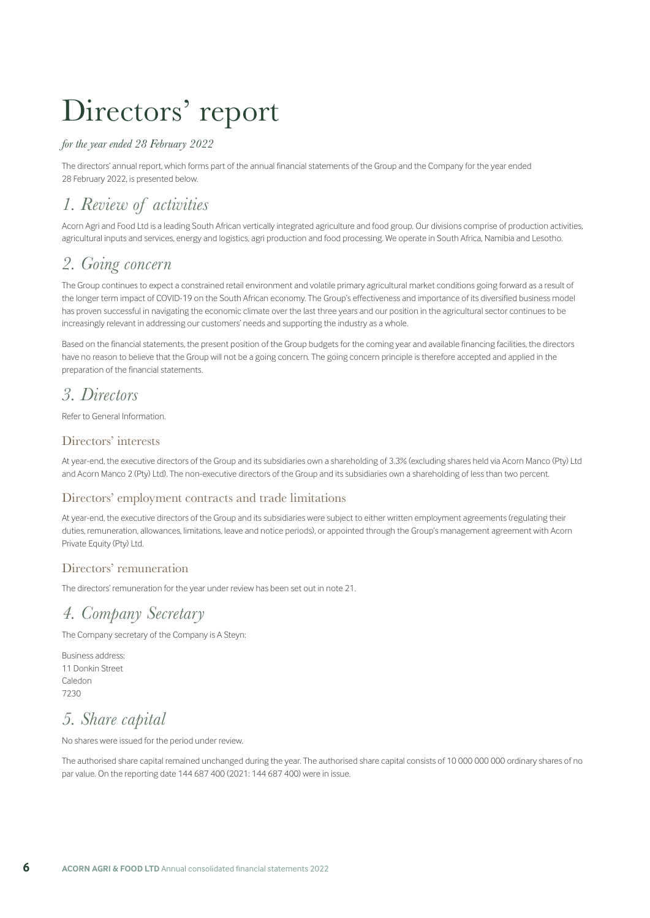# Directors' report

*for the year ended 28 February 2022*

The directors' annual report, which forms part of the annual financial statements of the Group and the Company for the year ended 28 February 2022, is presented below.

## *1. Review of activities*

Acorn Agri and Food Ltd is a leading South African vertically integrated agriculture and food group. Our divisions comprise of production activities, agricultural inputs and services, energy and logistics, agri production and food processing. We operate in South Africa, Namibia and Lesotho.

## *2. Going concern*

The Group continues to expect a constrained retail environment and volatile primary agricultural market conditions going forward as a result of the longer term impact of COVID-19 on the South African economy. The Group's effectiveness and importance of its diversified business model has proven successful in navigating the economic climate over the last three years and our position in the agricultural sector continues to be increasingly relevant in addressing our customers' needs and supporting the industry as a whole.

Based on the financial statements, the present position of the Group budgets for the coming year and available financing facilities, the directors have no reason to believe that the Group will not be a going concern. The going concern principle is therefore accepted and applied in the preparation of the financial statements.

## *3. Directors*

Refer to General Information.

### Directors' interests

At year-end, the executive directors of the Group and its subsidiaries own a shareholding of 3.3% (excluding shares held via Acorn Manco (Pty) Ltd and Acorn Manco 2 (Pty) Ltd). The non-executive directors of the Group and its subsidiaries own a shareholding of less than two percent.

### Directors' employment contracts and trade limitations

At year-end, the executive directors of the Group and its subsidiaries were subject to either written employment agreements (regulating their duties, remuneration, allowances, limitations, leave and notice periods), or appointed through the Group's management agreement with Acorn Private Equity (Pty) Ltd.

### Directors' remuneration

The directors' remuneration for the year under review has been set out in note 21.

## *4. Company Secretary*

The Company secretary of the Company is A Steyn:

Business address:
11 Donkin Street
Caledon
7230

## *5. Share capital*

No shares were issued for the period under review.

The authorised share capital remained unchanged during the year. The authorised share capital consists of 10 000 000 000 ordinary shares of no par value. On the reporting date 144 687 400 (2021: 144 687 400) were in issue.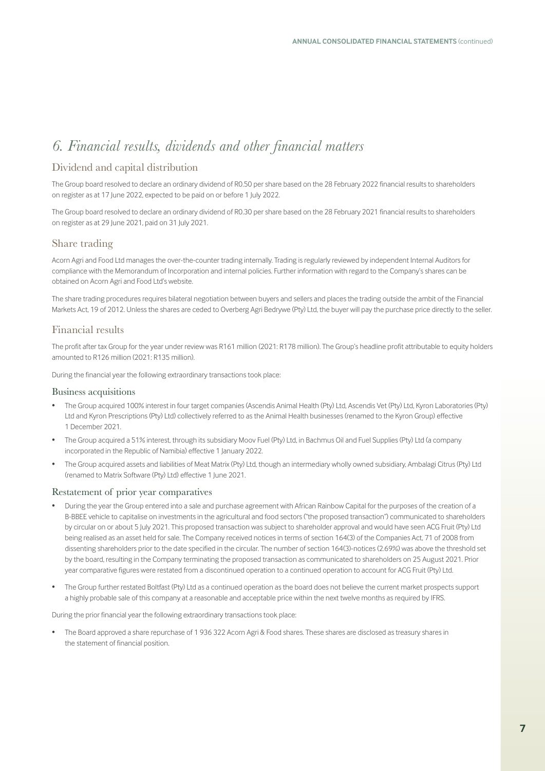# *6. Financial results, dividends and other financial matters*

## Dividend and capital distribution

The Group board resolved to declare an ordinary dividend of R0.50 per share based on the 28 February 2022 financial results to shareholders on register as at 17 June 2022, expected to be paid on or before 1 July 2022.

The Group board resolved to declare an ordinary dividend of R0.30 per share based on the 28 February 2021 financial results to shareholders on register as at 29 June 2021, paid on 31 July 2021.

## Share trading

Acorn Agri and Food Ltd manages the over-the-counter trading internally. Trading is regularly reviewed by independent Internal Auditors for compliance with the Memorandum of Incorporation and internal policies. Further information with regard to the Company's shares can be obtained on Acorn Agri and Food Ltd's website.

The share trading procedures requires bilateral negotiation between buyers and sellers and places the trading outside the ambit of the Financial Markets Act, 19 of 2012. Unless the shares are ceded to Overberg Agri Bedrywe (Pty) Ltd, the buyer will pay the purchase price directly to the seller.

## Financial results

The profit after tax Group for the year under review was R161 million (2021: R178 million). The Group's headline profit attributable to equity holders amounted to R126 million (2021: R135 million).

During the financial year the following extraordinary transactions took place:

### Business acquisitions

- The Group acquired 100% interest in four target companies (Ascendis Animal Health (Pty) Ltd, Ascendis Vet (Pty) Ltd, Kyron Laboratories (Pty) Ltd and Kyron Prescriptions (Pty) Ltd) collectively referred to as the Animal Health businesses (renamed to the Kyron Group) effective 1 December 2021.
- The Group acquired a 51% interest, through its subsidiary Moov Fuel (Pty) Ltd, in Bachmus Oil and Fuel Supplies (Pty) Ltd (a company incorporated in the Republic of Namibia) effective 1 January 2022.
- The Group acquired assets and liabilities of Meat Matrix (Pty) Ltd, though an intermediary wholly owned subsidiary, Ambalagi Citrus (Pty) Ltd (renamed to Matrix Software (Pty) Ltd) effective 1 June 2021.

### Restatement of prior year comparatives

- During the year the Group entered into a sale and purchase agreement with African Rainbow Capital for the purposes of the creation of a B-BBEE vehicle to capitalise on investments in the agricultural and food sectors ("the proposed transaction") communicated to shareholders by circular on or about 5 July 2021. This proposed transaction was subject to shareholder approval and would have seen ACG Fruit (Pty) Ltd being realised as an asset held for sale. The Company received notices in terms of section 164(3) of the Companies Act, 71 of 2008 from dissenting shareholders prior to the date specified in the circular. The number of section 164(3)-notices (2.69%) was above the threshold set by the board, resulting in the Company terminating the proposed transaction as communicated to shareholders on 25 August 2021. Prior year comparative figures were restated from a discontinued operation to a continued operation to account for ACG Fruit (Pty) Ltd.
- The Group further restated Boltfast (Pty) Ltd as a continued operation as the board does not believe the current market prospects support a highly probable sale of this company at a reasonable and acceptable price within the next twelve months as required by IFRS.

During the prior financial year the following extraordinary transactions took place:

- The Board approved a share repurchase of 1 936 322 Acorn Agri & Food shares. These shares are disclosed as treasury shares in the statement of financial position.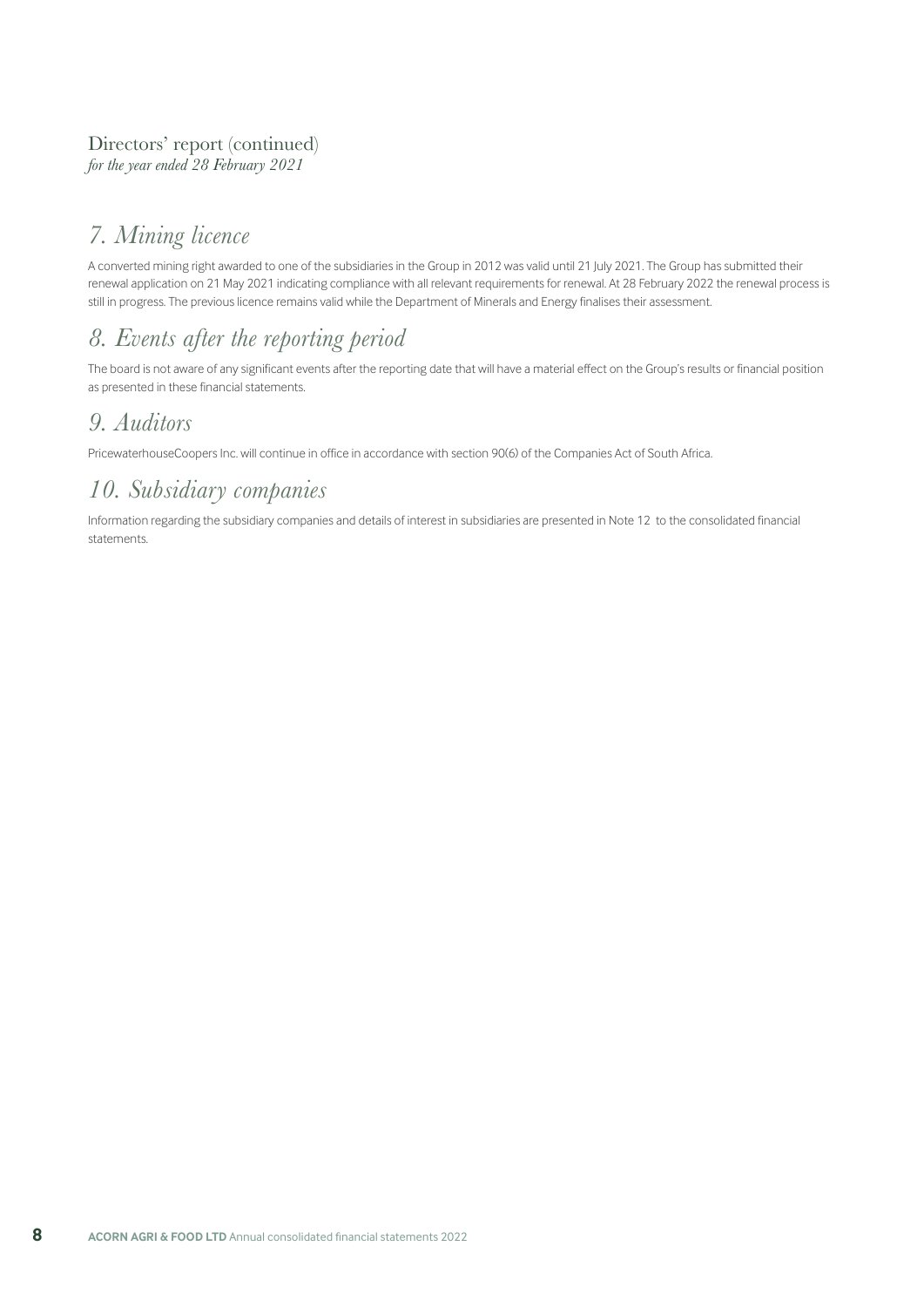# Directors' report (continued)
*for the year ended 28 February 2021*

## *7. Mining licence*

A converted mining right awarded to one of the subsidiaries in the Group in 2012 was valid until 21 July 2021. The Group has submitted their renewal application on 21 May 2021 indicating compliance with all relevant requirements for renewal. At 28 February 2022 the renewal process is still in progress. The previous licence remains valid while the Department of Minerals and Energy finalises their assessment.

## *8. Events after the reporting period*

The board is not aware of any significant events after the reporting date that will have a material effect on the Group's results or financial position as presented in these financial statements.

## *9. Auditors*

PricewaterhouseCoopers Inc. will continue in office in accordance with section 90(6) of the Companies Act of South Africa.

## *10. Subsidiary companies*

Information regarding the subsidiary companies and details of interest in subsidiaries are presented in Note 12 to the consolidated financial statements.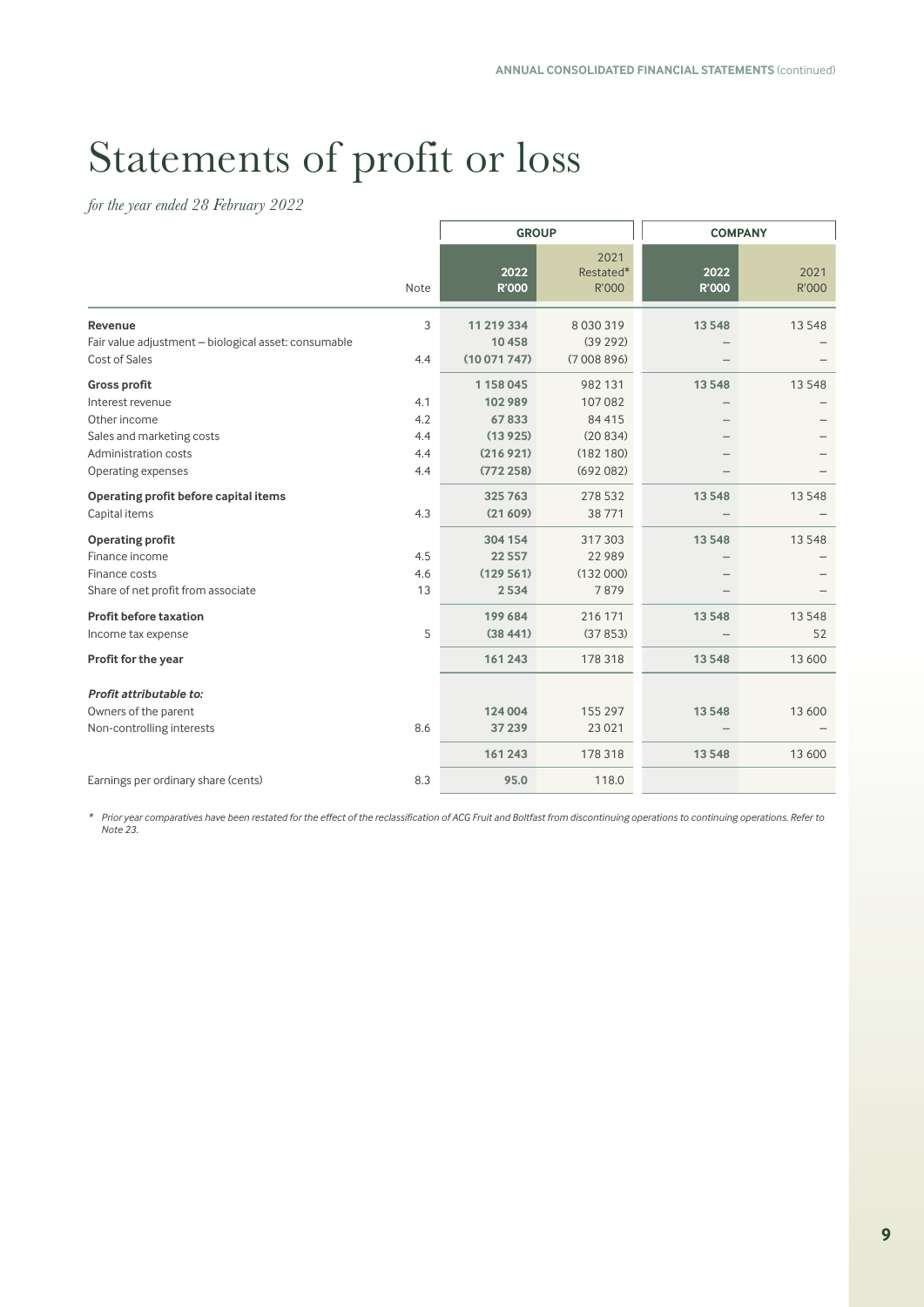# Statements of profit or loss

*for the year ended 28 February 2022*

| | Note | GROUP | | COMPANY | |
|---|---|---|---|---|---|
| | | **2022 R'000** | 2021 Restated* R'000 | **2022 R'000** | 2021 R'000 |
| **Revenue** | 3 | **11 219 334** | 8 030 319 | **13 548** | 13 548 |
| Fair value adjustment – biological asset: consumable | | **10 458** | (39 292) | – | – |
| Cost of Sales | 4.4 | **(10 071 747)** | (7 008 896) | – | – |
| **Gross profit** | | **1 158 045** | 982 131 | **13 548** | 13 548 |
| Interest revenue | 4.1 | **102 989** | 107 082 | – | – |
| Other income | 4.2 | **67 833** | 84 415 | – | – |
| Sales and marketing costs | 4.4 | **(13 925)** | (20 834) | – | – |
| Administration costs | 4.4 | **(216 921)** | (182 180) | – | – |
| Operating expenses | 4.4 | **(772 258)** | (692 082) | – | – |
| **Operating profit before capital items** | | **325 763** | 278 532 | **13 548** | 13 548 |
| Capital items | 4.3 | **(21 609)** | 38 771 | – | – |
| **Operating profit** | | **304 154** | 317 303 | **13 548** | 13 548 |
| Finance income | 4.5 | **22 557** | 22 989 | – | – |
| Finance costs | 4.6 | **(129 561)** | (132 000) | – | – |
| Share of net profit from associate | 13 | **2 534** | 7 879 | – | – |
| **Profit before taxation** | | **199 684** | 216 171 | **13 548** | 13 548 |
| Income tax expense | 5 | **(38 441)** | (37 853) | – | 52 |
| **Profit for the year** | | **161 243** | 178 318 | **13 548** | 13 600 |
| ***Profit attributable to:*** | | | | | |
| Owners of the parent | | **124 004** | 155 297 | **13 548** | 13 600 |
| Non-controlling interests | 8.6 | **37 239** | 23 021 | – | – |
| | | **161 243** | 178 318 | **13 548** | 13 600 |
| Earnings per ordinary share (cents) | 8.3 | **95.0** | 118.0 | | |

*\* Prior year comparatives have been restated for the effect of the reclassification of ACG Fruit and Boltfast from discontinuing operations to continuing operations. Refer to Note 23.*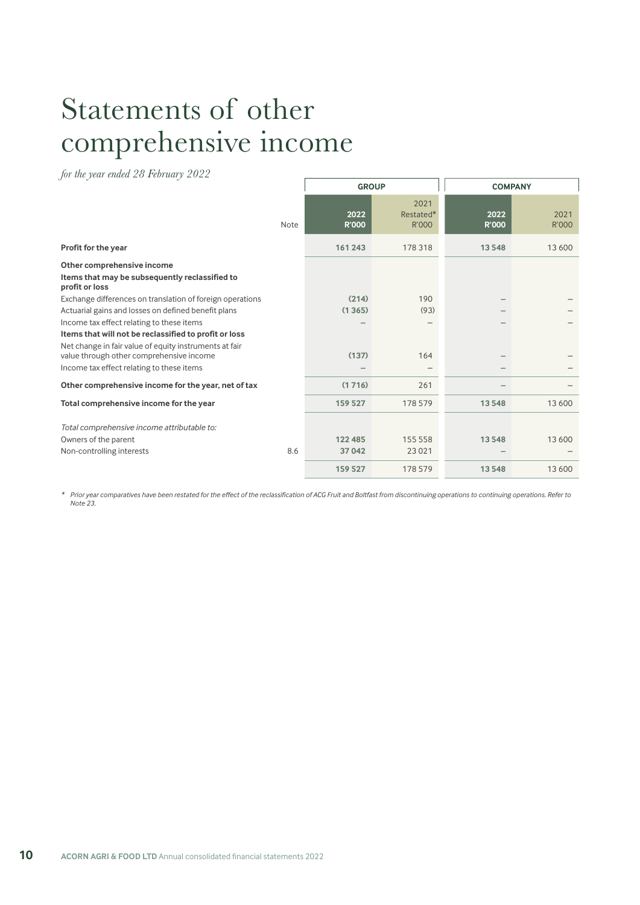# Statements of other comprehensive income

*for the year ended 28 February 2022*

| | Note | GROUP | | COMPANY | |
|---|---|---|---|---|---|
| | | **2022 R'000** | 2021 Restated* R'000 | **2022 R'000** | 2021 R'000 |
| **Profit for the year** | | **161 243** | 178 318 | **13 548** | 13 600 |
| **Other comprehensive income** | | | | | |
| **Items that may be subsequently reclassified to profit or loss** | | | | | |
| Exchange differences on translation of foreign operations | | **(214)** | 190 | – | – |
| Actuarial gains and losses on defined benefit plans | | **(1 365)** | (93) | – | – |
| Income tax effect relating to these items | | – | – | – | – |
| **Items that will not be reclassified to profit or loss** | | | | | |
| Net change in fair value of equity instruments at fair value through other comprehensive income | | **(137)** | 164 | – | – |
| Income tax effect relating to these items | | – | – | – | – |
| **Other comprehensive income for the year, net of tax** | | **(1 716)** | 261 | – | – |
| **Total comprehensive income for the year** | | **159 527** | 178 579 | **13 548** | 13 600 |
| *Total comprehensive income attributable to:* | | | | | |
| Owners of the parent | | **122 485** | 155 558 | **13 548** | 13 600 |
| Non-controlling interests | 8.6 | **37 042** | 23 021 | – | – |
| | | **159 527** | 178 579 | **13 548** | 13 600 |

* *Prior year comparatives have been restated for the effect of the reclassification of ACG Fruit and Boltfast from discontinuing operations to continuing operations. Refer to Note 23.*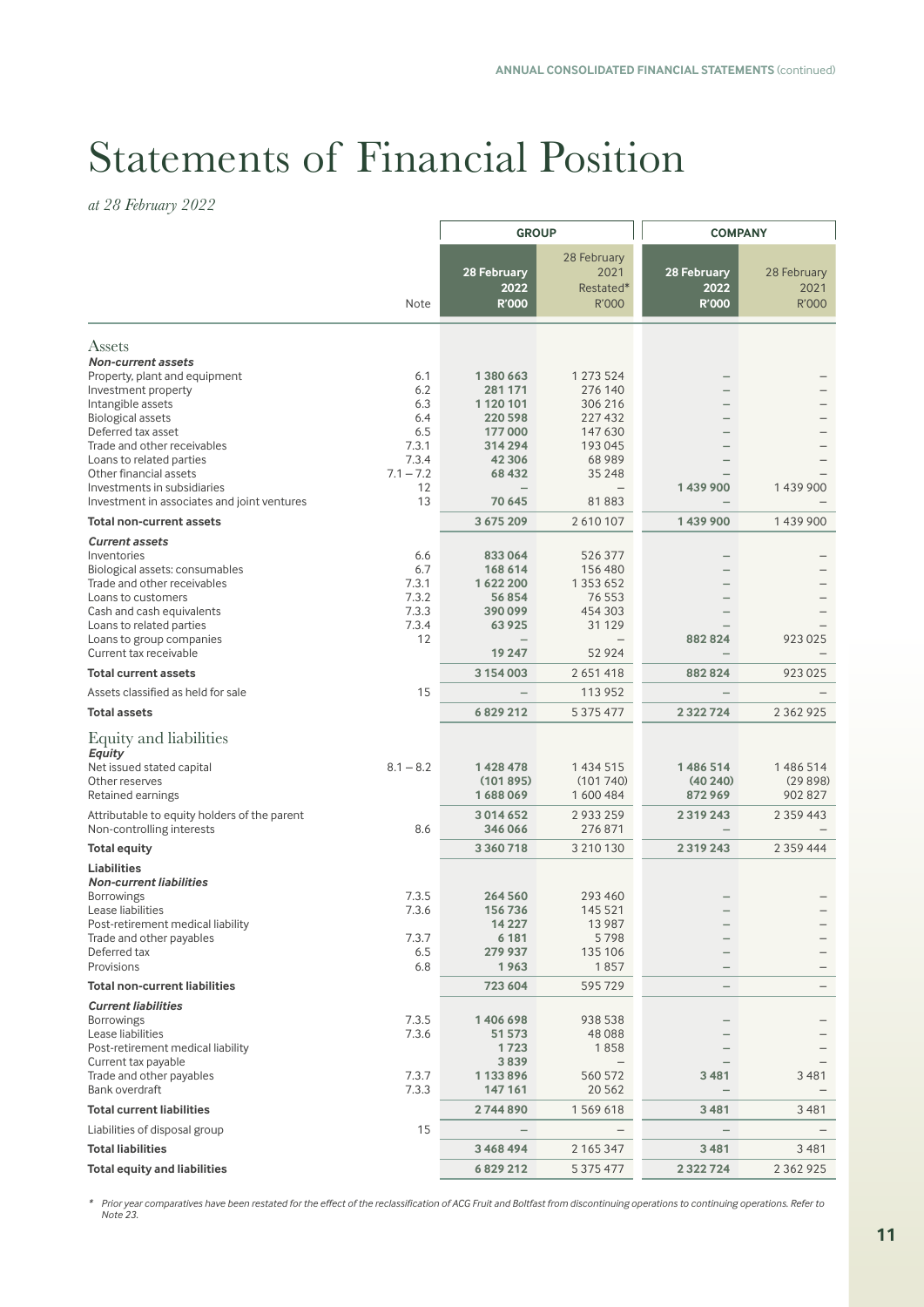# Statements of Financial Position

*at 28 February 2022*

| | Note | GROUP | | COMPANY | |
|---|---|---|---|---|---|
| | | **28 February 2022 R'000** | 28 February 2021 Restated* R'000 | **28 February 2022 R'000** | 28 February 2021 R'000 |
| **Assets** | | | | | |
| ***Non-current assets*** | | | | | |
| Property, plant and equipment | 6.1 | **1 380 663** | 1 273 524 | **–** | – |
| Investment property | 6.2 | **281 171** | 276 140 | **–** | – |
| Intangible assets | 6.3 | **1 120 101** | 306 216 | **–** | – |
| Biological assets | 6.4 | **220 598** | 227 432 | **–** | – |
| Deferred tax asset | 6.5 | **177 000** | 147 630 | **–** | – |
| Trade and other receivables | 7.3.1 | **314 294** | 193 045 | **–** | – |
| Loans to related parties | 7.3.4 | **42 306** | 68 989 | **–** | – |
| Other financial assets | 7.1 – 7.2 | **68 432** | 35 248 | **–** | – |
| Investments in subsidiaries | 12 | **–** | – | **1 439 900** | 1 439 900 |
| Investment in associates and joint ventures | 13 | **70 645** | 81 883 | **–** | – |
| **Total non-current assets** | | **3 675 209** | 2 610 107 | **1 439 900** | 1 439 900 |
| ***Current assets*** | | | | | |
| Inventories | 6.6 | **833 064** | 526 377 | **–** | – |
| Biological assets: consumables | 6.7 | **168 614** | 156 480 | **–** | – |
| Trade and other receivables | 7.3.1 | **1 622 200** | 1 353 652 | **–** | – |
| Loans to customers | 7.3.2 | **56 854** | 76 553 | **–** | – |
| Cash and cash equivalents | 7.3.3 | **390 099** | 454 303 | **–** | – |
| Loans to related parties | 7.3.4 | **63 925** | 31 129 | **–** | – |
| Loans to group companies | 12 | **–** | – | **882 824** | 923 025 |
| Current tax receivable | | **19 247** | 52 924 | **–** | – |
| **Total current assets** | | **3 154 003** | 2 651 418 | **882 824** | 923 025 |
| Assets classified as held for sale | 15 | **–** | 113 952 | **–** | – |
| **Total assets** | | **6 829 212** | 5 375 477 | **2 322 724** | 2 362 925 |
| **Equity and liabilities** | | | | | |
| ***Equity*** | | | | | |
| Net issued stated capital | 8.1 – 8.2 | **1 428 478** | 1 434 515 | **1 486 514** | 1 486 514 |
| Other reserves | | **(101 895)** | (101 740) | **(40 240)** | (29 898) |
| Retained earnings | | **1 688 069** | 1 600 484 | **872 969** | 902 827 |
| Attributable to equity holders of the parent | | **3 014 652** | 2 933 259 | **2 319 243** | 2 359 443 |
| Non-controlling interests | 8.6 | **346 066** | 276 871 | **–** | – |
| **Total equity** | | **3 360 718** | 3 210 130 | **2 319 243** | 2 359 444 |
| **Liabilities** | | | | | |
| ***Non-current liabilities*** | | | | | |
| Borrowings | 7.3.5 | **264 560** | 293 460 | **–** | – |
| Lease liabilities | 7.3.6 | **156 736** | 145 521 | **–** | – |
| Post-retirement medical liability | | **14 227** | 13 987 | **–** | – |
| Trade and other payables | 7.3.7 | **6 181** | 5 798 | **–** | – |
| Deferred tax | 6.5 | **279 937** | 135 106 | **–** | – |
| Provisions | 6.8 | **1 963** | 1 857 | **–** | – |
| **Total non-current liabilities** | | **723 604** | 595 729 | **–** | – |
| ***Current liabilities*** | | | | | |
| Borrowings | 7.3.5 | **1 406 698** | 938 538 | **–** | – |
| Lease liabilities | 7.3.6 | **51 573** | 48 088 | **–** | – |
| Post-retirement medical liability | | **1 723** | 1 858 | **–** | – |
| Current tax payable | | **3 839** | – | **–** | – |
| Trade and other payables | 7.3.7 | **1 133 896** | 560 572 | **3 481** | 3 481 |
| Bank overdraft | 7.3.3 | **147 161** | 20 562 | **–** | – |
| **Total current liabilities** | | **2 744 890** | 1 569 618 | **3 481** | 3 481 |
| Liabilities of disposal group | 15 | **–** | – | **–** | – |
| **Total liabilities** | | **3 468 494** | 2 165 347 | **3 481** | 3 481 |
| **Total equity and liabilities** | | **6 829 212** | 5 375 477 | **2 322 724** | 2 362 925 |

\* *Prior year comparatives have been restated for the effect of the reclassification of ACG Fruit and Boltfast from discontinuing operations to continuing operations. Refer to Note 23.*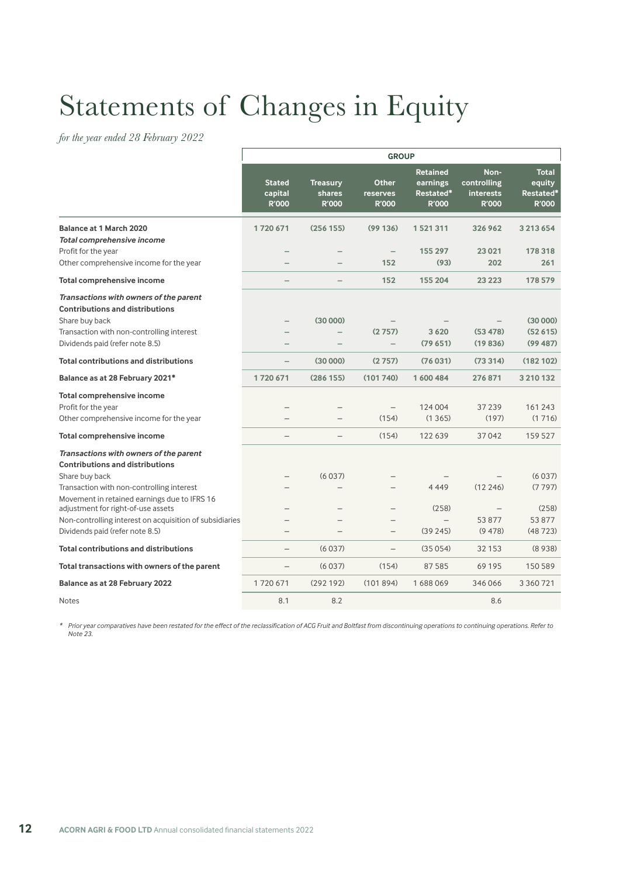# Statements of Changes in Equity

*for the year ended 28 February 2022*

| | GROUP | | | | | |
|---|---|---|---|---|---|---|
| | **Stated capital R'000** | **Treasury shares R'000** | **Other reserves R'000** | **Retained earnings Restated* R'000** | **Non-controlling interests R'000** | **Total equity Restated* R'000** |
| **Balance at 1 March 2020** | **1 720 671** | **(256 155)** | **(99 136)** | **1 521 311** | **326 962** | **3 213 654** |
| ***Total comprehensive income*** | | | | | | |
| Profit for the year | – | – | – | **155 297** | **23 021** | **178 318** |
| Other comprehensive income for the year | – | – | **152** | **(93)** | **202** | **261** |
| **Total comprehensive income** | – | – | **152** | **155 204** | **23 223** | **178 579** |
| ***Transactions with owners of the parent*** | | | | | | |
| **Contributions and distributions** | | | | | | |
| Share buy back | – | **(30 000)** | – | – | – | **(30 000)** |
| Transaction with non-controlling interest | – | – | **(2 757)** | **3 620** | **(53 478)** | **(52 615)** |
| Dividends paid (refer note 8.5) | – | – | – | **(79 651)** | **(19 836)** | **(99 487)** |
| **Total contributions and distributions** | – | **(30 000)** | **(2 757)** | **(76 031)** | **(73 314)** | **(182 102)** |
| **Balance as at 28 February 2021*** | **1 720 671** | **(286 155)** | **(101 740)** | **1 600 484** | **276 871** | **3 210 132** |
| **Total comprehensive income** | | | | | | |
| Profit for the year | – | – | – | 124 004 | 37 239 | 161 243 |
| Other comprehensive income for the year | – | – | (154) | (1 365) | (197) | (1 716) |
| **Total comprehensive income** | – | – | (154) | 122 639 | 37 042 | 159 527 |
| ***Transactions with owners of the parent*** | | | | | | |
| **Contributions and distributions** | | | | | | |
| Share buy back | – | (6 037) | – | – | – | (6 037) |
| Transaction with non-controlling interest | – | – | – | 4 449 | (12 246) | (7 797) |
| Movement in retained earnings due to IFRS 16 adjustment for right-of-use assets | – | – | – | (258) | – | (258) |
| Non-controlling interest on acquisition of subsidiaries | – | – | – | – | 53 877 | 53 877 |
| Dividends paid (refer note 8.5) | – | – | – | (39 245) | (9 478) | (48 723) |
| **Total contributions and distributions** | – | (6 037) | – | (35 054) | 32 153 | (8 938) |
| **Total transactions with owners of the parent** | – | (6 037) | (154) | 87 585 | 69 195 | 150 589 |
| **Balance as at 28 February 2022** | 1 720 671 | (292 192) | (101 894) | 1 688 069 | 346 066 | 3 360 721 |
| Notes | 8.1 | 8.2 | | | 8.6 | |

\* *Prior year comparatives have been restated for the effect of the reclassification of ACG Fruit and Boltfast from discontinuing operations to continuing operations. Refer to Note 23.*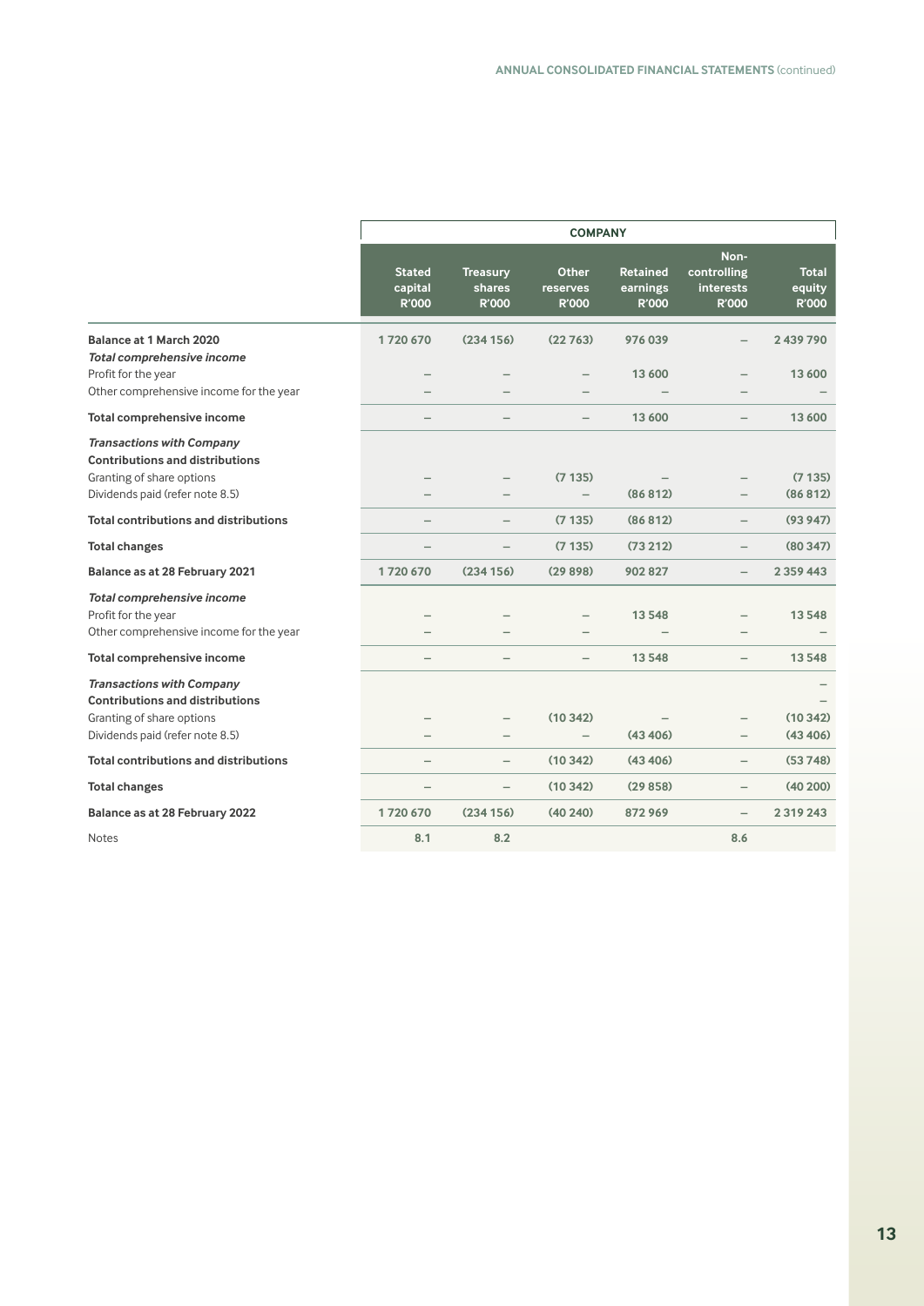| | COMPANY | | | | | |
|---|---|---|---|---|---|---|
| | **Stated capital R'000** | **Treasury shares R'000** | **Other reserves R'000** | **Retained earnings R'000** | **Non-controlling interests R'000** | **Total equity R'000** |
| **Balance at 1 March 2020** | **1 720 670** | **(234 156)** | **(22 763)** | **976 039** | **–** | **2 439 790** |
| ***Total comprehensive income*** | | | | | | |
| Profit for the year | – | – | – | 13 600 | – | 13 600 |
| Other comprehensive income for the year | – | – | – | – | – | – |
| **Total comprehensive income** | – | – | – | 13 600 | – | 13 600 |
| ***Transactions with Company*** | | | | | | |
| **Contributions and distributions** | | | | | | |
| Granting of share options | – | – | (7 135) | – | – | (7 135) |
| Dividends paid (refer note 8.5) | – | – | – | (86 812) | – | (86 812) |
| **Total contributions and distributions** | – | – | (7 135) | (86 812) | – | (93 947) |
| **Total changes** | – | – | (7 135) | (73 212) | – | (80 347) |
| **Balance as at 28 February 2021** | **1 720 670** | **(234 156)** | **(29 898)** | **902 827** | **–** | **2 359 443** |
| ***Total comprehensive income*** | | | | | | |
| Profit for the year | – | – | – | 13 548 | – | 13 548 |
| Other comprehensive income for the year | – | – | – | – | – | – |
| **Total comprehensive income** | – | – | – | 13 548 | – | 13 548 |
| ***Transactions with Company*** | | | | | | – |
| **Contributions and distributions** | | | | | | – |
| Granting of share options | – | – | (10 342) | – | – | (10 342) |
| Dividends paid (refer note 8.5) | – | – | – | (43 406) | – | (43 406) |
| **Total contributions and distributions** | – | – | (10 342) | (43 406) | – | (53 748) |
| **Total changes** | – | – | (10 342) | (29 858) | – | (40 200) |
| **Balance as at 28 February 2022** | **1 720 670** | **(234 156)** | **(40 240)** | **872 969** | **–** | **2 319 243** |
| Notes | 8.1 | 8.2 | | | 8.6 | |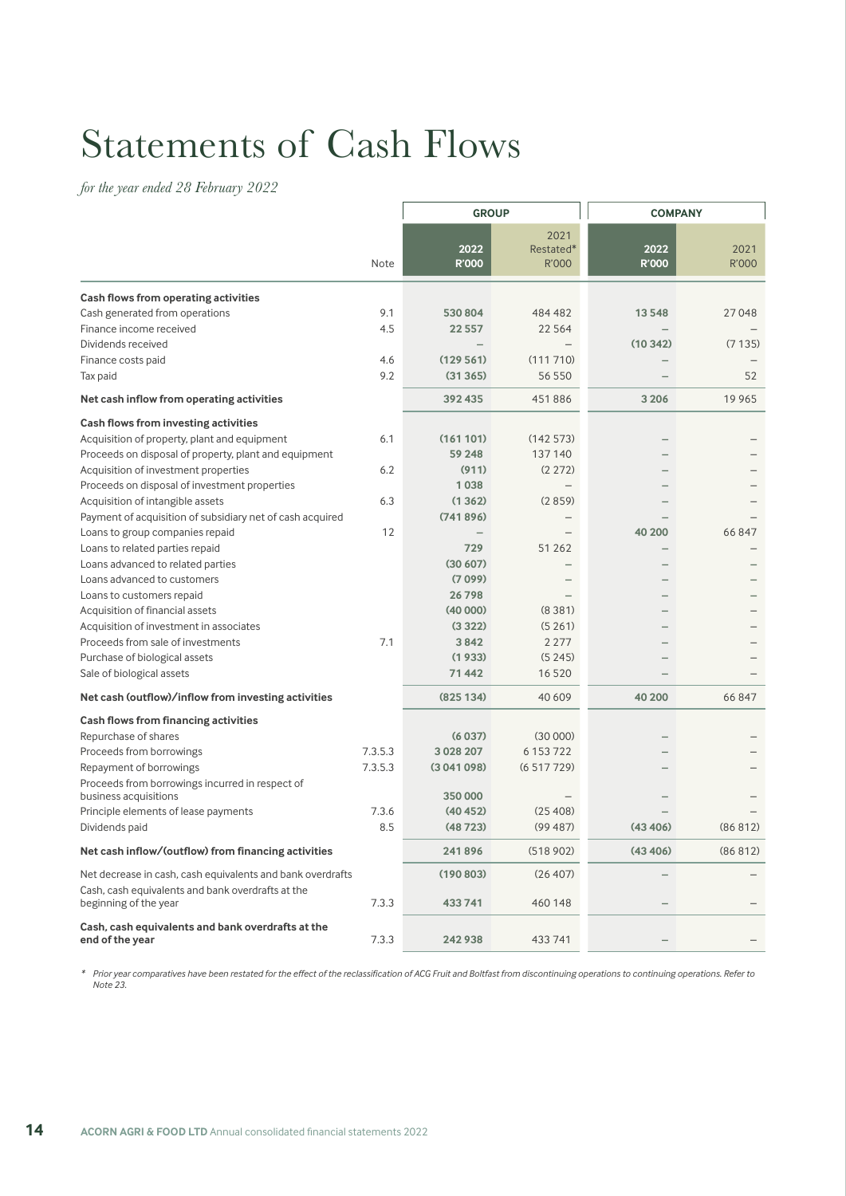# Statements of Cash Flows

*for the year ended 28 February 2022*

| | Note | GROUP | | COMPANY | |
|---|---|---|---|---|---|
| | | **2022 R'000** | 2021 Restated* R'000 | **2022 R'000** | 2021 R'000 |
| **Cash flows from operating activities** | | | | | |
| Cash generated from operations | 9.1 | **530 804** | 484 482 | **13 548** | 27 048 |
| Finance income received | 4.5 | **22 557** | 22 564 | **–** | – |
| Dividends received | | **–** | – | **(10 342)** | (7 135) |
| Finance costs paid | 4.6 | **(129 561)** | (111 710) | **–** | – |
| Tax paid | 9.2 | **(31 365)** | 56 550 | **–** | 52 |
| **Net cash inflow from operating activities** | | **392 435** | 451 886 | **3 206** | 19 965 |
| **Cash flows from investing activities** | | | | | |
| Acquisition of property, plant and equipment | 6.1 | **(161 101)** | (142 573) | **–** | – |
| Proceeds on disposal of property, plant and equipment | | **59 248** | 137 140 | **–** | – |
| Acquisition of investment properties | 6.2 | **(911)** | (2 272) | **–** | – |
| Proceeds on disposal of investment properties | | **1 038** | – | **–** | – |
| Acquisition of intangible assets | 6.3 | **(1 362)** | (2 859) | **–** | – |
| Payment of acquisition of subsidiary net of cash acquired | | **(741 896)** | – | **–** | – |
| Loans to group companies repaid | 12 | **–** | – | **40 200** | 66 847 |
| Loans to related parties repaid | | **729** | 51 262 | **–** | – |
| Loans advanced to related parties | | **(30 607)** | – | **–** | – |
| Loans advanced to customers | | **(7 099)** | – | **–** | – |
| Loans to customers repaid | | **26 798** | – | **–** | – |
| Acquisition of financial assets | | **(40 000)** | (8 381) | **–** | – |
| Acquisition of investment in associates | | **(3 322)** | (5 261) | **–** | – |
| Proceeds from sale of investments | 7.1 | **3 842** | 2 277 | **–** | – |
| Purchase of biological assets | | **(1 933)** | (5 245) | **–** | – |
| Sale of biological assets | | **71 442** | 16 520 | **–** | – |
| **Net cash (outflow)/inflow from investing activities** | | **(825 134)** | 40 609 | **40 200** | 66 847 |
| **Cash flows from financing activities** | | | | | |
| Repurchase of shares | | **(6 037)** | (30 000) | **–** | – |
| Proceeds from borrowings | 7.3.5.3 | **3 028 207** | 6 153 722 | **–** | – |
| Repayment of borrowings | 7.3.5.3 | **(3 041 098)** | (6 517 729) | **–** | – |
| Proceeds from borrowings incurred in respect of business acquisitions | | **350 000** | – | **–** | – |
| Principle elements of lease payments | 7.3.6 | **(40 452)** | (25 408) | **–** | – |
| Dividends paid | 8.5 | **(48 723)** | (99 487) | **(43 406)** | (86 812) |
| **Net cash inflow/(outflow) from financing activities** | | **241 896** | (518 902) | **(43 406)** | (86 812) |
| Net decrease in cash, cash equivalents and bank overdrafts | | **(190 803)** | (26 407) | **–** | – |
| Cash, cash equivalents and bank overdrafts at the beginning of the year | 7.3.3 | **433 741** | 460 148 | **–** | – |
| **Cash, cash equivalents and bank overdrafts at the end of the year** | 7.3.3 | **242 938** | 433 741 | **–** | – |

*\* Prior year comparatives have been restated for the effect of the reclassification of ACG Fruit and Boltfast from discontinuing operations to continuing operations. Refer to Note 23.*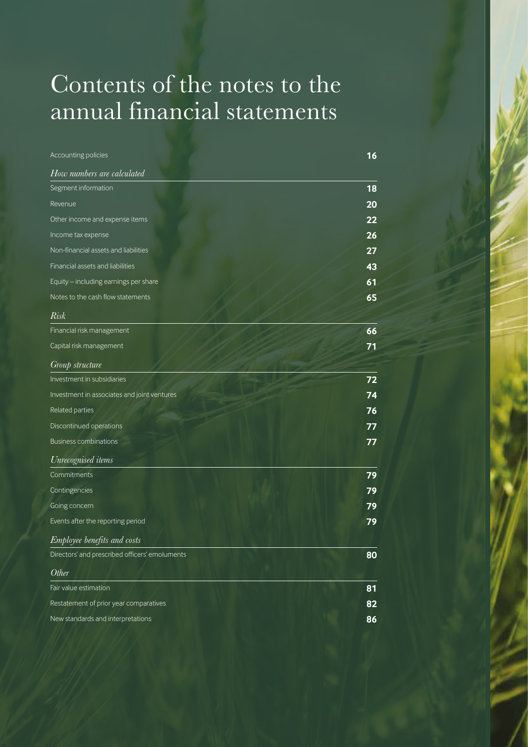# Contents of the notes to the annual financial statements

| | |
|---|---|
| Accounting policies | **16** |
| *How numbers are calculated* | |
| Segment information | **18** |
| Revenue | **20** |
| Other income and expense items | **22** |
| Income tax expense | **26** |
| Non-financial assets and liabilities | **27** |
| Financial assets and liabilities | **43** |
| Equity – including earnings per share | **61** |
| Notes to the cash flow statements | **65** |
| *Risk* | |
| Financial risk management | **66** |
| Capital risk management | **71** |
| *Group structure* | |
| Investment in subsidiaries | **72** |
| Investment in associates and joint ventures | **74** |
| Related parties | **76** |
| Discontinued operations | **77** |
| Business combinations | **77** |
| *Unrecognised items* | |
| Commitments | **79** |
| Contingencies | **79** |
| Going concern | **79** |
| Events after the reporting period | **79** |
| *Employee benefits and costs* | |
| Directors' and prescribed officers' emoluments | **80** |
| *Other* | |
| Fair value estimation | **81** |
| Restatement of prior year comparatives | **82** |
| New standards and interpretations | **86** |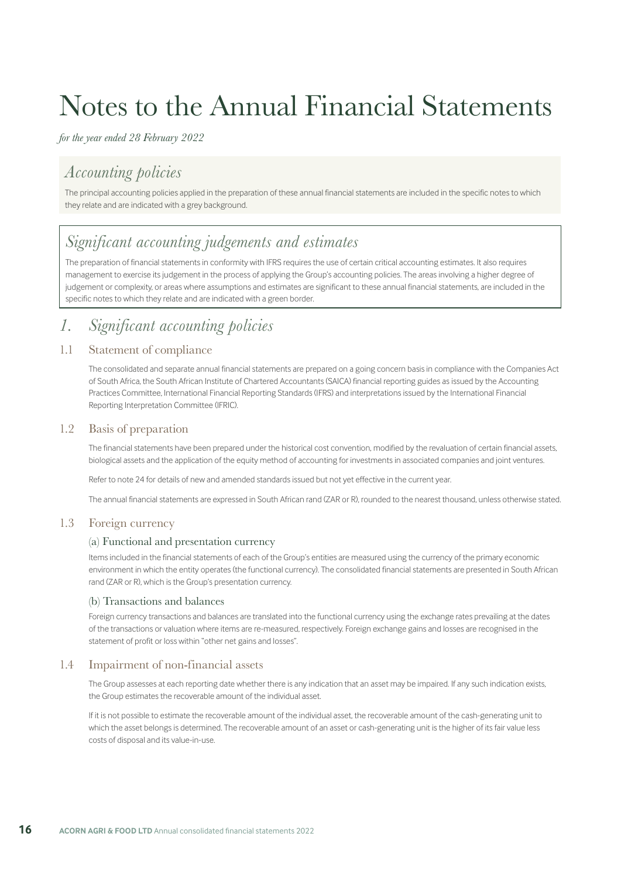# Notes to the Annual Financial Statements

*for the year ended 28 February 2022*

## *Accounting policies*

The principal accounting policies applied in the preparation of these annual financial statements are included in the specific notes to which they relate and are indicated with a grey background.

## *Significant accounting judgements and estimates*

The preparation of financial statements in conformity with IFRS requires the use of certain critical accounting estimates. It also requires management to exercise its judgement in the process of applying the Group's accounting policies. The areas involving a higher degree of judgement or complexity, or areas where assumptions and estimates are significant to these annual financial statements, are included in the specific notes to which they relate and are indicated with a green border.

## *1. Significant accounting policies*

### 1.1 Statement of compliance

The consolidated and separate annual financial statements are prepared on a going concern basis in compliance with the Companies Act of South Africa, the South African Institute of Chartered Accountants (SAICA) financial reporting guides as issued by the Accounting Practices Committee, International Financial Reporting Standards (IFRS) and interpretations issued by the International Financial Reporting Interpretation Committee (IFRIC).

### 1.2 Basis of preparation

The financial statements have been prepared under the historical cost convention, modified by the revaluation of certain financial assets, biological assets and the application of the equity method of accounting for investments in associated companies and joint ventures.

Refer to note 24 for details of new and amended standards issued but not yet effective in the current year.

The annual financial statements are expressed in South African rand (ZAR or R), rounded to the nearest thousand, unless otherwise stated.

### 1.3 Foreign currency

#### (a) Functional and presentation currency

Items included in the financial statements of each of the Group's entities are measured using the currency of the primary economic environment in which the entity operates (the functional currency). The consolidated financial statements are presented in South African rand (ZAR or R), which is the Group's presentation currency.

#### (b) Transactions and balances

Foreign currency transactions and balances are translated into the functional currency using the exchange rates prevailing at the dates of the transactions or valuation where items are re-measured, respectively. Foreign exchange gains and losses are recognised in the statement of profit or loss within "other net gains and losses".

### 1.4 Impairment of non-financial assets

The Group assesses at each reporting date whether there is any indication that an asset may be impaired. If any such indication exists, the Group estimates the recoverable amount of the individual asset.

If it is not possible to estimate the recoverable amount of the individual asset, the recoverable amount of the cash-generating unit to which the asset belongs is determined. The recoverable amount of an asset or cash-generating unit is the higher of its fair value less costs of disposal and its value-in-use.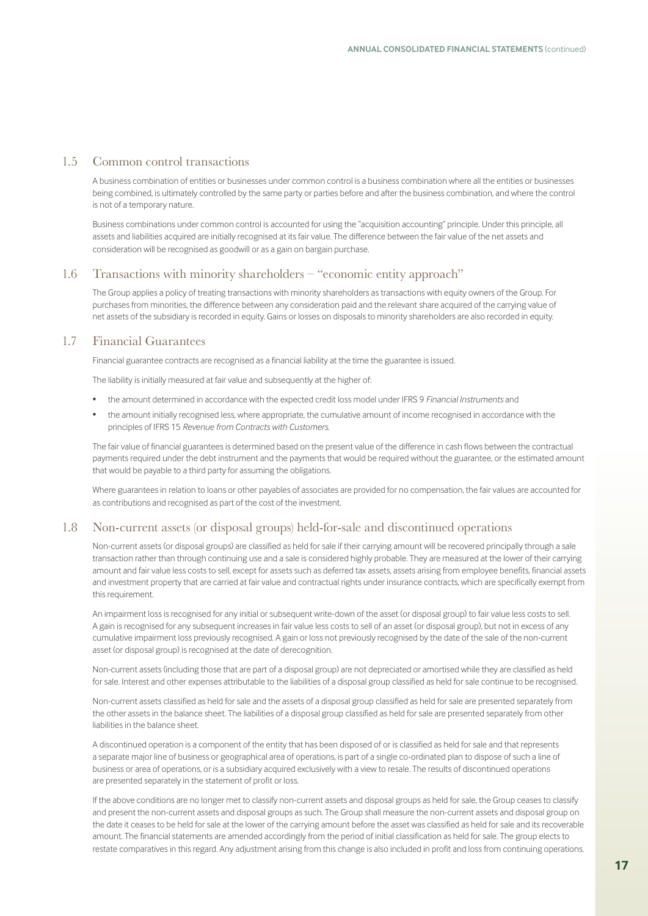## 1.5 Common control transactions

A business combination of entities or businesses under common control is a business combination where all the entities or businesses being combined, is ultimately controlled by the same party or parties before and after the business combination, and where the control is not of a temporary nature.

Business combinations under common control is accounted for using the "acquisition accounting" principle. Under this principle, all assets and liabilities acquired are initially recognised at its fair value. The difference between the fair value of the net assets and consideration will be recognised as goodwill or as a gain on bargain purchase.

## 1.6 Transactions with minority shareholders – "economic entity approach"

The Group applies a policy of treating transactions with minority shareholders as transactions with equity owners of the Group. For purchases from minorities, the difference between any consideration paid and the relevant share acquired of the carrying value of net assets of the subsidiary is recorded in equity. Gains or losses on disposals to minority shareholders are also recorded in equity.

## 1.7 Financial Guarantees

Financial guarantee contracts are recognised as a financial liability at the time the guarantee is issued.

The liability is initially measured at fair value and subsequently at the higher of:

- the amount determined in accordance with the expected credit loss model under IFRS 9 *Financial Instruments* and
- the amount initially recognised less, where appropriate, the cumulative amount of income recognised in accordance with the principles of IFRS 15 *Revenue from Contracts with Customers*.

The fair value of financial guarantees is determined based on the present value of the difference in cash flows between the contractual payments required under the debt instrument and the payments that would be required without the guarantee, or the estimated amount that would be payable to a third party for assuming the obligations.

Where guarantees in relation to loans or other payables of associates are provided for no compensation, the fair values are accounted for as contributions and recognised as part of the cost of the investment.

## 1.8 Non-current assets (or disposal groups) held-for-sale and discontinued operations

Non-current assets (or disposal groups) are classified as held for sale if their carrying amount will be recovered principally through a sale transaction rather than through continuing use and a sale is considered highly probable. They are measured at the lower of their carrying amount and fair value less costs to sell, except for assets such as deferred tax assets, assets arising from employee benefits, financial assets and investment property that are carried at fair value and contractual rights under insurance contracts, which are specifically exempt from this requirement.

An impairment loss is recognised for any initial or subsequent write-down of the asset (or disposal group) to fair value less costs to sell. A gain is recognised for any subsequent increases in fair value less costs to sell of an asset (or disposal group), but not in excess of any cumulative impairment loss previously recognised. A gain or loss not previously recognised by the date of the sale of the non-current asset (or disposal group) is recognised at the date of derecognition.

Non-current assets (including those that are part of a disposal group) are not depreciated or amortised while they are classified as held for sale. Interest and other expenses attributable to the liabilities of a disposal group classified as held for sale continue to be recognised.

Non-current assets classified as held for sale and the assets of a disposal group classified as held for sale are presented separately from the other assets in the balance sheet. The liabilities of a disposal group classified as held for sale are presented separately from other liabilities in the balance sheet.

A discontinued operation is a component of the entity that has been disposed of or is classified as held for sale and that represents a separate major line of business or geographical area of operations, is part of a single co-ordinated plan to dispose of such a line of business or area of operations, or is a subsidiary acquired exclusively with a view to resale. The results of discontinued operations are presented separately in the statement of profit or loss.

If the above conditions are no longer met to classify non-current assets and disposal groups as held for sale, the Group ceases to classify and present the non-current assets and disposal groups as such. The Group shall measure the non-current assets and disposal group on the date it ceases to be held for sale at the lower of the carrying amount before the asset was classified as held for sale and its recoverable amount. The financial statements are amended accordingly from the period of initial classification as held for sale. The group elects to restate comparatives in this regard. Any adjustment arising from this change is also included in profit and loss from continuing operations.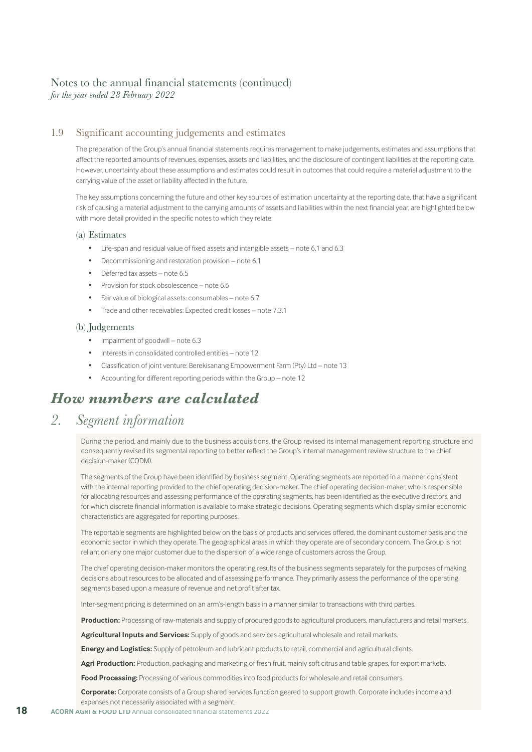# Notes to the annual financial statements (continued)

*for the year ended 28 February 2022*

## 1.9 Significant accounting judgements and estimates

The preparation of the Group's annual financial statements requires management to make judgements, estimates and assumptions that affect the reported amounts of revenues, expenses, assets and liabilities, and the disclosure of contingent liabilities at the reporting date. However, uncertainty about these assumptions and estimates could result in outcomes that could require a material adjustment to the carrying value of the asset or liability affected in the future.

The key assumptions concerning the future and other key sources of estimation uncertainty at the reporting date, that have a significant risk of causing a material adjustment to the carrying amounts of assets and liabilities within the next financial year, are highlighted below with more detail provided in the specific notes to which they relate:

### (a) Estimates

- Life-span and residual value of fixed assets and intangible assets – note 6.1 and 6.3
- Decommissioning and restoration provision – note 6.1
- Deferred tax assets – note 6.5
- Provision for stock obsolescence – note 6.6
- Fair value of biological assets: consumables – note 6.7
- Trade and other receivables: Expected credit losses – note 7.3.1

### (b) Judgements

- Impairment of goodwill – note 6.3
- Interests in consolidated controlled entities – note 12
- Classification of joint venture: Berekisanang Empowerment Farm (Pty) Ltd – note 13
- Accounting for different reporting periods within the Group – note 12

# *How numbers are calculated*

## *2. Segment information*

During the period, and mainly due to the business acquisitions, the Group revised its internal management reporting structure and consequently revised its segmental reporting to better reflect the Group's internal management review structure to the chief decision-maker (CODM).

The segments of the Group have been identified by business segment. Operating segments are reported in a manner consistent with the internal reporting provided to the chief operating decision-maker. The chief operating decision-maker, who is responsible for allocating resources and assessing performance of the operating segments, has been identified as the executive directors, and for which discrete financial information is available to make strategic decisions. Operating segments which display similar economic characteristics are aggregated for reporting purposes.

The reportable segments are highlighted below on the basis of products and services offered, the dominant customer basis and the economic sector in which they operate. The geographical areas in which they operate are of secondary concern. The Group is not reliant on any one major customer due to the dispersion of a wide range of customers across the Group.

The chief operating decision-maker monitors the operating results of the business segments separately for the purposes of making decisions about resources to be allocated and of assessing performance. They primarily assess the performance of the operating segments based upon a measure of revenue and net profit after tax.

Inter-segment pricing is determined on an arm's-length basis in a manner similar to transactions with third parties.

**Production:** Processing of raw-materials and supply of procured goods to agricultural producers, manufacturers and retail markets.

**Agricultural Inputs and Services:** Supply of goods and services agricultural wholesale and retail markets.

**Energy and Logistics:** Supply of petroleum and lubricant products to retail, commercial and agricultural clients.

**Agri Production:** Production, packaging and marketing of fresh fruit, mainly soft citrus and table grapes, for export markets.

**Food Processing:** Processing of various commodities into food products for wholesale and retail consumers.

**Corporate:** Corporate consists of a Group shared services function geared to support growth. Corporate includes income and expenses not necessarily associated with a segment.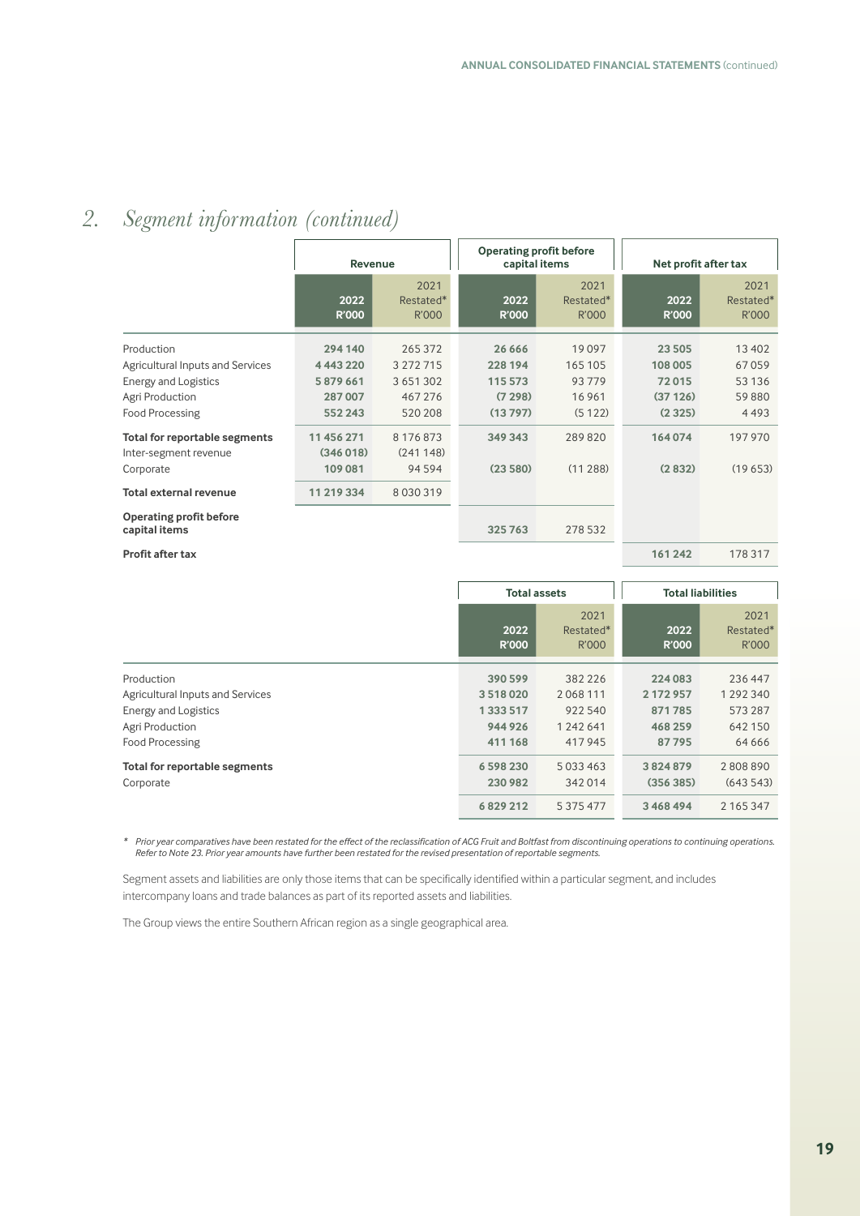## 2. Segment information (continued)

| | Revenue | | Operating profit before capital items | | Net profit after tax | |
|---|---|---|---|---|---|---|
| | **2022 R'000** | 2021 Restated* R'000 | **2022 R'000** | 2021 Restated* R'000 | **2022 R'000** | 2021 Restated* R'000 |
| Production | **294 140** | 265 372 | **26 666** | 19 097 | **23 505** | 13 402 |
| Agricultural Inputs and Services | **4 443 220** | 3 272 715 | **228 194** | 165 105 | **108 005** | 67 059 |
| Energy and Logistics | **5 879 661** | 3 651 302 | **115 573** | 93 779 | **72 015** | 53 136 |
| Agri Production | **287 007** | 467 276 | **(7 298)** | 16 961 | **(37 126)** | 59 880 |
| Food Processing | **552 243** | 520 208 | **(13 797)** | (5 122) | **(2 325)** | 4 493 |
| **Total for reportable segments** | **11 456 271** | 8 176 873 | **349 343** | 289 820 | **164 074** | 197 970 |
| Inter-segment revenue | **(346 018)** | (241 148) | | | | |
| Corporate | **109 081** | 94 594 | **(23 580)** | (11 288) | **(2 832)** | (19 653) |
| **Total external revenue** | **11 219 334** | 8 030 319 | | | | |
| **Operating profit before capital items** | | | **325 763** | 278 532 | | |
| **Profit after tax** | | | | | **161 242** | 178 317 |

| | Total assets | | Total liabilities | |
|---|---|---|---|---|
| | **2022 R'000** | 2021 Restated* R'000 | **2022 R'000** | 2021 Restated* R'000 |
| Production | **390 599** | 382 226 | **224 083** | 236 447 |
| Agricultural Inputs and Services | **3 518 020** | 2 068 111 | **2 172 957** | 1 292 340 |
| Energy and Logistics | **1 333 517** | 922 540 | **871 785** | 573 287 |
| Agri Production | **944 926** | 1 242 641 | **468 259** | 642 150 |
| Food Processing | **411 168** | 417 945 | **87 795** | 64 666 |
| **Total for reportable segments** | **6 598 230** | 5 033 463 | **3 824 879** | 2 808 890 |
| Corporate | **230 982** | 342 014 | **(356 385)** | (643 543) |
| | **6 829 212** | 5 375 477 | **3 468 494** | 2 165 347 |

\* *Prior year comparatives have been restated for the effect of the reclassification of ACG Fruit and Boltfast from discontinuing operations to continuing operations. Refer to Note 23. Prior year amounts have further been restated for the revised presentation of reportable segments.*

Segment assets and liabilities are only those items that can be specifically identified within a particular segment, and includes intercompany loans and trade balances as part of its reported assets and liabilities.

The Group views the entire Southern African region as a single geographical area.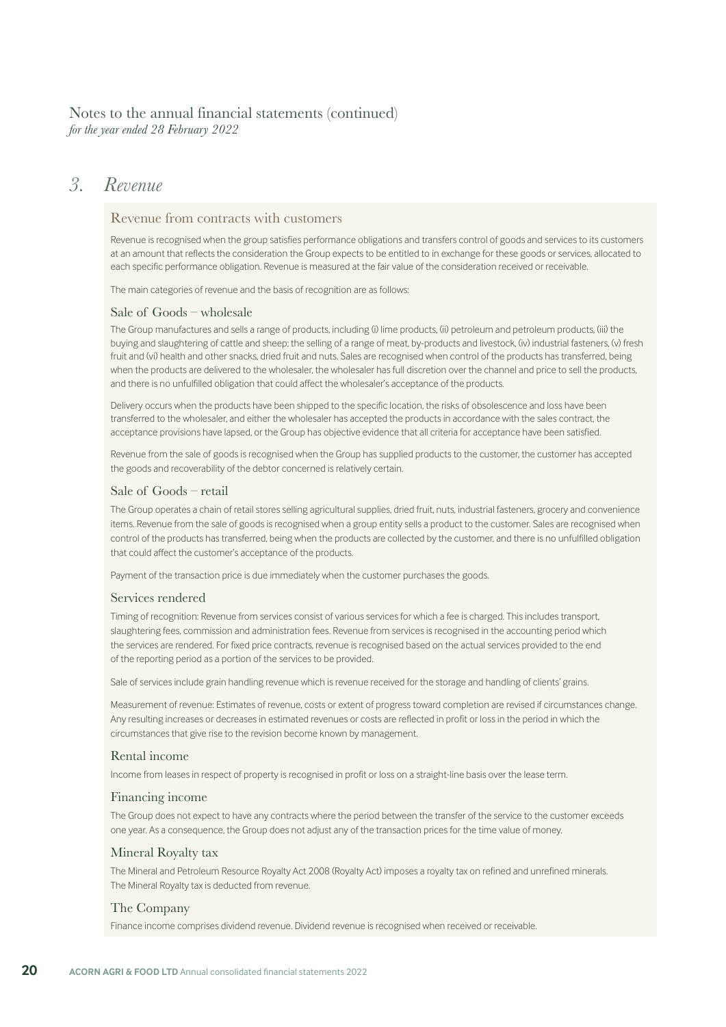# Notes to the annual financial statements (continued)

*for the year ended 28 February 2022*

## *3. Revenue*

### Revenue from contracts with customers

Revenue is recognised when the group satisfies performance obligations and transfers control of goods and services to its customers at an amount that reflects the consideration the Group expects to be entitled to in exchange for these goods or services, allocated to each specific performance obligation. Revenue is measured at the fair value of the consideration received or receivable.

The main categories of revenue and the basis of recognition are as follows:

### Sale of Goods – wholesale

The Group manufactures and sells a range of products, including (i) lime products, (ii) petroleum and petroleum products, (iii) the buying and slaughtering of cattle and sheep; the selling of a range of meat, by-products and livestock, (iv) industrial fasteners, (v) fresh fruit and (vi) health and other snacks, dried fruit and nuts. Sales are recognised when control of the products has transferred, being when the products are delivered to the wholesaler, the wholesaler has full discretion over the channel and price to sell the products, and there is no unfulfilled obligation that could affect the wholesaler's acceptance of the products.

Delivery occurs when the products have been shipped to the specific location, the risks of obsolescence and loss have been transferred to the wholesaler, and either the wholesaler has accepted the products in accordance with the sales contract, the acceptance provisions have lapsed, or the Group has objective evidence that all criteria for acceptance have been satisfied.

Revenue from the sale of goods is recognised when the Group has supplied products to the customer, the customer has accepted the goods and recoverability of the debtor concerned is relatively certain.

### Sale of Goods – retail

The Group operates a chain of retail stores selling agricultural supplies, dried fruit, nuts, industrial fasteners, grocery and convenience items. Revenue from the sale of goods is recognised when a group entity sells a product to the customer. Sales are recognised when control of the products has transferred, being when the products are collected by the customer, and there is no unfulfilled obligation that could affect the customer's acceptance of the products.

Payment of the transaction price is due immediately when the customer purchases the goods.

### Services rendered

Timing of recognition: Revenue from services consist of various services for which a fee is charged. This includes transport, slaughtering fees, commission and administration fees. Revenue from services is recognised in the accounting period which the services are rendered. For fixed price contracts, revenue is recognised based on the actual services provided to the end of the reporting period as a portion of the services to be provided.

Sale of services include grain handling revenue which is revenue received for the storage and handling of clients' grains.

Measurement of revenue: Estimates of revenue, costs or extent of progress toward completion are revised if circumstances change. Any resulting increases or decreases in estimated revenues or costs are reflected in profit or loss in the period in which the circumstances that give rise to the revision become known by management.

### Rental income

Income from leases in respect of property is recognised in profit or loss on a straight-line basis over the lease term.

### Financing income

The Group does not expect to have any contracts where the period between the transfer of the service to the customer exceeds one year. As a consequence, the Group does not adjust any of the transaction prices for the time value of money.

### Mineral Royalty tax

The Mineral and Petroleum Resource Royalty Act 2008 (Royalty Act) imposes a royalty tax on refined and unrefined minerals. The Mineral Royalty tax is deducted from revenue.

### The Company

Finance income comprises dividend revenue. Dividend revenue is recognised when received or receivable.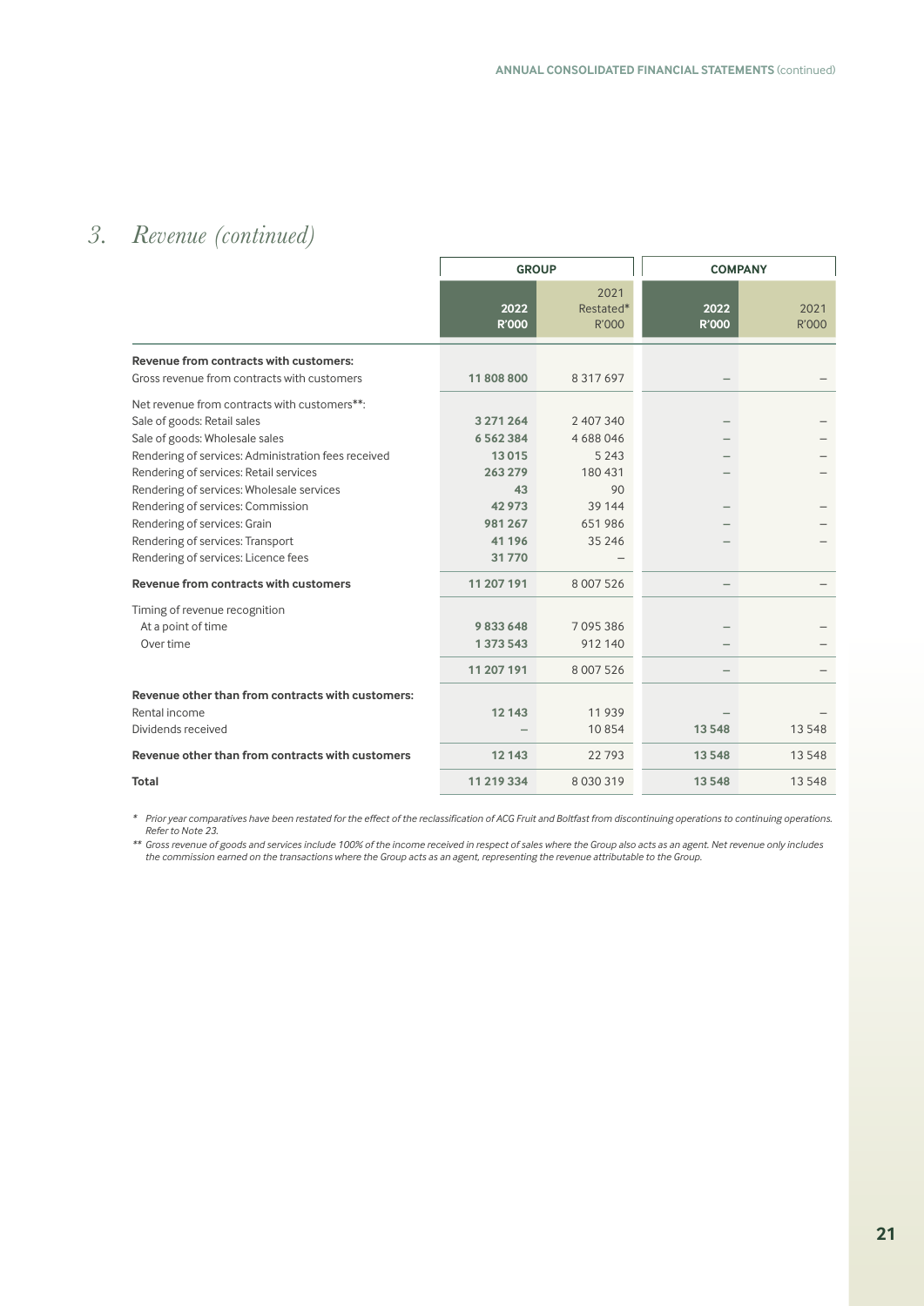## 3. Revenue (continued)

| | GROUP | | COMPANY | |
|---|---|---|---|---|
| | 2022 R'000 | 2021 Restated* R'000 | 2022 R'000 | 2021 R'000 |
| **Revenue from contracts with customers:** | | | | |
| Gross revenue from contracts with customers | **11 808 800** | 8 317 697 | – | – |
| Net revenue from contracts with customers**: | | | | |
| Sale of goods: Retail sales | **3 271 264** | 2 407 340 | – | – |
| Sale of goods: Wholesale sales | **6 562 384** | 4 688 046 | – | – |
| Rendering of services: Administration fees received | **13 015** | 5 243 | – | – |
| Rendering of services: Retail services | **263 279** | 180 431 | – | – |
| Rendering of services: Wholesale services | **43** | 90 | | |
| Rendering of services: Commission | **42 973** | 39 144 | – | – |
| Rendering of services: Grain | **981 267** | 651 986 | – | – |
| Rendering of services: Transport | **41 196** | 35 246 | – | – |
| Rendering of services: Licence fees | **31 770** | – | | |
| **Revenue from contracts with customers** | **11 207 191** | 8 007 526 | – | – |
| Timing of revenue recognition | | | | |
| At a point of time | **9 833 648** | 7 095 386 | – | – |
| Over time | **1 373 543** | 912 140 | – | – |
| | **11 207 191** | 8 007 526 | – | – |
| **Revenue other than from contracts with customers:** | | | | |
| Rental income | **12 143** | 11 939 | – | – |
| Dividends received | – | 10 854 | **13 548** | 13 548 |
| **Revenue other than from contracts with customers** | **12 143** | 22 793 | **13 548** | 13 548 |
| **Total** | **11 219 334** | 8 030 319 | **13 548** | 13 548 |

*\* Prior year comparatives have been restated for the effect of the reclassification of ACG Fruit and Boltfast from discontinuing operations to continuing operations. Refer to Note 23.*

*\*\* Gross revenue of goods and services include 100% of the income received in respect of sales where the Group also acts as an agent. Net revenue only includes the commission earned on the transactions where the Group acts as an agent, representing the revenue attributable to the Group.*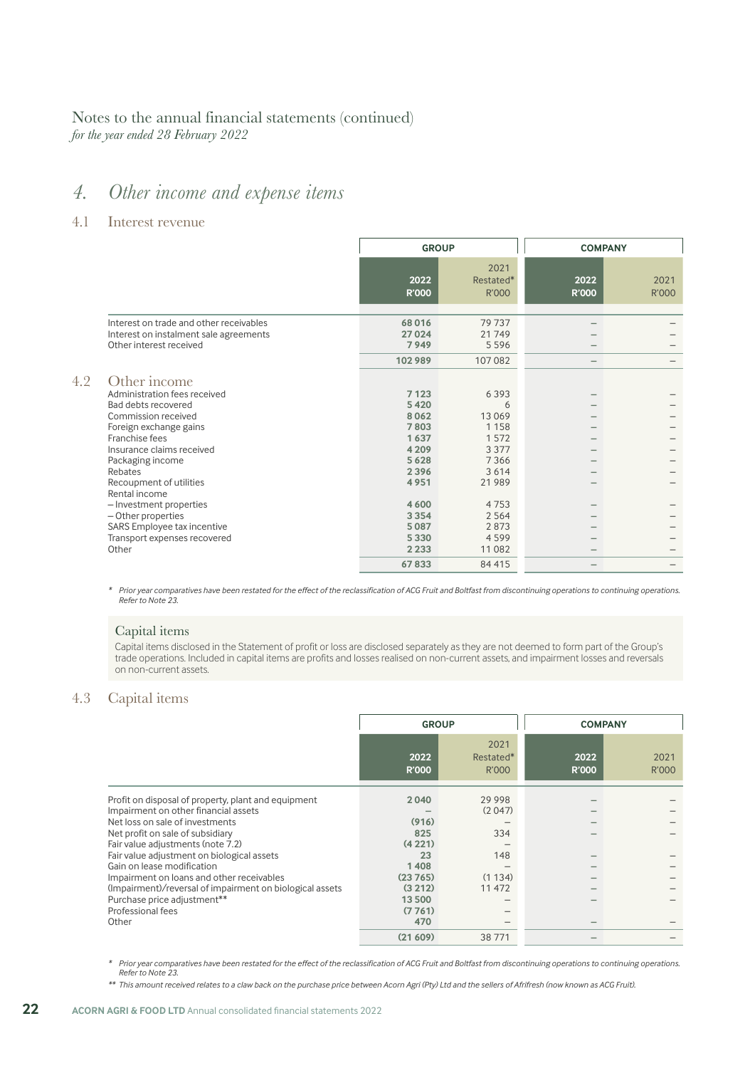# Notes to the annual financial statements (continued)

*for the year ended 28 February 2022*

## 4. Other income and expense items

### 4.1 Interest revenue

| | GROUP | | COMPANY | |
|---|---|---|---|---|
| | **2022 R'000** | 2021 Restated* R'000 | **2022 R'000** | 2021 R'000 |
| Interest on trade and other receivables | **68 016** | 79 737 | – | – |
| Interest on instalment sale agreements | **27 024** | 21 749 | – | – |
| Other interest received | **7 949** | 5 596 | – | – |
| | **102 989** | 107 082 | – | – |

### 4.2 Other income

| | GROUP | | COMPANY | |
|---|---|---|---|---|
| | **2022 R'000** | 2021 Restated* R'000 | **2022 R'000** | 2021 R'000 |
| Administration fees received | **7 123** | 6 393 | – | – |
| Bad debts recovered | **5 420** | 6 | – | – |
| Commission received | **8 062** | 13 069 | – | – |
| Foreign exchange gains | **7 803** | 1 158 | – | – |
| Franchise fees | **1 637** | 1 572 | – | – |
| Insurance claims received | **4 209** | 3 377 | – | – |
| Packaging income | **5 628** | 7 366 | – | – |
| Rebates | **2 396** | 3 614 | – | – |
| Recoupment of utilities | **4 951** | 21 989 | – | – |
| Rental income | | | | |
| – Investment properties | **4 600** | 4 753 | – | – |
| – Other properties | **3 354** | 2 564 | – | – |
| SARS Employee tax incentive | **5 087** | 2 873 | – | – |
| Transport expenses recovered | **5 330** | 4 599 | – | – |
| Other | **2 233** | 11 082 | – | – |
| | **67 833** | 84 415 | – | – |

\* *Prior year comparatives have been restated for the effect of the reclassification of ACG Fruit and Boltfast from discontinuing operations to continuing operations. Refer to Note 23.*

**Capital items**

Capital items disclosed in the Statement of profit or loss are disclosed separately as they are not deemed to form part of the Group's trade operations. Included in capital items are profits and losses realised on non-current assets, and impairment losses and reversals on non-current assets.

### 4.3 Capital items

| | GROUP | | COMPANY | |
|---|---|---|---|---|
| | **2022 R'000** | 2021 Restated* R'000 | **2022 R'000** | 2021 R'000 |
| Profit on disposal of property, plant and equipment | **2 040** | 29 998 | – | – |
| Impairment on other financial assets | **–** | (2 047) | – | – |
| Net loss on sale of investments | **(916)** | – | – | – |
| Net profit on sale of subsidiary | **825** | 334 | – | – |
| Fair value adjustments (note 7.2) | **(4 221)** | – | | |
| Fair value adjustment on biological assets | **23** | 148 | – | – |
| Gain on lease modification | **1 408** | – | – | – |
| Impairment on loans and other receivables | **(23 765)** | (1 134) | – | – |
| (Impairment)/reversal of impairment on biological assets | **(3 212)** | 11 472 | – | – |
| Purchase price adjustment** | **13 500** | – | – | – |
| Professional fees | **(7 761)** | – | | |
| Other | **470** | – | – | – |
| | **(21 609)** | 38 771 | – | – |

\* *Prior year comparatives have been restated for the effect of the reclassification of ACG Fruit and Boltfast from discontinuing operations to continuing operations. Refer to Note 23.*

\*\* *This amount received relates to a claw back on the purchase price between Acorn Agri (Pty) Ltd and the sellers of Afrifresh (now known as ACG Fruit).*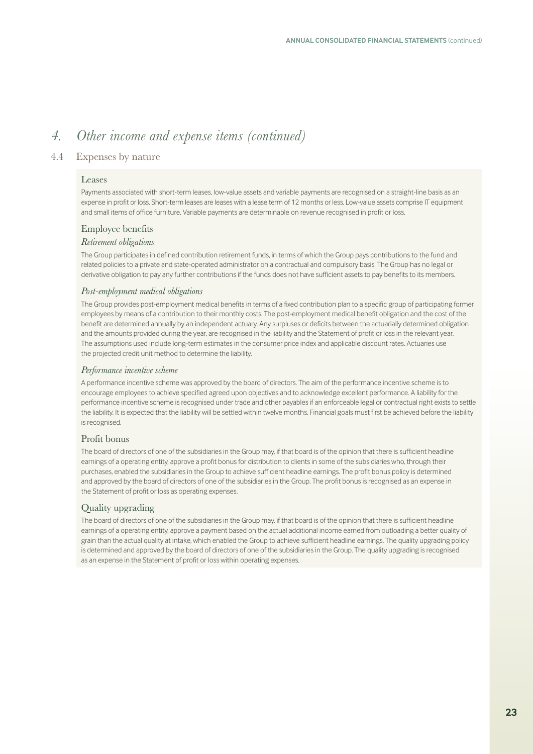# 4. *Other income and expense items (continued)*

## 4.4 Expenses by nature

### Leases

Payments associated with short-term leases, low-value assets and variable payments are recognised on a straight-line basis as an expense in profit or loss. Short-term leases are leases with a lease term of 12 months or less. Low-value assets comprise IT equipment and small items of office furniture. Variable payments are determinable on revenue recognised in profit or loss.

### Employee benefits

#### *Retirement obligations*

The Group participates in defined contribution retirement funds, in terms of which the Group pays contributions to the fund and related policies to a private and state-operated administrator on a contractual and compulsory basis. The Group has no legal or derivative obligation to pay any further contributions if the funds does not have sufficient assets to pay benefits to its members.

#### *Post-employment medical obligations*

The Group provides post-employment medical benefits in terms of a fixed contribution plan to a specific group of participating former employees by means of a contribution to their monthly costs. The post-employment medical benefit obligation and the cost of the benefit are determined annually by an independent actuary. Any surpluses or deficits between the actuarially determined obligation and the amounts provided during the year, are recognised in the liability and the Statement of profit or loss in the relevant year. The assumptions used include long-term estimates in the consumer price index and applicable discount rates. Actuaries use the projected credit unit method to determine the liability.

#### *Performance incentive scheme*

A performance incentive scheme was approved by the board of directors. The aim of the performance incentive scheme is to encourage employees to achieve specified agreed upon objectives and to acknowledge excellent performance. A liability for the performance incentive scheme is recognised under trade and other payables if an enforceable legal or contractual right exists to settle the liability. It is expected that the liability will be settled within twelve months. Financial goals must first be achieved before the liability is recognised.

### Profit bonus

The board of directors of one of the subsidiaries in the Group may, if that board is of the opinion that there is sufficient headline earnings of a operating entity, approve a profit bonus for distribution to clients in some of the subsidiaries who, through their purchases, enabled the subsidiaries in the Group to achieve sufficient headline earnings. The profit bonus policy is determined and approved by the board of directors of one of the subsidiaries in the Group. The profit bonus is recognised as an expense in the Statement of profit or loss as operating expenses.

### Quality upgrading

The board of directors of one of the subsidiaries in the Group may, if that board is of the opinion that there is sufficient headline earnings of a operating entity, approve a payment based on the actual additional income earned from outloading a better quality of grain than the actual quality at intake, which enabled the Group to achieve sufficient headline earnings. The quality upgrading policy is determined and approved by the board of directors of one of the subsidiaries in the Group. The quality upgrading is recognised as an expense in the Statement of profit or loss within operating expenses.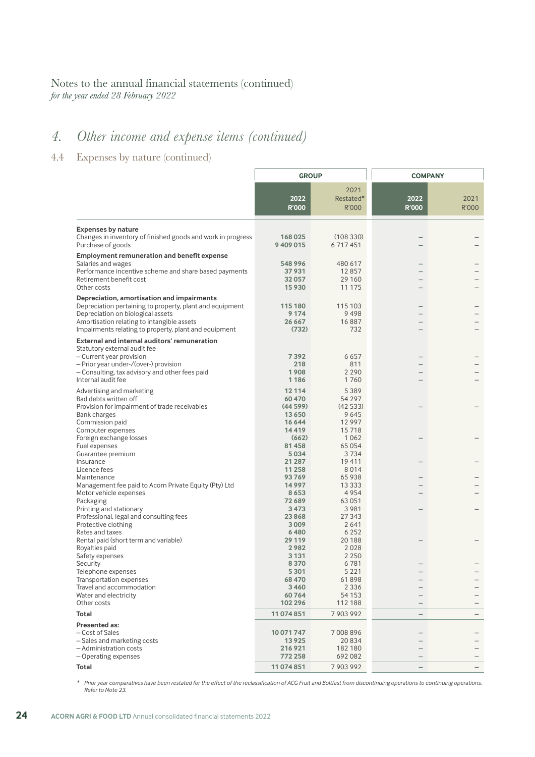Notes to the annual financial statements (continued)
*for the year ended 28 February 2022*

## 4. Other income and expense items (continued)

### 4.4 Expenses by nature (continued)

| | GROUP | | COMPANY | |
|---|---|---|---|---|
| | **2022 R'000** | 2021 Restated* R'000 | **2022 R'000** | 2021 R'000 |
| **Expenses by nature** | | | | |
| Changes in inventory of finished goods and work in progress | **168 025** | (108 330) | – | – |
| Purchase of goods | **9 409 015** | 6 717 451 | – | – |
| **Employment remuneration and benefit expense** | | | | |
| Salaries and wages | **548 996** | 480 617 | – | – |
| Performance incentive scheme and share based payments | **37 931** | 12 857 | – | – |
| Retirement benefit cost | **32 057** | 29 160 | – | – |
| Other costs | **15 930** | 11 175 | – | – |
| **Depreciation, amortisation and impairments** | | | | |
| Depreciation pertaining to property, plant and equipment | **115 180** | 115 103 | – | – |
| Depreciation on biological assets | **9 174** | 9 498 | – | – |
| Amortisation relating to intangible assets | **26 667** | 16 887 | – | – |
| Impairments relating to property, plant and equipment | **(732)** | 732 | – | – |
| **External and internal auditors' remuneration** | | | | |
| Statutory external audit fee | | | | |
| – Current year provision | **7 392** | 6 657 | – | – |
| – Prior year under-/(over-) provision | **218** | 811 | – | – |
| – Consulting, tax advisory and other fees paid | **1 908** | 2 290 | – | – |
| Internal audit fee | **1 186** | 1 760 | – | – |
| Advertising and marketing | **12 114** | 5 389 | | |
| Bad debts written off | **60 470** | 54 297 | | |
| Provision for impairment of trade receivables | **(44 599)** | (42 533) | – | – |
| Bank charges | **13 650** | 9 645 | | |
| Commission paid | **16 644** | 12 997 | | |
| Computer expenses | **14 419** | 15 718 | | |
| Foreign exchange losses | **(662)** | 1 062 | – | – |
| Fuel expenses | **81 458** | 65 054 | | |
| Guarantee premium | **5 034** | 3 734 | | |
| Insurance | **21 287** | 19 411 | – | – |
| Licence fees | **11 258** | 8 014 | | |
| Maintenance | **93 769** | 65 938 | – | – |
| Management fee paid to Acorn Private Equity (Pty) Ltd | **14 997** | 13 333 | – | – |
| Motor vehicle expenses | **8 653** | 4 954 | – | – |
| Packaging | **72 689** | 63 051 | | |
| Printing and stationary | **3 473** | 3 981 | – | – |
| Professional, legal and consulting fees | **23 868** | 27 343 | | |
| Protective clothing | **3 009** | 2 641 | | |
| Rates and taxes | **6 480** | 6 252 | | |
| Rental paid (short term and variable) | **29 119** | 20 188 | – | – |
| Royalties paid | **2 982** | 2 028 | | |
| Safety expenses | **3 131** | 2 250 | | |
| Security | **8 370** | 6 781 | – | – |
| Telephone expenses | **5 301** | 5 221 | – | – |
| Transportation expenses | **68 470** | 61 898 | – | – |
| Travel and accommodation | **3 460** | 2 336 | – | – |
| Water and electricity | **60 764** | 54 153 | – | – |
| Other costs | **102 296** | 112 188 | – | – |
| **Total** | **11 074 851** | 7 903 992 | – | – |
| **Presented as:** | | | | |
| – Cost of Sales | **10 071 747** | 7 008 896 | – | – |
| – Sales and marketing costs | **13 925** | 20 834 | – | – |
| – Administration costs | **216 921** | 182 180 | – | – |
| – Operating expenses | **772 258** | 692 082 | – | – |
| **Total** | **11 074 851** | 7 903 992 | – | – |

\* *Prior year comparatives have been restated for the effect of the reclassification of ACG Fruit and Boltfast from discontinuing operations to continuing operations. Refer to Note 23.*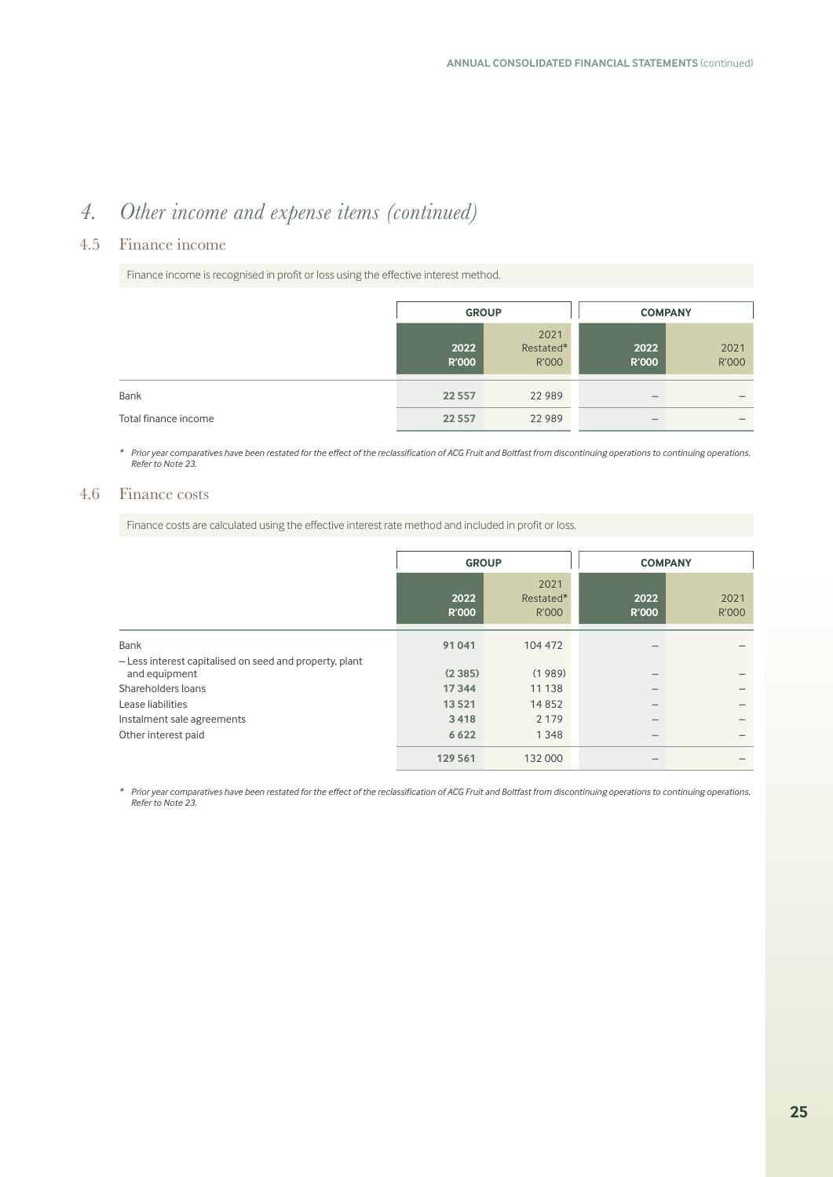# 4. *Other income and expense items (continued)*

## 4.5 Finance income

Finance income is recognised in profit or loss using the effective interest method.

| | GROUP | | COMPANY | |
|---|---|---|---|---|
| | **2022 R'000** | 2021 Restated* R'000 | **2022 R'000** | 2021 R'000 |
| Bank | **22 557** | 22 989 | – | – |
| Total finance income | **22 557** | 22 989 | – | – |

\* *Prior year comparatives have been restated for the effect of the reclassification of ACG Fruit and Boltfast from discontinuing operations to continuing operations. Refer to Note 23.*

## 4.6 Finance costs

Finance costs are calculated using the effective interest rate method and included in profit or loss.

| | GROUP | | COMPANY | |
|---|---|---|---|---|
| | **2022 R'000** | 2021 Restated* R'000 | **2022 R'000** | 2021 R'000 |
| Bank | **91 041** | 104 472 | – | – |
| – Less interest capitalised on seed and property, plant and equipment | **(2 385)** | (1 989) | – | – |
| Shareholders loans | **17 344** | 11 138 | – | – |
| Lease liabilities | **13 521** | 14 852 | – | – |
| Instalment sale agreements | **3 418** | 2 179 | – | – |
| Other interest paid | **6 622** | 1 348 | – | – |
| | **129 561** | 132 000 | – | – |

\* *Prior year comparatives have been restated for the effect of the reclassification of ACG Fruit and Boltfast from discontinuing operations to continuing operations. Refer to Note 23.*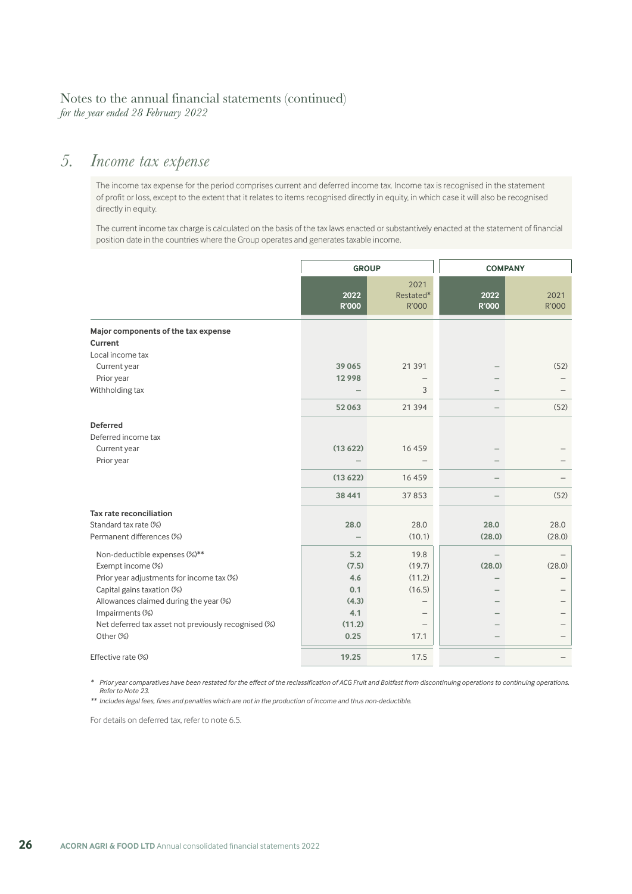Notes to the annual financial statements (continued)
*for the year ended 28 February 2022*

## 5. *Income tax expense*

The income tax expense for the period comprises current and deferred income tax. Income tax is recognised in the statement of profit or loss, except to the extent that it relates to items recognised directly in equity, in which case it will also be recognised directly in equity.

The current income tax charge is calculated on the basis of the tax laws enacted or substantively enacted at the statement of financial position date in the countries where the Group operates and generates taxable income.

| | GROUP | | COMPANY | |
|---|---|---|---|---|
| | **2022 R'000** | 2021 Restated* R'000 | **2022 R'000** | 2021 R'000 |
| **Major components of the tax expense** | | | | |
| **Current** | | | | |
| Local income tax | | | | |
| Current year | **39 065** | 21 391 | – | (52) |
| Prior year | **12 998** | – | – | – |
| Withholding tax | – | 3 | – | – |
| | **52 063** | 21 394 | – | (52) |
| **Deferred** | | | | |
| Deferred income tax | | | | |
| Current year | **(13 622)** | 16 459 | – | – |
| Prior year | – | – | – | – |
| | **(13 622)** | 16 459 | – | – |
| | **38 441** | 37 853 | – | (52) |
| **Tax rate reconciliation** | | | | |
| Standard tax rate (%) | **28.0** | 28.0 | **28.0** | 28.0 |
| Permanent differences (%) | – | (10.1) | **(28.0)** | (28.0) |
| Non-deductible expenses (%)** | **5.2** | 19.8 | – | – |
| Exempt income (%) | **(7.5)** | (19.7) | **(28.0)** | (28.0) |
| Prior year adjustments for income tax (%) | **4.6** | (11.2) | – | – |
| Capital gains taxation (%) | **0.1** | (16.5) | – | – |
| Allowances claimed during the year (%) | **(4.3)** | – | – | – |
| Impairments (%) | **4.1** | – | – | – |
| Net deferred tax asset not previously recognised (%) | **(11.2)** | – | – | – |
| Other (%) | **0.25** | 17.1 | – | – |
| Effective rate (%) | **19.25** | 17.5 | – | – |

\* *Prior year comparatives have been restated for the effect of the reclassification of ACG Fruit and Boltfast from discontinuing operations to continuing operations. Refer to Note 23.*

\*\* *Includes legal fees, fines and penalties which are not in the production of income and thus non-deductible.*

For details on deferred tax, refer to note 6.5.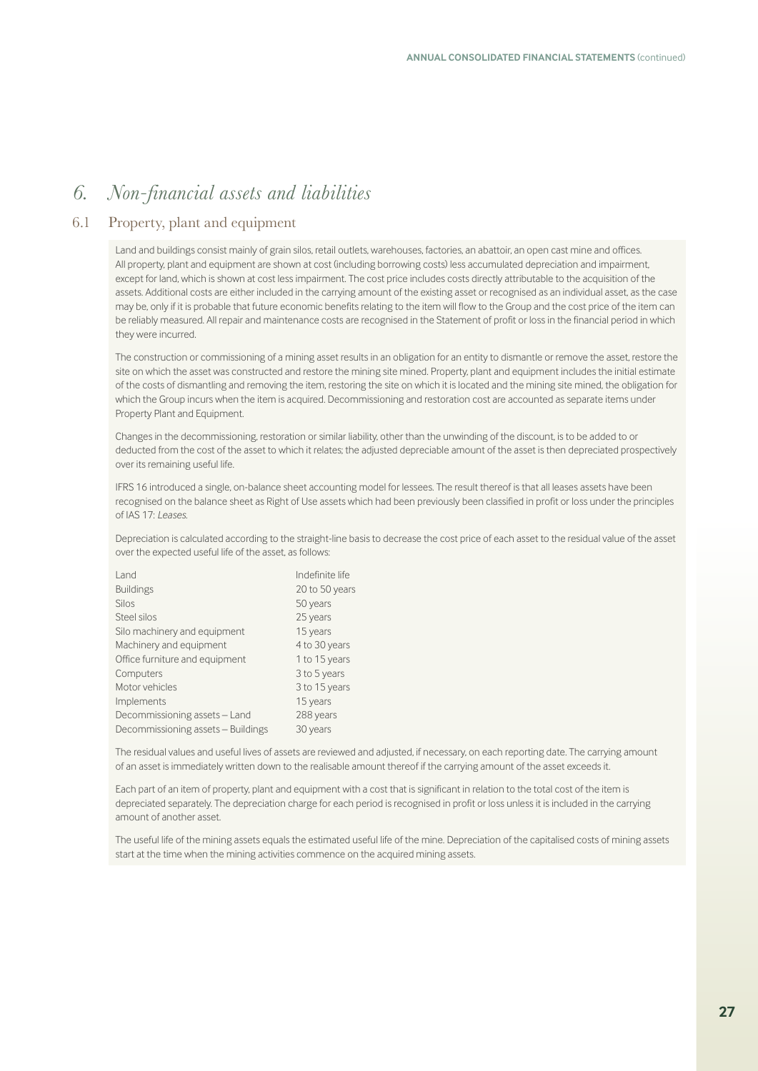# *6. Non-financial assets and liabilities*

## 6.1 Property, plant and equipment

Land and buildings consist mainly of grain silos, retail outlets, warehouses, factories, an abattoir, an open cast mine and offices. All property, plant and equipment are shown at cost (including borrowing costs) less accumulated depreciation and impairment, except for land, which is shown at cost less impairment. The cost price includes costs directly attributable to the acquisition of the assets. Additional costs are either included in the carrying amount of the existing asset or recognised as an individual asset, as the case may be, only if it is probable that future economic benefits relating to the item will flow to the Group and the cost price of the item can be reliably measured. All repair and maintenance costs are recognised in the Statement of profit or loss in the financial period in which they were incurred.

The construction or commissioning of a mining asset results in an obligation for an entity to dismantle or remove the asset, restore the site on which the asset was constructed and restore the mining site mined. Property, plant and equipment includes the initial estimate of the costs of dismantling and removing the item, restoring the site on which it is located and the mining site mined, the obligation for which the Group incurs when the item is acquired. Decommissioning and restoration cost are accounted as separate items under Property Plant and Equipment.

Changes in the decommissioning, restoration or similar liability, other than the unwinding of the discount, is to be added to or deducted from the cost of the asset to which it relates; the adjusted depreciable amount of the asset is then depreciated prospectively over its remaining useful life.

IFRS 16 introduced a single, on-balance sheet accounting model for lessees. The result thereof is that all leases assets have been recognised on the balance sheet as Right of Use assets which had been previously been classified in profit or loss under the principles of IAS 17: *Leases.*

Depreciation is calculated according to the straight-line basis to decrease the cost price of each asset to the residual value of the asset over the expected useful life of the asset, as follows:

| | |
|---|---|
| Land | Indefinite life |
| Buildings | 20 to 50 years |
| Silos | 50 years |
| Steel silos | 25 years |
| Silo machinery and equipment | 15 years |
| Machinery and equipment | 4 to 30 years |
| Office furniture and equipment | 1 to 15 years |
| Computers | 3 to 5 years |
| Motor vehicles | 3 to 15 years |
| Implements | 15 years |
| Decommissioning assets – Land | 288 years |
| Decommissioning assets – Buildings | 30 years |

The residual values and useful lives of assets are reviewed and adjusted, if necessary, on each reporting date. The carrying amount of an asset is immediately written down to the realisable amount thereof if the carrying amount of the asset exceeds it.

Each part of an item of property, plant and equipment with a cost that is significant in relation to the total cost of the item is depreciated separately. The depreciation charge for each period is recognised in profit or loss unless it is included in the carrying amount of another asset.

The useful life of the mining assets equals the estimated useful life of the mine. Depreciation of the capitalised costs of mining assets start at the time when the mining activities commence on the acquired mining assets.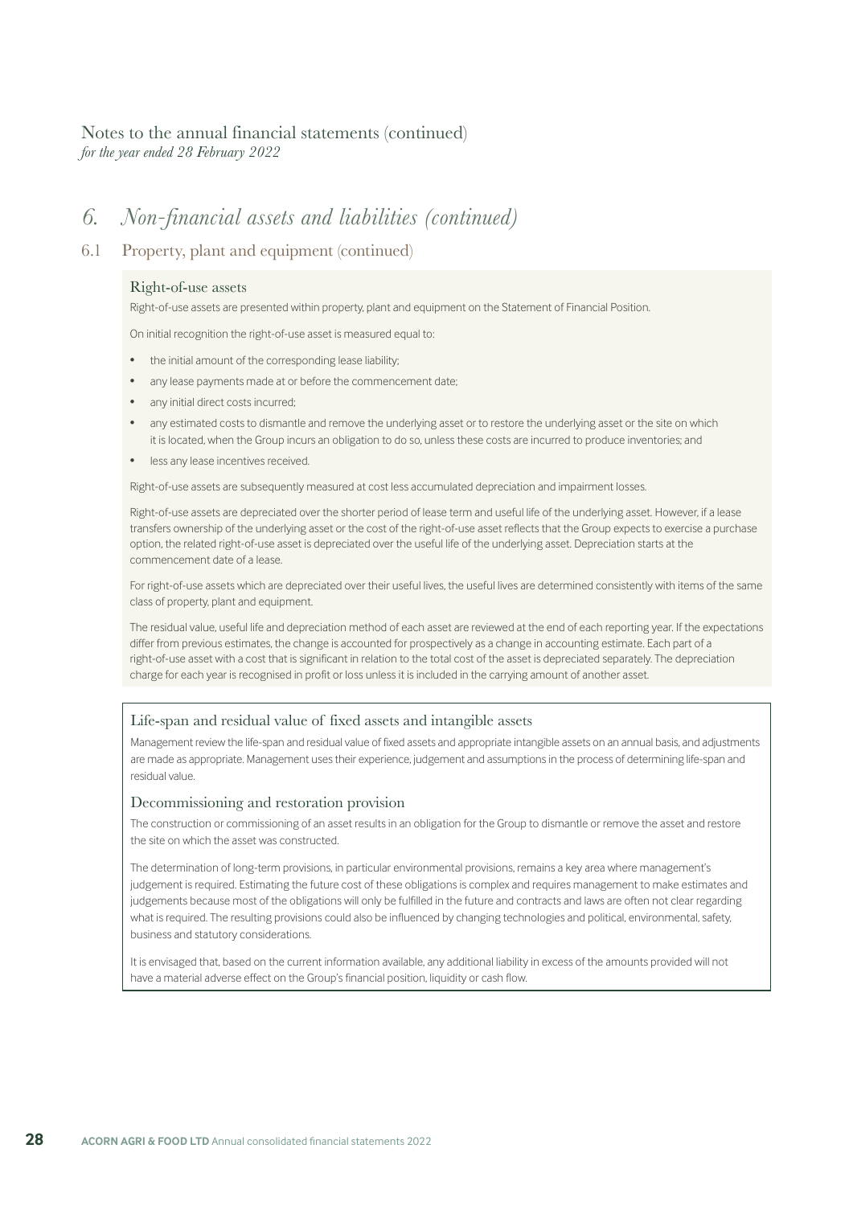Notes to the annual financial statements (continued)
*for the year ended 28 February 2022*

# *6. Non-financial assets and liabilities (continued)*

## 6.1 Property, plant and equipment (continued)

### Right-of-use assets

Right-of-use assets are presented within property, plant and equipment on the Statement of Financial Position.

On initial recognition the right-of-use asset is measured equal to:

- the initial amount of the corresponding lease liability;
- any lease payments made at or before the commencement date;
- any initial direct costs incurred;
- any estimated costs to dismantle and remove the underlying asset or to restore the underlying asset or the site on which it is located, when the Group incurs an obligation to do so, unless these costs are incurred to produce inventories; and
- less any lease incentives received.

Right-of-use assets are subsequently measured at cost less accumulated depreciation and impairment losses.

Right-of-use assets are depreciated over the shorter period of lease term and useful life of the underlying asset. However, if a lease transfers ownership of the underlying asset or the cost of the right-of-use asset reflects that the Group expects to exercise a purchase option, the related right-of-use asset is depreciated over the useful life of the underlying asset. Depreciation starts at the commencement date of a lease.

For right-of-use assets which are depreciated over their useful lives, the useful lives are determined consistently with items of the same class of property, plant and equipment.

The residual value, useful life and depreciation method of each asset are reviewed at the end of each reporting year. If the expectations differ from previous estimates, the change is accounted for prospectively as a change in accounting estimate. Each part of a right-of-use asset with a cost that is significant in relation to the total cost of the asset is depreciated separately. The depreciation charge for each year is recognised in profit or loss unless it is included in the carrying amount of another asset.

### Life-span and residual value of fixed assets and intangible assets

Management review the life-span and residual value of fixed assets and appropriate intangible assets on an annual basis, and adjustments are made as appropriate. Management uses their experience, judgement and assumptions in the process of determining life-span and residual value.

### Decommissioning and restoration provision

The construction or commissioning of an asset results in an obligation for the Group to dismantle or remove the asset and restore the site on which the asset was constructed.

The determination of long-term provisions, in particular environmental provisions, remains a key area where management's judgement is required. Estimating the future cost of these obligations is complex and requires management to make estimates and judgements because most of the obligations will only be fulfilled in the future and contracts and laws are often not clear regarding what is required. The resulting provisions could also be influenced by changing technologies and political, environmental, safety, business and statutory considerations.

It is envisaged that, based on the current information available, any additional liability in excess of the amounts provided will not have a material adverse effect on the Group's financial position, liquidity or cash flow.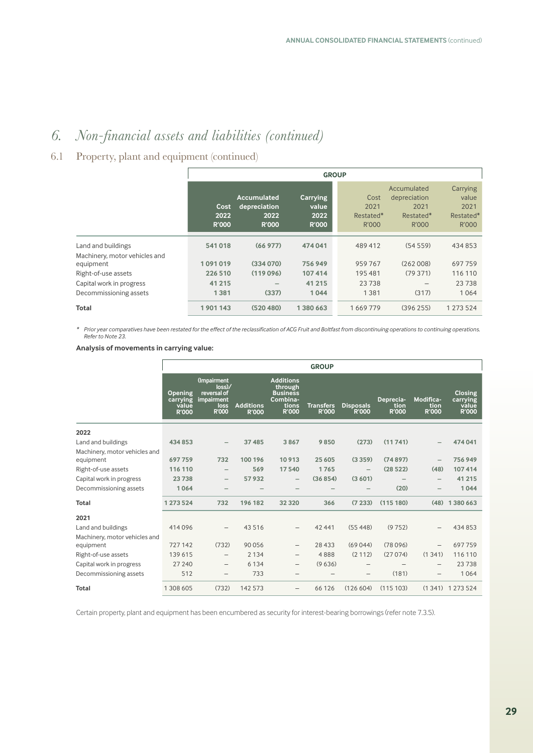# 6. *Non-financial assets and liabilities (continued)*

## 6.1 Property, plant and equipment (continued)

| | GROUP | | | | | |
|---|---|---|---|---|---|---|
| | **Cost 2022 R'000** | **Accumulated depreciation 2022 R'000** | **Carrying value 2022 R'000** | Cost 2021 Restated* R'000 | Accumulated depreciation 2021 Restated* R'000 | Carrying value 2021 Restated* R'000 |
| Land and buildings | **541 018** | **(66 977)** | **474 041** | 489 412 | (54 559) | 434 853 |
| Machinery, motor vehicles and equipment | **1 091 019** | **(334 070)** | **756 949** | 959 767 | (262 008) | 697 759 |
| Right-of-use assets | **226 510** | **(119 096)** | **107 414** | 195 481 | (79 371) | 116 110 |
| Capital work in progress | **41 215** | **–** | **41 215** | 23 738 | – | 23 738 |
| Decommissioning assets | **1 381** | **(337)** | **1 044** | 1 381 | (317) | 1 064 |
| **Total** | **1 901 143** | **(520 480)** | **1 380 663** | 1 669 779 | (396 255) | 1 273 524 |

\* *Prior year comparatives have been restated for the effect of the reclassification of ACG Fruit and Boltfast from discontinuing operations to continuing operations. Refer to Note 23.*

**Analysis of movements in carrying value:**

| | GROUP | | | | | | | | |
|---|---|---|---|---|---|---|---|---|---|
| | **Opening carrying value R'000** | **(Impairment loss)/ reversal of impairment loss R'000** | **Additions R'000** | **Additions through Business Combinations R'000** | **Transfers R'000** | **Disposals R'000** | **Depreciation R'000** | **Modification R'000** | **Closing carrying value R'000** |
| **2022** | | | | | | | | | |
| Land and buildings | **434 853** | **–** | **37 485** | **3 867** | **9 850** | **(273)** | **(11 741)** | **–** | **474 041** |
| Machinery, motor vehicles and equipment | **697 759** | **732** | **100 196** | **10 913** | **25 605** | **(3 359)** | **(74 897)** | **–** | **756 949** |
| Right-of-use assets | **116 110** | **–** | **569** | **17 540** | **1 765** | **–** | **(28 522)** | **(48)** | **107 414** |
| Capital work in progress | **23 738** | **–** | **57 932** | **–** | **(36 854)** | **(3 601)** | **–** | **–** | **41 215** |
| Decommissioning assets | **1 064** | **–** | **–** | **–** | **–** | **–** | **(20)** | **–** | **1 044** |
| **Total** | **1 273 524** | **732** | **196 182** | **32 320** | **366** | **(7 233)** | **(115 180)** | **(48)** | **1 380 663** |
| **2021** | | | | | | | | | |
| Land and buildings | 414 096 | – | 43 516 | – | 42 441 | (55 448) | (9 752) | – | 434 853 |
| Machinery, motor vehicles and equipment | 727 142 | (732) | 90 056 | – | 28 433 | (69 044) | (78 096) | – | 697 759 |
| Right-of-use assets | 139 615 | – | 2 134 | – | 4 888 | (2 112) | (27 074) | (1 341) | 116 110 |
| Capital work in progress | 27 240 | – | 6 134 | – | (9 636) | – | – | – | 23 738 |
| Decommissioning assets | 512 | – | 733 | – | – | – | (181) | – | 1 064 |
| **Total** | 1 308 605 | (732) | 142 573 | – | 66 126 | (126 604) | (115 103) | (1 341) | 1 273 524 |

Certain property, plant and equipment has been encumbered as security for interest-bearing borrowings (refer note 7.3.5).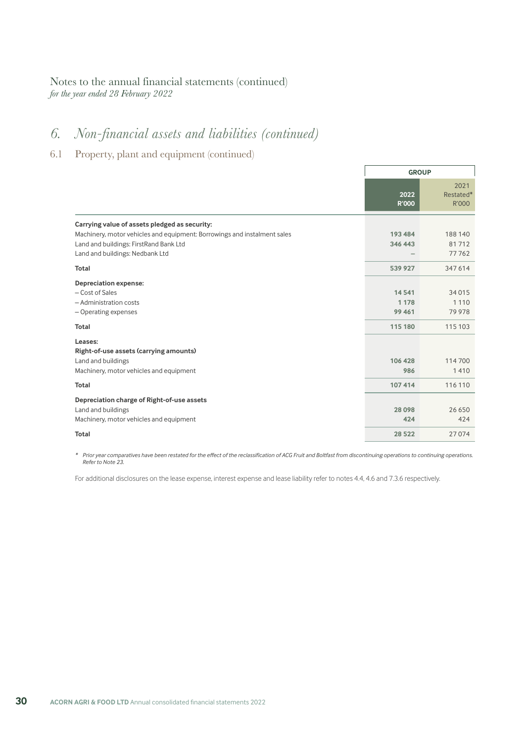Notes to the annual financial statements (continued)
*for the year ended 28 February 2022*

# 6. Non-financial assets and liabilities (continued)

## 6.1 Property, plant and equipment (continued)

| | GROUP | |
|---|---|---|
| | 2022 R'000 | 2021 Restated* R'000 |
| **Carrying value of assets pledged as security:** | | |
| Machinery, motor vehicles and equipment: Borrowings and instalment sales | 193 484 | 188 140 |
| Land and buildings: FirstRand Bank Ltd | 346 443 | 81 712 |
| Land and buildings: Nedbank Ltd | – | 77 762 |
| **Total** | 539 927 | 347 614 |
| **Depreciation expense:** | | |
| – Cost of Sales | 14 541 | 34 015 |
| – Administration costs | 1 178 | 1 110 |
| – Operating expenses | 99 461 | 79 978 |
| **Total** | 115 180 | 115 103 |
| **Leases:** | | |
| **Right-of-use assets (carrying amounts)** | | |
| Land and buildings | 106 428 | 114 700 |
| Machinery, motor vehicles and equipment | 986 | 1 410 |
| **Total** | 107 414 | 116 110 |
| **Depreciation charge of Right-of-use assets** | | |
| Land and buildings | 28 098 | 26 650 |
| Machinery, motor vehicles and equipment | 424 | 424 |
| **Total** | 28 522 | 27 074 |

*\* Prior year comparatives have been restated for the effect of the reclassification of ACG Fruit and Boltfast from discontinuing operations to continuing operations. Refer to Note 23.*

For additional disclosures on the lease expense, interest expense and lease liability refer to notes 4.4, 4.6 and 7.3.6 respectively.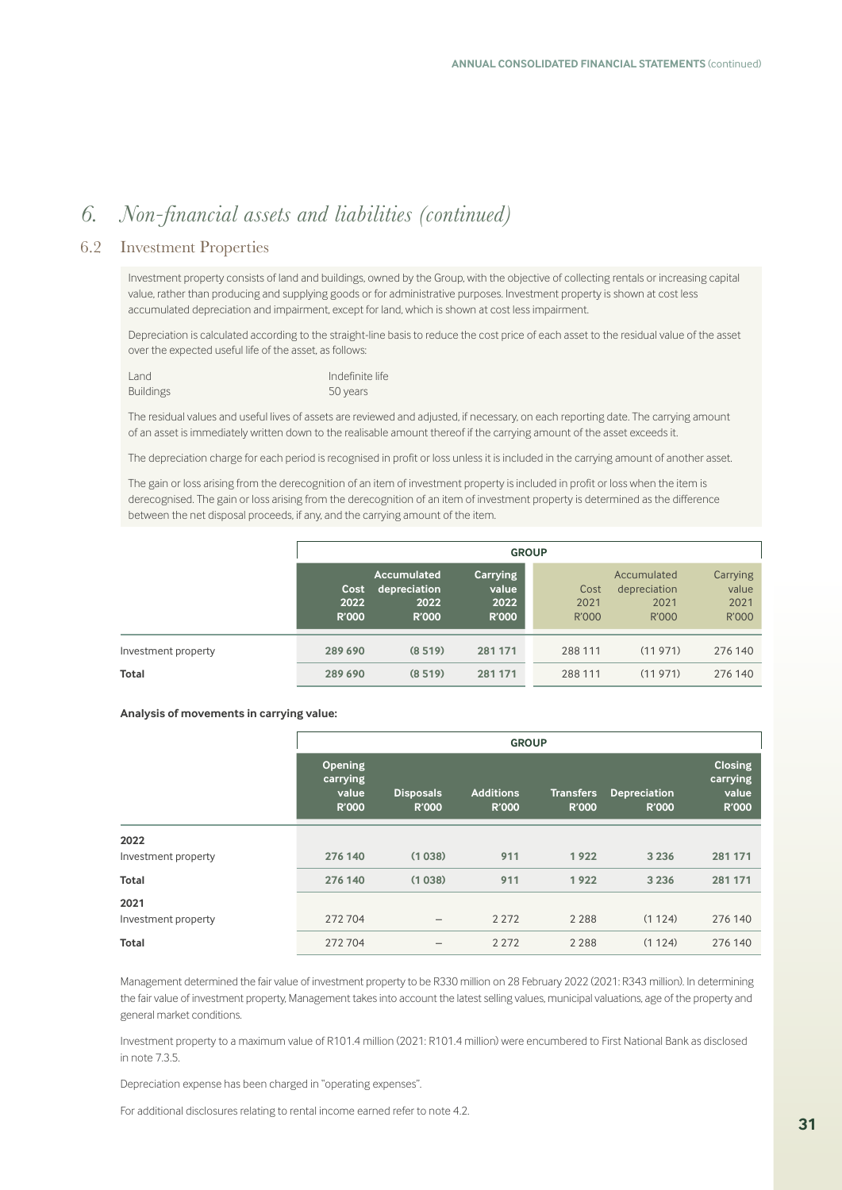# 6. Non-financial assets and liabilities (continued)

## 6.2 Investment Properties

Investment property consists of land and buildings, owned by the Group, with the objective of collecting rentals or increasing capital value, rather than producing and supplying goods or for administrative purposes. Investment property is shown at cost less accumulated depreciation and impairment, except for land, which is shown at cost less impairment.

Depreciation is calculated according to the straight-line basis to reduce the cost price of each asset to the residual value of the asset over the expected useful life of the asset, as follows:

| | |
|---|---|
| Land | Indefinite life |
| Buildings | 50 years |

The residual values and useful lives of assets are reviewed and adjusted, if necessary, on each reporting date. The carrying amount of an asset is immediately written down to the realisable amount thereof if the carrying amount of the asset exceeds it.

The depreciation charge for each period is recognised in profit or loss unless it is included in the carrying amount of another asset.

The gain or loss arising from the derecognition of an item of investment property is included in profit or loss when the item is derecognised. The gain or loss arising from the derecognition of an item of investment property is determined as the difference between the net disposal proceeds, if any, and the carrying amount of the item.

| | GROUP | | | | | |
|---|---|---|---|---|---|---|
| | Cost 2022 R'000 | Accumulated depreciation 2022 R'000 | Carrying value 2022 R'000 | Cost 2021 R'000 | Accumulated depreciation 2021 R'000 | Carrying value 2021 R'000 |
| Investment property | 289 690 | (8 519) | 281 171 | 288 111 | (11 971) | 276 140 |
| **Total** | 289 690 | (8 519) | 281 171 | 288 111 | (11 971) | 276 140 |

**Analysis of movements in carrying value:**

| | GROUP | | | | | |
|---|---|---|---|---|---|---|
| | Opening carrying value R'000 | Disposals R'000 | Additions R'000 | Transfers R'000 | Depreciation R'000 | Closing carrying value R'000 |
| **2022** | | | | | | |
| Investment property | 276 140 | (1 038) | 911 | 1 922 | 3 236 | 281 171 |
| **Total** | 276 140 | (1 038) | 911 | 1 922 | 3 236 | 281 171 |
| **2021** | | | | | | |
| Investment property | 272 704 | – | 2 272 | 2 288 | (1 124) | 276 140 |
| **Total** | 272 704 | – | 2 272 | 2 288 | (1 124) | 276 140 |

Management determined the fair value of investment property to be R330 million on 28 February 2022 (2021: R343 million). In determining the fair value of investment property, Management takes into account the latest selling values, municipal valuations, age of the property and general market conditions.

Investment property to a maximum value of R101.4 million (2021: R101.4 million) were encumbered to First National Bank as disclosed in note 7.3.5.

Depreciation expense has been charged in "operating expenses".

For additional disclosures relating to rental income earned refer to note 4.2.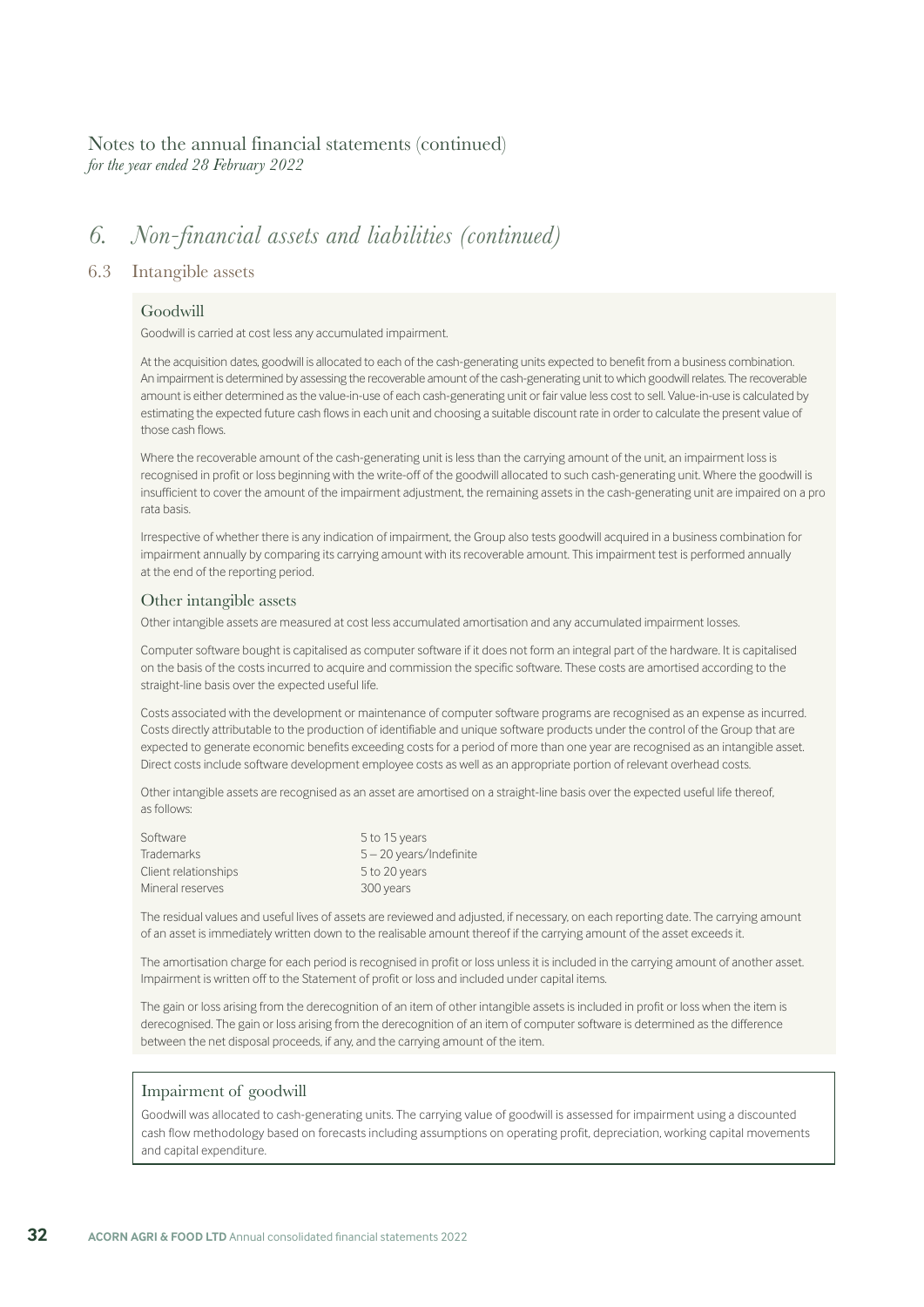Notes to the annual financial statements (continued)
*for the year ended 28 February 2022*

# *6. Non-financial assets and liabilities (continued)*

## 6.3 Intangible assets

### Goodwill

Goodwill is carried at cost less any accumulated impairment.

At the acquisition dates, goodwill is allocated to each of the cash-generating units expected to benefit from a business combination. An impairment is determined by assessing the recoverable amount of the cash-generating unit to which goodwill relates. The recoverable amount is either determined as the value-in-use of each cash-generating unit or fair value less cost to sell. Value-in-use is calculated by estimating the expected future cash flows in each unit and choosing a suitable discount rate in order to calculate the present value of those cash flows.

Where the recoverable amount of the cash-generating unit is less than the carrying amount of the unit, an impairment loss is recognised in profit or loss beginning with the write-off of the goodwill allocated to such cash-generating unit. Where the goodwill is insufficient to cover the amount of the impairment adjustment, the remaining assets in the cash-generating unit are impaired on a pro rata basis.

Irrespective of whether there is any indication of impairment, the Group also tests goodwill acquired in a business combination for impairment annually by comparing its carrying amount with its recoverable amount. This impairment test is performed annually at the end of the reporting period.

### Other intangible assets

Other intangible assets are measured at cost less accumulated amortisation and any accumulated impairment losses.

Computer software bought is capitalised as computer software if it does not form an integral part of the hardware. It is capitalised on the basis of the costs incurred to acquire and commission the specific software. These costs are amortised according to the straight-line basis over the expected useful life.

Costs associated with the development or maintenance of computer software programs are recognised as an expense as incurred. Costs directly attributable to the production of identifiable and unique software products under the control of the Group that are expected to generate economic benefits exceeding costs for a period of more than one year are recognised as an intangible asset. Direct costs include software development employee costs as well as an appropriate portion of relevant overhead costs.

Other intangible assets are recognised as an asset are amortised on a straight-line basis over the expected useful life thereof, as follows:

| | |
|---|---|
| Software | 5 to 15 years |
| Trademarks | 5 – 20 years/Indefinite |
| Client relationships | 5 to 20 years |
| Mineral reserves | 300 years |

The residual values and useful lives of assets are reviewed and adjusted, if necessary, on each reporting date. The carrying amount of an asset is immediately written down to the realisable amount thereof if the carrying amount of the asset exceeds it.

The amortisation charge for each period is recognised in profit or loss unless it is included in the carrying amount of another asset. Impairment is written off to the Statement of profit or loss and included under capital items.

The gain or loss arising from the derecognition of an item of other intangible assets is included in profit or loss when the item is derecognised. The gain or loss arising from the derecognition of an item of computer software is determined as the difference between the net disposal proceeds, if any, and the carrying amount of the item.

### Impairment of goodwill

Goodwill was allocated to cash-generating units. The carrying value of goodwill is assessed for impairment using a discounted cash flow methodology based on forecasts including assumptions on operating profit, depreciation, working capital movements and capital expenditure.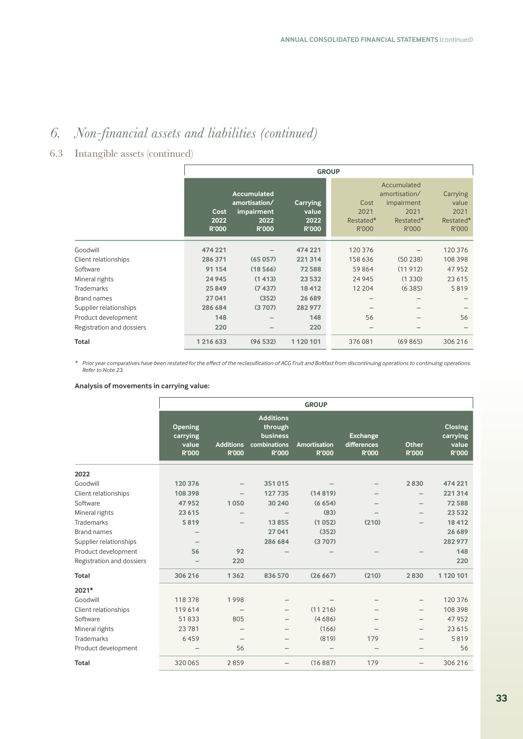# 6. Non-financial assets and liabilities (continued)

## 6.3 Intangible assets (continued)

| | GROUP | | | | | |
|---|---|---|---|---|---|---|
| | Cost 2022 R'000 | Accumulated amortisation/ impairment 2022 R'000 | Carrying value 2022 R'000 | Cost 2021 Restated* R'000 | Accumulated amortisation/ impairment 2021 Restated* R'000 | Carrying value 2021 Restated* R'000 |
| Goodwill | **474 221** | **–** | **474 221** | 120 376 | – | 120 376 |
| Client relationships | **286 371** | **(65 057)** | **221 314** | 158 636 | (50 238) | 108 398 |
| Software | **91 154** | **(18 566)** | **72 588** | 59 864 | (11 912) | 47 952 |
| Mineral rights | **24 945** | **(1 413)** | **23 532** | 24 945 | (1 330) | 23 615 |
| Trademarks | **25 849** | **(7 437)** | **18 412** | 12 204 | (6 385) | 5 819 |
| Brand names | **27 041** | **(352)** | **26 689** | – | – | – |
| Supplier relationships | **286 684** | **(3 707)** | **282 977** | – | – | – |
| Product development | **148** | **–** | **148** | 56 | – | 56 |
| Registration and dossiers | **220** | **–** | **220** | – | – | – |
| **Total** | **1 216 633** | **(96 532)** | **1 120 101** | 376 081 | (69 865) | 306 216 |

*\* Prior year comparatives have been restated for the effect of the reclassification of ACG Fruit and Boltfast from discontinuing operations to continuing operations. Refer to Note 23.*

**Analysis of movements in carrying value:**

| | GROUP | | | | | | |
|---|---|---|---|---|---|---|---|
| | Opening carrying value R'000 | Additions R'000 | Additions through business combinations R'000 | Amortisation R'000 | Exchange differences R'000 | Other R'000 | Closing carrying value R'000 |
| **2022** | | | | | | | |
| Goodwill | **120 376** | **–** | **351 015** | **–** | **–** | **2 830** | **474 221** |
| Client relationships | **108 398** | **–** | **127 735** | **(14 819)** | **–** | **–** | **221 314** |
| Software | **47 952** | **1 050** | **30 240** | **(6 654)** | **–** | **–** | **72 588** |
| Mineral rights | **23 615** | **–** | **–** | **(83)** | **–** | **–** | **23 532** |
| Trademarks | **5 819** | **–** | **13 855** | **(1 052)** | **(210)** | **–** | **18 412** |
| Brand names | **–** | | **27 041** | **(352)** | | | **26 689** |
| Supplier relationships | **–** | | **286 684** | **(3 707)** | | | **282 977** |
| Product development | **56** | **92** | **–** | **–** | **–** | **–** | **148** |
| Registration and dossiers | **–** | **220** | | | | | **220** |
| **Total** | **306 216** | **1 362** | **836 570** | **(26 667)** | **(210)** | **2 830** | **1 120 101** |
| **2021*** | | | | | | | |
| Goodwill | 118 378 | 1 998 | – | – | – | – | 120 376 |
| Client relationships | 119 614 | – | – | (11 216) | – | – | 108 398 |
| Software | 51 833 | 805 | – | (4 686) | – | – | 47 952 |
| Mineral rights | 23 781 | – | – | (166) | – | – | 23 615 |
| Trademarks | 6 459 | – | – | (819) | 179 | – | 5 819 |
| Product development | – | 56 | – | – | – | – | 56 |
| **Total** | 320 065 | 2 859 | – | (16 887) | 179 | – | 306 216 |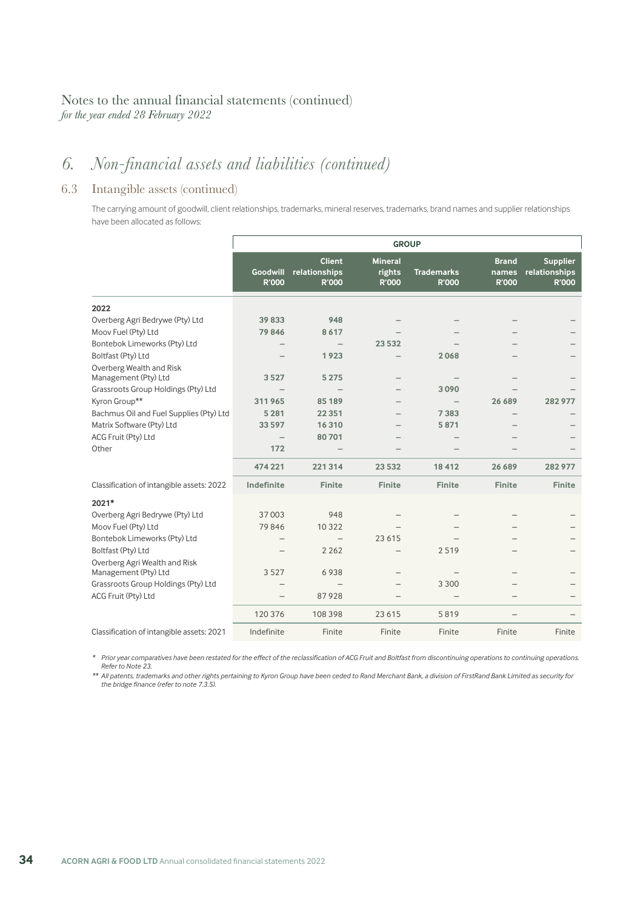Notes to the annual financial statements (continued)
*for the year ended 28 February 2022*

# 6. Non-financial assets and liabilities (continued)

## 6.3 Intangible assets (continued)

The carrying amount of goodwill, client relationships, trademarks, mineral reserves, trademarks, brand names and supplier relationships have been allocated as follows:

| | GROUP | | | | | |
|---|---|---|---|---|---|---|
| | Goodwill R'000 | Client relationships R'000 | Mineral rights R'000 | Trademarks R'000 | Brand names R'000 | Supplier relationships R'000 |
| **2022** | | | | | | |
| Overberg Agri Bedrywe (Pty) Ltd | **39 833** | **948** | – | – | – | – |
| Moov Fuel (Pty) Ltd | **79 846** | **8 617** | – | – | – | – |
| Bontebok Limeworks (Pty) Ltd | – | – | **23 532** | – | – | – |
| Boltfast (Pty) Ltd | – | **1 923** | – | **2 068** | – | – |
| Overberg Wealth and Risk Management (Pty) Ltd | **3 527** | **5 275** | – | – | – | – |
| Grassroots Group Holdings (Pty) Ltd | – | – | – | **3 090** | – | – |
| Kyron Group** | **311 965** | **85 189** | – | – | **26 689** | **282 977** |
| Bachmus Oil and Fuel Supplies (Pty) Ltd | **5 281** | **22 351** | – | **7 383** | – | – |
| Matrix Software (Pty) Ltd | **33 597** | **16 310** | – | **5 871** | – | – |
| ACG Fruit (Pty) Ltd | – | **80 701** | – | – | – | – |
| Other | **172** | – | – | – | – | – |
| | **474 221** | **221 314** | **23 532** | **18 412** | **26 689** | **282 977** |
| Classification of intangible assets: 2022 | **Indefinite** | **Finite** | **Finite** | **Finite** | **Finite** | **Finite** |
| **2021*** | | | | | | |
| Overberg Agri Bedrywe (Pty) Ltd | 37 003 | 948 | – | – | – | – |
| Moov Fuel (Pty) Ltd | 79 846 | 10 322 | – | – | – | – |
| Bontebok Limeworks (Pty) Ltd | – | – | 23 615 | – | – | – |
| Boltfast (Pty) Ltd | – | 2 262 | – | 2 519 | – | – |
| Overberg Agri Wealth and Risk Management (Pty) Ltd | 3 527 | 6 938 | – | – | – | – |
| Grassroots Group Holdings (Pty) Ltd | – | – | – | 3 300 | – | – |
| ACG Fruit (Pty) Ltd | – | 87 928 | – | – | – | – |
| | 120 376 | 108 398 | 23 615 | 5 819 | – | – |
| Classification of intangible assets: 2021 | Indefinite | Finite | Finite | Finite | Finite | Finite |

\* *Prior year comparatives have been restated for the effect of the reclassification of ACG Fruit and Boltfast from discontinuing operations to continuing operations. Refer to Note 23.*

\*\* *All patents, trademarks and other rights pertaining to Kyron Group have been ceded to Rand Merchant Bank, a division of FirstRand Bank Limited as security for the bridge finance (refer to note 7.3.5).*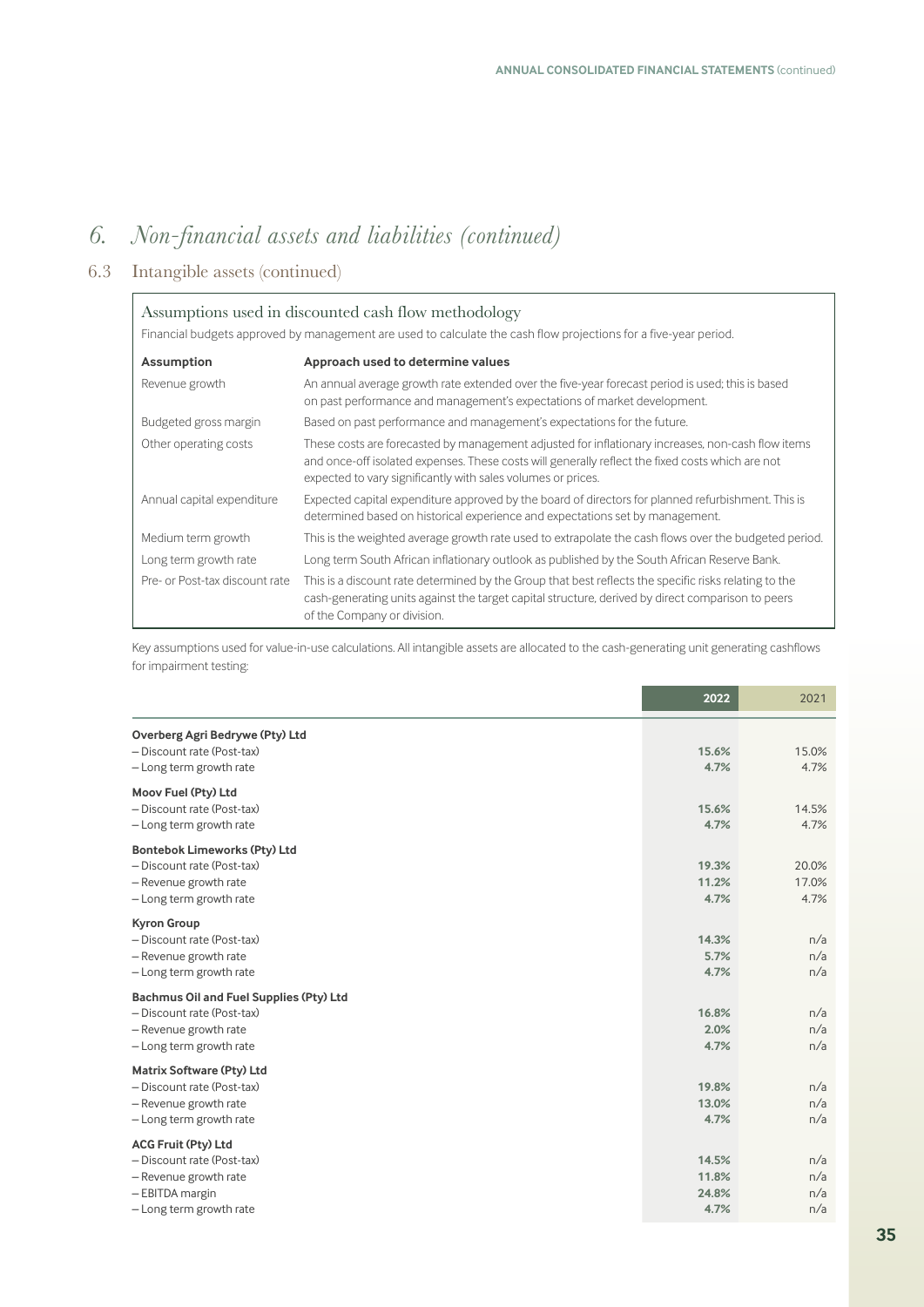# 6. *Non-financial assets and liabilities (continued)*

## 6.3 Intangible assets (continued)

### Assumptions used in discounted cash flow methodology

Financial budgets approved by management are used to calculate the cash flow projections for a five-year period.

| Assumption | Approach used to determine values |
|---|---|
| Revenue growth | An annual average growth rate extended over the five-year forecast period is used; this is based on past performance and management's expectations of market development. |
| Budgeted gross margin | Based on past performance and management's expectations for the future. |
| Other operating costs | These costs are forecasted by management adjusted for inflationary increases, non-cash flow items and once-off isolated expenses. These costs will generally reflect the fixed costs which are not expected to vary significantly with sales volumes or prices. |
| Annual capital expenditure | Expected capital expenditure approved by the board of directors for planned refurbishment. This is determined based on historical experience and expectations set by management. |
| Medium term growth | This is the weighted average growth rate used to extrapolate the cash flows over the budgeted period. |
| Long term growth rate | Long term South African inflationary outlook as published by the South African Reserve Bank. |
| Pre- or Post-tax discount rate | This is a discount rate determined by the Group that best reflects the specific risks relating to the cash-generating units against the target capital structure, derived by direct comparison to peers of the Company or division. |

Key assumptions used for value-in-use calculations. All intangible assets are allocated to the cash-generating unit generating cashflows for impairment testing:

| | 2022 | 2021 |
|---|---|---|
| **Overberg Agri Bedrywe (Pty) Ltd** | | |
| – Discount rate (Post-tax) | **15.6%** | 15.0% |
| – Long term growth rate | **4.7%** | 4.7% |
| **Moov Fuel (Pty) Ltd** | | |
| – Discount rate (Post-tax) | **15.6%** | 14.5% |
| – Long term growth rate | **4.7%** | 4.7% |
| **Bontebok Limeworks (Pty) Ltd** | | |
| – Discount rate (Post-tax) | **19.3%** | 20.0% |
| – Revenue growth rate | **11.2%** | 17.0% |
| – Long term growth rate | **4.7%** | 4.7% |
| **Kyron Group** | | |
| – Discount rate (Post-tax) | **14.3%** | n/a |
| – Revenue growth rate | **5.7%** | n/a |
| – Long term growth rate | **4.7%** | n/a |
| **Bachmus Oil and Fuel Supplies (Pty) Ltd** | | |
| – Discount rate (Post-tax) | **16.8%** | n/a |
| – Revenue growth rate | **2.0%** | n/a |
| – Long term growth rate | **4.7%** | n/a |
| **Matrix Software (Pty) Ltd** | | |
| – Discount rate (Post-tax) | **19.8%** | n/a |
| – Revenue growth rate | **13.0%** | n/a |
| – Long term growth rate | **4.7%** | n/a |
| **ACG Fruit (Pty) Ltd** | | |
| – Discount rate (Post-tax) | **14.5%** | n/a |
| – Revenue growth rate | **11.8%** | n/a |
| – EBITDA margin | **24.8%** | n/a |
| – Long term growth rate | **4.7%** | n/a |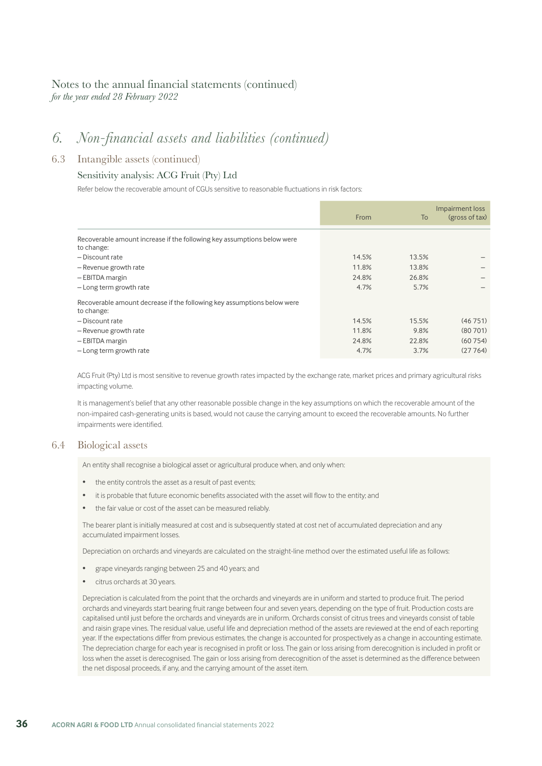Notes to the annual financial statements (continued)
*for the year ended 28 February 2022*

# 6. *Non-financial assets and liabilities (continued)*

## 6.3 Intangible assets (continued)

### Sensitivity analysis: ACG Fruit (Pty) Ltd

Refer below the recoverable amount of CGUs sensitive to reasonable fluctuations in risk factors:

| | From | To | Impairment loss (gross of tax) |
|---|---|---|---|
| Recoverable amount increase if the following key assumptions below were to change: | | | |
| – Discount rate | 14.5% | 13.5% | – |
| – Revenue growth rate | 11.8% | 13.8% | – |
| – EBITDA margin | 24.8% | 26.8% | – |
| – Long term growth rate | 4.7% | 5.7% | – |
| Recoverable amount decrease if the following key assumptions below were to change: | | | |
| – Discount rate | 14.5% | 15.5% | (46 751) |
| – Revenue growth rate | 11.8% | 9.8% | (80 701) |
| – EBITDA margin | 24.8% | 22.8% | (60 754) |
| – Long term growth rate | 4.7% | 3.7% | (27 764) |

ACG Fruit (Pty) Ltd is most sensitive to revenue growth rates impacted by the exchange rate, market prices and primary agricultural risks impacting volume.

It is management's belief that any other reasonable possible change in the key assumptions on which the recoverable amount of the non-impaired cash-generating units is based, would not cause the carrying amount to exceed the recoverable amounts. No further impairments were identified.

## 6.4 Biological assets

An entity shall recognise a biological asset or agricultural produce when, and only when:

- the entity controls the asset as a result of past events;
- it is probable that future economic benefits associated with the asset will flow to the entity; and
- the fair value or cost of the asset can be measured reliably.

The bearer plant is initially measured at cost and is subsequently stated at cost net of accumulated depreciation and any accumulated impairment losses.

Depreciation on orchards and vineyards are calculated on the straight-line method over the estimated useful life as follows:

- grape vineyards ranging between 25 and 40 years; and
- citrus orchards at 30 years.

Depreciation is calculated from the point that the orchards and vineyards are in uniform and started to produce fruit. The period orchards and vineyards start bearing fruit range between four and seven years, depending on the type of fruit. Production costs are capitalised until just before the orchards and vineyards are in uniform. Orchards consist of citrus trees and vineyards consist of table and raisin grape vines. The residual value, useful life and depreciation method of the assets are reviewed at the end of each reporting year. If the expectations differ from previous estimates, the change is accounted for prospectively as a change in accounting estimate. The depreciation charge for each year is recognised in profit or loss. The gain or loss arising from derecognition is included in profit or loss when the asset is derecognised. The gain or loss arising from derecognition of the asset is determined as the difference between the net disposal proceeds, if any, and the carrying amount of the asset item.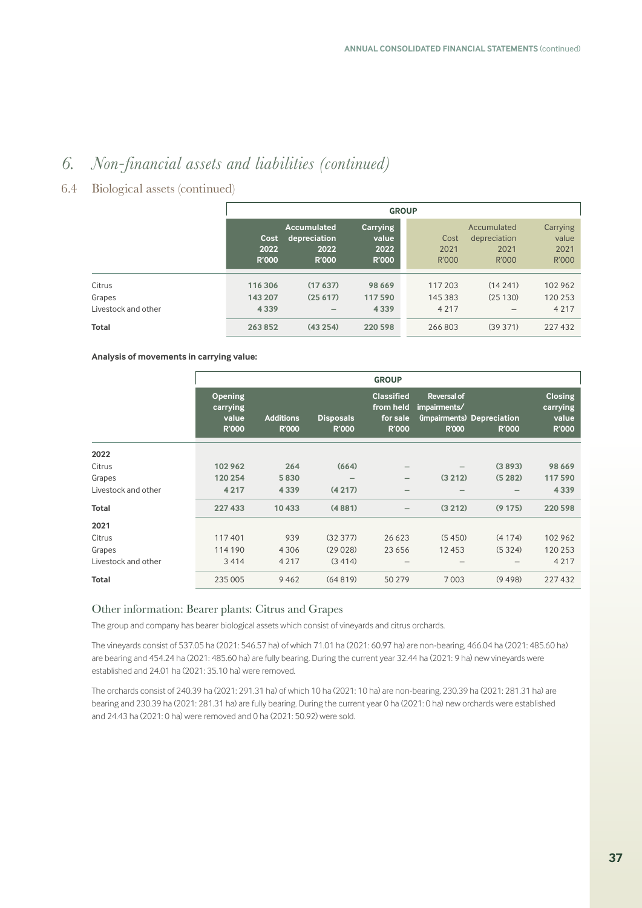## 6. *Non-financial assets and liabilities (continued)*

### 6.4 Biological assets (continued)

| | GROUP | | | | | |
|---|---|---|---|---|---|---|
| | **Cost 2022 R'000** | **Accumulated depreciation 2022 R'000** | **Carrying value 2022 R'000** | Cost 2021 R'000 | Accumulated depreciation 2021 R'000 | Carrying value 2021 R'000 |
| Citrus | **116 306** | **(17 637)** | **98 669** | 117 203 | (14 241) | 102 962 |
| Grapes | **143 207** | **(25 617)** | **117 590** | 145 383 | (25 130) | 120 253 |
| Livestock and other | **4 339** | **–** | **4 339** | 4 217 | – | 4 217 |
| **Total** | **263 852** | **(43 254)** | **220 598** | 266 803 | (39 371) | 227 432 |

**Analysis of movements in carrying value:**

| | GROUP | | | | | | |
|---|---|---|---|---|---|---|---|
| | **Opening carrying value R'000** | **Additions R'000** | **Disposals R'000** | **Classified from held for sale R'000** | **Reversal of impairments/ (impairments) R'000** | **Depreciation R'000** | **Closing carrying value R'000** |
| **2022** | | | | | | | |
| Citrus | **102 962** | **264** | **(664)** | **–** | **–** | **(3 893)** | **98 669** |
| Grapes | **120 254** | **5 830** | **–** | **–** | **(3 212)** | **(5 282)** | **117 590** |
| Livestock and other | **4 217** | **4 339** | **(4 217)** | **–** | **–** | **–** | **4 339** |
| **Total** | **227 433** | **10 433** | **(4 881)** | **–** | **(3 212)** | **(9 175)** | **220 598** |
| **2021** | | | | | | | |
| Citrus | 117 401 | 939 | (32 377) | 26 623 | (5 450) | (4 174) | 102 962 |
| Grapes | 114 190 | 4 306 | (29 028) | 23 656 | 12 453 | (5 324) | 120 253 |
| Livestock and other | 3 414 | 4 217 | (3 414) | – | – | – | 4 217 |
| **Total** | 235 005 | 9 462 | (64 819) | 50 279 | 7 003 | (9 498) | 227 432 |

### Other information: Bearer plants: Citrus and Grapes

The group and company has bearer biological assets which consist of vineyards and citrus orchards.

The vineyards consist of 537.05 ha (2021: 546.57 ha) of which 71.01 ha (2021: 60.97 ha) are non-bearing, 466.04 ha (2021: 485.60 ha) are bearing and 454.24 ha (2021: 485.60 ha) are fully bearing. During the current year 32.44 ha (2021: 9 ha) new vineyards were established and 24.01 ha (2021: 35.10 ha) were removed.

The orchards consist of 240.39 ha (2021: 291.31 ha) of which 10 ha (2021: 10 ha) are non-bearing, 230.39 ha (2021: 281.31 ha) are bearing and 230.39 ha (2021: 281.31 ha) are fully bearing. During the current year 0 ha (2021: 0 ha) new orchards were established and 24.43 ha (2021: 0 ha) were removed and 0 ha (2021: 50.92) were sold.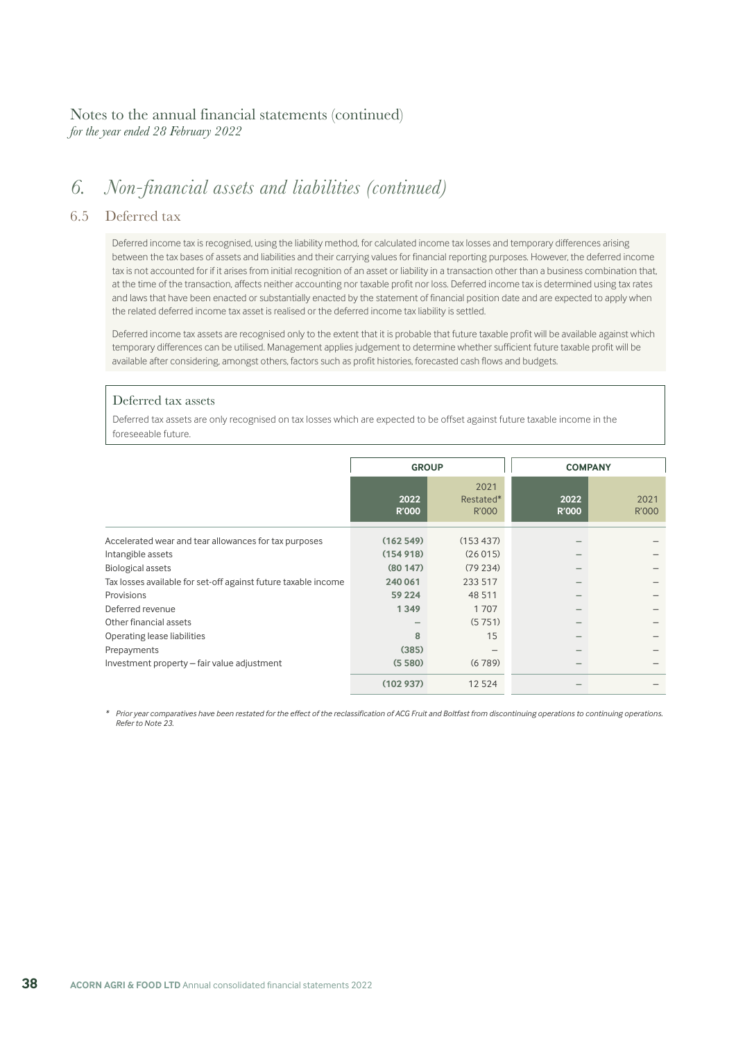Notes to the annual financial statements (continued)
*for the year ended 28 February 2022*

# 6. *Non-financial assets and liabilities (continued)*

## 6.5 Deferred tax

Deferred income tax is recognised, using the liability method, for calculated income tax losses and temporary differences arising between the tax bases of assets and liabilities and their carrying values for financial reporting purposes. However, the deferred income tax is not accounted for if it arises from initial recognition of an asset or liability in a transaction other than a business combination that, at the time of the transaction, affects neither accounting nor taxable profit nor loss. Deferred income tax is determined using tax rates and laws that have been enacted or substantially enacted by the statement of financial position date and are expected to apply when the related deferred income tax asset is realised or the deferred income tax liability is settled.

Deferred income tax assets are recognised only to the extent that it is probable that future taxable profit will be available against which temporary differences can be utilised. Management applies judgement to determine whether sufficient future taxable profit will be available after considering, amongst others, factors such as profit histories, forecasted cash flows and budgets.

### Deferred tax assets

Deferred tax assets are only recognised on tax losses which are expected to be offset against future taxable income in the foreseeable future.

| | GROUP | | COMPANY | |
|---|---|---|---|---|
| | **2022 R'000** | 2021 Restated* R'000 | **2022 R'000** | 2021 R'000 |
| Accelerated wear and tear allowances for tax purposes | **(162 549)** | (153 437) | – | – |
| Intangible assets | **(154 918)** | (26 015) | – | – |
| Biological assets | **(80 147)** | (79 234) | – | – |
| Tax losses available for set-off against future taxable income | **240 061** | 233 517 | – | – |
| Provisions | **59 224** | 48 511 | – | – |
| Deferred revenue | **1 349** | 1 707 | – | – |
| Other financial assets | **–** | (5 751) | – | – |
| Operating lease liabilities | **8** | 15 | – | – |
| Prepayments | **(385)** | – | – | – |
| Investment property – fair value adjustment | **(5 580)** | (6 789) | – | – |
| | **(102 937)** | 12 524 | – | – |

\* *Prior year comparatives have been restated for the effect of the reclassification of ACG Fruit and Boltfast from discontinuing operations to continuing operations. Refer to Note 23.*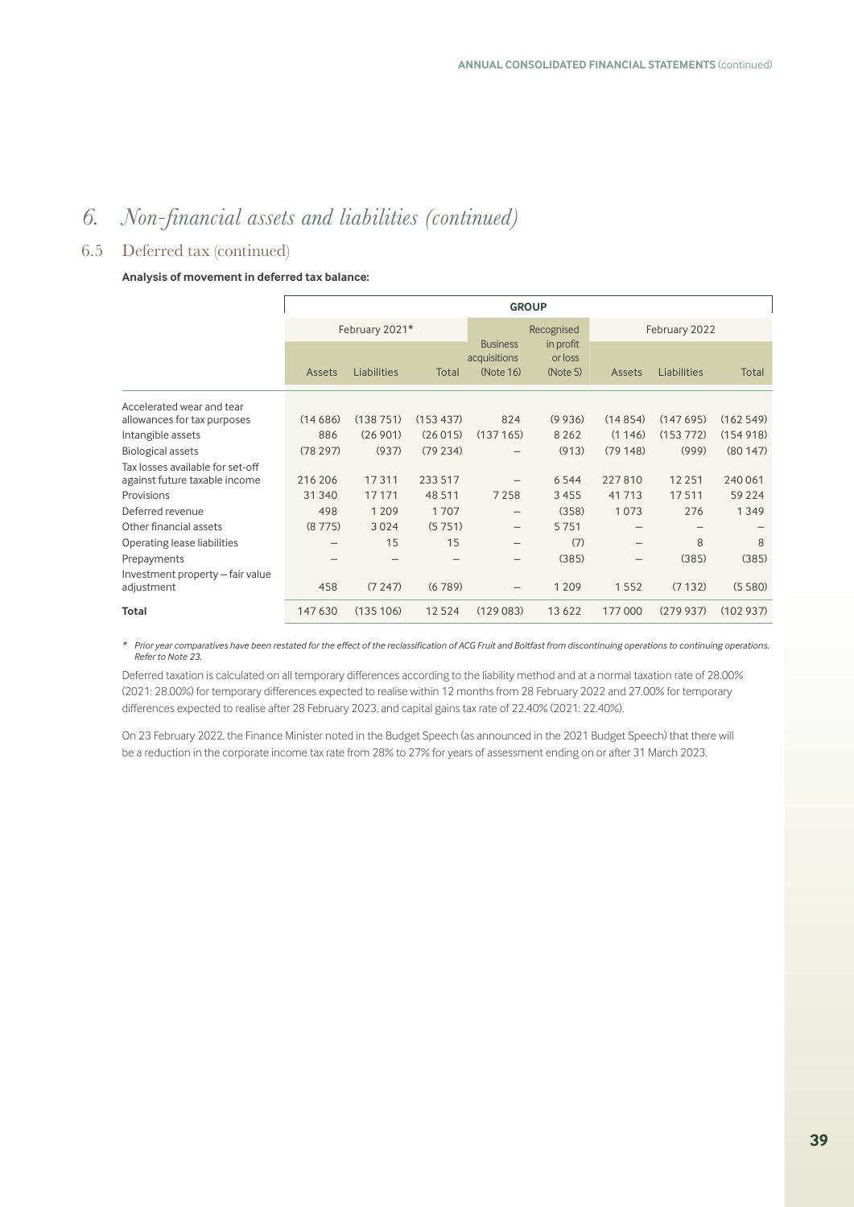# 6. *Non-financial assets and liabilities (continued)*

## 6.5 Deferred tax (continued)

**Analysis of movement in deferred tax balance:**

| | GROUP | | | | | | | |
|---|---|---|---|---|---|---|---|---|
| | February 2021* | | | | Recognised | February 2022 | | |
| | Assets | Liabilities | Total | Business acquisitions (Note 16) | in profit or loss (Note 5) | Assets | Liabilities | Total |
| Accelerated wear and tear allowances for tax purposes | (14 686) | (138 751) | (153 437) | 824 | (9 936) | (14 854) | (147 695) | (162 549) |
| Intangible assets | 886 | (26 901) | (26 015) | (137 165) | 8 262 | (1 146) | (153 772) | (154 918) |
| Biological assets | (78 297) | (937) | (79 234) | – | (913) | (79 148) | (999) | (80 147) |
| Tax losses available for set-off against future taxable income | 216 206 | 17 311 | 233 517 | – | 6 544 | 227 810 | 12 251 | 240 061 |
| Provisions | 31 340 | 17 171 | 48 511 | 7 258 | 3 455 | 41 713 | 17 511 | 59 224 |
| Deferred revenue | 498 | 1 209 | 1 707 | – | (358) | 1 073 | 276 | 1 349 |
| Other financial assets | (8 775) | 3 024 | (5 751) | – | 5 751 | – | – | – |
| Operating lease liabilities | – | 15 | 15 | – | (7) | – | 8 | 8 |
| Prepayments | – | – | – | – | (385) | – | (385) | (385) |
| Investment property – fair value adjustment | 458 | (7 247) | (6 789) | – | 1 209 | 1 552 | (7 132) | (5 580) |
| **Total** | 147 630 | (135 106) | 12 524 | (129 083) | 13 622 | 177 000 | (279 937) | (102 937) |

\* *Prior year comparatives have been restated for the effect of the reclassification of ACG Fruit and Boltfast from discontinuing operations to continuing operations. Refer to Note 23.*

Deferred taxation is calculated on all temporary differences according to the liability method and at a normal taxation rate of 28.00% (2021: 28.00%) for temporary differences expected to realise within 12 months from 28 February 2022 and 27.00% for temporary differences expected to realise after 28 February 2023, and capital gains tax rate of 22.40% (2021: 22.40%).

On 23 February 2022, the Finance Minister noted in the Budget Speech (as announced in the 2021 Budget Speech) that there will be a reduction in the corporate income tax rate from 28% to 27% for years of assessment ending on or after 31 March 2023.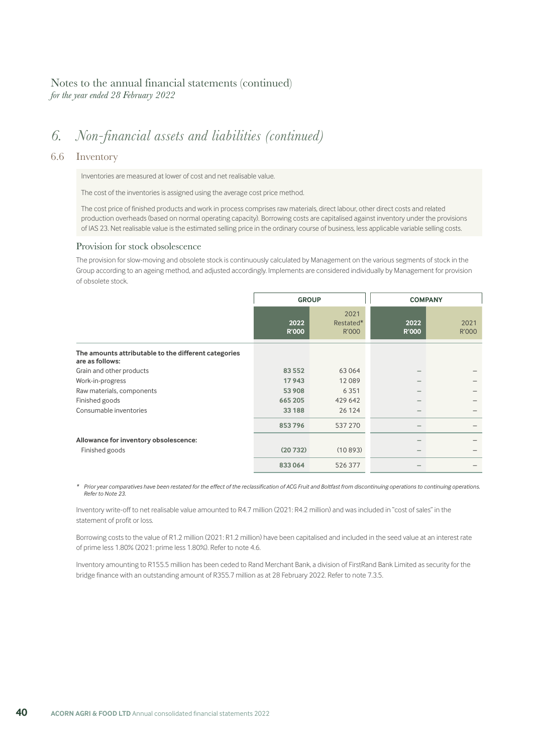Notes to the annual financial statements (continued)
*for the year ended 28 February 2022*

# 6. *Non-financial assets and liabilities (continued)*

## 6.6 Inventory

Inventories are measured at lower of cost and net realisable value.

The cost of the inventories is assigned using the average cost price method.

The cost price of finished products and work in process comprises raw materials, direct labour, other direct costs and related production overheads (based on normal operating capacity). Borrowing costs are capitalised against inventory under the provisions of IAS 23. Net realisable value is the estimated selling price in the ordinary course of business, less applicable variable selling costs.

### Provision for stock obsolescence

The provision for slow-moving and obsolete stock is continuously calculated by Management on the various segments of stock in the Group according to an ageing method, and adjusted accordingly. Implements are considered individually by Management for provision of obsolete stock.

| | GROUP | | COMPANY | |
|---|---|---|---|---|
| | **2022 R'000** | 2021 Restated* R'000 | **2022 R'000** | 2021 R'000 |
| **The amounts attributable to the different categories are as follows:** | | | | |
| Grain and other products | **83 552** | 63 064 | – | – |
| Work-in-progress | **17 943** | 12 089 | – | – |
| Raw materials, components | **53 908** | 6 351 | – | – |
| Finished goods | **665 205** | 429 642 | – | – |
| Consumable inventories | **33 188** | 26 124 | – | – |
| | **853 796** | 537 270 | – | – |
| **Allowance for inventory obsolescence:** | | | – | – |
| Finished goods | **(20 732)** | (10 893) | – | – |
| | **833 064** | 526 377 | – | – |

\* *Prior year comparatives have been restated for the effect of the reclassification of ACG Fruit and Boltfast from discontinuing operations to continuing operations. Refer to Note 23.*

Inventory write-off to net realisable value amounted to R4.7 million (2021: R4.2 million) and was included in "cost of sales" in the statement of profit or loss.

Borrowing costs to the value of R1.2 million (2021: R1.2 million) have been capitalised and included in the seed value at an interest rate of prime less 1.80% (2021: prime less 1.80%). Refer to note 4.6.

Inventory amounting to R155.5 million has been ceded to Rand Merchant Bank, a division of FirstRand Bank Limited as security for the bridge finance with an outstanding amount of R355.7 million as at 28 February 2022. Refer to note 7.3.5.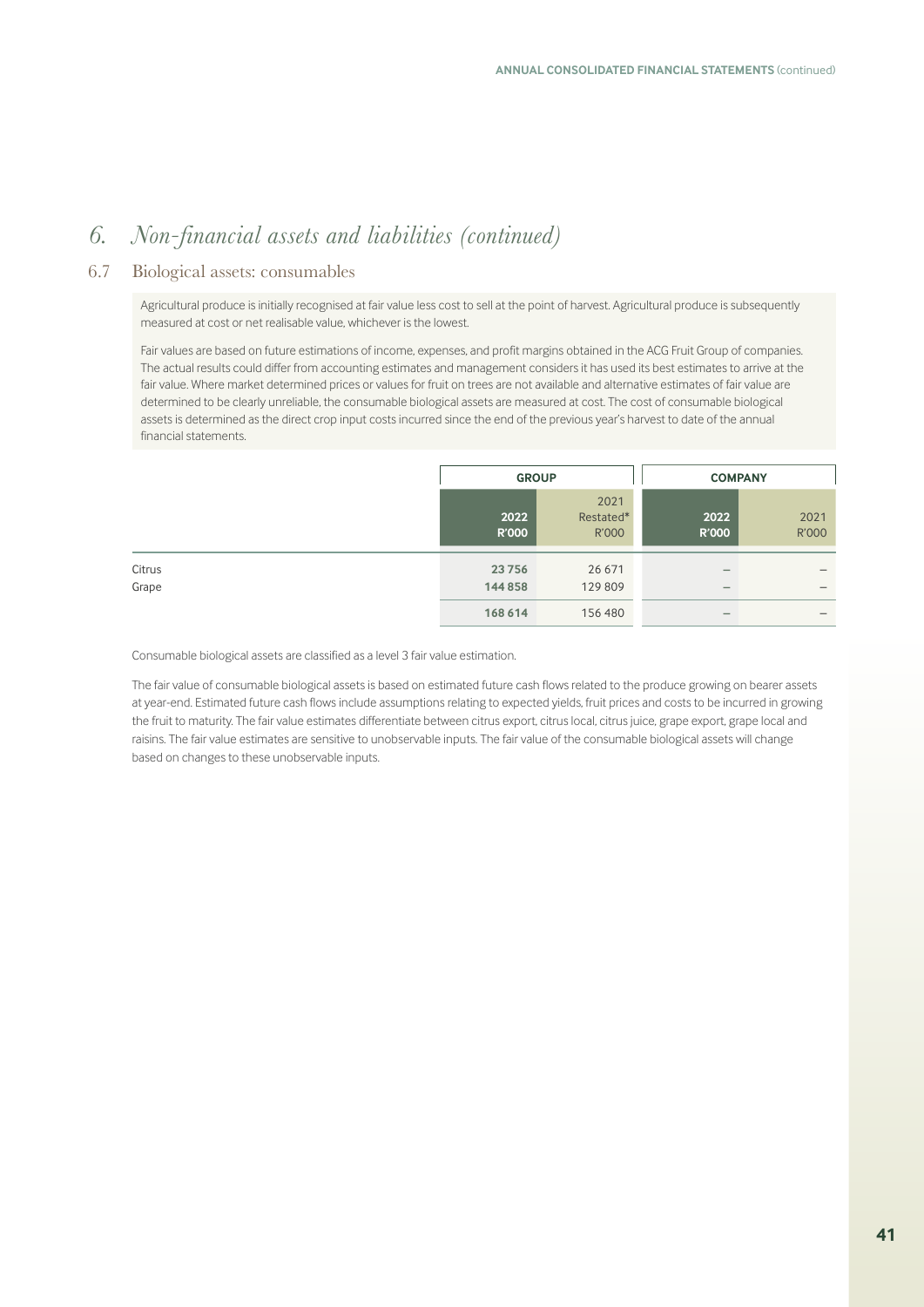## 6. *Non-financial assets and liabilities (continued)*

### 6.7 Biological assets: consumables

Agricultural produce is initially recognised at fair value less cost to sell at the point of harvest. Agricultural produce is subsequently measured at cost or net realisable value, whichever is the lowest.

Fair values are based on future estimations of income, expenses, and profit margins obtained in the ACG Fruit Group of companies. The actual results could differ from accounting estimates and management considers it has used its best estimates to arrive at the fair value. Where market determined prices or values for fruit on trees are not available and alternative estimates of fair value are determined to be clearly unreliable, the consumable biological assets are measured at cost. The cost of consumable biological assets is determined as the direct crop input costs incurred since the end of the previous year's harvest to date of the annual financial statements.

| | GROUP | | COMPANY | |
|---|---|---|---|---|
| | **2022 R'000** | 2021 Restated* R'000 | **2022 R'000** | 2021 R'000 |
| Citrus | **23 756** | 26 671 | **–** | – |
| Grape | **144 858** | 129 809 | **–** | – |
| | **168 614** | 156 480 | **–** | – |

Consumable biological assets are classified as a level 3 fair value estimation.

The fair value of consumable biological assets is based on estimated future cash flows related to the produce growing on bearer assets at year-end. Estimated future cash flows include assumptions relating to expected yields, fruit prices and costs to be incurred in growing the fruit to maturity. The fair value estimates differentiate between citrus export, citrus local, citrus juice, grape export, grape local and raisins. The fair value estimates are sensitive to unobservable inputs. The fair value of the consumable biological assets will change based on changes to these unobservable inputs.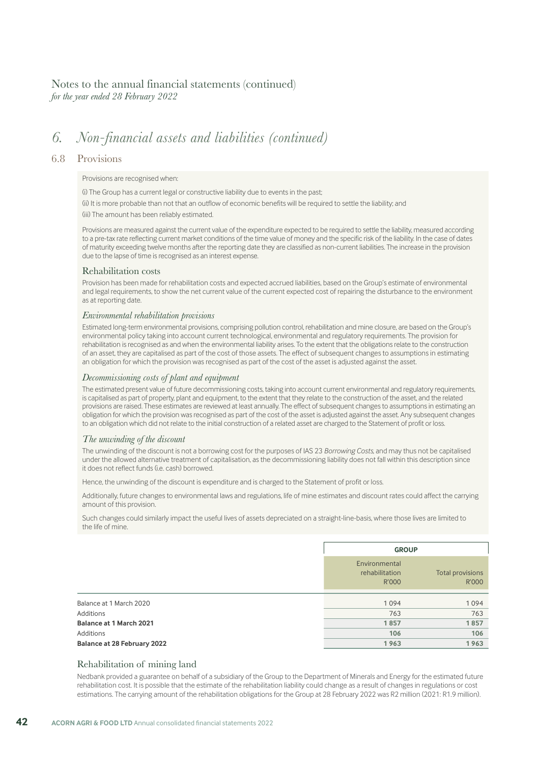# 6. *Non-financial assets and liabilities (continued)*

## 6.8 Provisions

Provisions are recognised when:

(i) The Group has a current legal or constructive liability due to events in the past;

(ii) It is more probable than not that an outflow of economic benefits will be required to settle the liability; and

(iii) The amount has been reliably estimated.

Provisions are measured against the current value of the expenditure expected to be required to settle the liability, measured according to a pre-tax rate reflecting current market conditions of the time value of money and the specific risk of the liability. In the case of dates of maturity exceeding twelve months after the reporting date they are classified as non-current liabilities. The increase in the provision due to the lapse of time is recognised as an interest expense.

### Rehabilitation costs

Provision has been made for rehabilitation costs and expected accrued liabilities, based on the Group's estimate of environmental and legal requirements, to show the net current value of the current expected cost of repairing the disturbance to the environment as at reporting date.

#### *Environmental rehabilitation provisions*

Estimated long-term environmental provisions, comprising pollution control, rehabilitation and mine closure, are based on the Group's environmental policy taking into account current technological, environmental and regulatory requirements. The provision for rehabilitation is recognised as and when the environmental liability arises. To the extent that the obligations relate to the construction of an asset, they are capitalised as part of the cost of those assets. The effect of subsequent changes to assumptions in estimating an obligation for which the provision was recognised as part of the cost of the asset is adjusted against the asset.

#### *Decommissioning costs of plant and equipment*

The estimated present value of future decommissioning costs, taking into account current environmental and regulatory requirements, is capitalised as part of property, plant and equipment, to the extent that they relate to the construction of the asset, and the related provisions are raised. These estimates are reviewed at least annually. The effect of subsequent changes to assumptions in estimating an obligation for which the provision was recognised as part of the cost of the asset is adjusted against the asset. Any subsequent changes to an obligation which did not relate to the initial construction of a related asset are charged to the Statement of profit or loss.

#### *The unwinding of the discount*

The unwinding of the discount is not a borrowing cost for the purposes of IAS 23 *Borrowing Costs*, and may thus not be capitalised under the allowed alternative treatment of capitalisation, as the decommissioning liability does not fall within this description since it does not reflect funds (i.e. cash) borrowed.

Hence, the unwinding of the discount is expenditure and is charged to the Statement of profit or loss.

Additionally, future changes to environmental laws and regulations, life of mine estimates and discount rates could affect the carrying amount of this provision.

Such changes could similarly impact the useful lives of assets depreciated on a straight-line-basis, where those lives are limited to the life of mine.

| | GROUP | |
|---|---|---|
| | Environmental rehabilitation R'000 | Total provisions R'000 |
| Balance at 1 March 2020 | 1 094 | 1 094 |
| Additions | 763 | 763 |
| **Balance at 1 March 2021** | **1 857** | **1 857** |
| Additions | **106** | **106** |
| **Balance at 28 February 2022** | **1 963** | **1 963** |

### Rehabilitation of mining land

Nedbank provided a guarantee on behalf of a subsidiary of the Group to the Department of Minerals and Energy for the estimated future rehabilitation cost. It is possible that the estimate of the rehabilitation liability could change as a result of changes in regulations or cost estimations. The carrying amount of the rehabilitation obligations for the Group at 28 February 2022 was R2 million (2021: R1.9 million).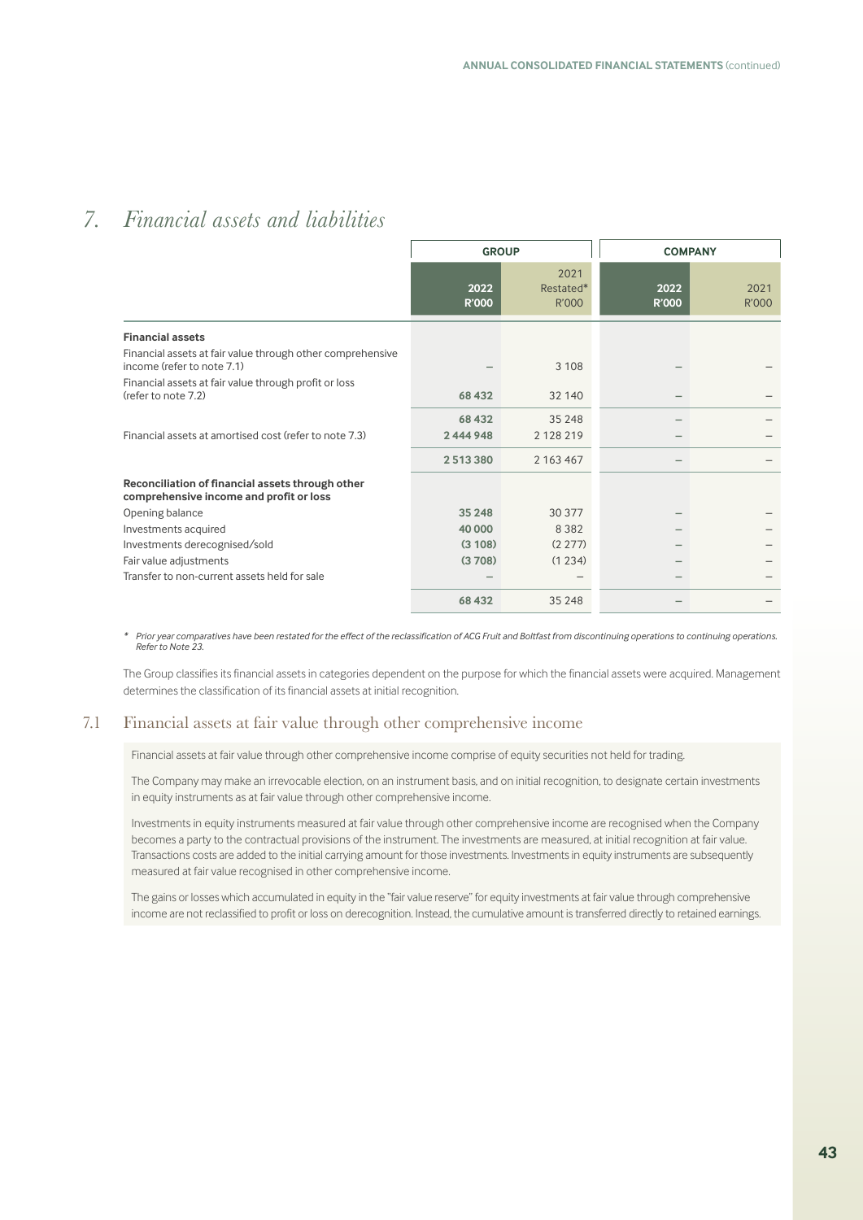## 7. Financial assets and liabilities

| | GROUP | | COMPANY | |
|---|---|---|---|---|
| | 2022 R'000 | 2021 Restated* R'000 | 2022 R'000 | 2021 R'000 |
| **Financial assets** | | | | |
| Financial assets at fair value through other comprehensive income (refer to note 7.1) | – | 3 108 | – | – |
| Financial assets at fair value through profit or loss (refer to note 7.2) | **68 432** | 32 140 | – | – |
| | **68 432** | 35 248 | – | – |
| Financial assets at amortised cost (refer to note 7.3) | **2 444 948** | 2 128 219 | – | – |
| | **2 513 380** | 2 163 467 | – | – |
| **Reconciliation of financial assets through other comprehensive income and profit or loss** | | | | |
| Opening balance | **35 248** | 30 377 | – | – |
| Investments acquired | **40 000** | 8 382 | – | – |
| Investments derecognised/sold | **(3 108)** | (2 277) | – | – |
| Fair value adjustments | **(3 708)** | (1 234) | – | – |
| Transfer to non-current assets held for sale | – | – | – | – |
| | **68 432** | 35 248 | – | – |

\* *Prior year comparatives have been restated for the effect of the reclassification of ACG Fruit and Boltfast from discontinuing operations to continuing operations. Refer to Note 23.*

The Group classifies its financial assets in categories dependent on the purpose for which the financial assets were acquired. Management determines the classification of its financial assets at initial recognition.

### 7.1 Financial assets at fair value through other comprehensive income

Financial assets at fair value through other comprehensive income comprise of equity securities not held for trading.

The Company may make an irrevocable election, on an instrument basis, and on initial recognition, to designate certain investments in equity instruments as at fair value through other comprehensive income.

Investments in equity instruments measured at fair value through other comprehensive income are recognised when the Company becomes a party to the contractual provisions of the instrument. The investments are measured, at initial recognition at fair value. Transactions costs are added to the initial carrying amount for those investments. Investments in equity instruments are subsequently measured at fair value recognised in other comprehensive income.

The gains or losses which accumulated in equity in the "fair value reserve" for equity investments at fair value through comprehensive income are not reclassified to profit or loss on derecognition. Instead, the cumulative amount is transferred directly to retained earnings.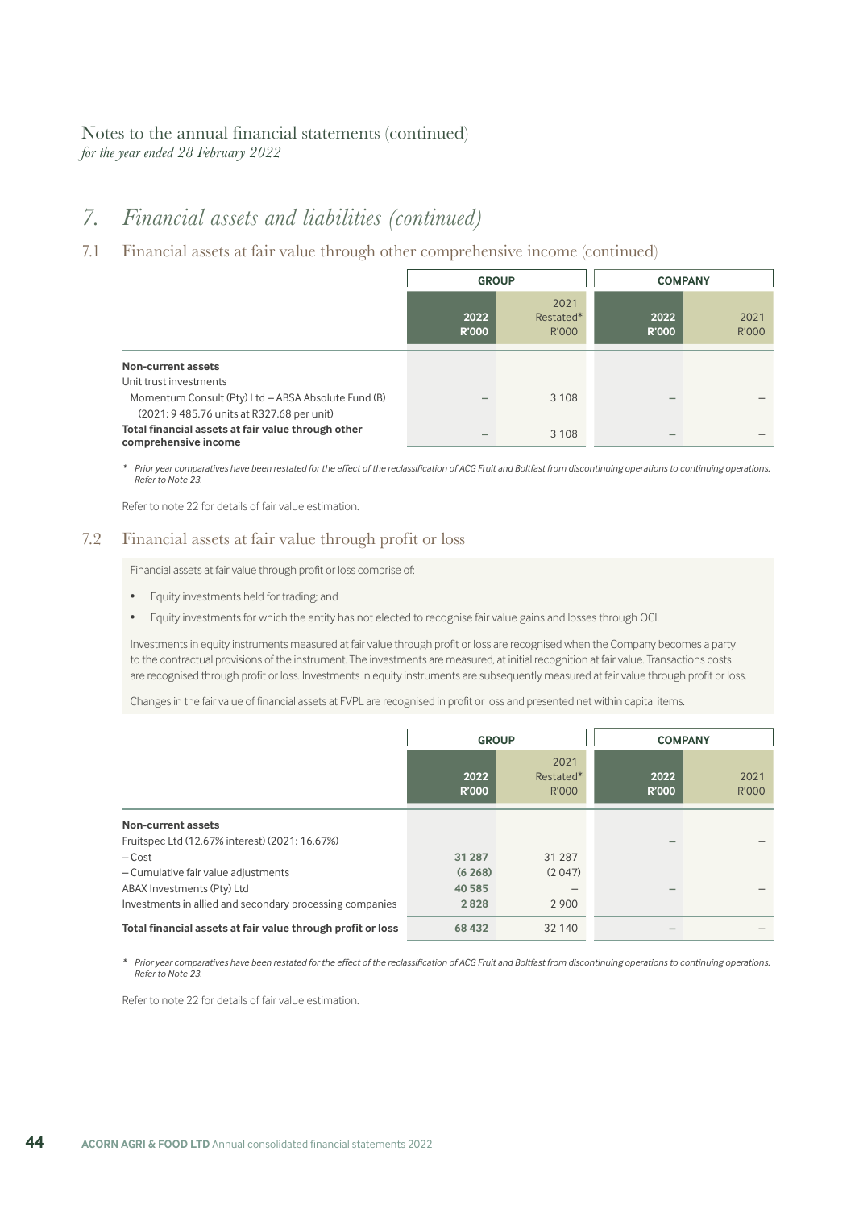Notes to the annual financial statements (continued)
*for the year ended 28 February 2022*

# 7. Financial assets and liabilities (continued)

## 7.1 Financial assets at fair value through other comprehensive income (continued)

| | GROUP | | COMPANY | |
|---|---|---|---|---|
| | **2022 R'000** | 2021 Restated* R'000 | **2022 R'000** | 2021 R'000 |
| **Non-current assets** | | | | |
| Unit trust investments | | | | |
| Momentum Consult (Pty) Ltd – ABSA Absolute Fund (B) (2021: 9 485.76 units at R327.68 per unit) | – | 3 108 | – | – |
| **Total financial assets at fair value through other comprehensive income** | – | 3 108 | – | – |

\* *Prior year comparatives have been restated for the effect of the reclassification of ACG Fruit and Boltfast from discontinuing operations to continuing operations. Refer to Note 23.*

Refer to note 22 for details of fair value estimation.

## 7.2 Financial assets at fair value through profit or loss

Financial assets at fair value through profit or loss comprise of:

- Equity investments held for trading; and
- Equity investments for which the entity has not elected to recognise fair value gains and losses through OCI.

Investments in equity instruments measured at fair value through profit or loss are recognised when the Company becomes a party to the contractual provisions of the instrument. The investments are measured, at initial recognition at fair value. Transactions costs are recognised through profit or loss. Investments in equity instruments are subsequently measured at fair value through profit or loss.

Changes in the fair value of financial assets at FVPL are recognised in profit or loss and presented net within capital items.

| | GROUP | | COMPANY | |
|---|---|---|---|---|
| | **2022 R'000** | 2021 Restated* R'000 | **2022 R'000** | 2021 R'000 |
| **Non-current assets** | | | | |
| Fruitspec Ltd (12.67% interest) (2021: 16.67%) | | | – | – |
| – Cost | **31 287** | 31 287 | | |
| – Cumulative fair value adjustments | **(6 268)** | (2 047) | | |
| ABAX Investments (Pty) Ltd | **40 585** | – | – | – |
| Investments in allied and secondary processing companies | **2 828** | 2 900 | | |
| **Total financial assets at fair value through profit or loss** | **68 432** | 32 140 | – | – |

\* *Prior year comparatives have been restated for the effect of the reclassification of ACG Fruit and Boltfast from discontinuing operations to continuing operations. Refer to Note 23.*

Refer to note 22 for details of fair value estimation.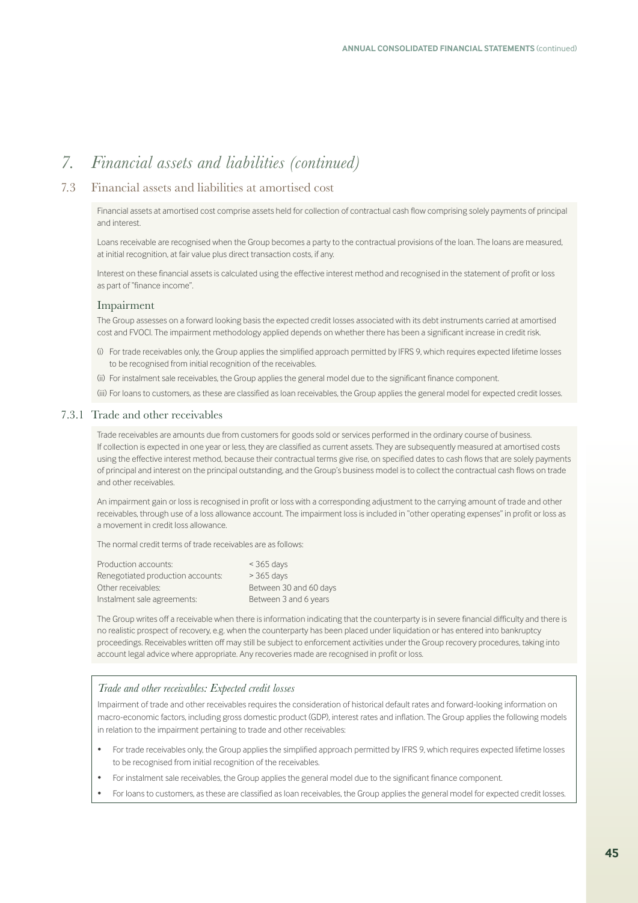# 7. *Financial assets and liabilities (continued)*

## 7.3 Financial assets and liabilities at amortised cost

Financial assets at amortised cost comprise assets held for collection of contractual cash flow comprising solely payments of principal and interest.

Loans receivable are recognised when the Group becomes a party to the contractual provisions of the loan. The loans are measured, at initial recognition, at fair value plus direct transaction costs, if any.

Interest on these financial assets is calculated using the effective interest method and recognised in the statement of profit or loss as part of "finance income".

### Impairment

The Group assesses on a forward looking basis the expected credit losses associated with its debt instruments carried at amortised cost and FVOCI. The impairment methodology applied depends on whether there has been a significant increase in credit risk.

(i) For trade receivables only, the Group applies the simplified approach permitted by IFRS 9, which requires expected lifetime losses to be recognised from initial recognition of the receivables.

(ii) For instalment sale receivables, the Group applies the general model due to the significant finance component.

(iii) For loans to customers, as these are classified as loan receivables, the Group applies the general model for expected credit losses.

### 7.3.1 Trade and other receivables

Trade receivables are amounts due from customers for goods sold or services performed in the ordinary course of business. If collection is expected in one year or less, they are classified as current assets. They are subsequently measured at amortised costs using the effective interest method, because their contractual terms give rise, on specified dates to cash flows that are solely payments of principal and interest on the principal outstanding, and the Group's business model is to collect the contractual cash flows on trade and other receivables.

An impairment gain or loss is recognised in profit or loss with a corresponding adjustment to the carrying amount of trade and other receivables, through use of a loss allowance account. The impairment loss is included in "other operating expenses" in profit or loss as a movement in credit loss allowance.

The normal credit terms of trade receivables are as follows:

| | |
|---|---|
| Production accounts: | < 365 days |
| Renegotiated production accounts: | > 365 days |
| Other receivables: | Between 30 and 60 days |
| Instalment sale agreements: | Between 3 and 6 years |

The Group writes off a receivable when there is information indicating that the counterparty is in severe financial difficulty and there is no realistic prospect of recovery, e.g. when the counterparty has been placed under liquidation or has entered into bankruptcy proceedings. Receivables written off may still be subject to enforcement activities under the Group recovery procedures, taking into account legal advice where appropriate. Any recoveries made are recognised in profit or loss.

*Trade and other receivables: Expected credit losses*

Impairment of trade and other receivables requires the consideration of historical default rates and forward-looking information on macro-economic factors, including gross domestic product (GDP), interest rates and inflation. The Group applies the following models in relation to the impairment pertaining to trade and other receivables:

- For trade receivables only, the Group applies the simplified approach permitted by IFRS 9, which requires expected lifetime losses to be recognised from initial recognition of the receivables.
- For instalment sale receivables, the Group applies the general model due to the significant finance component.
- For loans to customers, as these are classified as loan receivables, the Group applies the general model for expected credit losses.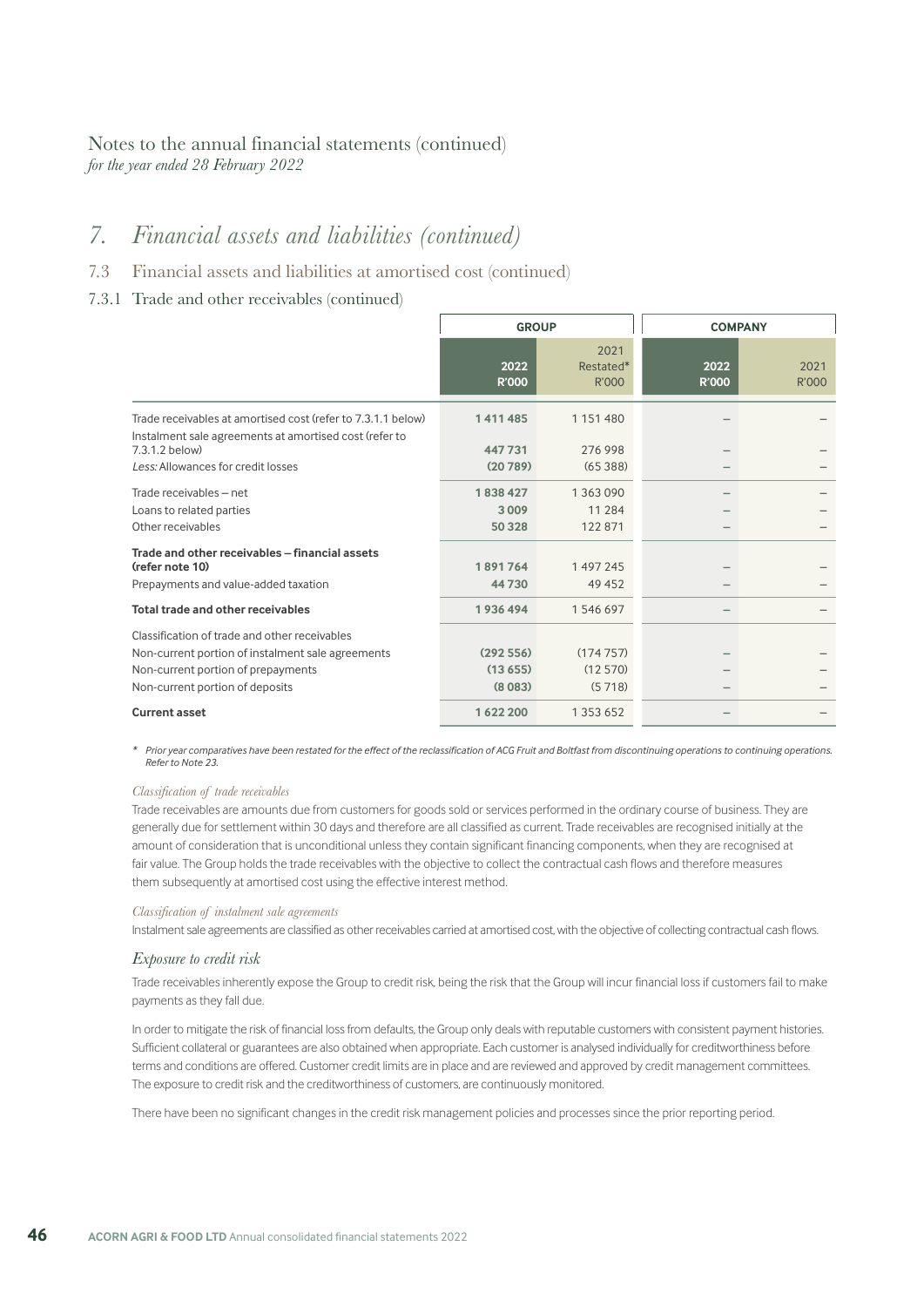Notes to the annual financial statements (continued)
*for the year ended 28 February 2022*

# 7. Financial assets and liabilities (continued)

## 7.3 Financial assets and liabilities at amortised cost (continued)

### 7.3.1 Trade and other receivables (continued)

| | GROUP | | COMPANY | |
|---|---|---|---|---|
| | **2022 R'000** | 2021 Restated* R'000 | **2022 R'000** | 2021 R'000 |
| Trade receivables at amortised cost (refer to 7.3.1.1 below) | **1 411 485** | 1 151 480 | – | – |
| Instalment sale agreements at amortised cost (refer to 7.3.1.2 below) | **447 731** | 276 998 | – | – |
| *Less:* Allowances for credit losses | **(20 789)** | (65 388) | – | – |
| Trade receivables – net | **1 838 427** | 1 363 090 | – | – |
| Loans to related parties | **3 009** | 11 284 | – | – |
| Other receivables | **50 328** | 122 871 | – | – |
| **Trade and other receivables – financial assets (refer note 10)** | **1 891 764** | 1 497 245 | – | – |
| Prepayments and value-added taxation | **44 730** | 49 452 | – | – |
| **Total trade and other receivables** | **1 936 494** | 1 546 697 | – | – |
| Classification of trade and other receivables | | | | |
| Non-current portion of instalment sale agreements | **(292 556)** | (174 757) | – | – |
| Non-current portion of prepayments | **(13 655)** | (12 570) | – | – |
| Non-current portion of deposits | **(8 083)** | (5 718) | – | – |
| **Current asset** | **1 622 200** | 1 353 652 | – | – |

\* *Prior year comparatives have been restated for the effect of the reclassification of ACG Fruit and Boltfast from discontinuing operations to continuing operations. Refer to Note 23.*

*Classification of trade receivables*

Trade receivables are amounts due from customers for goods sold or services performed in the ordinary course of business. They are generally due for settlement within 30 days and therefore are all classified as current. Trade receivables are recognised initially at the amount of consideration that is unconditional unless they contain significant financing components, when they are recognised at fair value. The Group holds the trade receivables with the objective to collect the contractual cash flows and therefore measures them subsequently at amortised cost using the effective interest method.

*Classification of instalment sale agreements*

Instalment sale agreements are classified as other receivables carried at amortised cost, with the objective of collecting contractual cash flows.

*Exposure to credit risk*

Trade receivables inherently expose the Group to credit risk, being the risk that the Group will incur financial loss if customers fail to make payments as they fall due.

In order to mitigate the risk of financial loss from defaults, the Group only deals with reputable customers with consistent payment histories. Sufficient collateral or guarantees are also obtained when appropriate. Each customer is analysed individually for creditworthiness before terms and conditions are offered. Customer credit limits are in place and are reviewed and approved by credit management committees. The exposure to credit risk and the creditworthiness of customers, are continuously monitored.

There have been no significant changes in the credit risk management policies and processes since the prior reporting period.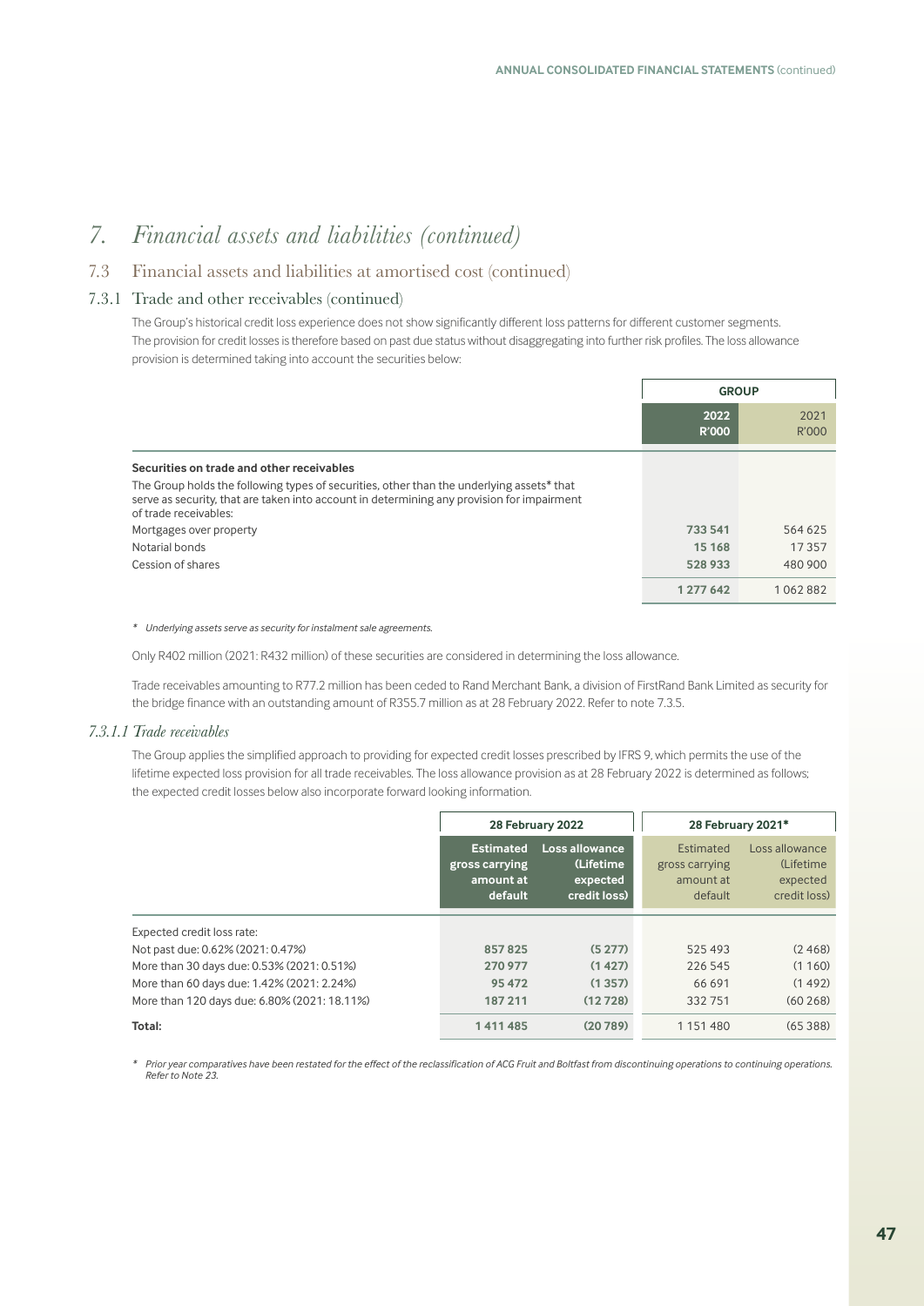# 7. Financial assets and liabilities (continued)

## 7.3 Financial assets and liabilities at amortised cost (continued)

### 7.3.1 Trade and other receivables (continued)

The Group's historical credit loss experience does not show significantly different loss patterns for different customer segments. The provision for credit losses is therefore based on past due status without disaggregating into further risk profiles. The loss allowance provision is determined taking into account the securities below:

| | GROUP | |
|---|---|---|
| | 2022 R'000 | 2021 R'000 |
| **Securities on trade and other receivables** | | |
| The Group holds the following types of securities, other than the underlying assets* that serve as security, that are taken into account in determining any provision for impairment of trade receivables: | | |
| Mortgages over property | 733 541 | 564 625 |
| Notarial bonds | 15 168 | 17 357 |
| Cession of shares | 528 933 | 480 900 |
| | 1 277 642 | 1 062 882 |

*Underlying assets serve as security for instalment sale agreements.*

Only R402 million (2021: R432 million) of these securities are considered in determining the loss allowance.

Trade receivables amounting to R77.2 million has been ceded to Rand Merchant Bank, a division of FirstRand Bank Limited as security for the bridge finance with an outstanding amount of R355.7 million as at 28 February 2022. Refer to note 7.3.5.

#### *7.3.1.1 Trade receivables*

The Group applies the simplified approach to providing for expected credit losses prescribed by IFRS 9, which permits the use of the lifetime expected loss provision for all trade receivables. The loss allowance provision as at 28 February 2022 is determined as follows; the expected credit losses below also incorporate forward looking information.

| | 28 February 2022 | | 28 February 2021* | |
|---|---|---|---|---|
| | Estimated gross carrying amount at default | Loss allowance (Lifetime expected credit loss) | Estimated gross carrying amount at default | Loss allowance (Lifetime expected credit loss) |
| Expected credit loss rate: | | | | |
| Not past due: 0.62% (2021: 0.47%) | 857 825 | (5 277) | 525 493 | (2 468) |
| More than 30 days due: 0.53% (2021: 0.51%) | 270 977 | (1 427) | 226 545 | (1 160) |
| More than 60 days due: 1.42% (2021: 2.24%) | 95 472 | (1 357) | 66 691 | (1 492) |
| More than 120 days due: 6.80% (2021: 18.11%) | 187 211 | (12 728) | 332 751 | (60 268) |
| **Total:** | 1 411 485 | (20 789) | 1 151 480 | (65 388) |

*Prior year comparatives have been restated for the effect of the reclassification of ACG Fruit and Boltfast from discontinuing operations to continuing operations. Refer to Note 23.*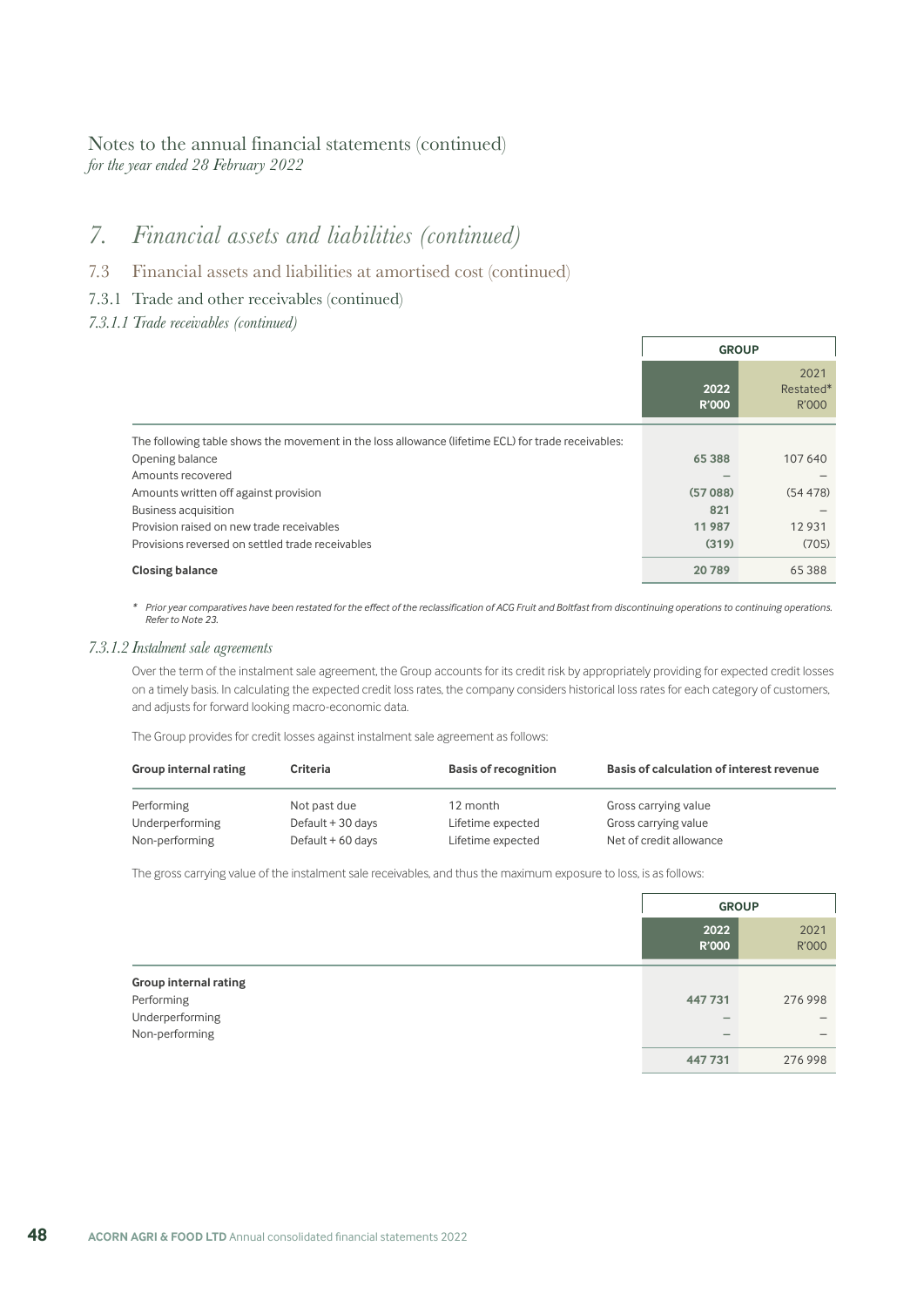Notes to the annual financial statements (continued)
*for the year ended 28 February 2022*

# 7. *Financial assets and liabilities (continued)*

## 7.3 Financial assets and liabilities at amortised cost (continued)

### 7.3.1 Trade and other receivables (continued)

#### *7.3.1.1 Trade receivables (continued)*

| | GROUP | |
|---|---|---|
| | **2022 R'000** | 2021 Restated* R'000 |
| The following table shows the movement in the loss allowance (lifetime ECL) for trade receivables: | | |
| Opening balance | **65 388** | 107 640 |
| Amounts recovered | **–** | – |
| Amounts written off against provision | **(57 088)** | (54 478) |
| Business acquisition | **821** | – |
| Provision raised on new trade receivables | **11 987** | 12 931 |
| Provisions reversed on settled trade receivables | **(319)** | (705) |
| **Closing balance** | **20 789** | 65 388 |

* *Prior year comparatives have been restated for the effect of the reclassification of ACG Fruit and Boltfast from discontinuing operations to continuing operations. Refer to Note 23.*

#### *7.3.1.2 Instalment sale agreements*

Over the term of the instalment sale agreement, the Group accounts for its credit risk by appropriately providing for expected credit losses on a timely basis. In calculating the expected credit loss rates, the company considers historical loss rates for each category of customers, and adjusts for forward looking macro-economic data.

The Group provides for credit losses against instalment sale agreement as follows:

| Group internal rating | Criteria | Basis of recognition | Basis of calculation of interest revenue |
|---|---|---|---|
| Performing | Not past due | 12 month | Gross carrying value |
| Underperforming | Default + 30 days | Lifetime expected | Gross carrying value |
| Non-performing | Default + 60 days | Lifetime expected | Net of credit allowance |

The gross carrying value of the instalment sale receivables, and thus the maximum exposure to loss, is as follows:

| | GROUP | |
|---|---|---|
| | **2022 R'000** | 2021 R'000 |
| **Group internal rating** | | |
| Performing | **447 731** | 276 998 |
| Underperforming | **–** | – |
| Non-performing | **–** | – |
| | **447 731** | 276 998 |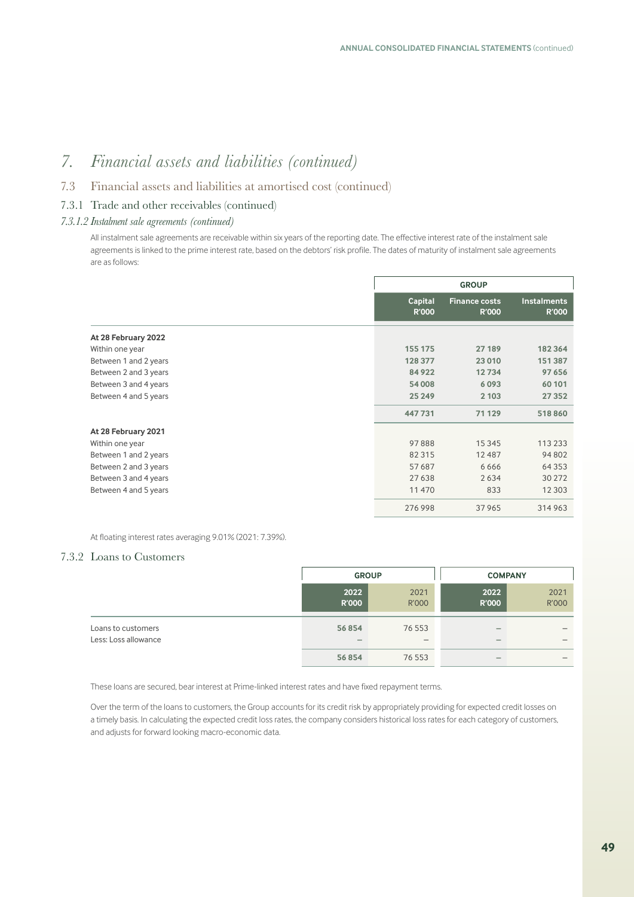# 7. Financial assets and liabilities (continued)

## 7.3 Financial assets and liabilities at amortised cost (continued)

### 7.3.1 Trade and other receivables (continued)

#### *7.3.1.2 Instalment sale agreements (continued)*

All instalment sale agreements are receivable within six years of the reporting date. The effective interest rate of the instalment sale agreements is linked to the prime interest rate, based on the debtors' risk profile. The dates of maturity of instalment sale agreements are as follows:

| | GROUP | | |
|---|---|---|---|
| | **Capital R'000** | **Finance costs R'000** | **Instalments R'000** |
| **At 28 February 2022** | | | |
| Within one year | **155 175** | **27 189** | **182 364** |
| Between 1 and 2 years | **128 377** | **23 010** | **151 387** |
| Between 2 and 3 years | **84 922** | **12 734** | **97 656** |
| Between 3 and 4 years | **54 008** | **6 093** | **60 101** |
| Between 4 and 5 years | **25 249** | **2 103** | **27 352** |
| | **447 731** | **71 129** | **518 860** |
| **At 28 February 2021** | | | |
| Within one year | 97 888 | 15 345 | 113 233 |
| Between 1 and 2 years | 82 315 | 12 487 | 94 802 |
| Between 2 and 3 years | 57 687 | 6 666 | 64 353 |
| Between 3 and 4 years | 27 638 | 2 634 | 30 272 |
| Between 4 and 5 years | 11 470 | 833 | 12 303 |
| | 276 998 | 37 965 | 314 963 |

At floating interest rates averaging 9.01% (2021: 7.39%).

### 7.3.2 Loans to Customers

| | GROUP | | COMPANY | |
|---|---|---|---|---|
| | **2022 R'000** | 2021 R'000 | **2022 R'000** | 2021 R'000 |
| Loans to customers | **56 854** | 76 553 | – | – |
| Less: Loss allowance | – | – | – | – |
| | **56 854** | 76 553 | – | – |

These loans are secured, bear interest at Prime-linked interest rates and have fixed repayment terms.

Over the term of the loans to customers, the Group accounts for its credit risk by appropriately providing for expected credit losses on a timely basis. In calculating the expected credit loss rates, the company considers historical loss rates for each category of customers, and adjusts for forward looking macro-economic data.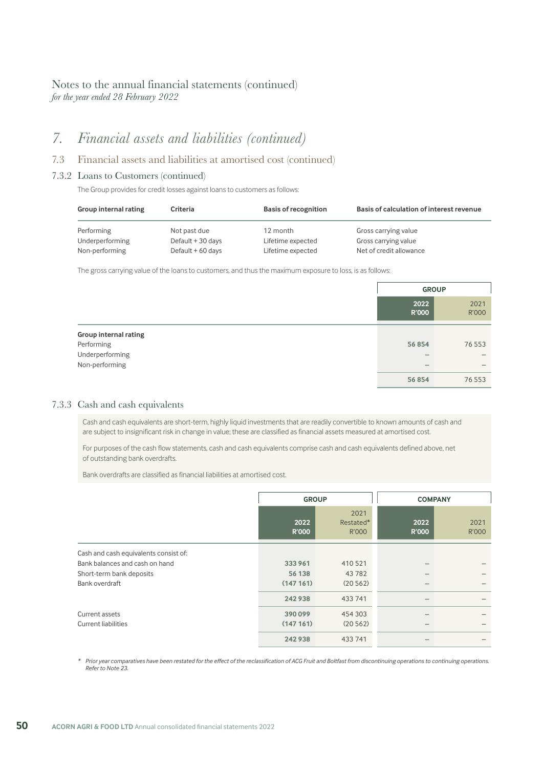Notes to the annual financial statements (continued)
*for the year ended 28 February 2022*

# 7. Financial assets and liabilities (continued)

## 7.3 Financial assets and liabilities at amortised cost (continued)

### 7.3.2 Loans to Customers (continued)

The Group provides for credit losses against loans to customers as follows:

| Group internal rating | Criteria | Basis of recognition | Basis of calculation of interest revenue |
|---|---|---|---|
| Performing | Not past due | 12 month | Gross carrying value |
| Underperforming | Default + 30 days | Lifetime expected | Gross carrying value |
| Non-performing | Default + 60 days | Lifetime expected | Net of credit allowance |

The gross carrying value of the loans to customers, and thus the maximum exposure to loss, is as follows:

| | GROUP | |
|---|---|---|
| | **2022 R'000** | 2021 R'000 |
| **Group internal rating** | | |
| Performing | **56 854** | 76 553 |
| Underperforming | – | – |
| Non-performing | – | – |
| | **56 854** | 76 553 |

### 7.3.3 Cash and cash equivalents

Cash and cash equivalents are short-term, highly liquid investments that are readily convertible to known amounts of cash and are subject to insignificant risk in change in value; these are classified as financial assets measured at amortised cost.

For purposes of the cash flow statements, cash and cash equivalents comprise cash and cash equivalents defined above, net of outstanding bank overdrafts.

Bank overdrafts are classified as financial liabilities at amortised cost.

| | GROUP | | COMPANY | |
|---|---|---|---|---|
| | **2022 R'000** | 2021 Restated* R'000 | **2022 R'000** | 2021 R'000 |
| Cash and cash equivalents consist of: | | | | |
| Bank balances and cash on hand | **333 961** | 410 521 | – | – |
| Short-term bank deposits | **56 138** | 43 782 | – | – |
| Bank overdraft | **(147 161)** | (20 562) | – | – |
| | **242 938** | 433 741 | – | – |
| Current assets | **390 099** | 454 303 | – | – |
| Current liabilities | **(147 161)** | (20 562) | – | – |
| | **242 938** | 433 741 | – | – |

\* *Prior year comparatives have been restated for the effect of the reclassification of ACG Fruit and Boltfast from discontinuing operations to continuing operations. Refer to Note 23.*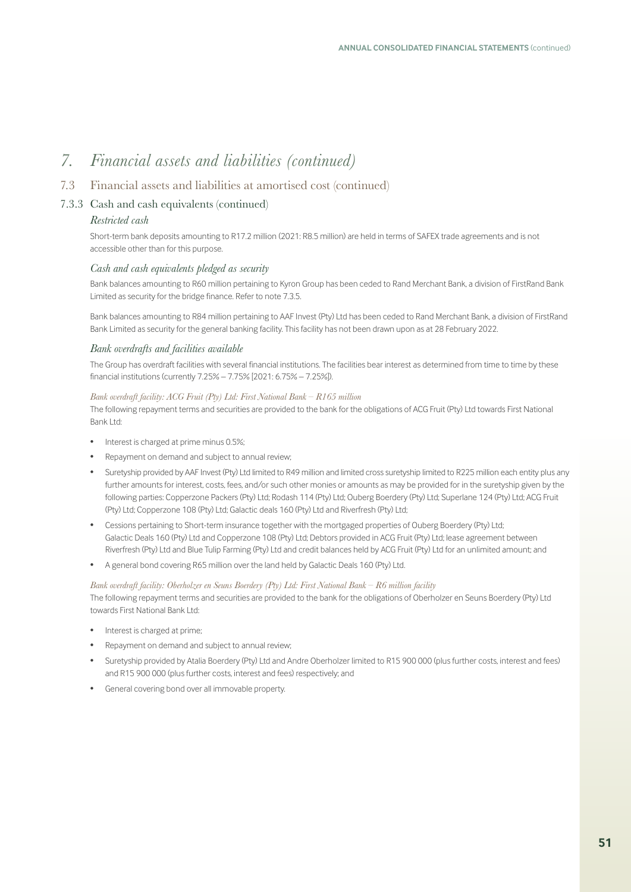# *7. Financial assets and liabilities (continued)*

## 7.3 Financial assets and liabilities at amortised cost (continued)

### 7.3.3 Cash and cash equivalents (continued)

#### *Restricted cash*

Short-term bank deposits amounting to R17.2 million (2021: R8.5 million) are held in terms of SAFEX trade agreements and is not accessible other than for this purpose.

#### *Cash and cash equivalents pledged as security*

Bank balances amounting to R60 million pertaining to Kyron Group has been ceded to Rand Merchant Bank, a division of FirstRand Bank Limited as security for the bridge finance. Refer to note 7.3.5.

Bank balances amounting to R84 million pertaining to AAF Invest (Pty) Ltd has been ceded to Rand Merchant Bank, a division of FirstRand Bank Limited as security for the general banking facility. This facility has not been drawn upon as at 28 February 2022.

#### *Bank overdrafts and facilities available*

The Group has overdraft facilities with several financial institutions. The facilities bear interest as determined from time to time by these financial institutions (currently 7.25% – 7.75% [2021: 6.75% – 7.25%]).

*Bank overdraft facility: ACG Fruit (Pty) Ltd: First National Bank – R165 million*

The following repayment terms and securities are provided to the bank for the obligations of ACG Fruit (Pty) Ltd towards First National Bank Ltd:

- Interest is charged at prime minus 0.5%;
- Repayment on demand and subject to annual review;
- Suretyship provided by AAF Invest (Pty) Ltd limited to R49 million and limited cross suretyship limited to R225 million each entity plus any further amounts for interest, costs, fees, and/or such other monies or amounts as may be provided for in the suretyship given by the following parties: Copperzone Packers (Pty) Ltd; Rodash 114 (Pty) Ltd; Ouberg Boerdery (Pty) Ltd; Superlane 124 (Pty) Ltd; ACG Fruit (Pty) Ltd; Copperzone 108 (Pty) Ltd; Galactic deals 160 (Pty) Ltd and Riverfresh (Pty) Ltd;
- Cessions pertaining to Short-term insurance together with the mortgaged properties of Ouberg Boerdery (Pty) Ltd; Galactic Deals 160 (Pty) Ltd and Copperzone 108 (Pty) Ltd; Debtors provided in ACG Fruit (Pty) Ltd; lease agreement between Riverfresh (Pty) Ltd and Blue Tulip Farming (Pty) Ltd and credit balances held by ACG Fruit (Pty) Ltd for an unlimited amount; and
- A general bond covering R65 million over the land held by Galactic Deals 160 (Pty) Ltd.

*Bank overdraft facility: Oberholzer en Seuns Boerdery (Pty) Ltd: First National Bank – R6 million facility*

The following repayment terms and securities are provided to the bank for the obligations of Oberholzer en Seuns Boerdery (Pty) Ltd towards First National Bank Ltd:

- Interest is charged at prime;
- Repayment on demand and subject to annual review;
- Suretyship provided by Atalia Boerdery (Pty) Ltd and Andre Oberholzer limited to R15 900 000 (plus further costs, interest and fees) and R15 900 000 (plus further costs, interest and fees) respectively; and
- General covering bond over all immovable property.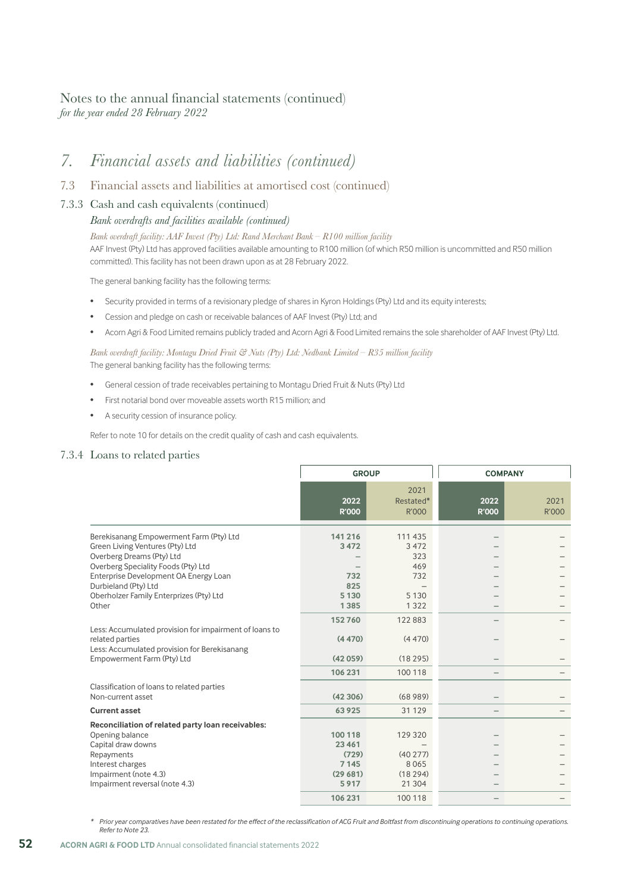# Notes to the annual financial statements (continued)
*for the year ended 28 February 2022*

## 7. Financial assets and liabilities (continued)

### 7.3 Financial assets and liabilities at amortised cost (continued)

#### 7.3.3 Cash and cash equivalents (continued)

*Bank overdrafts and facilities available (continued)*

*Bank overdraft facility: AAF Invest (Pty) Ltd: Rand Merchant Bank – R100 million facility*

AAF Invest (Pty) Ltd has approved facilities available amounting to R100 million (of which R50 million is uncommitted and R50 million committed). This facility has not been drawn upon as at 28 February 2022.

The general banking facility has the following terms:

- Security provided in terms of a revisionary pledge of shares in Kyron Holdings (Pty) Ltd and its equity interests;
- Cession and pledge on cash or receivable balances of AAF Invest (Pty) Ltd; and
- Acorn Agri & Food Limited remains publicly traded and Acorn Agri & Food Limited remains the sole shareholder of AAF Invest (Pty) Ltd.

*Bank overdraft facility: Montagu Dried Fruit & Nuts (Pty) Ltd: Nedbank Limited – R35 million facility*

The general banking facility has the following terms:

- General cession of trade receivables pertaining to Montagu Dried Fruit & Nuts (Pty) Ltd
- First notarial bond over moveable assets worth R15 million; and
- A security cession of insurance policy.

Refer to note 10 for details on the credit quality of cash and cash equivalents.

#### 7.3.4 Loans to related parties

| | GROUP | | COMPANY | |
|---|---|---|---|---|
| | **2022 R'000** | 2021 Restated* R'000 | **2022 R'000** | 2021 R'000 |
| Berekisanang Empowerment Farm (Pty) Ltd | **141 216** | 111 435 | – | – |
| Green Living Ventures (Pty) Ltd | **3 472** | 3 472 | – | – |
| Overberg Dreams (Pty) Ltd | – | 323 | – | – |
| Overberg Speciality Foods (Pty) Ltd | – | 469 | – | – |
| Enterprise Development OA Energy Loan | **732** | 732 | – | – |
| Durbieland (Pty) Ltd | **825** | – | – | – |
| Oberholzer Family Enterprizes (Pty) Ltd | **5 130** | 5 130 | – | – |
| Other | **1 385** | 1 322 | – | – |
| | **152 760** | 122 883 | – | – |
| Less: Accumulated provision for impairment of loans to related parties | **(4 470)** | (4 470) | – | – |
| Less: Accumulated provision for Berekisanang Empowerment Farm (Pty) Ltd | **(42 059)** | (18 295) | – | – |
| | **106 231** | 100 118 | – | – |
| Classification of loans to related parties | | | | |
| Non-current asset | **(42 306)** | (68 989) | – | – |
| **Current asset** | **63 925** | 31 129 | – | – |
| **Reconciliation of related party loan receivables:** | | | | |
| Opening balance | **100 118** | 129 320 | – | – |
| Capital draw downs | **23 461** | – | – | – |
| Repayments | **(729)** | (40 277) | – | – |
| Interest charges | **7 145** | 8 065 | – | – |
| Impairment (note 4.3) | **(29 681)** | (18 294) | – | – |
| Impairment reversal (note 4.3) | **5 917** | 21 304 | – | – |
| | **106 231** | 100 118 | – | – |

\* *Prior year comparatives have been restated for the effect of the reclassification of ACG Fruit and Boltfast from discontinuing operations to continuing operations. Refer to Note 23.*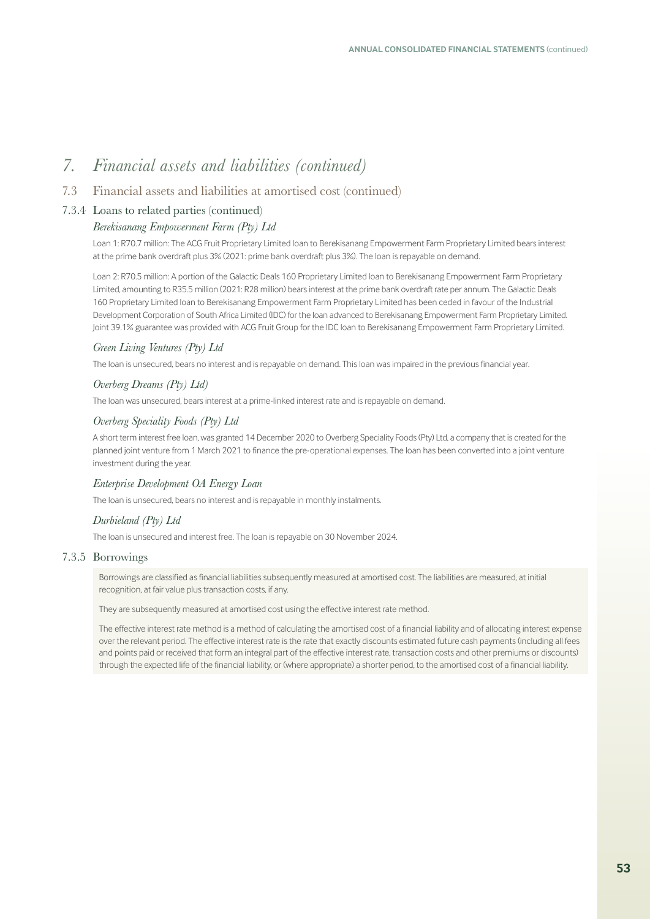# 7. Financial assets and liabilities (continued)

## 7.3 Financial assets and liabilities at amortised cost (continued)

### 7.3.4 Loans to related parties (continued)

*Berekisanang Empowerment Farm (Pty) Ltd*

Loan 1: R70.7 million: The ACG Fruit Proprietary Limited loan to Berekisanang Empowerment Farm Proprietary Limited bears interest at the prime bank overdraft plus 3% (2021: prime bank overdraft plus 3%). The loan is repayable on demand.

Loan 2: R70.5 million: A portion of the Galactic Deals 160 Proprietary Limited loan to Berekisanang Empowerment Farm Proprietary Limited, amounting to R35.5 million (2021: R28 million) bears interest at the prime bank overdraft rate per annum. The Galactic Deals 160 Proprietary Limited loan to Berekisanang Empowerment Farm Proprietary Limited has been ceded in favour of the Industrial Development Corporation of South Africa Limited (IDC) for the loan advanced to Berekisanang Empowerment Farm Proprietary Limited. Joint 39.1% guarantee was provided with ACG Fruit Group for the IDC loan to Berekisanang Empowerment Farm Proprietary Limited.

*Green Living Ventures (Pty) Ltd*

The loan is unsecured, bears no interest and is repayable on demand. This loan was impaired in the previous financial year.

*Overberg Dreams (Pty) Ltd)*

The loan was unsecured, bears interest at a prime-linked interest rate and is repayable on demand.

*Overberg Speciality Foods (Pty) Ltd*

A short term interest free loan, was granted 14 December 2020 to Overberg Speciality Foods (Pty) Ltd, a company that is created for the planned joint venture from 1 March 2021 to finance the pre-operational expenses. The loan has been converted into a joint venture investment during the year.

*Enterprise Development OA Energy Loan*

The loan is unsecured, bears no interest and is repayable in monthly instalments.

*Durbieland (Pty) Ltd*

The loan is unsecured and interest free. The loan is repayable on 30 November 2024.

### 7.3.5 Borrowings

Borrowings are classified as financial liabilities subsequently measured at amortised cost. The liabilities are measured, at initial recognition, at fair value plus transaction costs, if any.

They are subsequently measured at amortised cost using the effective interest rate method.

The effective interest rate method is a method of calculating the amortised cost of a financial liability and of allocating interest expense over the relevant period. The effective interest rate is the rate that exactly discounts estimated future cash payments (including all fees and points paid or received that form an integral part of the effective interest rate, transaction costs and other premiums or discounts) through the expected life of the financial liability, or (where appropriate) a shorter period, to the amortised cost of a financial liability.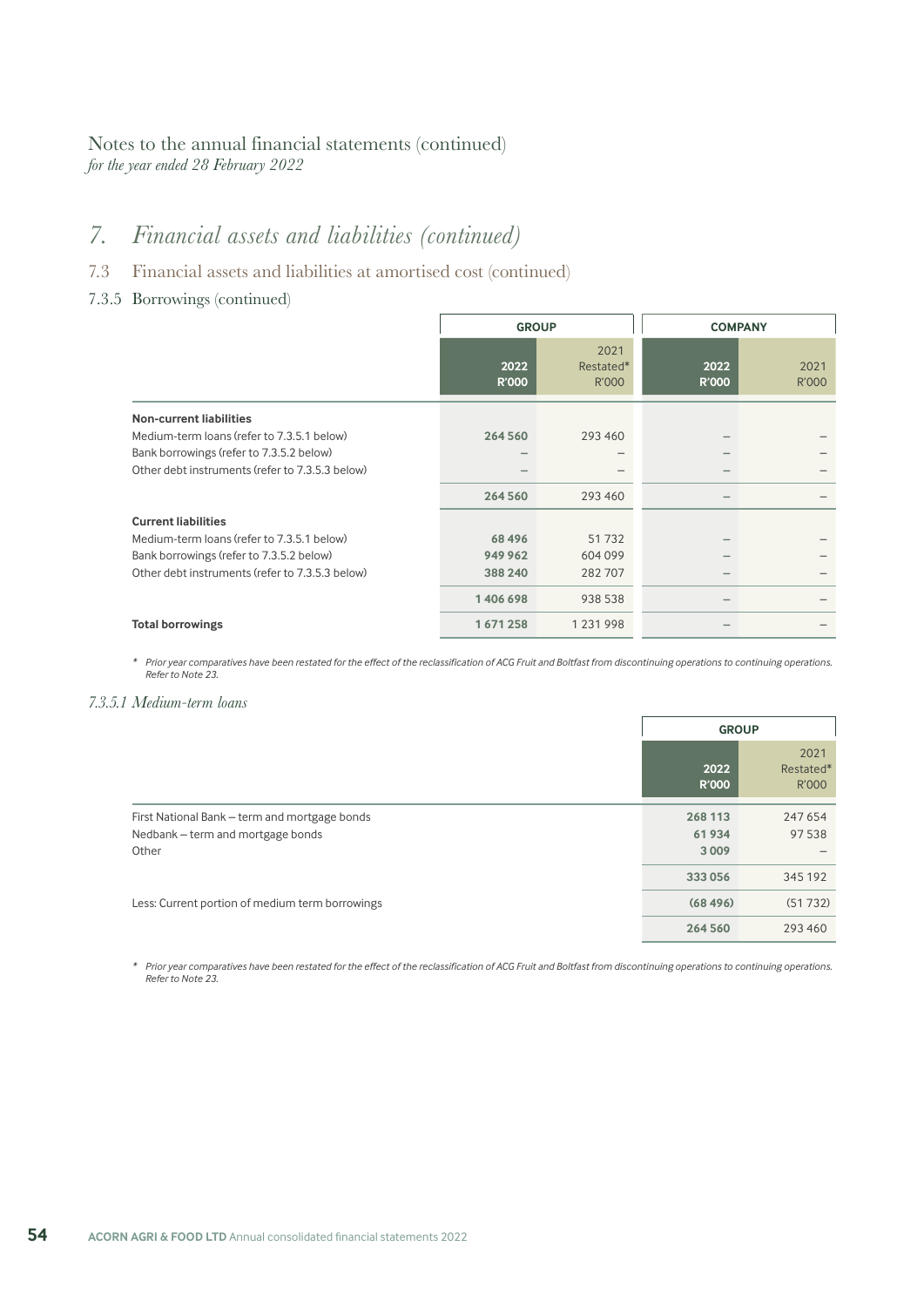Notes to the annual financial statements (continued)
*for the year ended 28 February 2022*

# 7. *Financial assets and liabilities (continued)*

## 7.3 Financial assets and liabilities at amortised cost (continued)

### 7.3.5 Borrowings (continued)

| | GROUP | | COMPANY | |
|---|---|---|---|---|
| | **2022 R'000** | 2021 Restated* R'000 | **2022 R'000** | 2021 R'000 |
| **Non-current liabilities** | | | | |
| Medium-term loans (refer to 7.3.5.1 below) | **264 560** | 293 460 | – | – |
| Bank borrowings (refer to 7.3.5.2 below) | – | – | – | – |
| Other debt instruments (refer to 7.3.5.3 below) | – | – | – | – |
| | **264 560** | 293 460 | – | – |
| **Current liabilities** | | | | |
| Medium-term loans (refer to 7.3.5.1 below) | **68 496** | 51 732 | – | – |
| Bank borrowings (refer to 7.3.5.2 below) | **949 962** | 604 099 | – | – |
| Other debt instruments (refer to 7.3.5.3 below) | **388 240** | 282 707 | – | – |
| | **1 406 698** | 938 538 | – | – |
| **Total borrowings** | **1 671 258** | 1 231 998 | – | – |

\* *Prior year comparatives have been restated for the effect of the reclassification of ACG Fruit and Boltfast from discontinuing operations to continuing operations. Refer to Note 23.*

#### *7.3.5.1 Medium-term loans*

| | GROUP | |
|---|---|---|
| | **2022 R'000** | 2021 Restated* R'000 |
| First National Bank – term and mortgage bonds | **268 113** | 247 654 |
| Nedbank – term and mortgage bonds | **61 934** | 97 538 |
| Other | **3 009** | – |
| | **333 056** | 345 192 |
| Less: Current portion of medium term borrowings | **(68 496)** | (51 732) |
| | **264 560** | 293 460 |

\* *Prior year comparatives have been restated for the effect of the reclassification of ACG Fruit and Boltfast from discontinuing operations to continuing operations. Refer to Note 23.*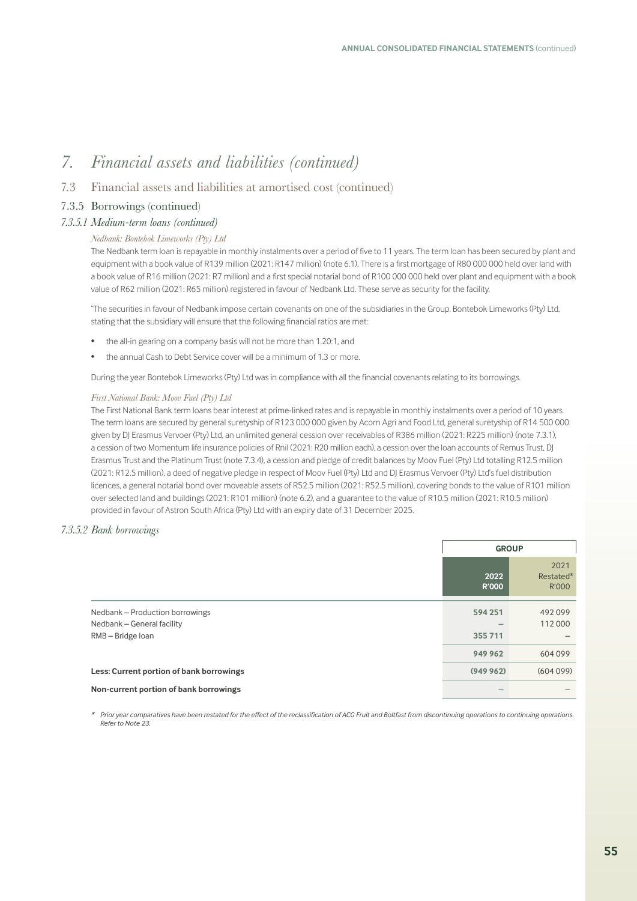# 7. Financial assets and liabilities (continued)

## 7.3 Financial assets and liabilities at amortised cost (continued)

### 7.3.5 Borrowings (continued)

#### *7.3.5.1 Medium-term loans (continued)*

*Nedbank: Bontebok Limeworks (Pty) Ltd*

The Nedbank term loan is repayable in monthly instalments over a period of five to 11 years. The term loan has been secured by plant and equipment with a book value of R139 million (2021: R147 million) (note 6.1). There is a first mortgage of R80 000 000 held over land with a book value of R16 million (2021: R7 million) and a first special notarial bond of R100 000 000 held over plant and equipment with a book value of R62 million (2021: R65 million) registered in favour of Nedbank Ltd. These serve as security for the facility.

"The securities in favour of Nedbank impose certain covenants on one of the subsidiaries in the Group, Bontebok Limeworks (Pty) Ltd, stating that the subsidiary will ensure that the following financial ratios are met:

- the all-in gearing on a company basis will not be more than 1.20:1, and
- the annual Cash to Debt Service cover will be a minimum of 1.3 or more.

During the year Bontebok Limeworks (Pty) Ltd was in compliance with all the financial covenants relating to its borrowings.

*First National Bank: Moov Fuel (Pty) Ltd*

The First National Bank term loans bear interest at prime-linked rates and is repayable in monthly instalments over a period of 10 years. The term loans are secured by general suretyship of R123 000 000 given by Acorn Agri and Food Ltd, general suretyship of R14 500 000 given by DJ Erasmus Vervoer (Pty) Ltd, an unlimited general cession over receivables of R386 million (2021: R225 million) (note 7.3.1), a cession of two Momentum life insurance policies of Rnil (2021: R20 million each), a cession over the loan accounts of Remus Trust, DJ Erasmus Trust and the Platinum Trust (note 7.3.4), a cession and pledge of credit balances by Moov Fuel (Pty) Ltd totalling R12.5 million (2021: R12.5 million), a deed of negative pledge in respect of Moov Fuel (Pty) Ltd and DJ Erasmus Vervoer (Pty) Ltd's fuel distribution licences, a general notarial bond over moveable assets of R52.5 million (2021: R52.5 million), covering bonds to the value of R101 million over selected land and buildings (2021: R101 million) (note 6.2), and a guarantee to the value of R10.5 million (2021: R10.5 million) provided in favour of Astron South Africa (Pty) Ltd with an expiry date of 31 December 2025.

#### *7.3.5.2 Bank borrowings*

| | GROUP | |
|---|---|---|
| | **2022 R'000** | 2021 Restated* R'000 |
| Nedbank – Production borrowings | **594 251** | 492 099 |
| Nedbank – General facility | **–** | 112 000 |
| RMB – Bridge loan | **355 711** | – |
| | **949 962** | 604 099 |
| **Less: Current portion of bank borrowings** | **(949 962)** | (604 099) |
| **Non-current portion of bank borrowings** | **–** | – |

*\* Prior year comparatives have been restated for the effect of the reclassification of ACG Fruit and Boltfast from discontinuing operations to continuing operations. Refer to Note 23.*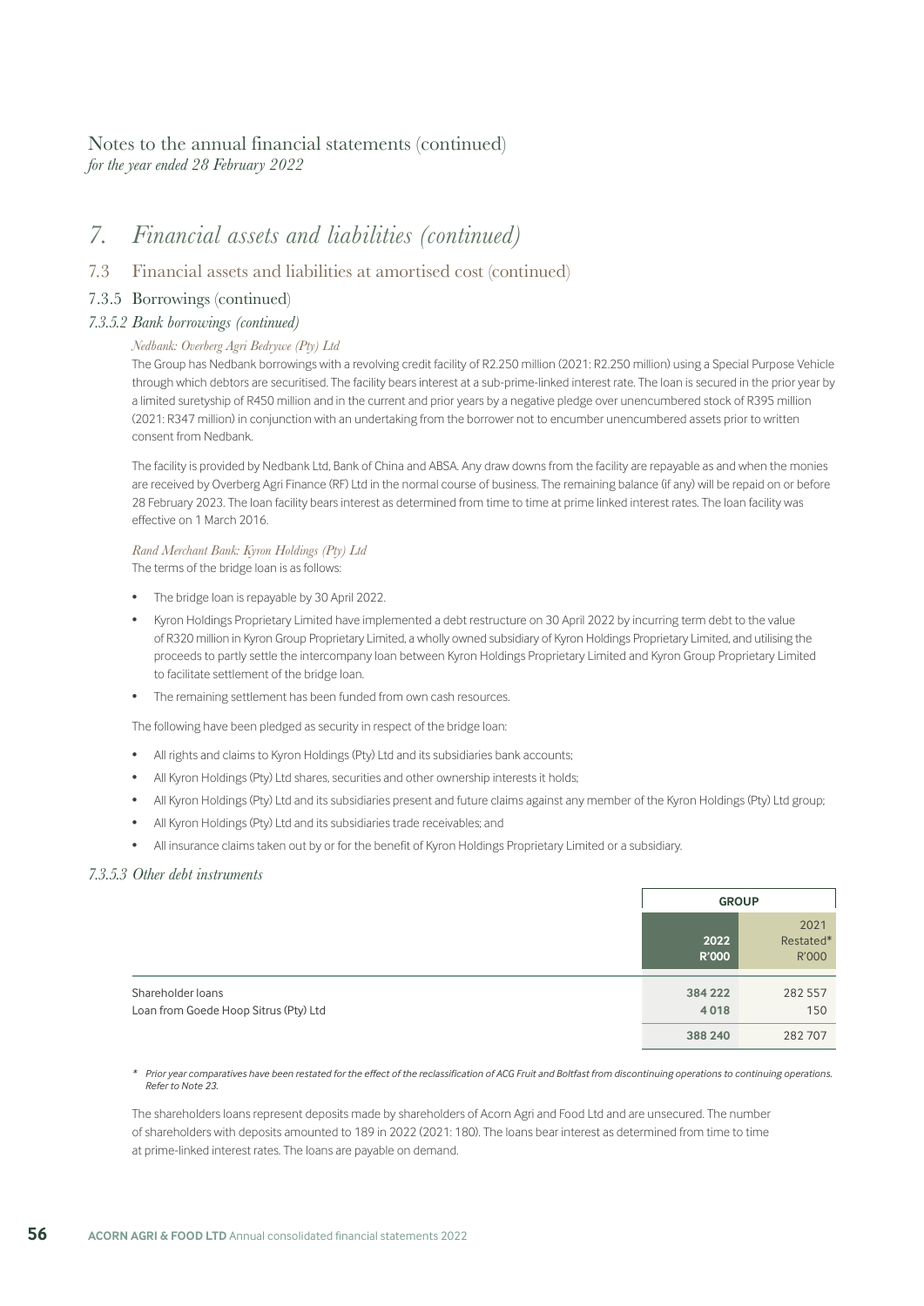Notes to the annual financial statements (continued)
*for the year ended 28 February 2022*

# *7. Financial assets and liabilities (continued)*

## 7.3 Financial assets and liabilities at amortised cost (continued)

### 7.3.5 Borrowings (continued)

#### *7.3.5.2 Bank borrowings (continued)*

*Nedbank: Overberg Agri Bedrywe (Pty) Ltd*

The Group has Nedbank borrowings with a revolving credit facility of R2.250 million (2021: R2.250 million) using a Special Purpose Vehicle through which debtors are securitised. The facility bears interest at a sub-prime-linked interest rate. The loan is secured in the prior year by a limited suretyship of R450 million and in the current and prior years by a negative pledge over unencumbered stock of R395 million (2021: R347 million) in conjunction with an undertaking from the borrower not to encumber unencumbered assets prior to written consent from Nedbank.

The facility is provided by Nedbank Ltd, Bank of China and ABSA. Any draw downs from the facility are repayable as and when the monies are received by Overberg Agri Finance (RF) Ltd in the normal course of business. The remaining balance (if any) will be repaid on or before 28 February 2023. The loan facility bears interest as determined from time to time at prime linked interest rates. The loan facility was effective on 1 March 2016.

*Rand Merchant Bank: Kyron Holdings (Pty) Ltd*

The terms of the bridge loan is as follows:

- The bridge loan is repayable by 30 April 2022.
- Kyron Holdings Proprietary Limited have implemented a debt restructure on 30 April 2022 by incurring term debt to the value of R320 million in Kyron Group Proprietary Limited, a wholly owned subsidiary of Kyron Holdings Proprietary Limited, and utilising the proceeds to partly settle the intercompany loan between Kyron Holdings Proprietary Limited and Kyron Group Proprietary Limited to facilitate settlement of the bridge loan.
- The remaining settlement has been funded from own cash resources.

The following have been pledged as security in respect of the bridge loan:

- All rights and claims to Kyron Holdings (Pty) Ltd and its subsidiaries bank accounts;
- All Kyron Holdings (Pty) Ltd shares, securities and other ownership interests it holds;
- All Kyron Holdings (Pty) Ltd and its subsidiaries present and future claims against any member of the Kyron Holdings (Pty) Ltd group;
- All Kyron Holdings (Pty) Ltd and its subsidiaries trade receivables; and
- All insurance claims taken out by or for the benefit of Kyron Holdings Proprietary Limited or a subsidiary.

#### *7.3.5.3 Other debt instruments*

| | GROUP | |
|---|---|---|
| | **2022 R'000** | 2021 Restated* R'000 |
| Shareholder loans | **384 222** | 282 557 |
| Loan from Goede Hoop Sitrus (Pty) Ltd | **4 018** | 150 |
| | **388 240** | 282 707 |

\* *Prior year comparatives have been restated for the effect of the reclassification of ACG Fruit and Boltfast from discontinuing operations to continuing operations. Refer to Note 23.*

The shareholders loans represent deposits made by shareholders of Acorn Agri and Food Ltd and are unsecured. The number of shareholders with deposits amounted to 189 in 2022 (2021: 180). The loans bear interest as determined from time to time at prime-linked interest rates. The loans are payable on demand.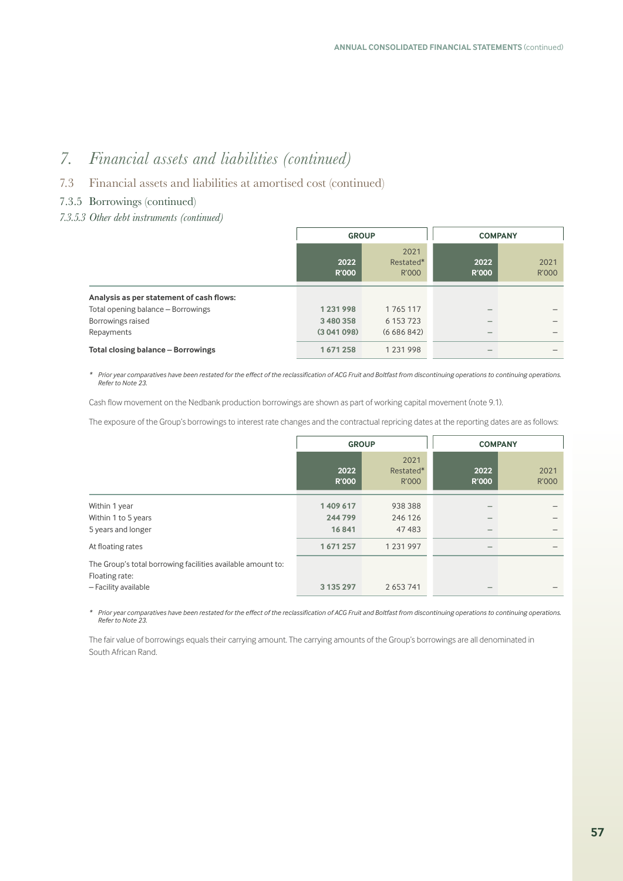# 7. Financial assets and liabilities (continued)

## 7.3 Financial assets and liabilities at amortised cost (continued)

### 7.3.5 Borrowings (continued)

#### *7.3.5.3 Other debt instruments (continued)*

| | GROUP | | COMPANY | |
|---|---|---|---|---|
| | **2022 R'000** | 2021 Restated* R'000 | **2022 R'000** | 2021 R'000 |
| **Analysis as per statement of cash flows:** | | | | |
| Total opening balance – Borrowings | **1 231 998** | 1 765 117 | **–** | – |
| Borrowings raised | **3 480 358** | 6 153 723 | **–** | – |
| Repayments | **(3 041 098)** | (6 686 842) | **–** | – |
| **Total closing balance – Borrowings** | **1 671 258** | 1 231 998 | **–** | – |

\* *Prior year comparatives have been restated for the effect of the reclassification of ACG Fruit and Boltfast from discontinuing operations to continuing operations. Refer to Note 23.*

Cash flow movement on the Nedbank production borrowings are shown as part of working capital movement (note 9.1).

The exposure of the Group's borrowings to interest rate changes and the contractual repricing dates at the reporting dates are as follows:

| | GROUP | | COMPANY | |
|---|---|---|---|---|
| | **2022 R'000** | 2021 Restated* R'000 | **2022 R'000** | 2021 R'000 |
| Within 1 year | **1 409 617** | 938 388 | **–** | – |
| Within 1 to 5 years | **244 799** | 246 126 | **–** | – |
| 5 years and longer | **16 841** | 47 483 | **–** | – |
| At floating rates | **1 671 257** | 1 231 997 | **–** | – |
| The Group's total borrowing facilities available amount to: | | | | |
| Floating rate: | | | | |
| – Facility available | **3 135 297** | 2 653 741 | **–** | – |

\* *Prior year comparatives have been restated for the effect of the reclassification of ACG Fruit and Boltfast from discontinuing operations to continuing operations. Refer to Note 23.*

The fair value of borrowings equals their carrying amount. The carrying amounts of the Group's borrowings are all denominated in South African Rand.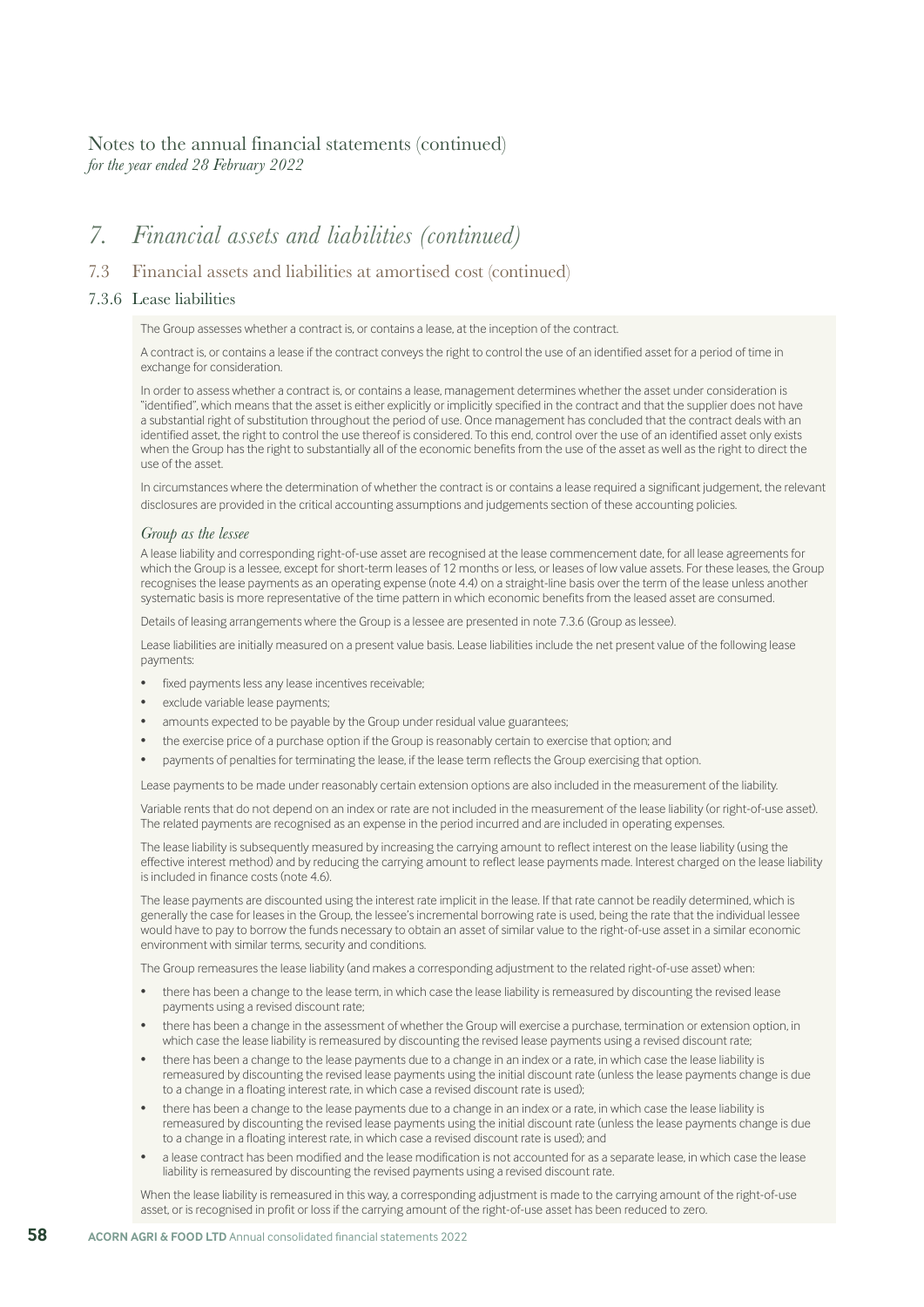Notes to the annual financial statements (continued)
*for the year ended 28 February 2022*

# *7. Financial assets and liabilities (continued)*

## 7.3 Financial assets and liabilities at amortised cost (continued)

### 7.3.6 Lease liabilities

The Group assesses whether a contract is, or contains a lease, at the inception of the contract.

A contract is, or contains a lease if the contract conveys the right to control the use of an identified asset for a period of time in exchange for consideration.

In order to assess whether a contract is, or contains a lease, management determines whether the asset under consideration is "identified", which means that the asset is either explicitly or implicitly specified in the contract and that the supplier does not have a substantial right of substitution throughout the period of use. Once management has concluded that the contract deals with an identified asset, the right to control the use thereof is considered. To this end, control over the use of an identified asset only exists when the Group has the right to substantially all of the economic benefits from the use of the asset as well as the right to direct the use of the asset.

In circumstances where the determination of whether the contract is or contains a lease required a significant judgement, the relevant disclosures are provided in the critical accounting assumptions and judgements section of these accounting policies.

*Group as the lessee*

A lease liability and corresponding right-of-use asset are recognised at the lease commencement date, for all lease agreements for which the Group is a lessee, except for short-term leases of 12 months or less, or leases of low value assets. For these leases, the Group recognises the lease payments as an operating expense (note 4.4) on a straight-line basis over the term of the lease unless another systematic basis is more representative of the time pattern in which economic benefits from the leased asset are consumed.

Details of leasing arrangements where the Group is a lessee are presented in note 7.3.6 (Group as lessee).

Lease liabilities are initially measured on a present value basis. Lease liabilities include the net present value of the following lease payments:

- fixed payments less any lease incentives receivable;
- exclude variable lease payments;
- amounts expected to be payable by the Group under residual value guarantees;
- the exercise price of a purchase option if the Group is reasonably certain to exercise that option; and
- payments of penalties for terminating the lease, if the lease term reflects the Group exercising that option.

Lease payments to be made under reasonably certain extension options are also included in the measurement of the liability.

Variable rents that do not depend on an index or rate are not included in the measurement of the lease liability (or right-of-use asset). The related payments are recognised as an expense in the period incurred and are included in operating expenses.

The lease liability is subsequently measured by increasing the carrying amount to reflect interest on the lease liability (using the effective interest method) and by reducing the carrying amount to reflect lease payments made. Interest charged on the lease liability is included in finance costs (note 4.6).

The lease payments are discounted using the interest rate implicit in the lease. If that rate cannot be readily determined, which is generally the case for leases in the Group, the lessee's incremental borrowing rate is used, being the rate that the individual lessee would have to pay to borrow the funds necessary to obtain an asset of similar value to the right-of-use asset in a similar economic environment with similar terms, security and conditions.

The Group remeasures the lease liability (and makes a corresponding adjustment to the related right-of-use asset) when:

- there has been a change to the lease term, in which case the lease liability is remeasured by discounting the revised lease payments using a revised discount rate;
- there has been a change in the assessment of whether the Group will exercise a purchase, termination or extension option, in which case the lease liability is remeasured by discounting the revised lease payments using a revised discount rate;
- there has been a change to the lease payments due to a change in an index or a rate, in which case the lease liability is remeasured by discounting the revised lease payments using the initial discount rate (unless the lease payments change is due to a change in a floating interest rate, in which case a revised discount rate is used);
- there has been a change to the lease payments due to a change in an index or a rate, in which case the lease liability is remeasured by discounting the revised lease payments using the initial discount rate (unless the lease payments change is due to a change in a floating interest rate, in which case a revised discount rate is used); and
- a lease contract has been modified and the lease modification is not accounted for as a separate lease, in which case the lease liability is remeasured by discounting the revised payments using a revised discount rate.

When the lease liability is remeasured in this way, a corresponding adjustment is made to the carrying amount of the right-of-use asset, or is recognised in profit or loss if the carrying amount of the right-of-use asset has been reduced to zero.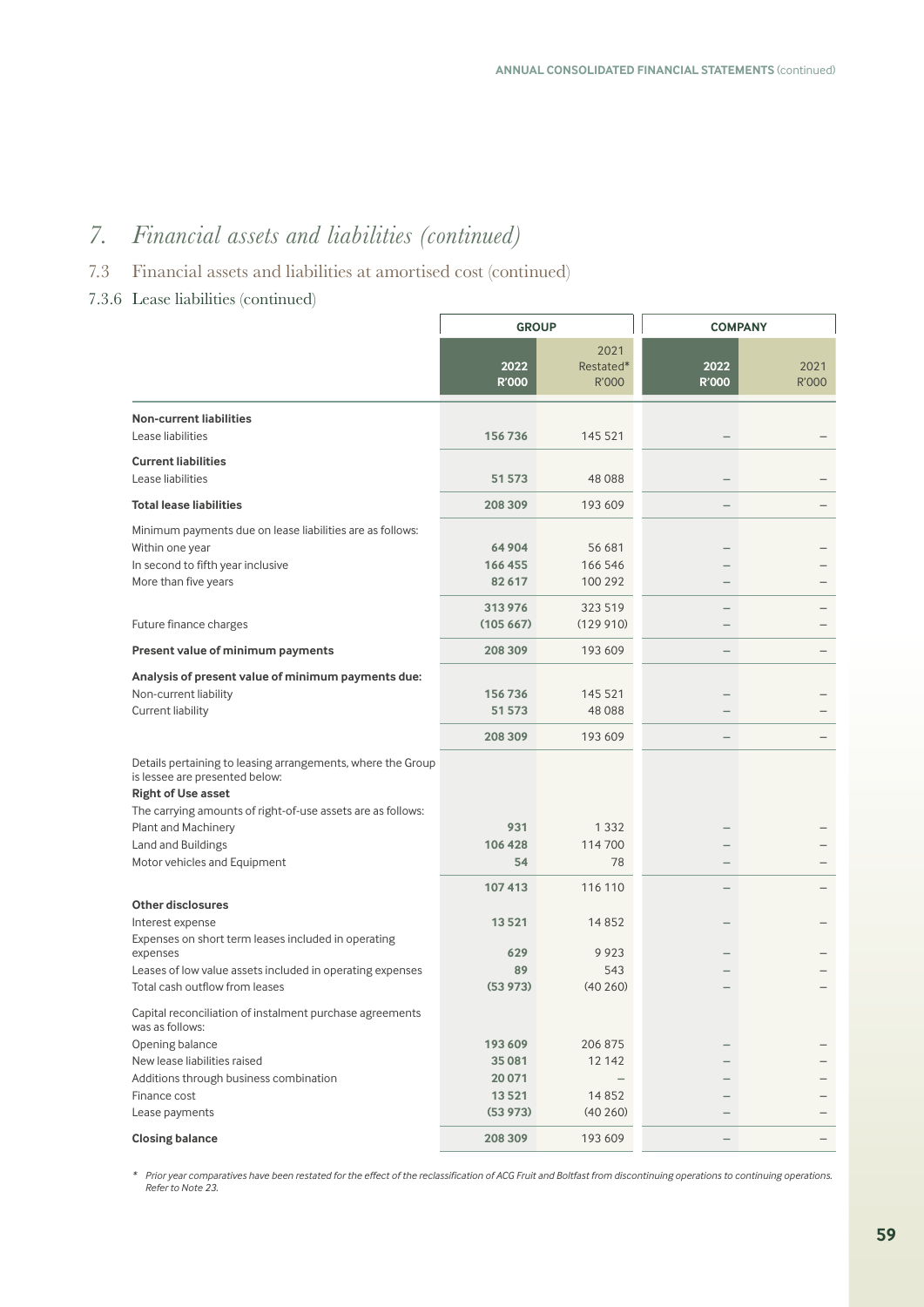# 7. *Financial assets and liabilities (continued)*

## 7.3 Financial assets and liabilities at amortised cost (continued)

### 7.3.6 Lease liabilities (continued)

| | GROUP | | COMPANY | |
|---|---|---|---|---|
| | **2022 R'000** | 2021 Restated* R'000 | **2022 R'000** | 2021 R'000 |
| **Non-current liabilities** | | | | |
| Lease liabilities | **156 736** | 145 521 | – | – |
| **Current liabilities** | | | | |
| Lease liabilities | **51 573** | 48 088 | – | – |
| **Total lease liabilities** | **208 309** | 193 609 | – | – |
| Minimum payments due on lease liabilities are as follows: | | | | |
| Within one year | **64 904** | 56 681 | – | – |
| In second to fifth year inclusive | **166 455** | 166 546 | – | – |
| More than five years | **82 617** | 100 292 | – | – |
| | **313 976** | 323 519 | – | – |
| Future finance charges | **(105 667)** | (129 910) | – | – |
| **Present value of minimum payments** | **208 309** | 193 609 | – | – |
| **Analysis of present value of minimum payments due:** | | | | |
| Non-current liability | **156 736** | 145 521 | – | – |
| Current liability | **51 573** | 48 088 | – | – |
| | **208 309** | 193 609 | – | – |
| Details pertaining to leasing arrangements, where the Group is lessee are presented below: | | | | |
| **Right of Use asset** | | | | |
| The carrying amounts of right-of-use assets are as follows: | | | | |
| Plant and Machinery | **931** | 1 332 | – | – |
| Land and Buildings | **106 428** | 114 700 | – | – |
| Motor vehicles and Equipment | **54** | 78 | – | – |
| | **107 413** | 116 110 | – | – |
| **Other disclosures** | | | | |
| Interest expense | **13 521** | 14 852 | – | – |
| Expenses on short term leases included in operating expenses | **629** | 9 923 | – | – |
| Leases of low value assets included in operating expenses | **89** | 543 | – | – |
| Total cash outflow from leases | **(53 973)** | (40 260) | – | – |
| Capital reconciliation of instalment purchase agreements was as follows: | | | | |
| Opening balance | **193 609** | 206 875 | – | – |
| New lease liabilities raised | **35 081** | 12 142 | – | – |
| Additions through business combination | **20 071** | – | – | – |
| Finance cost | **13 521** | 14 852 | – | – |
| Lease payments | **(53 973)** | (40 260) | – | – |
| **Closing balance** | **208 309** | 193 609 | – | – |

*\* Prior year comparatives have been restated for the effect of the reclassification of ACG Fruit and Boltfast from discontinuing operations to continuing operations. Refer to Note 23.*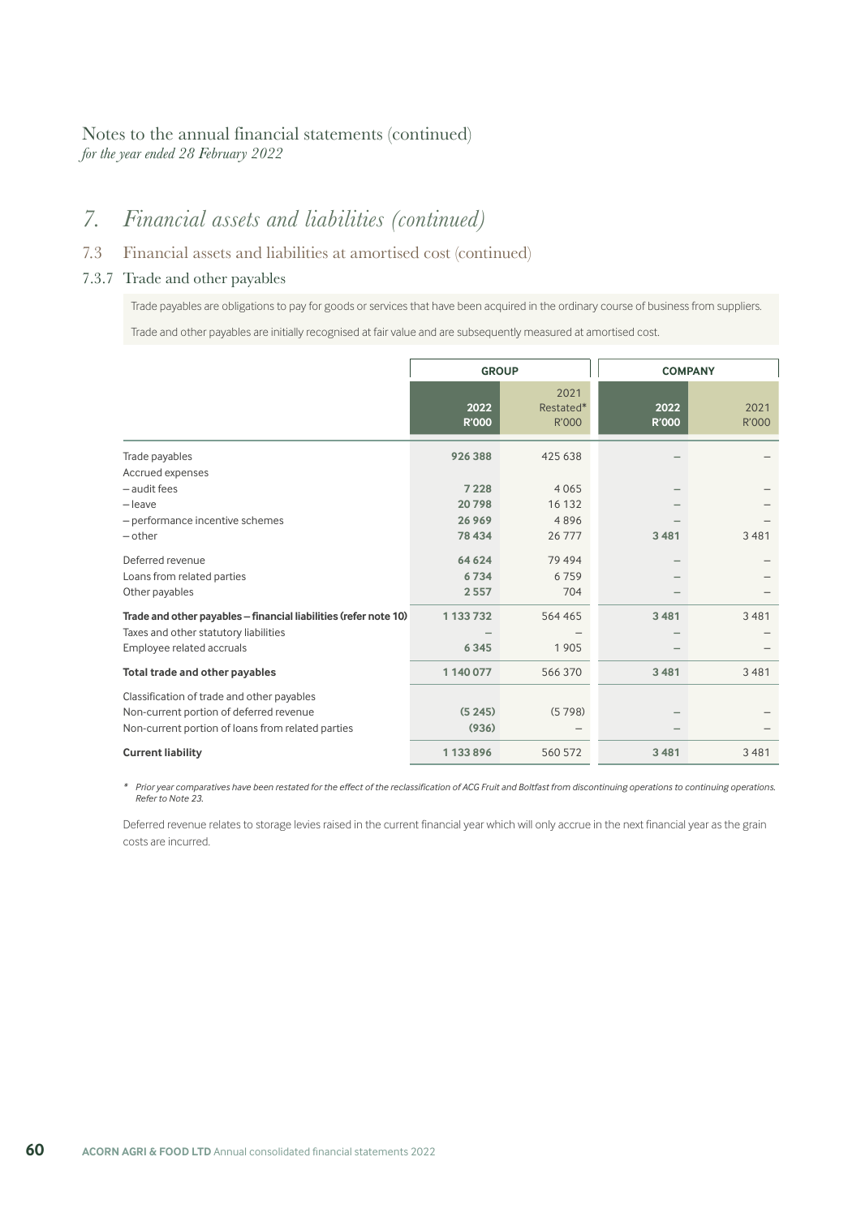Notes to the annual financial statements (continued)
*for the year ended 28 February 2022*

# 7. *Financial assets and liabilities (continued)*

## 7.3 Financial assets and liabilities at amortised cost (continued)

### 7.3.7 Trade and other payables

Trade payables are obligations to pay for goods or services that have been acquired in the ordinary course of business from suppliers.

Trade and other payables are initially recognised at fair value and are subsequently measured at amortised cost.

| | GROUP | | COMPANY | |
|---|---|---|---|---|
| | **2022 R'000** | 2021 Restated* R'000 | **2022 R'000** | 2021 R'000 |
| Trade payables | **926 388** | 425 638 | – | – |
| Accrued expenses | | | | |
| – audit fees | **7 228** | 4 065 | – | – |
| – leave | **20 798** | 16 132 | – | – |
| – performance incentive schemes | **26 969** | 4 896 | – | – |
| – other | **78 434** | 26 777 | **3 481** | 3 481 |
| Deferred revenue | **64 624** | 79 494 | – | – |
| Loans from related parties | **6 734** | 6 759 | – | – |
| Other payables | **2 557** | 704 | – | – |
| **Trade and other payables – financial liabilities (refer note 10)** | **1 133 732** | 564 465 | **3 481** | 3 481 |
| Taxes and other statutory liabilities | – | – | – | – |
| Employee related accruals | **6 345** | 1 905 | – | – |
| **Total trade and other payables** | **1 140 077** | 566 370 | **3 481** | 3 481 |
| Classification of trade and other payables | | | | |
| Non-current portion of deferred revenue | **(5 245)** | (5 798) | – | – |
| Non-current portion of loans from related parties | **(936)** | – | – | – |
| **Current liability** | **1 133 896** | 560 572 | **3 481** | 3 481 |

\* *Prior year comparatives have been restated for the effect of the reclassification of ACG Fruit and Boltfast from discontinuing operations to continuing operations. Refer to Note 23.*

Deferred revenue relates to storage levies raised in the current financial year which will only accrue in the next financial year as the grain costs are incurred.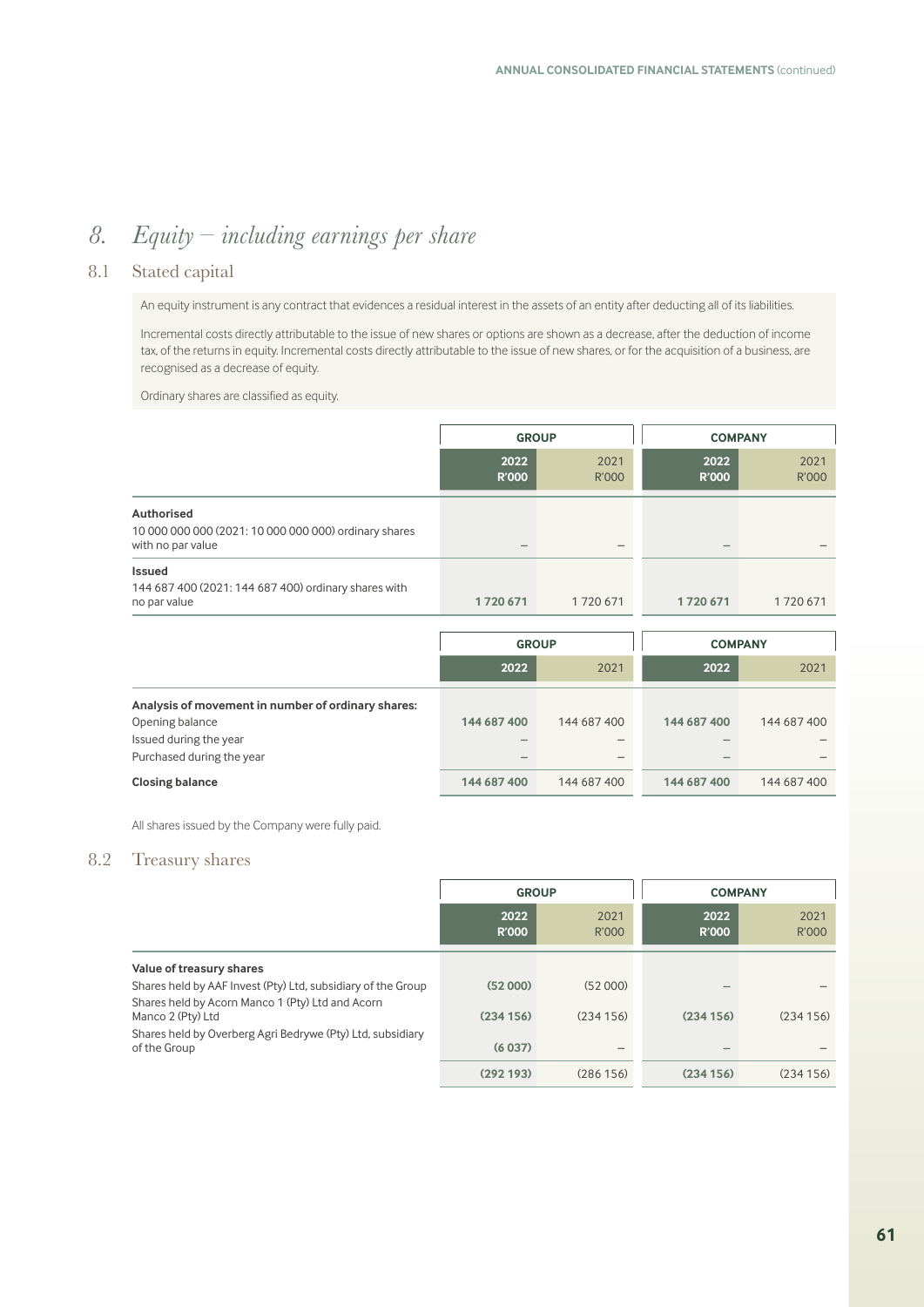# 8. *Equity – including earnings per share*

## 8.1 Stated capital

An equity instrument is any contract that evidences a residual interest in the assets of an entity after deducting all of its liabilities.

Incremental costs directly attributable to the issue of new shares or options are shown as a decrease, after the deduction of income tax, of the returns in equity. Incremental costs directly attributable to the issue of new shares, or for the acquisition of a business, are recognised as a decrease of equity.

Ordinary shares are classified as equity.

| | GROUP | | COMPANY | |
|---|---|---|---|---|
| | **2022 R'000** | 2021 R'000 | **2022 R'000** | 2021 R'000 |
| **Authorised** | | | | |
| 10 000 000 000 (2021: 10 000 000 000) ordinary shares with no par value | – | – | – | – |
| **Issued** | | | | |
| 144 687 400 (2021: 144 687 400) ordinary shares with no par value | **1 720 671** | 1 720 671 | **1 720 671** | 1 720 671 |

| | GROUP | | COMPANY | |
|---|---|---|---|---|
| | **2022** | 2021 | **2022** | 2021 |
| **Analysis of movement in number of ordinary shares:** | | | | |
| Opening balance | **144 687 400** | 144 687 400 | **144 687 400** | 144 687 400 |
| Issued during the year | – | – | – | – |
| Purchased during the year | – | – | – | – |
| **Closing balance** | **144 687 400** | 144 687 400 | **144 687 400** | 144 687 400 |

All shares issued by the Company were fully paid.

## 8.2 Treasury shares

| | GROUP | | COMPANY | |
|---|---|---|---|---|
| | **2022 R'000** | 2021 R'000 | **2022 R'000** | 2021 R'000 |
| **Value of treasury shares** | | | | |
| Shares held by AAF Invest (Pty) Ltd, subsidiary of the Group | **(52 000)** | (52 000) | – | – |
| Shares held by Acorn Manco 1 (Pty) Ltd and Acorn Manco 2 (Pty) Ltd | **(234 156)** | (234 156) | **(234 156)** | (234 156) |
| Shares held by Overberg Agri Bedrywe (Pty) Ltd, subsidiary of the Group | **(6 037)** | – | – | – |
| | **(292 193)** | (286 156) | **(234 156)** | (234 156) |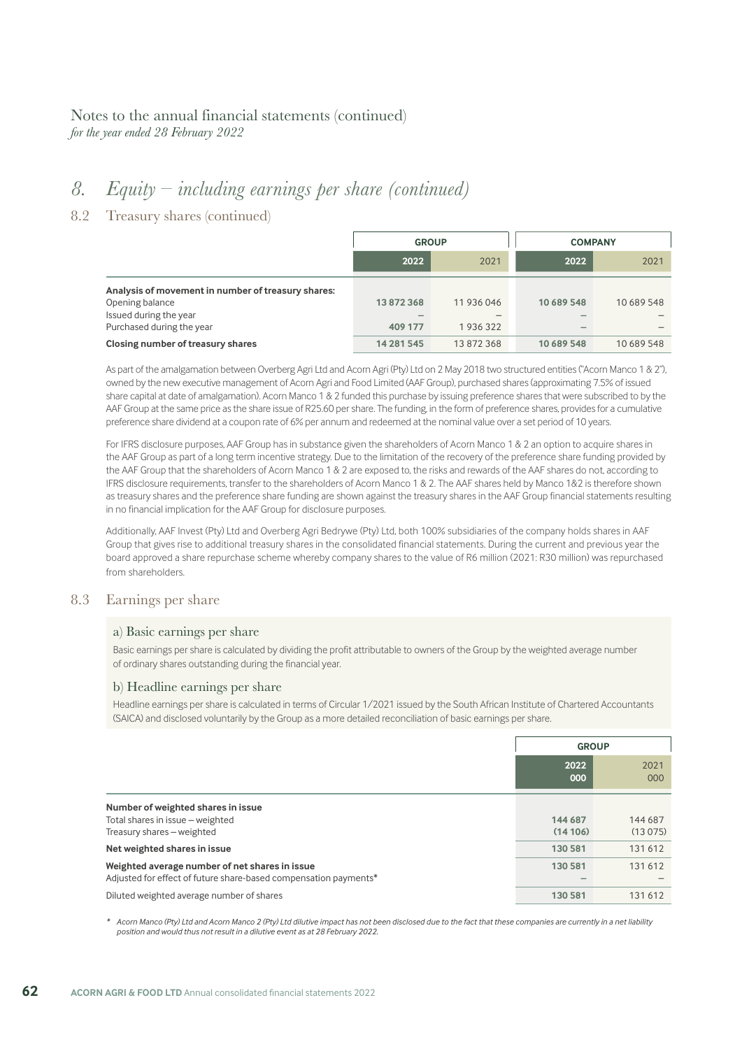Notes to the annual financial statements (continued)
*for the year ended 28 February 2022*

# 8. Equity – including earnings per share (continued)

## 8.2 Treasury shares (continued)

| | GROUP | | COMPANY | |
|---|---|---|---|---|
| | **2022** | 2021 | **2022** | 2021 |
| **Analysis of movement in number of treasury shares:** | | | | |
| Opening balance | **13 872 368** | 11 936 046 | **10 689 548** | 10 689 548 |
| Issued during the year | – | – | – | – |
| Purchased during the year | **409 177** | 1 936 322 | – | – |
| **Closing number of treasury shares** | **14 281 545** | 13 872 368 | **10 689 548** | 10 689 548 |

As part of the amalgamation between Overberg Agri Ltd and Acorn Agri (Pty) Ltd on 2 May 2018 two structured entities ("Acorn Manco 1 & 2"), owned by the new executive management of Acorn Agri and Food Limited (AAF Group), purchased shares (approximating 7.5% of issued share capital at date of amalgamation). Acorn Manco 1 & 2 funded this purchase by issuing preference shares that were subscribed to by the AAF Group at the same price as the share issue of R25.60 per share. The funding, in the form of preference shares, provides for a cumulative preference share dividend at a coupon rate of 6% per annum and redeemed at the nominal value over a set period of 10 years.

For IFRS disclosure purposes, AAF Group has in substance given the shareholders of Acorn Manco 1 & 2 an option to acquire shares in the AAF Group as part of a long term incentive strategy. Due to the limitation of the recovery of the preference share funding provided by the AAF Group that the shareholders of Acorn Manco 1 & 2 are exposed to, the risks and rewards of the AAF shares do not, according to IFRS disclosure requirements, transfer to the shareholders of Acorn Manco 1 & 2. The AAF shares held by Manco 1&2 is therefore shown as treasury shares and the preference share funding are shown against the treasury shares in the AAF Group financial statements resulting in no financial implication for the AAF Group for disclosure purposes.

Additionally, AAF Invest (Pty) Ltd and Overberg Agri Bedrywe (Pty) Ltd, both 100% subsidiaries of the company holds shares in AAF Group that gives rise to additional treasury shares in the consolidated financial statements. During the current and previous year the board approved a share repurchase scheme whereby company shares to the value of R6 million (2021: R30 million) was repurchased from shareholders.

## 8.3 Earnings per share

### a) Basic earnings per share

Basic earnings per share is calculated by dividing the profit attributable to owners of the Group by the weighted average number of ordinary shares outstanding during the financial year.

### b) Headline earnings per share

Headline earnings per share is calculated in terms of Circular 1/2021 issued by the South African Institute of Chartered Accountants (SAICA) and disclosed voluntarily by the Group as a more detailed reconciliation of basic earnings per share.

| | GROUP | |
|---|---|---|
| | **2022 000** | 2021 000 |
| **Number of weighted shares in issue** | | |
| Total shares in issue – weighted | **144 687** | 144 687 |
| Treasury shares – weighted | **(14 106)** | (13 075) |
| **Net weighted shares in issue** | **130 581** | 131 612 |
| **Weighted average number of net shares in issue** | **130 581** | 131 612 |
| Adjusted for effect of future share-based compensation payments* | – | – |
| Diluted weighted average number of shares | **130 581** | 131 612 |

\* *Acorn Manco (Pty) Ltd and Acorn Manco 2 (Pty) Ltd dilutive impact has not been disclosed due to the fact that these companies are currently in a net liability position and would thus not result in a dilutive event as at 28 February 2022.*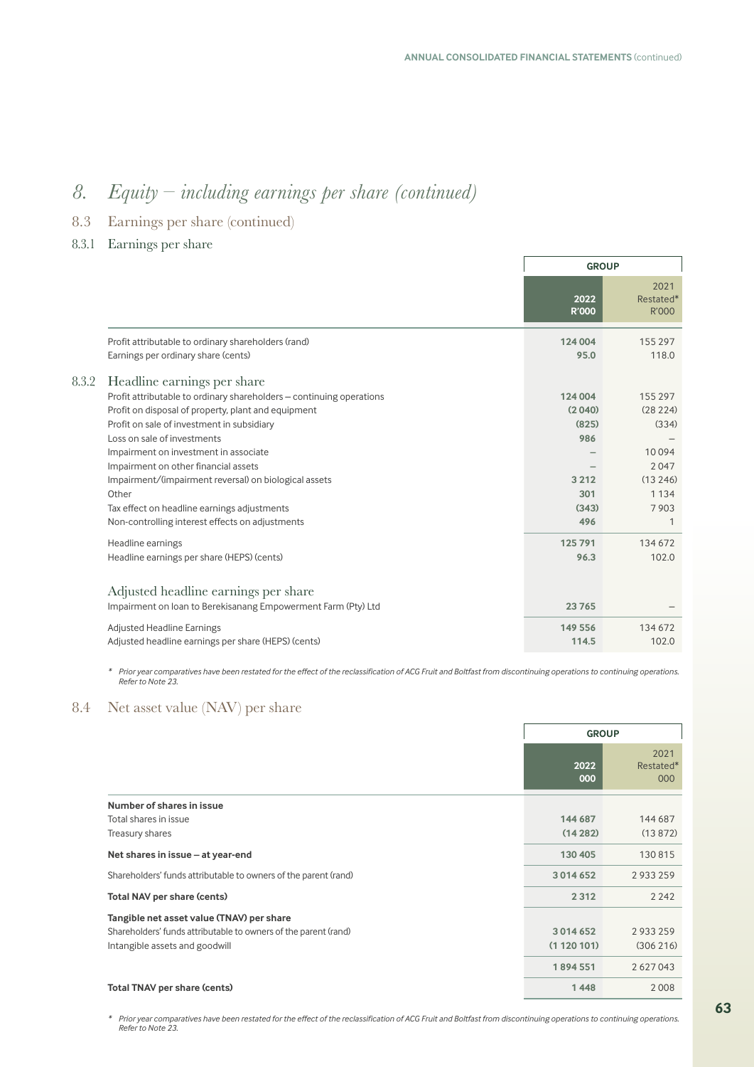# 8. *Equity – including earnings per share (continued)*

## 8.3 Earnings per share (continued)

### 8.3.1 Earnings per share

| | GROUP | |
|---|---|---|
| | **2022 R'000** | 2021 Restated* R'000 |
| Profit attributable to ordinary shareholders (rand) | **124 004** | 155 297 |
| Earnings per ordinary share (cents) | **95.0** | 118.0 |

### 8.3.2 Headline earnings per share

| | GROUP | |
|---|---|---|
| | **2022 R'000** | 2021 Restated* R'000 |
| Profit attributable to ordinary shareholders – continuing operations | **124 004** | 155 297 |
| Profit on disposal of property, plant and equipment | **(2 040)** | (28 224) |
| Profit on sale of investment in subsidiary | **(825)** | (334) |
| Loss on sale of investments | **986** | – |
| Impairment on investment in associate | **–** | 10 094 |
| Impairment on other financial assets | **–** | 2 047 |
| Impairment/(impairment reversal) on biological assets | **3 212** | (13 246) |
| Other | **301** | 1 134 |
| Tax effect on headline earnings adjustments | **(343)** | 7 903 |
| Non-controlling interest effects on adjustments | **496** | 1 |
| Headline earnings | **125 791** | 134 672 |
| Headline earnings per share (HEPS) (cents) | **96.3** | 102.0 |

### Adjusted headline earnings per share

| | GROUP | |
|---|---|---|
| | **2022 R'000** | 2021 Restated* R'000 |
| Impairment on loan to Berekisanang Empowerment Farm (Pty) Ltd | **23 765** | – |
| Adjusted Headline Earnings | **149 556** | 134 672 |
| Adjusted headline earnings per share (HEPS) (cents) | **114.5** | 102.0 |

*\* Prior year comparatives have been restated for the effect of the reclassification of ACG Fruit and Boltfast from discontinuing operations to continuing operations. Refer to Note 23.*

## 8.4 Net asset value (NAV) per share

| | GROUP | |
|---|---|---|
| | **2022 000** | 2021 Restated* 000 |
| **Number of shares in issue** | | |
| Total shares in issue | **144 687** | 144 687 |
| Treasury shares | **(14 282)** | (13 872) |
| **Net shares in issue – at year-end** | **130 405** | 130 815 |
| Shareholders' funds attributable to owners of the parent (rand) | **3 014 652** | 2 933 259 |
| **Total NAV per share (cents)** | **2 312** | 2 242 |
| **Tangible net asset value (TNAV) per share** | | |
| Shareholders' funds attributable to owners of the parent (rand) | **3 014 652** | 2 933 259 |
| Intangible assets and goodwill | **(1 120 101)** | (306 216) |
| | **1 894 551** | 2 627 043 |
| **Total TNAV per share (cents)** | **1 448** | 2 008 |

*\* Prior year comparatives have been restated for the effect of the reclassification of ACG Fruit and Boltfast from discontinuing operations to continuing operations. Refer to Note 23.*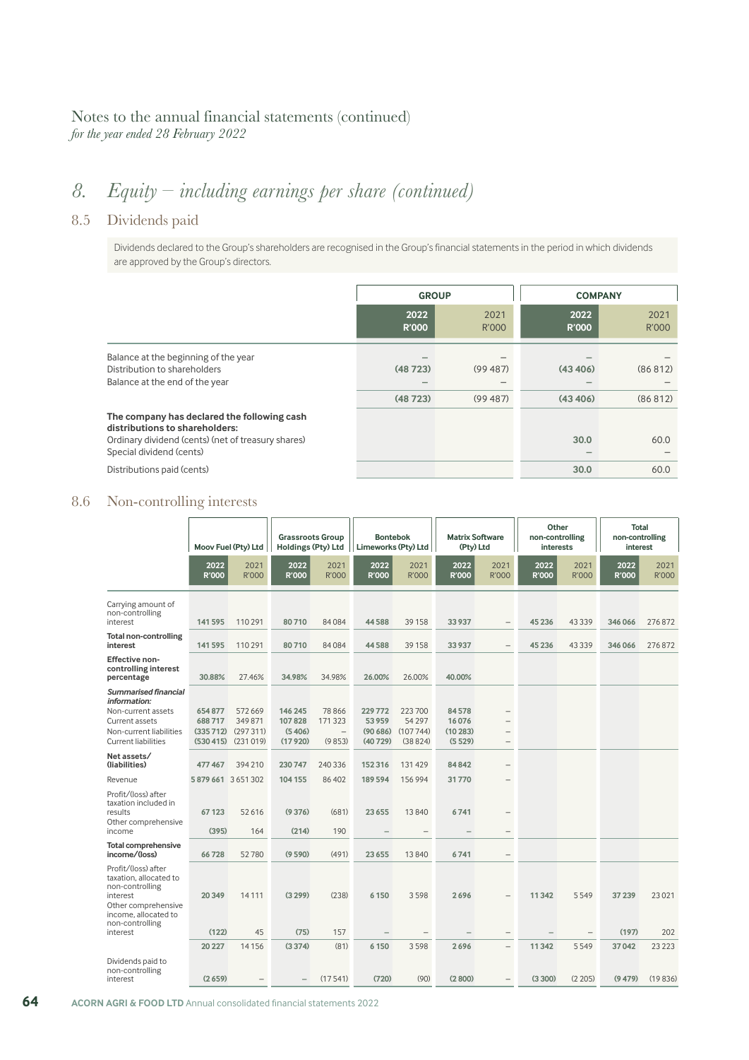Notes to the annual financial statements (continued)
*for the year ended 28 February 2022*

## 8. Equity – including earnings per share (continued)

### 8.5 Dividends paid

Dividends declared to the Group's shareholders are recognised in the Group's financial statements in the period in which dividends are approved by the Group's directors.

| | GROUP | | COMPANY | |
|---|---|---|---|---|
| | 2022 R'000 | 2021 R'000 | 2022 R'000 | 2021 R'000 |
| Balance at the beginning of the year | – | – | – | – |
| Distribution to shareholders | (48 723) | (99 487) | (43 406) | (86 812) |
| Balance at the end of the year | – | – | – | – |
| | (48 723) | (99 487) | (43 406) | (86 812) |
| **The company has declared the following cash distributions to shareholders:** | | | | |
| Ordinary dividend (cents) (net of treasury shares) | | | 30.0 | 60.0 |
| Special dividend (cents) | | | – | – |
| Distributions paid (cents) | | | 30.0 | 60.0 |

### 8.6 Non-controlling interests

| | Moov Fuel (Pty) Ltd | | Grassroots Group Holdings (Pty) Ltd | | Bontebok Limeworks (Pty) Ltd | | Matrix Software (Pty) Ltd | | Other non-controlling interests | | Total non-controlling interest | |
|---|---|---|---|---|---|---|---|---|---|---|---|---|
| | 2022 R'000 | 2021 R'000 | 2022 R'000 | 2021 R'000 | 2022 R'000 | 2021 R'000 | 2022 R'000 | 2021 R'000 | 2022 R'000 | 2021 R'000 | 2022 R'000 | 2021 R'000 |
| Carrying amount of non-controlling interest | 141 595 | 110 291 | 80 710 | 84 084 | 44 588 | 39 158 | 33 937 | – | 45 236 | 43 339 | 346 066 | 276 872 |
| **Total non-controlling interest** | 141 595 | 110 291 | 80 710 | 84 084 | 44 588 | 39 158 | 33 937 | – | 45 236 | 43 339 | 346 066 | 276 872 |
| **Effective non-controlling interest percentage** | 30.88% | 27.46% | 34.98% | 34.98% | 26.00% | 26.00% | 40.00% | | | | | |
| ***Summarised financial information:*** | | | | | | | | | | | | |
| Non-current assets | 654 877 | 572 669 | 146 245 | 78 866 | 229 772 | 223 700 | 84 578 | – | | | | |
| Current assets | 688 717 | 349 871 | 107 828 | 171 323 | 53 959 | 54 297 | 16 076 | – | | | | |
| Non-current liabilities | (335 712) | (297 311) | (5 406) | – | (90 686) | (107 744) | (10 283) | – | | | | |
| Current liabilities | (530 415) | (231 019) | (17 920) | (9 853) | (40 729) | (38 824) | (5 529) | – | | | | |
| **Net assets/(liabilities)** | 477 467 | 394 210 | 230 747 | 240 336 | 152 316 | 131 429 | 84 842 | – | | | | |
| Revenue | 5 879 661 | 3 651 302 | 104 155 | 86 402 | 189 594 | 156 994 | 31 770 | – | | | | |
| Profit/(loss) after taxation included in results | 67 123 | 52 616 | (9 376) | (681) | 23 655 | 13 840 | 6 741 | – | | | | |
| Other comprehensive income | (395) | 164 | (214) | 190 | – | – | – | – | | | | |
| **Total comprehensive income/(loss)** | 66 728 | 52 780 | (9 590) | (491) | 23 655 | 13 840 | 6 741 | – | | | | |
| Profit/(loss) after taxation, allocated to non-controlling interest | 20 349 | 14 111 | (3 299) | (238) | 6 150 | 3 598 | 2 696 | – | 11 342 | 5 549 | 37 239 | 23 021 |
| Other comprehensive income, allocated to non-controlling interest | (122) | 45 | (75) | 157 | – | – | – | – | – | – | (197) | 202 |
| | 20 227 | 14 156 | (3 374) | (81) | 6 150 | 3 598 | 2 696 | – | 11 342 | 5 549 | 37 042 | 23 223 |
| Dividends paid to non-controlling interest | (2 659) | – | – | (17 541) | (720) | (90) | (2 800) | – | (3 300) | (2 205) | (9 479) | (19 836) |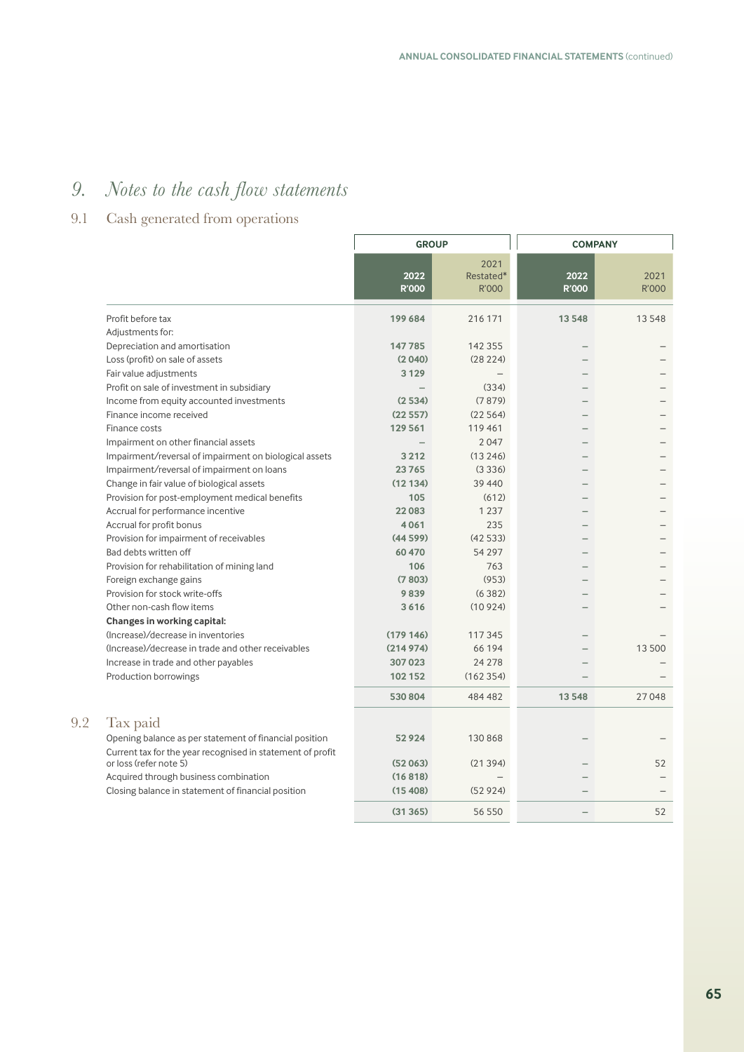# 9. *Notes to the cash flow statements*

## 9.1 Cash generated from operations

| | GROUP | | COMPANY | |
|---|---|---|---|---|
| | **2022 R'000** | 2021 Restated* R'000 | **2022 R'000** | 2021 R'000 |
| Profit before tax | **199 684** | 216 171 | **13 548** | 13 548 |
| Adjustments for: | | | | |
| Depreciation and amortisation | **147 785** | 142 355 | – | – |
| Loss (profit) on sale of assets | **(2 040)** | (28 224) | – | – |
| Fair value adjustments | **3 129** | – | – | – |
| Profit on sale of investment in subsidiary | – | (334) | – | – |
| Income from equity accounted investments | **(2 534)** | (7 879) | – | – |
| Finance income received | **(22 557)** | (22 564) | – | – |
| Finance costs | **129 561** | 119 461 | – | – |
| Impairment on other financial assets | – | 2 047 | – | – |
| Impairment/reversal of impairment on biological assets | **3 212** | (13 246) | – | – |
| Impairment/reversal of impairment on loans | **23 765** | (3 336) | – | – |
| Change in fair value of biological assets | **(12 134)** | 39 440 | – | – |
| Provision for post-employment medical benefits | **105** | (612) | – | – |
| Accrual for performance incentive | **22 083** | 1 237 | – | – |
| Accrual for profit bonus | **4 061** | 235 | – | – |
| Provision for impairment of receivables | **(44 599)** | (42 533) | – | – |
| Bad debts written off | **60 470** | 54 297 | – | – |
| Provision for rehabilitation of mining land | **106** | 763 | – | – |
| Foreign exchange gains | **(7 803)** | (953) | – | – |
| Provision for stock write-offs | **9 839** | (6 382) | – | – |
| Other non-cash flow items | **3 616** | (10 924) | – | – |
| **Changes in working capital:** | | | | |
| (Increase)/decrease in inventories | **(179 146)** | 117 345 | – | – |
| (Increase)/decrease in trade and other receivables | **(214 974)** | 66 194 | – | 13 500 |
| Increase in trade and other payables | **307 023** | 24 278 | – | – |
| Production borrowings | **102 152** | (162 354) | – | – |
| | **530 804** | 484 482 | **13 548** | 27 048 |

## 9.2 Tax paid

| | GROUP | | COMPANY | |
|---|---|---|---|---|
| | **2022 R'000** | 2021 Restated* R'000 | **2022 R'000** | 2021 R'000 |
| Opening balance as per statement of financial position | **52 924** | 130 868 | – | – |
| Current tax for the year recognised in statement of profit or loss (refer note 5) | **(52 063)** | (21 394) | – | 52 |
| Acquired through business combination | **(16 818)** | – | – | – |
| Closing balance in statement of financial position | **(15 408)** | (52 924) | – | – |
| | **(31 365)** | 56 550 | – | 52 |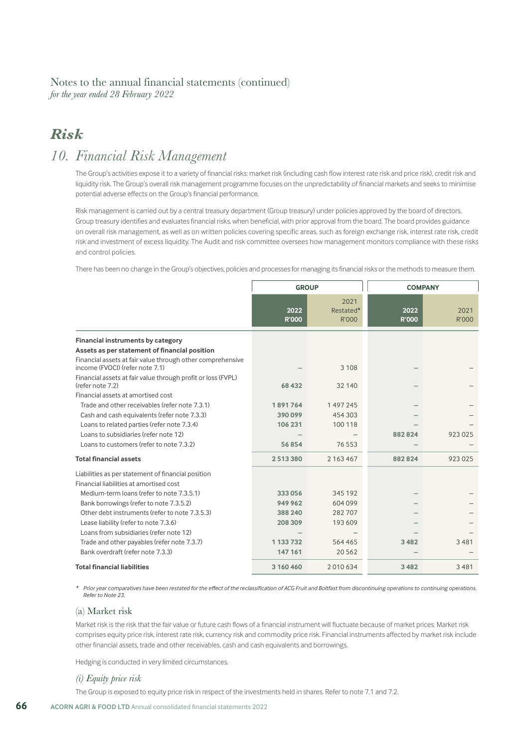Notes to the annual financial statements (continued)
*for the year ended 28 February 2022*

# *Risk*

# *10. Financial Risk Management*

The Group's activities expose it to a variety of financial risks: market risk (including cash flow interest rate risk and price risk), credit risk and liquidity risk. The Group's overall risk management programme focuses on the unpredictability of financial markets and seeks to minimise potential adverse effects on the Group's financial performance.

Risk management is carried out by a central treasury department (Group treasury) under policies approved by the board of directors. Group treasury identifies and evaluates financial risks, when beneficial, with prior approval from the board. The board provides guidance on overall risk management, as well as on written policies covering specific areas, such as foreign exchange risk, interest rate risk, credit risk and investment of excess liquidity. The Audit and risk committee oversees how management monitors compliance with these risks and control policies.

There has been no change in the Group's objectives, policies and processes for managing its financial risks or the methods to measure them.

| | GROUP | | COMPANY | |
|---|---|---|---|---|
| | **2022 R'000** | 2021 Restated* R'000 | **2022 R'000** | 2021 R'000 |
| **Financial instruments by category** | | | | |
| **Assets as per statement of financial position** | | | | |
| Financial assets at fair value through other comprehensive income (FVOCI) (refer note 7.1) | – | 3 108 | – | – |
| Financial assets at fair value through profit or loss (FVPL) (refer note 7.2) | **68 432** | 32 140 | – | – |
| Financial assets at amortised cost | | | | |
| Trade and other receivables (refer note 7.3.1) | **1 891 764** | 1 497 245 | – | – |
| Cash and cash equivalents (refer note 7.3.3) | **390 099** | 454 303 | – | – |
| Loans to related parties (refer note 7.3.4) | **106 231** | 100 118 | – | – |
| Loans to subsidiaries (refer note 12) | – | – | **882 824** | 923 025 |
| Loans to customers (refer to note 7.3.2) | **56 854** | 76 553 | – | – |
| **Total financial assets** | **2 513 380** | 2 163 467 | **882 824** | 923 025 |
| Liabilities as per statement of financial position | | | | |
| Financial liabilities at amortised cost | | | | |
| Medium-term loans (refer to note 7.3.5.1) | **333 056** | 345 192 | – | – |
| Bank borrowings (refer to note 7.3.5.2) | **949 962** | 604 099 | – | – |
| Other debt instruments (refer to note 7.3.5.3) | **388 240** | 282 707 | – | – |
| Lease liability (refer to note 7.3.6) | **208 309** | 193 609 | – | – |
| Loans from subsidiaries (refer note 12) | – | – | – | – |
| Trade and other payables (refer note 7.3.7) | **1 133 732** | 564 465 | **3 482** | 3 481 |
| Bank overdraft (refer note 7.3.3) | **147 161** | 20 562 | – | – |
| **Total financial liabilities** | **3 160 460** | 2 010 634 | **3 482** | 3 481 |

\* *Prior year comparatives have been restated for the effect of the reclassification of ACG Fruit and Boltfast from discontinuing operations to continuing operations. Refer to Note 23.*

## (a) Market risk

Market risk is the risk that the fair value or future cash flows of a financial instrument will fluctuate because of market prices. Market risk comprises equity price risk, interest rate risk, currency risk and commodity price risk. Financial instruments affected by market risk include other financial assets, trade and other receivables, cash and cash equivalents and borrowings.

Hedging is conducted in very limited circumstances.

### *(i) Equity price risk*

The Group is exposed to equity price risk in respect of the investments held in shares. Refer to note 7.1 and 7.2.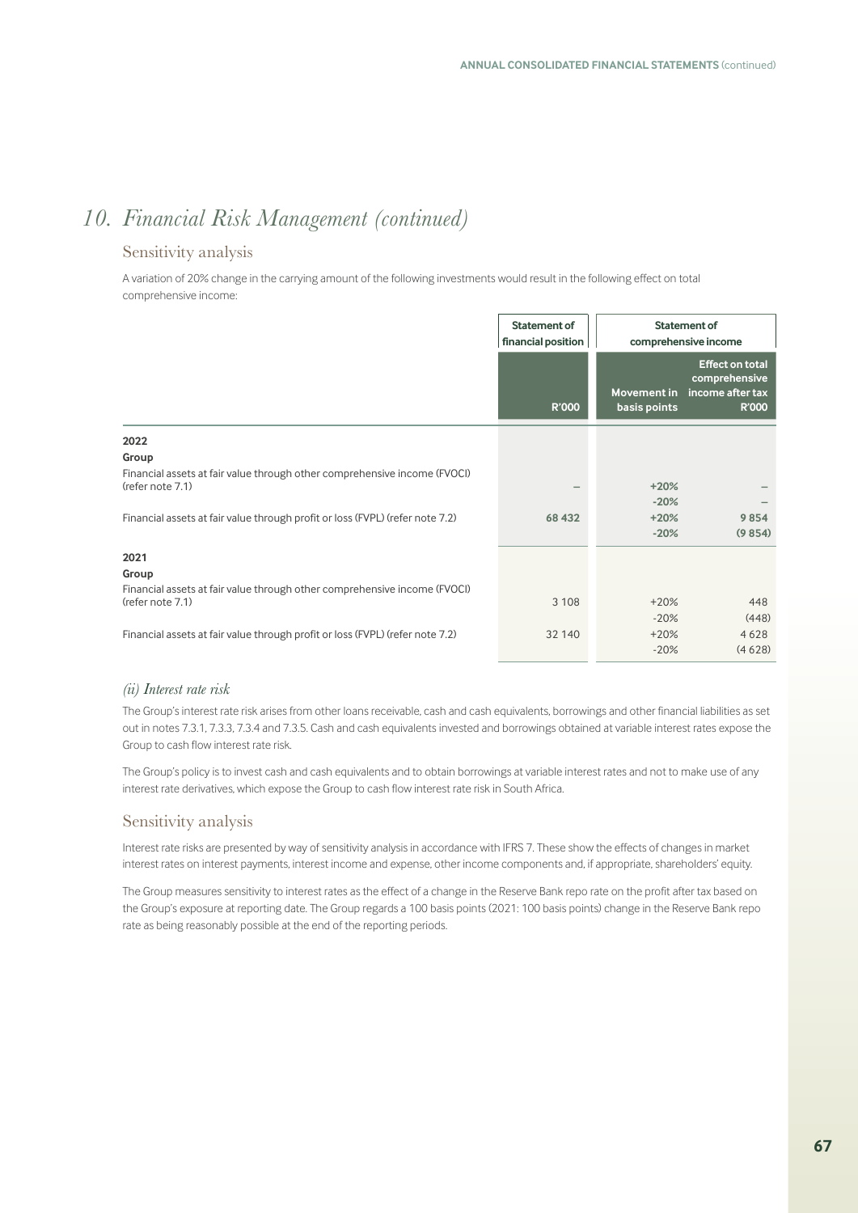# 10. *Financial Risk Management (continued)*

## Sensitivity analysis

A variation of 20% change in the carrying amount of the following investments would result in the following effect on total comprehensive income:

| | Statement of financial position | Statement of comprehensive income | |
|---|---|---|---|
| | R'000 | Movement in basis points | Effect on total comprehensive income after tax R'000 |
| **2022** | | | |
| **Group** | | | |
| Financial assets at fair value through other comprehensive income (FVOCI) (refer note 7.1) | – | +20% | – |
| | | -20% | – |
| Financial assets at fair value through profit or loss (FVPL) (refer note 7.2) | 68 432 | +20% | 9 854 |
| | | -20% | (9 854) |
| **2021** | | | |
| **Group** | | | |
| Financial assets at fair value through other comprehensive income (FVOCI) (refer note 7.1) | 3 108 | +20% | 448 |
| | | -20% | (448) |
| Financial assets at fair value through profit or loss (FVPL) (refer note 7.2) | 32 140 | +20% | 4 628 |
| | | -20% | (4 628) |

### *(ii) Interest rate risk*

The Group's interest rate risk arises from other loans receivable, cash and cash equivalents, borrowings and other financial liabilities as set out in notes 7.3.1, 7.3.3, 7.3.4 and 7.3.5. Cash and cash equivalents invested and borrowings obtained at variable interest rates expose the Group to cash flow interest rate risk.

The Group's policy is to invest cash and cash equivalents and to obtain borrowings at variable interest rates and not to make use of any interest rate derivatives, which expose the Group to cash flow interest rate risk in South Africa.

## Sensitivity analysis

Interest rate risks are presented by way of sensitivity analysis in accordance with IFRS 7. These show the effects of changes in market interest rates on interest payments, interest income and expense, other income components and, if appropriate, shareholders' equity.

The Group measures sensitivity to interest rates as the effect of a change in the Reserve Bank repo rate on the profit after tax based on the Group's exposure at reporting date. The Group regards a 100 basis points (2021: 100 basis points) change in the Reserve Bank repo rate as being reasonably possible at the end of the reporting periods.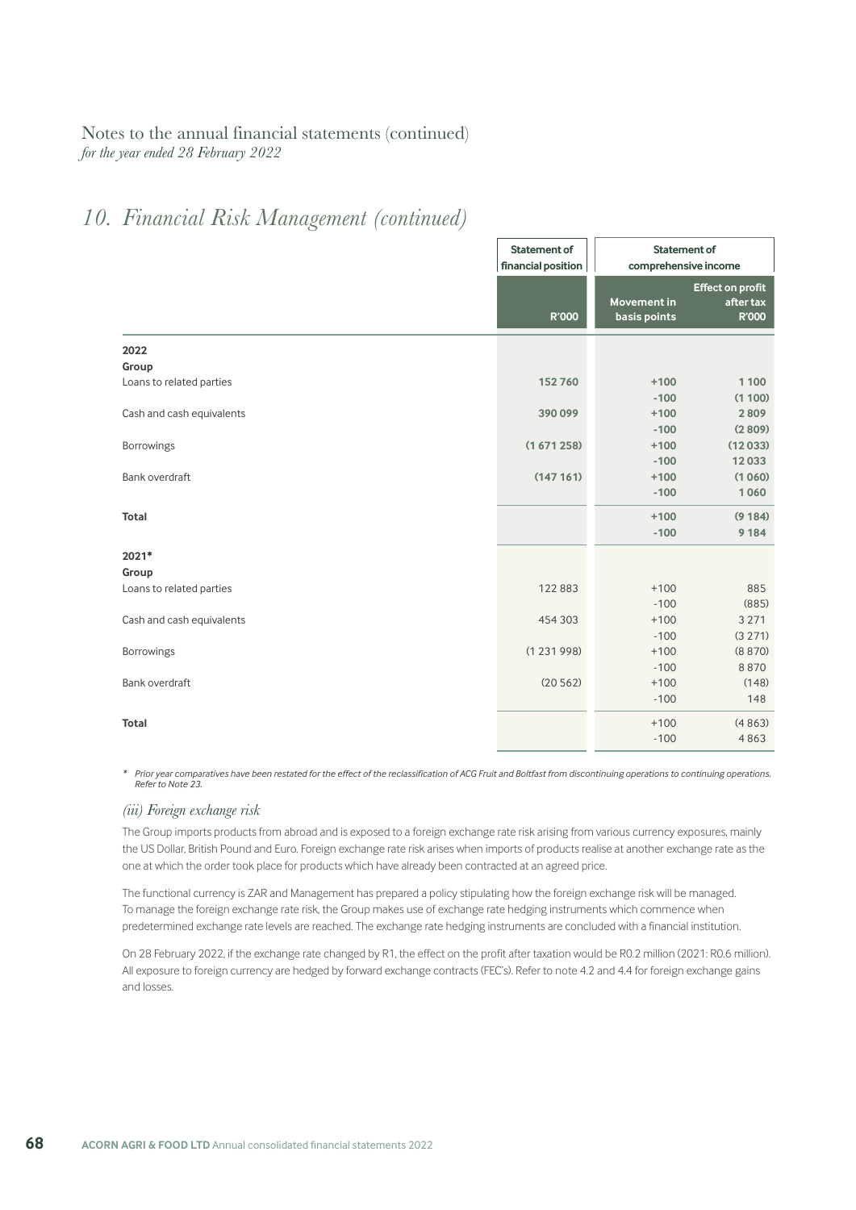Notes to the annual financial statements (continued)
*for the year ended 28 February 2022*

# 10. Financial Risk Management (continued)

| | Statement of financial position | Statement of comprehensive income | |
|---|---|---|---|
| | R'000 | Movement in basis points | Effect on profit after tax R'000 |
| **2022** | | | |
| **Group** | | | |
| Loans to related parties | **152 760** | **+100** | **1 100** |
| | | **-100** | **(1 100)** |
| Cash and cash equivalents | **390 099** | **+100** | **2 809** |
| | | **-100** | **(2 809)** |
| Borrowings | **(1 671 258)** | **+100** | **(12 033)** |
| | | **-100** | **12 033** |
| Bank overdraft | **(147 161)** | **+100** | **(1 060)** |
| | | **-100** | **1 060** |
| **Total** | | **+100** | **(9 184)** |
| | | **-100** | **9 184** |
| **2021*** | | | |
| **Group** | | | |
| Loans to related parties | 122 883 | +100 | 885 |
| | | -100 | (885) |
| Cash and cash equivalents | 454 303 | +100 | 3 271 |
| | | -100 | (3 271) |
| Borrowings | (1 231 998) | +100 | (8 870) |
| | | -100 | 8 870 |
| Bank overdraft | (20 562) | +100 | (148) |
| | | -100 | 148 |
| **Total** | | +100 | (4 863) |
| | | -100 | 4 863 |

\* *Prior year comparatives have been restated for the effect of the reclassification of ACG Fruit and Boltfast from discontinuing operations to continuing operations. Refer to Note 23.*

### *(iii) Foreign exchange risk*

The Group imports products from abroad and is exposed to a foreign exchange rate risk arising from various currency exposures, mainly the US Dollar, British Pound and Euro. Foreign exchange rate risk arises when imports of products realise at another exchange rate as the one at which the order took place for products which have already been contracted at an agreed price.

The functional currency is ZAR and Management has prepared a policy stipulating how the foreign exchange risk will be managed. To manage the foreign exchange rate risk, the Group makes use of exchange rate hedging instruments which commence when predetermined exchange rate levels are reached. The exchange rate hedging instruments are concluded with a financial institution.

On 28 February 2022, if the exchange rate changed by R1, the effect on the profit after taxation would be R0.2 million (2021: R0.6 million). All exposure to foreign currency are hedged by forward exchange contracts (FEC's). Refer to note 4.2 and 4.4 for foreign exchange gains and losses.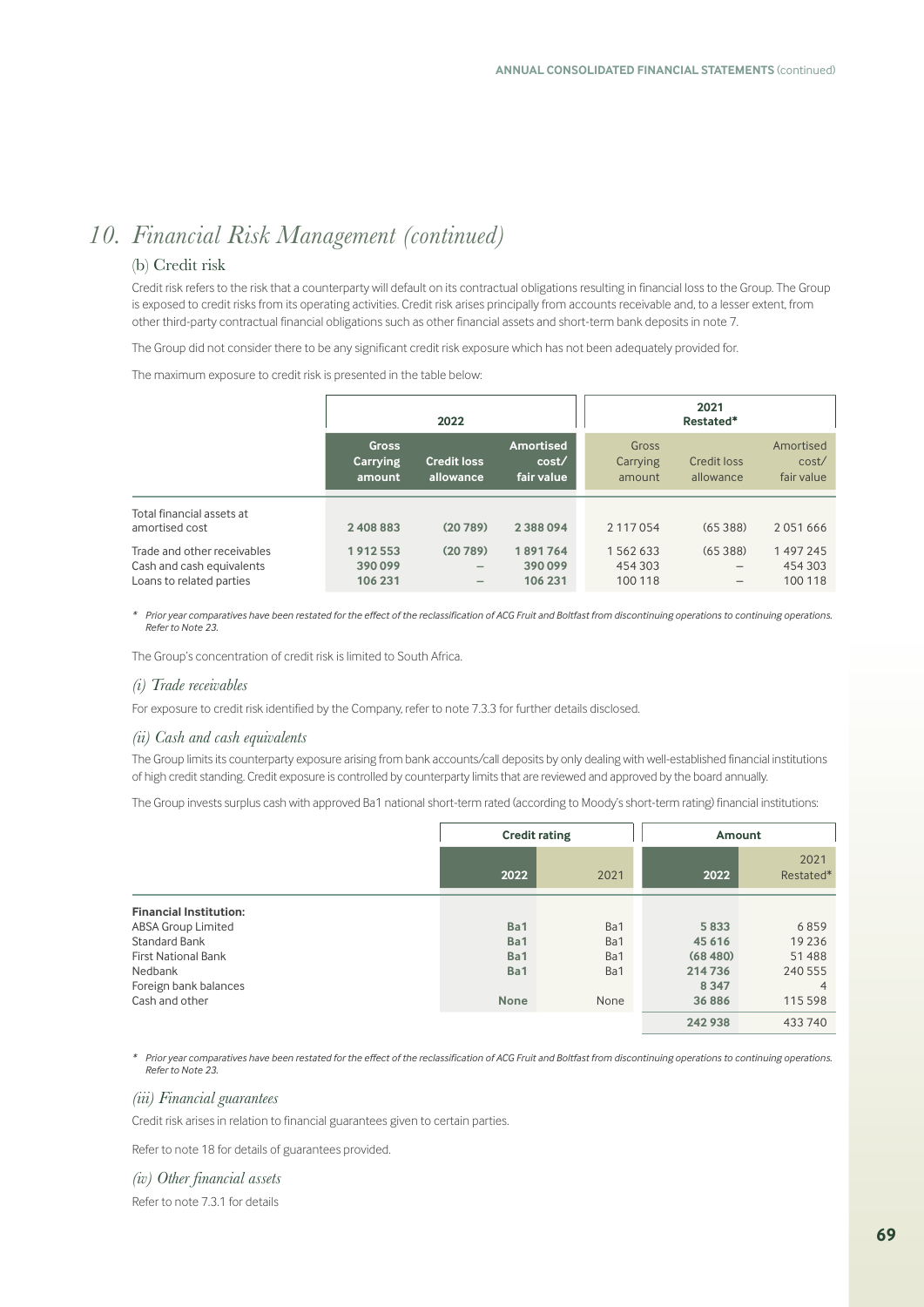# 10. Financial Risk Management (continued)

## (b) Credit risk

Credit risk refers to the risk that a counterparty will default on its contractual obligations resulting in financial loss to the Group. The Group is exposed to credit risks from its operating activities. Credit risk arises principally from accounts receivable and, to a lesser extent, from other third-party contractual financial obligations such as other financial assets and short-term bank deposits in note 7.

The Group did not consider there to be any significant credit risk exposure which has not been adequately provided for.

The maximum exposure to credit risk is presented in the table below:

| | 2022 | | | 2021 Restated* | | |
|---|---|---|---|---|---|---|
| | **Gross Carrying amount** | **Credit loss allowance** | **Amortised cost/ fair value** | Gross Carrying amount | Credit loss allowance | Amortised cost/ fair value |
| Total financial assets at amortised cost | **2 408 883** | **(20 789)** | **2 388 094** | 2 117 054 | (65 388) | 2 051 666 |
| Trade and other receivables | **1 912 553** | **(20 789)** | **1 891 764** | 1 562 633 | (65 388) | 1 497 245 |
| Cash and cash equivalents | **390 099** | **–** | **390 099** | 454 303 | – | 454 303 |
| Loans to related parties | **106 231** | **–** | **106 231** | 100 118 | – | 100 118 |

*\* Prior year comparatives have been restated for the effect of the reclassification of ACG Fruit and Boltfast from discontinuing operations to continuing operations. Refer to Note 23.*

The Group's concentration of credit risk is limited to South Africa.

### *(i) Trade receivables*

For exposure to credit risk identified by the Company, refer to note 7.3.3 for further details disclosed.

### *(ii) Cash and cash equivalents*

The Group limits its counterparty exposure arising from bank accounts/call deposits by only dealing with well-established financial institutions of high credit standing. Credit exposure is controlled by counterparty limits that are reviewed and approved by the board annually.

The Group invests surplus cash with approved Ba1 national short-term rated (according to Moody's short-term rating) financial institutions:

| | Credit rating | | Amount | |
|---|---|---|---|---|
| | **2022** | 2021 | **2022** | 2021 Restated* |
| **Financial Institution:** | | | | |
| ABSA Group Limited | **Ba1** | Ba1 | **5 833** | 6 859 |
| Standard Bank | **Ba1** | Ba1 | **45 616** | 19 236 |
| First National Bank | **Ba1** | Ba1 | **(68 480)** | 51 488 |
| Nedbank | **Ba1** | Ba1 | **214 736** | 240 555 |
| Foreign bank balances | | | **8 347** | 4 |
| Cash and other | **None** | None | **36 886** | 115 598 |
| | | | **242 938** | 433 740 |

*\* Prior year comparatives have been restated for the effect of the reclassification of ACG Fruit and Boltfast from discontinuing operations to continuing operations. Refer to Note 23.*

### *(iii) Financial guarantees*

Credit risk arises in relation to financial guarantees given to certain parties.

Refer to note 18 for details of guarantees provided.

### *(iv) Other financial assets*

Refer to note 7.3.1 for details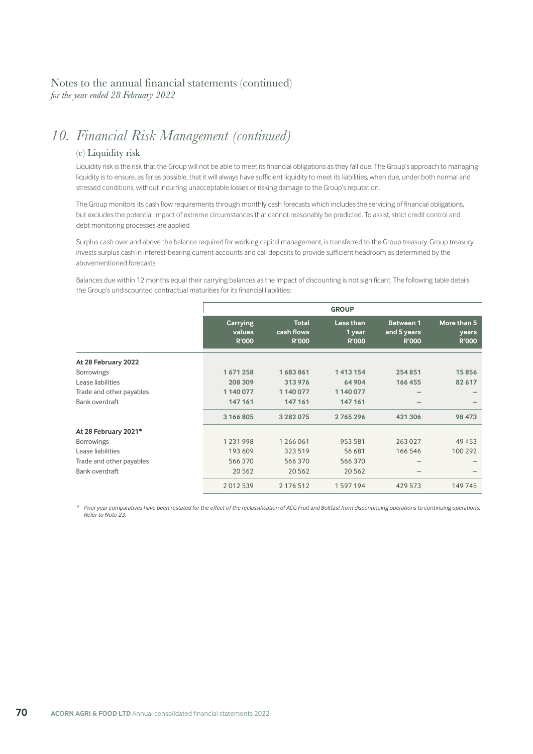Notes to the annual financial statements (continued)
*for the year ended 28 February 2022*

# *10. Financial Risk Management (continued)*

## (c) Liquidity risk

Liquidity risk is the risk that the Group will not be able to meet its financial obligations as they fall due. The Group's approach to managing liquidity is to ensure, as far as possible, that it will always have sufficient liquidity to meet its liabilities, when due, under both normal and stressed conditions, without incurring unacceptable losses or risking damage to the Group's reputation.

The Group monitors its cash flow requirements through monthly cash forecasts which includes the servicing of financial obligations, but excludes the potential impact of extreme circumstances that cannot reasonably be predicted. To assist, strict credit control and debt monitoring processes are applied.

Surplus cash over and above the balance required for working capital management, is transferred to the Group treasury. Group treasury invests surplus cash in interest-bearing current accounts and call deposits to provide sufficient headroom as determined by the abovementioned forecasts.

Balances due within 12 months equal their carrying balances as the impact of discounting is not significant. The following table details the Group's undiscounted contractual maturities for its financial liabilities:

| | GROUP | | | | |
|---|---|---|---|---|---|
| | Carrying values R'000 | Total cash flows R'000 | Less than 1 year R'000 | Between 1 and 5 years R'000 | More than 5 years R'000 |
| **At 28 February 2022** | | | | | |
| Borrowings | **1 671 258** | **1 683 861** | **1 413 154** | **254 851** | **15 856** |
| Lease liabilities | **208 309** | **313 976** | **64 904** | **166 455** | **82 617** |
| Trade and other payables | **1 140 077** | **1 140 077** | **1 140 077** | **–** | **–** |
| Bank overdraft | **147 161** | **147 161** | **147 161** | **–** | **–** |
| | **3 166 805** | **3 282 075** | **2 765 296** | **421 306** | **98 473** |
| **At 28 February 2021*** | | | | | |
| Borrowings | 1 231 998 | 1 266 061 | 953 581 | 263 027 | 49 453 |
| Lease liabilities | 193 609 | 323 519 | 56 681 | 166 546 | 100 292 |
| Trade and other payables | 566 370 | 566 370 | 566 370 | – | – |
| Bank overdraft | 20 562 | 20 562 | 20 562 | – | – |
| | 2 012 539 | 2 176 512 | 1 597 194 | 429 573 | 149 745 |

*\* Prior year comparatives have been restated for the effect of the reclassification of ACG Fruit and Boltfast from discontinuing operations to continuing operations. Refer to Note 23.*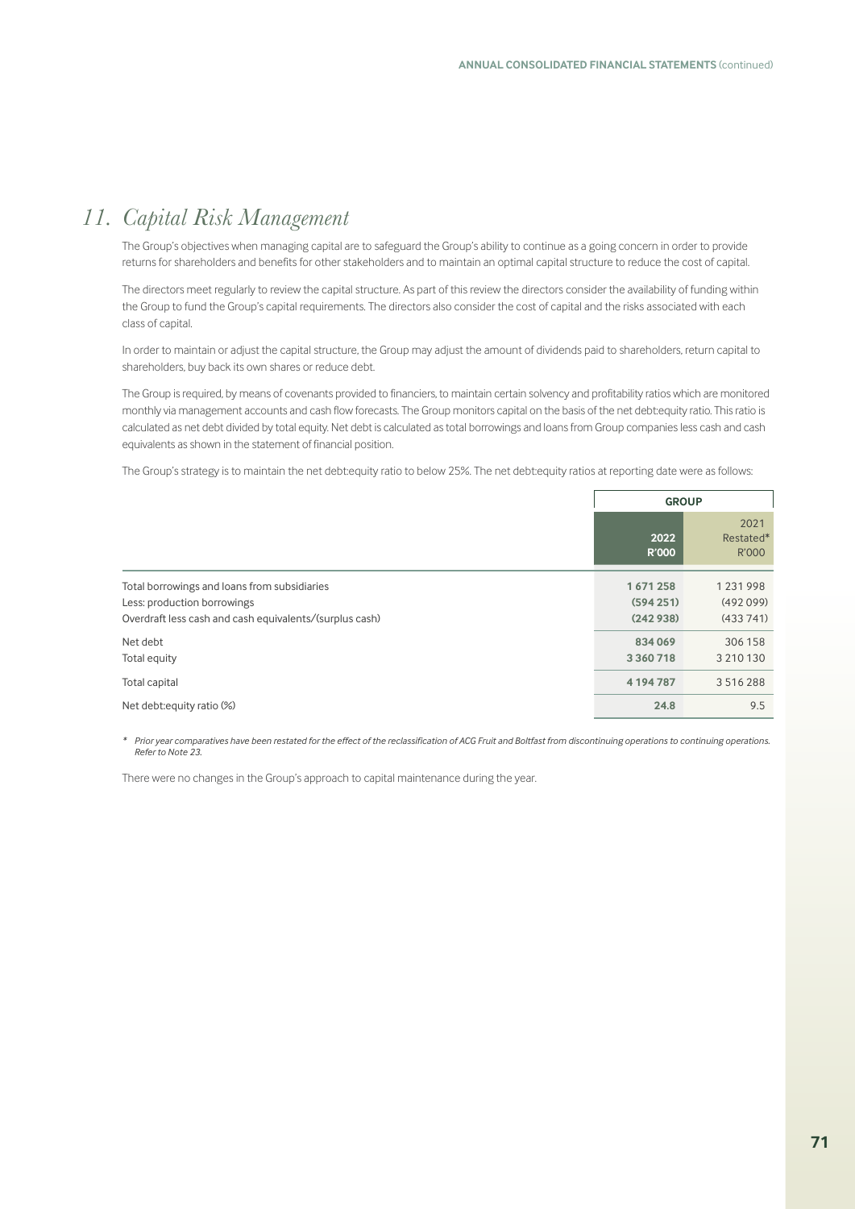## 11. Capital Risk Management

The Group's objectives when managing capital are to safeguard the Group's ability to continue as a going concern in order to provide returns for shareholders and benefits for other stakeholders and to maintain an optimal capital structure to reduce the cost of capital.

The directors meet regularly to review the capital structure. As part of this review the directors consider the availability of funding within the Group to fund the Group's capital requirements. The directors also consider the cost of capital and the risks associated with each class of capital.

In order to maintain or adjust the capital structure, the Group may adjust the amount of dividends paid to shareholders, return capital to shareholders, buy back its own shares or reduce debt.

The Group is required, by means of covenants provided to financiers, to maintain certain solvency and profitability ratios which are monitored monthly via management accounts and cash flow forecasts. The Group monitors capital on the basis of the net debt:equity ratio. This ratio is calculated as net debt divided by total equity. Net debt is calculated as total borrowings and loans from Group companies less cash and cash equivalents as shown in the statement of financial position.

The Group's strategy is to maintain the net debt:equity ratio to below 25%. The net debt:equity ratios at reporting date were as follows:

| | GROUP | |
|---|---|---|
| | **2022 R'000** | 2021 Restated* R'000 |
| Total borrowings and loans from subsidiaries | **1 671 258** | 1 231 998 |
| Less: production borrowings | **(594 251)** | (492 099) |
| Overdraft less cash and cash equivalents/(surplus cash) | **(242 938)** | (433 741) |
| Net debt | **834 069** | 306 158 |
| Total equity | **3 360 718** | 3 210 130 |
| Total capital | **4 194 787** | 3 516 288 |
| Net debt:equity ratio (%) | **24.8** | 9.5 |

*\* Prior year comparatives have been restated for the effect of the reclassification of ACG Fruit and Boltfast from discontinuing operations to continuing operations. Refer to Note 23.*

There were no changes in the Group's approach to capital maintenance during the year.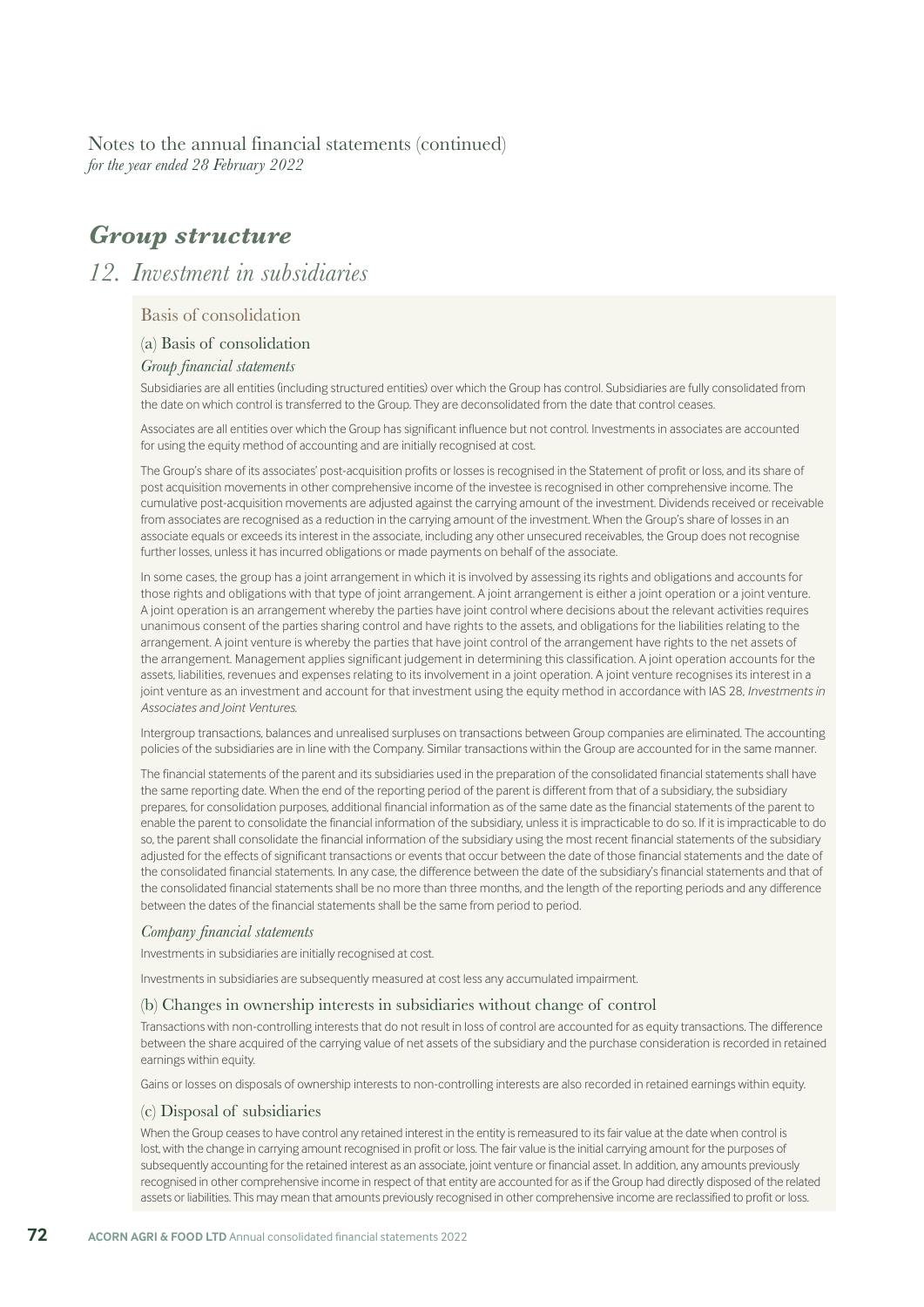Notes to the annual financial statements (continued)
*for the year ended 28 February 2022*

# *Group structure*

## *12. Investment in subsidiaries*

### Basis of consolidation

#### (a) Basis of consolidation

*Group financial statements*

Subsidiaries are all entities (including structured entities) over which the Group has control. Subsidiaries are fully consolidated from the date on which control is transferred to the Group. They are deconsolidated from the date that control ceases.

Associates are all entities over which the Group has significant influence but not control. Investments in associates are accounted for using the equity method of accounting and are initially recognised at cost.

The Group's share of its associates' post-acquisition profits or losses is recognised in the Statement of profit or loss, and its share of post acquisition movements in other comprehensive income of the investee is recognised in other comprehensive income. The cumulative post-acquisition movements are adjusted against the carrying amount of the investment. Dividends received or receivable from associates are recognised as a reduction in the carrying amount of the investment. When the Group's share of losses in an associate equals or exceeds its interest in the associate, including any other unsecured receivables, the Group does not recognise further losses, unless it has incurred obligations or made payments on behalf of the associate.

In some cases, the group has a joint arrangement in which it is involved by assessing its rights and obligations and accounts for those rights and obligations with that type of joint arrangement. A joint arrangement is either a joint operation or a joint venture. A joint operation is an arrangement whereby the parties have joint control where decisions about the relevant activities requires unanimous consent of the parties sharing control and have rights to the assets, and obligations for the liabilities relating to the arrangement. A joint venture is whereby the parties that have joint control of the arrangement have rights to the net assets of the arrangement. Management applies significant judgement in determining this classification. A joint operation accounts for the assets, liabilities, revenues and expenses relating to its involvement in a joint operation. A joint venture recognises its interest in a joint venture as an investment and account for that investment using the equity method in accordance with IAS 28, *Investments in Associates and Joint Ventures.*

Intergroup transactions, balances and unrealised surpluses on transactions between Group companies are eliminated. The accounting policies of the subsidiaries are in line with the Company. Similar transactions within the Group are accounted for in the same manner.

The financial statements of the parent and its subsidiaries used in the preparation of the consolidated financial statements shall have the same reporting date. When the end of the reporting period of the parent is different from that of a subsidiary, the subsidiary prepares, for consolidation purposes, additional financial information as of the same date as the financial statements of the parent to enable the parent to consolidate the financial information of the subsidiary, unless it is impracticable to do so. If it is impracticable to do so, the parent shall consolidate the financial information of the subsidiary using the most recent financial statements of the subsidiary adjusted for the effects of significant transactions or events that occur between the date of those financial statements and the date of the consolidated financial statements. In any case, the difference between the date of the subsidiary's financial statements and that of the consolidated financial statements shall be no more than three months, and the length of the reporting periods and any difference between the dates of the financial statements shall be the same from period to period.

*Company financial statements*

Investments in subsidiaries are initially recognised at cost.

Investments in subsidiaries are subsequently measured at cost less any accumulated impairment.

#### (b) Changes in ownership interests in subsidiaries without change of control

Transactions with non-controlling interests that do not result in loss of control are accounted for as equity transactions. The difference between the share acquired of the carrying value of net assets of the subsidiary and the purchase consideration is recorded in retained earnings within equity.

Gains or losses on disposals of ownership interests to non-controlling interests are also recorded in retained earnings within equity.

#### (c) Disposal of subsidiaries

When the Group ceases to have control any retained interest in the entity is remeasured to its fair value at the date when control is lost, with the change in carrying amount recognised in profit or loss. The fair value is the initial carrying amount for the purposes of subsequently accounting for the retained interest as an associate, joint venture or financial asset. In addition, any amounts previously recognised in other comprehensive income in respect of that entity are accounted for as if the Group had directly disposed of the related assets or liabilities. This may mean that amounts previously recognised in other comprehensive income are reclassified to profit or loss.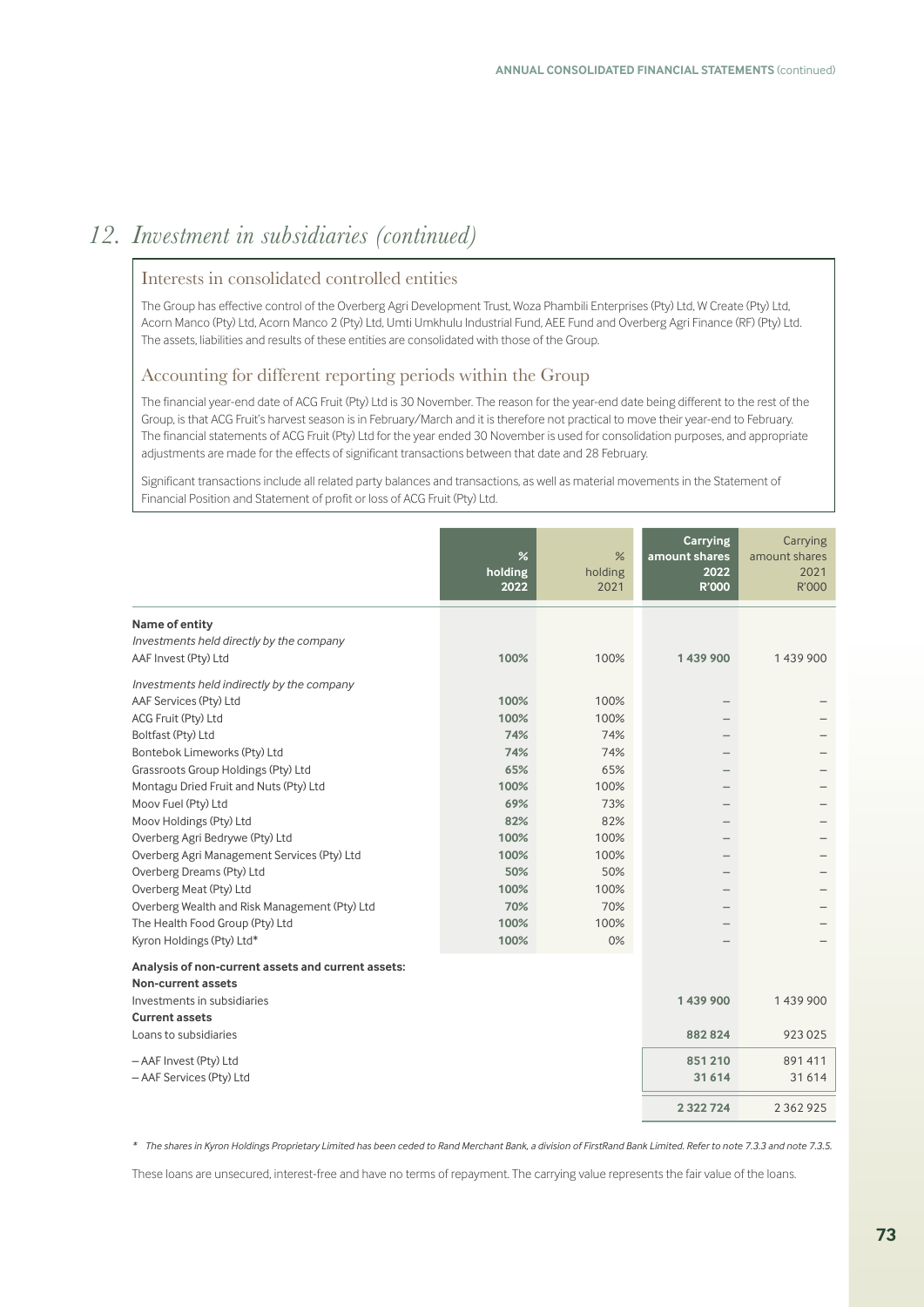# 12. Investment in subsidiaries (continued)

## Interests in consolidated controlled entities

The Group has effective control of the Overberg Agri Development Trust, Woza Phambili Enterprises (Pty) Ltd, W Create (Pty) Ltd, Acorn Manco (Pty) Ltd, Acorn Manco 2 (Pty) Ltd, Umti Umkhulu Industrial Fund, AEE Fund and Overberg Agri Finance (RF) (Pty) Ltd. The assets, liabilities and results of these entities are consolidated with those of the Group.

## Accounting for different reporting periods within the Group

The financial year-end date of ACG Fruit (Pty) Ltd is 30 November. The reason for the year-end date being different to the rest of the Group, is that ACG Fruit's harvest season is in February/March and it is therefore not practical to move their year-end to February. The financial statements of ACG Fruit (Pty) Ltd for the year ended 30 November is used for consolidation purposes, and appropriate adjustments are made for the effects of significant transactions between that date and 28 February.

Significant transactions include all related party balances and transactions, as well as material movements in the Statement of Financial Position and Statement of profit or loss of ACG Fruit (Pty) Ltd.

| | % holding 2022 | % holding 2021 | Carrying amount shares 2022 R'000 | Carrying amount shares 2021 R'000 |
|---|---|---|---|---|
| **Name of entity** | | | | |
| *Investments held directly by the company* | | | | |
| AAF Invest (Pty) Ltd | **100%** | 100% | **1 439 900** | 1 439 900 |
| *Investments held indirectly by the company* | | | | |
| AAF Services (Pty) Ltd | **100%** | 100% | – | – |
| ACG Fruit (Pty) Ltd | **100%** | 100% | – | – |
| Boltfast (Pty) Ltd | **74%** | 74% | – | – |
| Bontebok Limeworks (Pty) Ltd | **74%** | 74% | – | – |
| Grassroots Group Holdings (Pty) Ltd | **65%** | 65% | – | – |
| Montagu Dried Fruit and Nuts (Pty) Ltd | **100%** | 100% | – | – |
| Moov Fuel (Pty) Ltd | **69%** | 73% | – | – |
| Moov Holdings (Pty) Ltd | **82%** | 82% | – | – |
| Overberg Agri Bedrywe (Pty) Ltd | **100%** | 100% | – | – |
| Overberg Agri Management Services (Pty) Ltd | **100%** | 100% | – | – |
| Overberg Dreams (Pty) Ltd | **50%** | 50% | – | – |
| Overberg Meat (Pty) Ltd | **100%** | 100% | – | – |
| Overberg Wealth and Risk Management (Pty) Ltd | **70%** | 70% | – | – |
| The Health Food Group (Pty) Ltd | **100%** | 100% | – | – |
| Kyron Holdings (Pty) Ltd* | **100%** | 0% | – | – |
| **Analysis of non-current assets and current assets:** | | | | |
| **Non-current assets** | | | | |
| Investments in subsidiaries | | | **1 439 900** | 1 439 900 |
| **Current assets** | | | | |
| Loans to subsidiaries | | | **882 824** | 923 025 |
| – AAF Invest (Pty) Ltd | | | **851 210** | 891 411 |
| – AAF Services (Pty) Ltd | | | **31 614** | 31 614 |
| | | | **2 322 724** | 2 362 925 |

*\* The shares in Kyron Holdings Proprietary Limited has been ceded to Rand Merchant Bank, a division of FirstRand Bank Limited. Refer to note 7.3.3 and note 7.3.5.*

These loans are unsecured, interest-free and have no terms of repayment. The carrying value represents the fair value of the loans.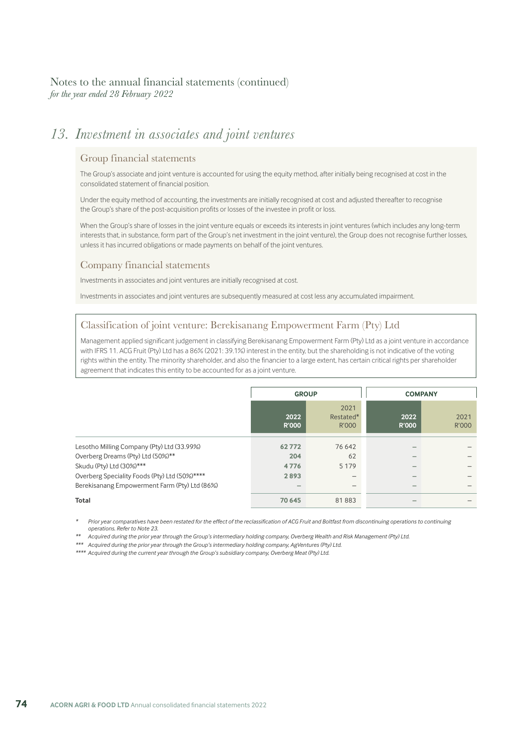Notes to the annual financial statements (continued)
*for the year ended 28 February 2022*

# 13. *Investment in associates and joint ventures*

## Group financial statements

The Group's associate and joint venture is accounted for using the equity method, after initially being recognised at cost in the consolidated statement of financial position.

Under the equity method of accounting, the investments are initially recognised at cost and adjusted thereafter to recognise the Group's share of the post-acquisition profits or losses of the investee in profit or loss.

When the Group's share of losses in the joint venture equals or exceeds its interests in joint ventures (which includes any long-term interests that, in substance, form part of the Group's net investment in the joint venture), the Group does not recognise further losses, unless it has incurred obligations or made payments on behalf of the joint ventures.

## Company financial statements

Investments in associates and joint ventures are initially recognised at cost.

Investments in associates and joint ventures are subsequently measured at cost less any accumulated impairment.

## Classification of joint venture: Berekisanang Empowerment Farm (Pty) Ltd

Management applied significant judgement in classifying Berekisanang Empowerment Farm (Pty) Ltd as a joint venture in accordance with IFRS 11. ACG Fruit (Pty) Ltd has a 86% (2021: 39.1%) interest in the entity, but the shareholding is not indicative of the voting rights within the entity. The minority shareholder, and also the financier to a large extent, has certain critical rights per shareholder agreement that indicates this entity to be accounted for as a joint venture.

| | GROUP | | COMPANY | |
|---|---|---|---|---|
| | **2022 R'000** | 2021 Restated* R'000 | **2022 R'000** | 2021 R'000 |
| Lesotho Milling Company (Pty) Ltd (33.99%) | **62 772** | 76 642 | – | – |
| Overberg Dreams (Pty) Ltd (50%)** | **204** | 62 | – | – |
| Skudu (Pty) Ltd (30%)*** | **4 776** | 5 179 | – | – |
| Overberg Speciality Foods (Pty) Ltd (50%)**** | **2 893** | – | – | – |
| Berekisanang Empowerment Farm (Pty) Ltd (86%) | – | – | – | – |
| **Total** | **70 645** | 81 883 | – | – |

\* *Prior year comparatives have been restated for the effect of the reclassification of ACG Fruit and Boltfast from discontinuing operations to continuing operations. Refer to Note 23.*

\** *Acquired during the prior year through the Group's intermediary holding company, Overberg Wealth and Risk Management (Pty) Ltd.*

\*** *Acquired during the prior year through the Group's intermediary holding company, AgVentures (Pty) Ltd.*

\**** *Acquired during the current year through the Group's subsidiary company, Overberg Meat (Pty) Ltd.*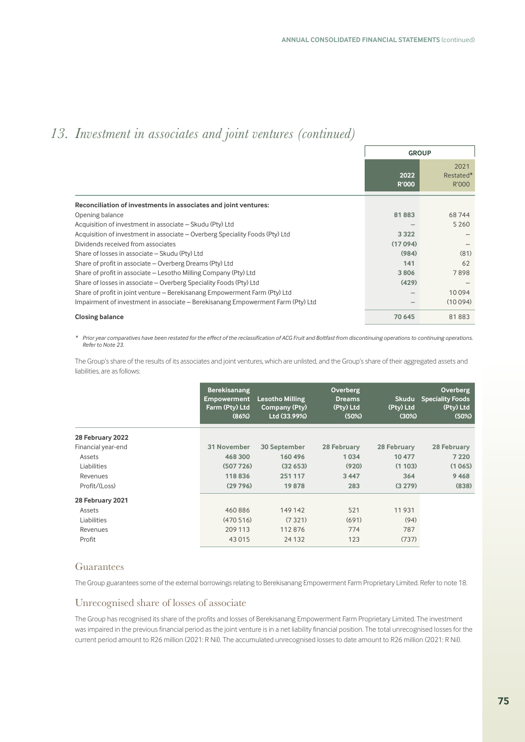## 13. Investment in associates and joint ventures (continued)

| | GROUP | |
|---|---|---|
| | 2022 R'000 | 2021 Restated* R'000 |
| **Reconciliation of investments in associates and joint ventures:** | | |
| Opening balance | **81 883** | 68 744 |
| Acquisition of investment in associate – Skudu (Pty) Ltd | – | 5 260 |
| Acquisition of investment in associate – Overberg Speciality Foods (Pty) Ltd | **3 322** | – |
| Dividends received from associates | **(17 094)** | – |
| Share of losses in associate – Skudu (Pty) Ltd | **(984)** | (81) |
| Share of profit in associate – Overberg Dreams (Pty) Ltd | **141** | 62 |
| Share of profit in associate – Lesotho Milling Company (Pty) Ltd | **3 806** | 7 898 |
| Share of losses in associate – Overberg Speciality Foods (Pty) Ltd | **(429)** | – |
| Share of profit in joint venture – Berekisanang Empowerment Farm (Pty) Ltd | – | 10 094 |
| Impairment of investment in associate – Berekisanang Empowerment Farm (Pty) Ltd | – | (10 094) |
| **Closing balance** | **70 645** | 81 883 |

*\* Prior year comparatives have been restated for the effect of the reclassification of ACG Fruit and Boltfast from discontinuing operations to continuing operations. Refer to Note 23.*

The Group's share of the results of its associates and joint ventures, which are unlisted, and the Group's share of their aggregated assets and liabilities, are as follows:

| | Berekisanang Empowerment Farm (Pty) Ltd (86%) | Lesotho Milling Company (Pty) Ltd (33.99%) | Overberg Dreams (Pty) Ltd (50%) | Skudu (Pty) Ltd (30%) | Overberg Speciality Foods (Pty) Ltd (50%) |
|---|---|---|---|---|---|
| **28 February 2022** | | | | | |
| Financial year-end | **31 November** | **30 September** | **28 February** | **28 February** | **28 February** |
| Assets | **468 300** | **160 496** | **1 034** | **10 477** | **7 220** |
| Liabilities | **(507 726)** | **(32 653)** | **(920)** | **(1 103)** | **(1 065)** |
| Revenues | **118 836** | **251 117** | **3 447** | **364** | **9 468** |
| Profit/(Loss) | **(29 796)** | **19 878** | **283** | **(3 279)** | **(838)** |
| **28 February 2021** | | | | | |
| Assets | 460 886 | 149 142 | 521 | 11 931 | |
| Liabilities | (470 516) | (7 321) | (691) | (94) | |
| Revenues | 209 113 | 112 876 | 774 | 787 | |
| Profit | 43 015 | 24 132 | 123 | (737) | |

### Guarantees

The Group guarantees some of the external borrowings relating to Berekisanang Empowerment Farm Proprietary Limited. Refer to note 18.

### Unrecognised share of losses of associate

The Group has recognised its share of the profits and losses of Berekisanang Empowerment Farm Proprietary Limited. The investment was impaired in the previous financial period as the joint venture is in a net liability financial position. The total unrecognised losses for the current period amount to R26 million (2021: R Nil). The accumulated unrecognised losses to date amount to R26 million (2021: R Nil).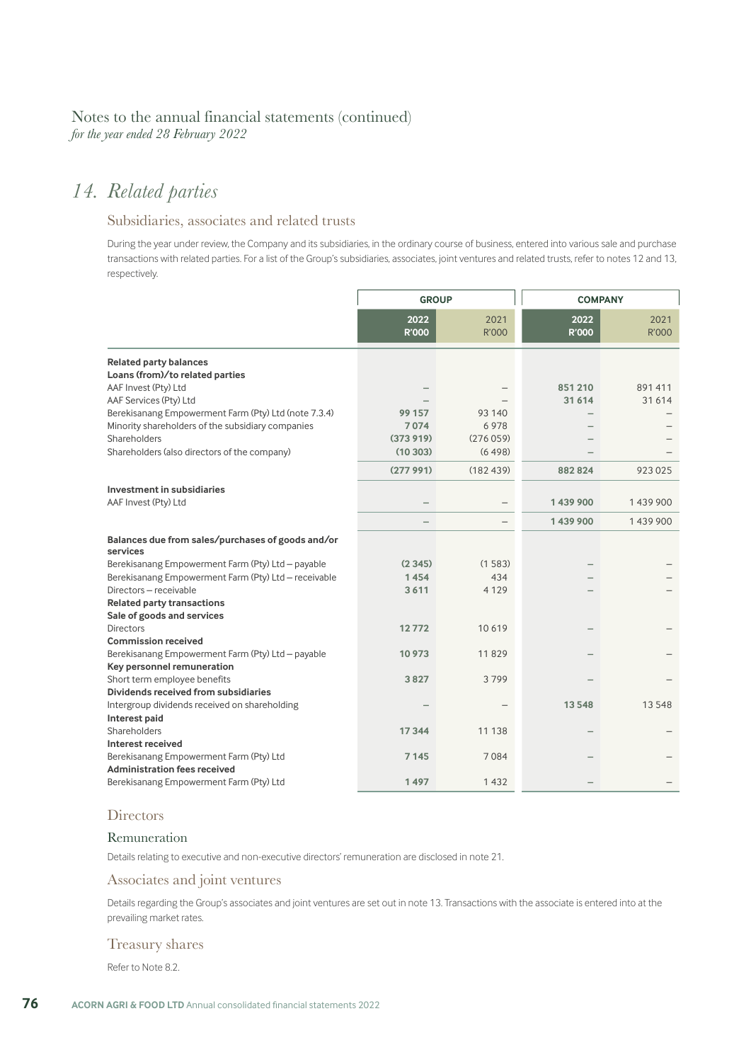Notes to the annual financial statements (continued)
*for the year ended 28 February 2022*

# 14. Related parties

## Subsidiaries, associates and related trusts

During the year under review, the Company and its subsidiaries, in the ordinary course of business, entered into various sale and purchase transactions with related parties. For a list of the Group's subsidiaries, associates, joint ventures and related trusts, refer to notes 12 and 13, respectively.

| | GROUP | | COMPANY | |
|---|---|---|---|---|
| | **2022 R'000** | 2021 R'000 | **2022 R'000** | 2021 R'000 |
| **Related party balances** | | | | |
| **Loans (from)/to related parties** | | | | |
| AAF Invest (Pty) Ltd | – | – | **851 210** | 891 411 |
| AAF Services (Pty) Ltd | – | – | **31 614** | 31 614 |
| Berekisanang Empowerment Farm (Pty) Ltd (note 7.3.4) | **99 157** | 93 140 | – | – |
| Minority shareholders of the subsidiary companies | **7 074** | 6 978 | – | – |
| Shareholders | **(373 919)** | (276 059) | – | – |
| Shareholders (also directors of the company) | **(10 303)** | (6 498) | – | – |
| | **(277 991)** | (182 439) | **882 824** | 923 025 |
| **Investment in subsidiaries** | | | | |
| AAF Invest (Pty) Ltd | – | – | **1 439 900** | 1 439 900 |
| | – | – | **1 439 900** | 1 439 900 |
| **Balances due from sales/purchases of goods and/or services** | | | | |
| Berekisanang Empowerment Farm (Pty) Ltd – payable | **(2 345)** | (1 583) | – | – |
| Berekisanang Empowerment Farm (Pty) Ltd – receivable | **1 454** | 434 | – | – |
| Directors – receivable | **3 611** | 4 129 | – | – |
| **Related party transactions** | | | | |
| **Sale of goods and services** | | | | |
| Directors | **12 772** | 10 619 | – | – |
| **Commission received** | | | | |
| Berekisanang Empowerment Farm (Pty) Ltd – payable | **10 973** | 11 829 | – | – |
| **Key personnel remuneration** | | | | |
| Short term employee benefits | **3 827** | 3 799 | – | – |
| **Dividends received from subsidiaries** | | | | |
| Intergroup dividends received on shareholding | – | – | **13 548** | 13 548 |
| **Interest paid** | | | | |
| Shareholders | **17 344** | 11 138 | – | – |
| **Interest received** | | | | |
| Berekisanang Empowerment Farm (Pty) Ltd | **7 145** | 7 084 | – | – |
| **Administration fees received** | | | | |
| Berekisanang Empowerment Farm (Pty) Ltd | **1 497** | 1 432 | – | – |

## Directors

### Remuneration

Details relating to executive and non-executive directors' remuneration are disclosed in note 21.

## Associates and joint ventures

Details regarding the Group's associates and joint ventures are set out in note 13. Transactions with the associate is entered into at the prevailing market rates.

## Treasury shares

Refer to Note 8.2.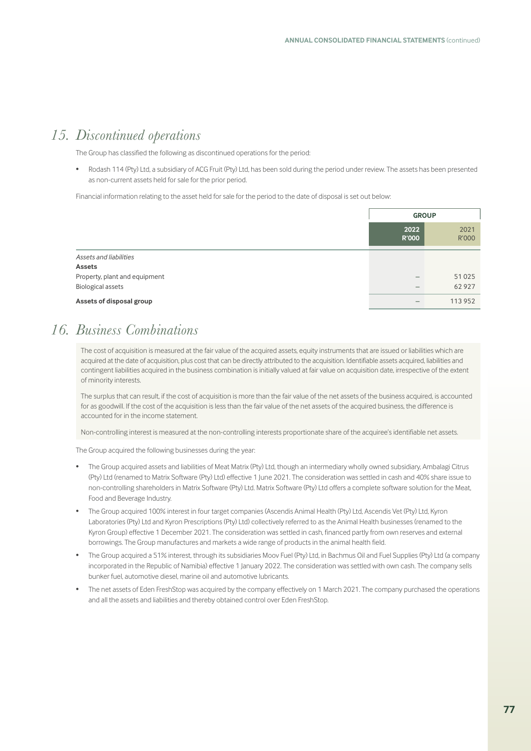## *15. Discontinued operations*

The Group has classified the following as discontinued operations for the period:

- Rodash 114 (Pty) Ltd, a subsidiary of ACG Fruit (Pty) Ltd, has been sold during the period under review. The assets has been presented as non-current assets held for sale for the prior period.

Financial information relating to the asset held for sale for the period to the date of disposal is set out below:

| | GROUP | |
|---|---|---|
| | **2022 R'000** | 2021 R'000 |
| *Assets and liabilities* | | |
| **Assets** | | |
| Property, plant and equipment | – | 51 025 |
| Biological assets | – | 62 927 |
| **Assets of disposal group** | – | 113 952 |

## *16. Business Combinations*

The cost of acquisition is measured at the fair value of the acquired assets, equity instruments that are issued or liabilities which are acquired at the date of acquisition, plus cost that can be directly attributed to the acquisition. Identifiable assets acquired, liabilities and contingent liabilities acquired in the business combination is initially valued at fair value on acquisition date, irrespective of the extent of minority interests.

The surplus that can result, if the cost of acquisition is more than the fair value of the net assets of the business acquired, is accounted for as goodwill. If the cost of the acquisition is less than the fair value of the net assets of the acquired business, the difference is accounted for in the income statement.

Non-controlling interest is measured at the non-controlling interests proportionate share of the acquiree's identifiable net assets.

The Group acquired the following businesses during the year:

- The Group acquired assets and liabilities of Meat Matrix (Pty) Ltd, though an intermediary wholly owned subsidiary, Ambalagi Citrus (Pty) Ltd (renamed to Matrix Software (Pty) Ltd) effective 1 June 2021. The consideration was settled in cash and 40% share issue to non-controlling shareholders in Matrix Software (Pty) Ltd. Matrix Software (Pty) Ltd offers a complete software solution for the Meat, Food and Beverage Industry.
- The Group acquired 100% interest in four target companies (Ascendis Animal Health (Pty) Ltd, Ascendis Vet (Pty) Ltd, Kyron Laboratories (Pty) Ltd and Kyron Prescriptions (Pty) Ltd) collectively referred to as the Animal Health businesses (renamed to the Kyron Group) effective 1 December 2021. The consideration was settled in cash, financed partly from own reserves and external borrowings. The Group manufactures and markets a wide range of products in the animal health field.
- The Group acquired a 51% interest, through its subsidiaries Moov Fuel (Pty) Ltd, in Bachmus Oil and Fuel Supplies (Pty) Ltd (a company incorporated in the Republic of Namibia) effective 1 January 2022. The consideration was settled with own cash. The company sells bunker fuel, automotive diesel, marine oil and automotive lubricants.
- The net assets of Eden FreshStop was acquired by the company effectively on 1 March 2021. The company purchased the operations and all the assets and liabilities and thereby obtained control over Eden FreshStop.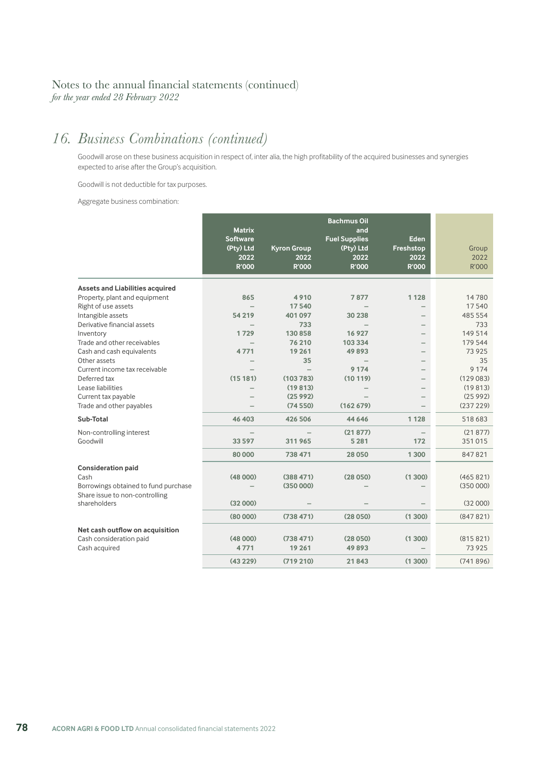Notes to the annual financial statements (continued)
*for the year ended 28 February 2022*

## *16. Business Combinations (continued)*

Goodwill arose on these business acquisition in respect of, inter alia, the high profitability of the acquired businesses and synergies expected to arise after the Group's acquisition.

Goodwill is not deductible for tax purposes.

Aggregate business combination:

| | Matrix Software (Pty) Ltd 2022 R'000 | Kyron Group 2022 R'000 | Bachmus Oil and Fuel Supplies (Pty) Ltd 2022 R'000 | Eden Freshstop 2022 R'000 | Group 2022 R'000 |
|---|---|---|---|---|---|
| **Assets and Liabilities acquired** | | | | | |
| Property, plant and equipment | 865 | 4 910 | 7 877 | 1 128 | 14 780 |
| Right of use assets | – | 17 540 | – | – | 17 540 |
| Intangible assets | 54 219 | 401 097 | 30 238 | – | 485 554 |
| Derivative financial assets | – | 733 | – | – | 733 |
| Inventory | 1 729 | 130 858 | 16 927 | – | 149 514 |
| Trade and other receivables | – | 76 210 | 103 334 | – | 179 544 |
| Cash and cash equivalents | 4 771 | 19 261 | 49 893 | – | 73 925 |
| Other assets | – | 35 | – | – | 35 |
| Current income tax receivable | – | – | 9 174 | – | 9 174 |
| Deferred tax | (15 181) | (103 783) | (10 119) | – | (129 083) |
| Lease liabilities | – | (19 813) | – | – | (19 813) |
| Current tax payable | – | (25 992) | – | – | (25 992) |
| Trade and other payables | – | (74 550) | (162 679) | – | (237 229) |
| **Sub-Total** | 46 403 | 426 506 | 44 646 | 1 128 | 518 683 |
| Non-controlling interest | – | – | (21 877) | – | (21 877) |
| Goodwill | 33 597 | 311 965 | 5 281 | 172 | 351 015 |
| | 80 000 | 738 471 | 28 050 | 1 300 | 847 821 |
| **Consideration paid** | | | | | |
| Cash | (48 000) | (388 471) | (28 050) | (1 300) | (465 821) |
| Borrowings obtained to fund purchase | – | (350 000) | – | – | (350 000) |
| Share issue to non-controlling shareholders | (32 000) | – | – | – | (32 000) |
| | (80 000) | (738 471) | (28 050) | (1 300) | (847 821) |
| **Net cash outflow on acquisition** | | | | | |
| Cash consideration paid | (48 000) | (738 471) | (28 050) | (1 300) | (815 821) |
| Cash acquired | 4 771 | 19 261 | 49 893 | – | 73 925 |
| | (43 229) | (719 210) | 21 843 | (1 300) | (741 896) |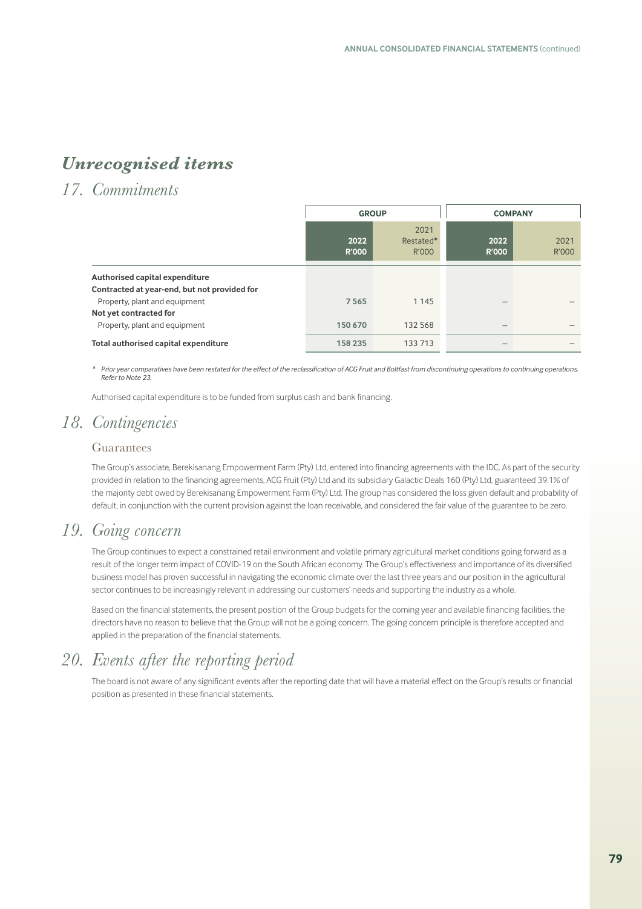# *Unrecognised items*

## 17. Commitments

| | GROUP | | COMPANY | |
|---|---|---|---|---|
| | **2022 R'000** | 2021 Restated* R'000 | **2022 R'000** | 2021 R'000 |
| **Authorised capital expenditure** | | | | |
| **Contracted at year-end, but not provided for** | | | | |
| Property, plant and equipment | **7 565** | 1 145 | **–** | – |
| **Not yet contracted for** | | | | |
| Property, plant and equipment | **150 670** | 132 568 | **–** | – |
| **Total authorised capital expenditure** | **158 235** | 133 713 | **–** | – |

*\* Prior year comparatives have been restated for the effect of the reclassification of ACG Fruit and Boltfast from discontinuing operations to continuing operations. Refer to Note 23.*

Authorised capital expenditure is to be funded from surplus cash and bank financing.

## 18. Contingencies

### Guarantees

The Group's associate, Berekisanang Empowerment Farm (Pty) Ltd, entered into financing agreements with the IDC. As part of the security provided in relation to the financing agreements, ACG Fruit (Pty) Ltd and its subsidiary Galactic Deals 160 (Pty) Ltd, guaranteed 39.1% of the majority debt owed by Berekisanang Empowerment Farm (Pty) Ltd. The group has considered the loss given default and probability of default, in conjunction with the current provision against the loan receivable, and considered the fair value of the guarantee to be zero.

## 19. Going concern

The Group continues to expect a constrained retail environment and volatile primary agricultural market conditions going forward as a result of the longer term impact of COVID-19 on the South African economy. The Group's effectiveness and importance of its diversified business model has proven successful in navigating the economic climate over the last three years and our position in the agricultural sector continues to be increasingly relevant in addressing our customers' needs and supporting the industry as a whole.

Based on the financial statements, the present position of the Group budgets for the coming year and available financing facilities, the directors have no reason to believe that the Group will not be a going concern. The going concern principle is therefore accepted and applied in the preparation of the financial statements.

## 20. Events after the reporting period

The board is not aware of any significant events after the reporting date that will have a material effect on the Group's results or financial position as presented in these financial statements.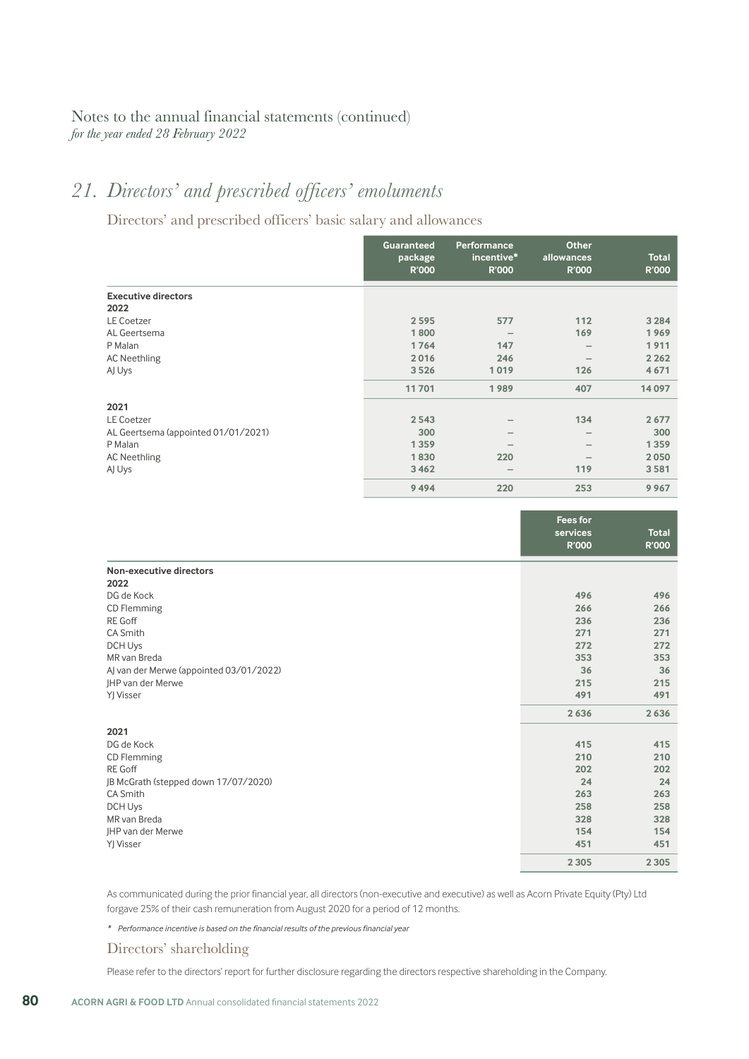Notes to the annual financial statements (continued)
*for the year ended 28 February 2022*

# 21. Directors' and prescribed officers' emoluments

## Directors' and prescribed officers' basic salary and allowances

| | Guaranteed package R'000 | Performance incentive* R'000 | Other allowances R'000 | Total R'000 |
|---|---|---|---|---|
| **Executive directors** | | | | |
| **2022** | | | | |
| LE Coetzer | **2 595** | **577** | **112** | **3 284** |
| AL Geertsema | **1 800** | **–** | **169** | **1 969** |
| P Malan | **1 764** | **147** | **–** | **1 911** |
| AC Neethling | **2 016** | **246** | **–** | **2 262** |
| AJ Uys | **3 526** | **1 019** | **126** | **4 671** |
| | **11 701** | **1 989** | **407** | **14 097** |
| **2021** | | | | |
| LE Coetzer | 2 543 | – | 134 | 2 677 |
| AL Geertsema (appointed 01/01/2021) | 300 | – | – | 300 |
| P Malan | 1 359 | – | – | 1 359 |
| AC Neethling | 1 830 | 220 | – | 2 050 |
| AJ Uys | 3 462 | – | 119 | 3 581 |
| | 9 494 | 220 | 253 | 9 967 |

| | Fees for services R'000 | Total R'000 |
|---|---|---|
| **Non-executive directors** | | |
| **2022** | | |
| DG de Kock | **496** | **496** |
| CD Flemming | **266** | **266** |
| RE Goff | **236** | **236** |
| CA Smith | **271** | **271** |
| DCH Uys | **272** | **272** |
| MR van Breda | **353** | **353** |
| AJ van der Merwe (appointed 03/01/2022) | **36** | **36** |
| JHP van der Merwe | **215** | **215** |
| YJ Visser | **491** | **491** |
| | **2 636** | **2 636** |
| **2021** | | |
| DG de Kock | 415 | 415 |
| CD Flemming | 210 | 210 |
| RE Goff | 202 | 202 |
| JB McGrath (stepped down 17/07/2020) | 24 | 24 |
| CA Smith | 263 | 263 |
| DCH Uys | 258 | 258 |
| MR van Breda | 328 | 328 |
| JHP van der Merwe | 154 | 154 |
| YJ Visser | 451 | 451 |
| | 2 305 | 2 305 |

As communicated during the prior financial year, all directors (non-executive and executive) as well as Acorn Private Equity (Pty) Ltd forgave 25% of their cash remuneration from August 2020 for a period of 12 months.

*\* Performance incentive is based on the financial results of the previous financial year*

## Directors' shareholding

Please refer to the directors' report for further disclosure regarding the directors respective shareholding in the Company.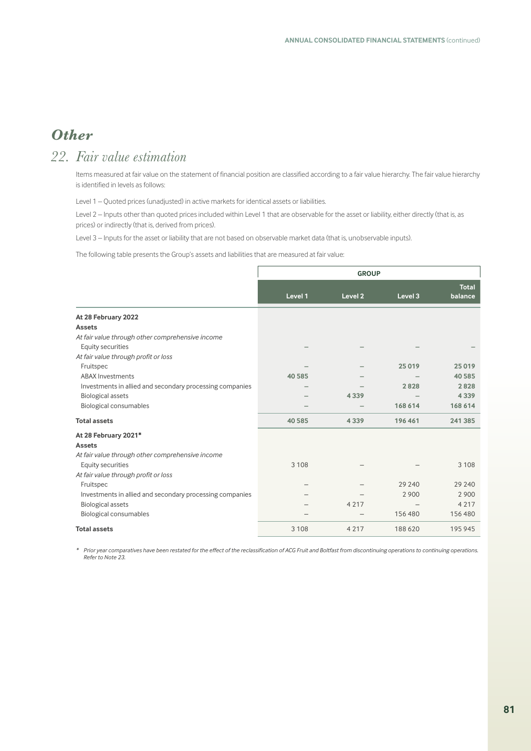# *Other*

## *22. Fair value estimation*

Items measured at fair value on the statement of financial position are classified according to a fair value hierarchy. The fair value hierarchy is identified in levels as follows:

Level 1 – Quoted prices (unadjusted) in active markets for identical assets or liabilities.

Level 2 – Inputs other than quoted prices included within Level 1 that are observable for the asset or liability, either directly (that is, as prices) or indirectly (that is, derived from prices).

Level 3 – Inputs for the asset or liability that are not based on observable market data (that is, unobservable inputs).

The following table presents the Group's assets and liabilities that are measured at fair value:

| | GROUP | | | |
|---|---|---|---|---|
| | **Level 1** | **Level 2** | **Level 3** | **Total balance** |
| **At 28 February 2022** | | | | |
| **Assets** | | | | |
| *At fair value through other comprehensive income* | | | | |
| Equity securities | – | – | – | – |
| *At fair value through profit or loss* | | | | |
| Fruitspec | – | – | **25 019** | **25 019** |
| ABAX Investments | **40 585** | – | – | **40 585** |
| Investments in allied and secondary processing companies | – | – | **2 828** | **2 828** |
| Biological assets | – | **4 339** | – | **4 339** |
| Biological consumables | – | – | **168 614** | **168 614** |
| **Total assets** | **40 585** | **4 339** | **196 461** | **241 385** |
| **At 28 February 2021*** | | | | |
| **Assets** | | | | |
| *At fair value through other comprehensive income* | | | | |
| Equity securities | 3 108 | – | – | 3 108 |
| *At fair value through profit or loss* | | | | |
| Fruitspec | – | – | 29 240 | 29 240 |
| Investments in allied and secondary processing companies | – | – | 2 900 | 2 900 |
| Biological assets | – | 4 217 | – | 4 217 |
| Biological consumables | – | – | 156 480 | 156 480 |
| **Total assets** | 3 108 | 4 217 | 188 620 | 195 945 |

\* *Prior year comparatives have been restated for the effect of the reclassification of ACG Fruit and Boltfast from discontinuing operations to continuing operations. Refer to Note 23.*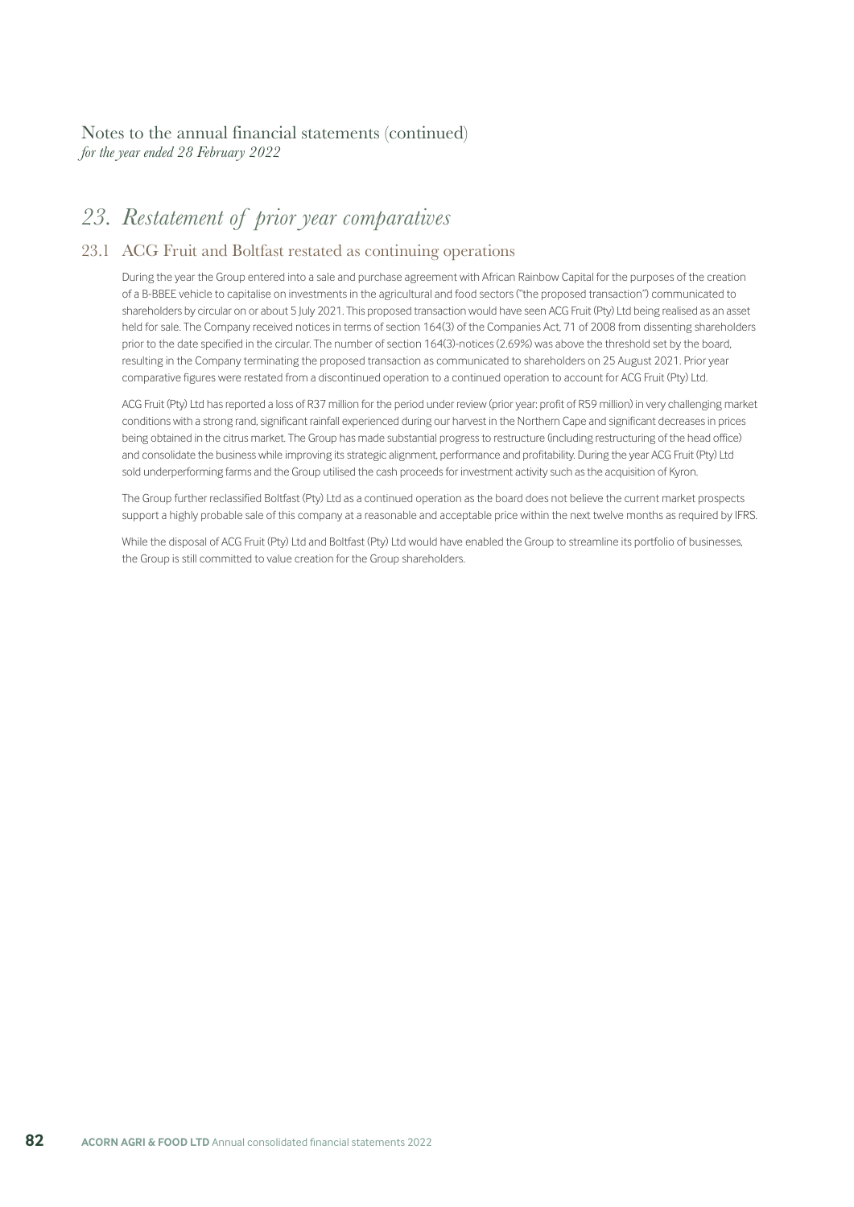Notes to the annual financial statements (continued)
*for the year ended 28 February 2022*

# *23. Restatement of prior year comparatives*

## 23.1 ACG Fruit and Boltfast restated as continuing operations

During the year the Group entered into a sale and purchase agreement with African Rainbow Capital for the purposes of the creation of a B-BBEE vehicle to capitalise on investments in the agricultural and food sectors ("the proposed transaction") communicated to shareholders by circular on or about 5 July 2021. This proposed transaction would have seen ACG Fruit (Pty) Ltd being realised as an asset held for sale. The Company received notices in terms of section 164(3) of the Companies Act, 71 of 2008 from dissenting shareholders prior to the date specified in the circular. The number of section 164(3)-notices (2.69%) was above the threshold set by the board, resulting in the Company terminating the proposed transaction as communicated to shareholders on 25 August 2021. Prior year comparative figures were restated from a discontinued operation to a continued operation to account for ACG Fruit (Pty) Ltd.

ACG Fruit (Pty) Ltd has reported a loss of R37 million for the period under review (prior year: profit of R59 million) in very challenging market conditions with a strong rand, significant rainfall experienced during our harvest in the Northern Cape and significant decreases in prices being obtained in the citrus market. The Group has made substantial progress to restructure (including restructuring of the head office) and consolidate the business while improving its strategic alignment, performance and profitability. During the year ACG Fruit (Pty) Ltd sold underperforming farms and the Group utilised the cash proceeds for investment activity such as the acquisition of Kyron.

The Group further reclassified Boltfast (Pty) Ltd as a continued operation as the board does not believe the current market prospects support a highly probable sale of this company at a reasonable and acceptable price within the next twelve months as required by IFRS.

While the disposal of ACG Fruit (Pty) Ltd and Boltfast (Pty) Ltd would have enabled the Group to streamline its portfolio of businesses, the Group is still committed to value creation for the Group shareholders.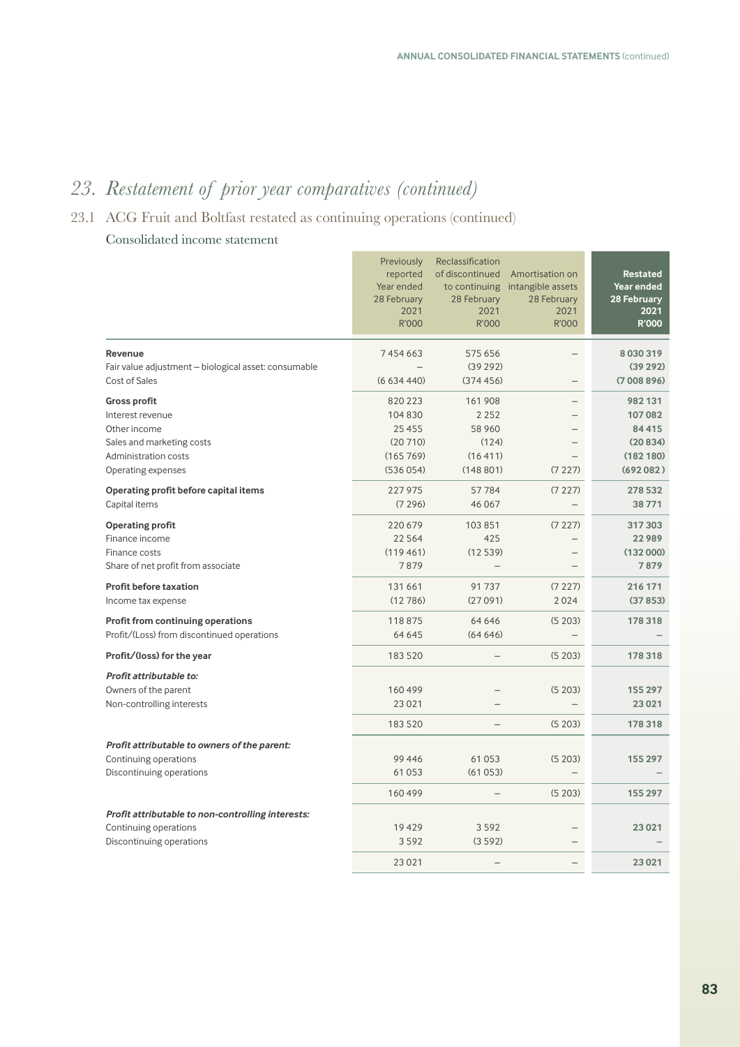# 23. Restatement of prior year comparatives (continued)

## 23.1 ACG Fruit and Boltfast restated as continuing operations (continued)

### Consolidated income statement

| | Previously reported Year ended 28 February 2021 R'000 | Reclassification of discontinued to continuing 28 February 2021 R'000 | Amortisation on intangible assets 28 February 2021 R'000 | **Restated Year ended 28 February 2021 R'000** |
|---|---|---|---|---|
| **Revenue** | 7 454 663 | 575 656 | – | **8 030 319** |
| Fair value adjustment – biological asset: consumable | – | (39 292) | | **(39 292)** |
| Cost of Sales | (6 634 440) | (374 456) | – | **(7 008 896)** |
| **Gross profit** | 820 223 | 161 908 | – | **982 131** |
| Interest revenue | 104 830 | 2 252 | – | **107 082** |
| Other income | 25 455 | 58 960 | – | **84 415** |
| Sales and marketing costs | (20 710) | (124) | – | **(20 834)** |
| Administration costs | (165 769) | (16 411) | – | **(182 180)** |
| Operating expenses | (536 054) | (148 801) | (7 227) | **(692 082)** |
| **Operating profit before capital items** | 227 975 | 57 784 | (7 227) | **278 532** |
| Capital items | (7 296) | 46 067 | – | **38 771** |
| **Operating profit** | 220 679 | 103 851 | (7 227) | **317 303** |
| Finance income | 22 564 | 425 | – | **22 989** |
| Finance costs | (119 461) | (12 539) | – | **(132 000)** |
| Share of net profit from associate | 7 879 | – | – | **7 879** |
| **Profit before taxation** | 131 661 | 91 737 | (7 227) | **216 171** |
| Income tax expense | (12 786) | (27 091) | 2 024 | **(37 853)** |
| **Profit from continuing operations** | 118 875 | 64 646 | (5 203) | **178 318** |
| Profit/(Loss) from discontinued operations | 64 645 | (64 646) | – | **–** |
| **Profit/(loss) for the year** | 183 520 | – | (5 203) | **178 318** |
| ***Profit attributable to:*** | | | | |
| Owners of the parent | 160 499 | – | (5 203) | **155 297** |
| Non-controlling interests | 23 021 | – | – | **23 021** |
| | 183 520 | – | (5 203) | **178 318** |
| ***Profit attributable to owners of the parent:*** | | | | |
| Continuing operations | 99 446 | 61 053 | (5 203) | **155 297** |
| Discontinuing operations | 61 053 | (61 053) | – | **–** |
| | 160 499 | – | (5 203) | **155 297** |
| ***Profit attributable to non-controlling interests:*** | | | | |
| Continuing operations | 19 429 | 3 592 | – | **23 021** |
| Discontinuing operations | 3 592 | (3 592) | – | **–** |
| | 23 021 | – | – | **23 021** |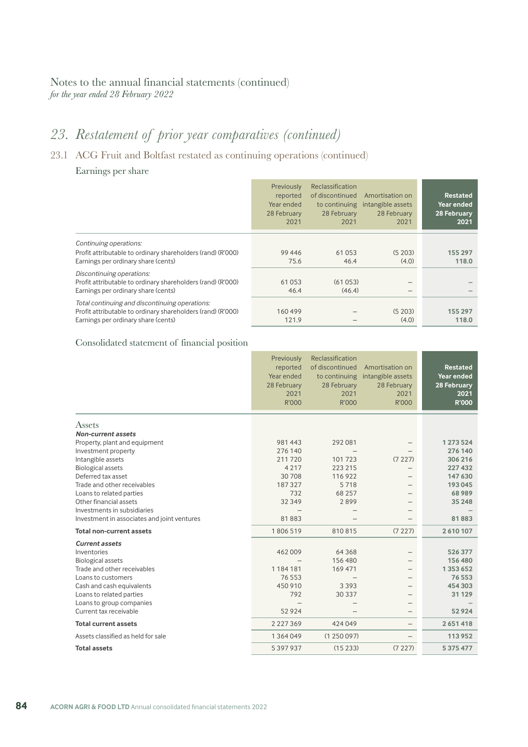Notes to the annual financial statements (continued)
*for the year ended 28 February 2022*

# 23. Restatement of prior year comparatives (continued)

## 23.1 ACG Fruit and Boltfast restated as continuing operations (continued)

### Earnings per share

| | Previously reported Year ended 28 February 2021 | Reclassification of discontinued to continuing 28 February 2021 | Amortisation on intangible assets 28 February 2021 | Restated Year ended 28 February 2021 |
|---|---|---|---|---|
| *Continuing operations:* | | | | |
| Profit attributable to ordinary shareholders (rand) (R'000) | 99 446 | 61 053 | (5 203) | **155 297** |
| Earnings per ordinary share (cents) | 75.6 | 46.4 | (4.0) | **118.0** |
| *Discontinuing operations:* | | | | |
| Profit attributable to ordinary shareholders (rand) (R'000) | 61 053 | (61 053) | – | – |
| Earnings per ordinary share (cents) | 46.4 | (46.4) | – | – |
| *Total continuing and discontinuing operations:* | | | | |
| Profit attributable to ordinary shareholders (rand) (R'000) | 160 499 | – | (5 203) | **155 297** |
| Earnings per ordinary share (cents) | 121.9 | – | (4.0) | **118.0** |

### Consolidated statement of financial position

| | Previously reported Year ended 28 February 2021 R'000 | Reclassification of discontinued to continuing 28 February 2021 R'000 | Amortisation on intangible assets 28 February 2021 R'000 | Restated Year ended 28 February 2021 R'000 |
|---|---|---|---|---|
| **Assets** | | | | |
| ***Non-current assets*** | | | | |
| Property, plant and equipment | 981 443 | 292 081 | – | **1 273 524** |
| Investment property | 276 140 | – | – | **276 140** |
| Intangible assets | 211 720 | 101 723 | (7 227) | **306 216** |
| Biological assets | 4 217 | 223 215 | – | **227 432** |
| Deferred tax asset | 30 708 | 116 922 | – | **147 630** |
| Trade and other receivables | 187 327 | 5 718 | – | **193 045** |
| Loans to related parties | 732 | 68 257 | – | **68 989** |
| Other financial assets | 32 349 | 2 899 | – | **35 248** |
| Investments in subsidiaries | – | – | – | – |
| Investment in associates and joint ventures | 81 883 | – | – | **81 883** |
| **Total non-current assets** | 1 806 519 | 810 815 | (7 227) | **2 610 107** |
| ***Current assets*** | | | | |
| Inventories | 462 009 | 64 368 | – | **526 377** |
| Biological assets | – | 156 480 | – | **156 480** |
| Trade and other receivables | 1 184 181 | 169 471 | – | **1 353 652** |
| Loans to customers | 76 553 | – | – | **76 553** |
| Cash and cash equivalents | 450 910 | 3 393 | – | **454 303** |
| Loans to related parties | 792 | 30 337 | – | **31 129** |
| Loans to group companies | – | – | – | – |
| Current tax receivable | 52 924 | – | – | **52 924** |
| **Total current assets** | 2 227 369 | 424 049 | – | **2 651 418** |
| Assets classified as held for sale | 1 364 049 | (1 250 097) | – | **113 952** |
| **Total assets** | 5 397 937 | (15 233) | (7 227) | **5 375 477** |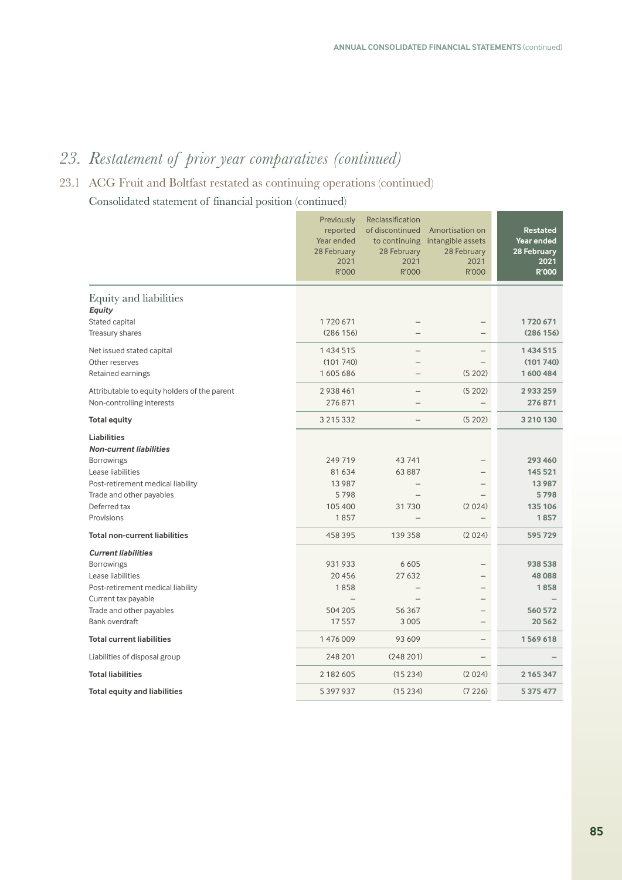# 23. Restatement of prior year comparatives (continued)

## 23.1 ACG Fruit and Boltfast restated as continuing operations (continued)

### Consolidated statement of financial position (continued)

| | Previously reported Year ended 28 February 2021 R'000 | Reclassification of discontinued to continuing 28 February 2021 R'000 | Amortisation on intangible assets 28 February 2021 R'000 | **Restated Year ended 28 February 2021 R'000** |
|---|---|---|---|---|
| **Equity and liabilities** | | | | |
| ***Equity*** | | | | |
| Stated capital | 1 720 671 | – | – | **1 720 671** |
| Treasury shares | (286 156) | – | – | **(286 156)** |
| Net issued stated capital | 1 434 515 | – | – | **1 434 515** |
| Other reserves | (101 740) | – | – | **(101 740)** |
| Retained earnings | 1 605 686 | – | (5 202) | **1 600 484** |
| Attributable to equity holders of the parent | 2 938 461 | – | (5 202) | **2 933 259** |
| Non-controlling interests | 276 871 | – | – | **276 871** |
| **Total equity** | 3 215 332 | – | (5 202) | **3 210 130** |
| **Liabilities** | | | | |
| ***Non-current liabilities*** | | | | |
| Borrowings | 249 719 | 43 741 | – | **293 460** |
| Lease liabilities | 81 634 | 63 887 | – | **145 521** |
| Post-retirement medical liability | 13 987 | – | – | **13 987** |
| Trade and other payables | 5 798 | – | – | **5 798** |
| Deferred tax | 105 400 | 31 730 | (2 024) | **135 106** |
| Provisions | 1 857 | – | – | **1 857** |
| **Total non-current liabilities** | 458 395 | 139 358 | (2 024) | **595 729** |
| ***Current liabilities*** | | | | |
| Borrowings | 931 933 | 6 605 | – | **938 538** |
| Lease liabilities | 20 456 | 27 632 | – | **48 088** |
| Post-retirement medical liability | 1 858 | – | – | **1 858** |
| Current tax payable | – | – | – | **–** |
| Trade and other payables | 504 205 | 56 367 | – | **560 572** |
| Bank overdraft | 17 557 | 3 005 | – | **20 562** |
| **Total current liabilities** | 1 476 009 | 93 609 | – | **1 569 618** |
| Liabilities of disposal group | 248 201 | (248 201) | – | **–** |
| **Total liabilities** | 2 182 605 | (15 234) | (2 024) | **2 165 347** |
| **Total equity and liabilities** | 5 397 937 | (15 234) | (7 226) | **5 375 477** |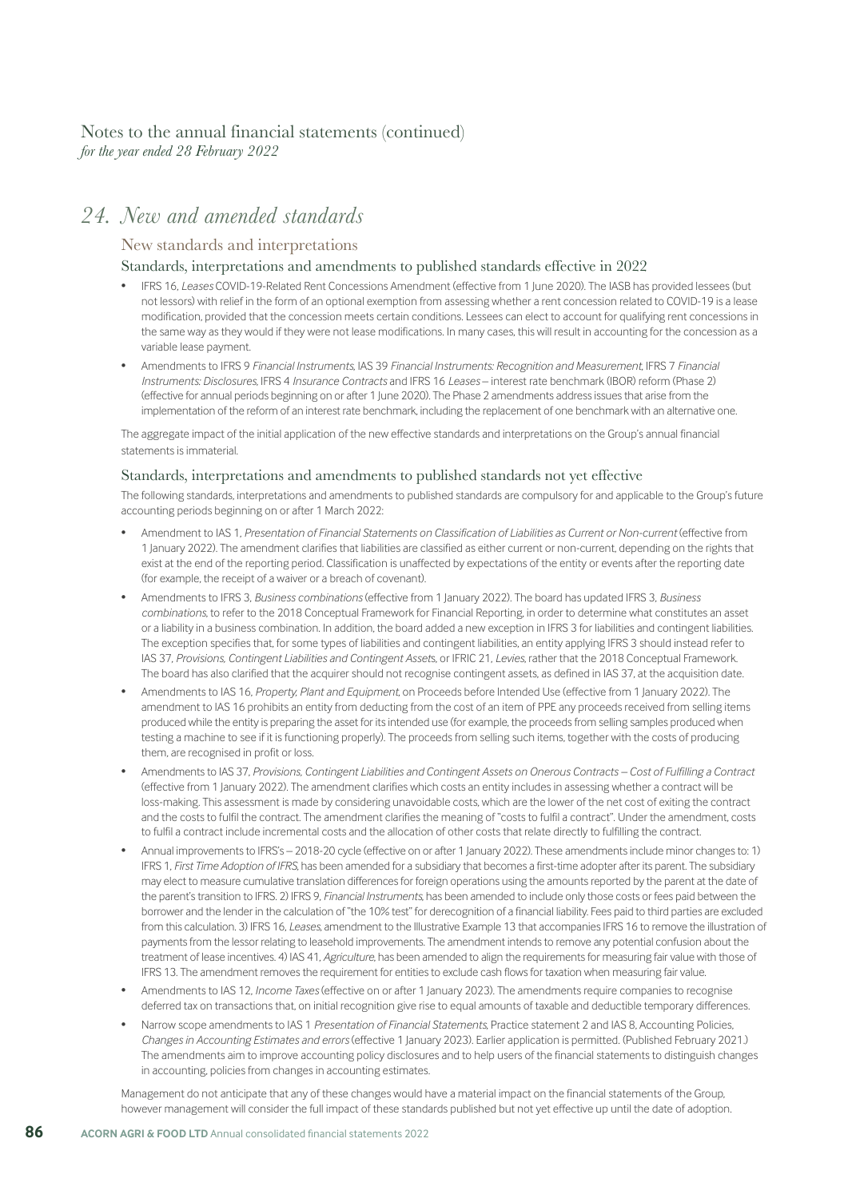Notes to the annual financial statements (continued)
*for the year ended 28 February 2022*

# 24. New and amended standards

## New standards and interpretations

### Standards, interpretations and amendments to published standards effective in 2022

- IFRS 16, *Leases* COVID-19-Related Rent Concessions Amendment (effective from 1 June 2020). The IASB has provided lessees (but not lessors) with relief in the form of an optional exemption from assessing whether a rent concession related to COVID-19 is a lease modification, provided that the concession meets certain conditions. Lessees can elect to account for qualifying rent concessions in the same way as they would if they were not lease modifications. In many cases, this will result in accounting for the concession as a variable lease payment.
- Amendments to IFRS 9 *Financial Instruments*, IAS 39 *Financial Instruments: Recognition and Measurement*, IFRS 7 *Financial Instruments: Disclosures*, IFRS 4 *Insurance Contracts* and IFRS 16 *Leases* – interest rate benchmark (IBOR) reform (Phase 2) (effective for annual periods beginning on or after 1 June 2020). The Phase 2 amendments address issues that arise from the implementation of the reform of an interest rate benchmark, including the replacement of one benchmark with an alternative one.

The aggregate impact of the initial application of the new effective standards and interpretations on the Group's annual financial statements is immaterial.

### Standards, interpretations and amendments to published standards not yet effective

The following standards, interpretations and amendments to published standards are compulsory for and applicable to the Group's future accounting periods beginning on or after 1 March 2022:

- Amendment to IAS 1, *Presentation of Financial Statements on Classification of Liabilities as Current or Non-current* (effective from 1 January 2022). The amendment clarifies that liabilities are classified as either current or non-current, depending on the rights that exist at the end of the reporting period. Classification is unaffected by expectations of the entity or events after the reporting date (for example, the receipt of a waiver or a breach of covenant).
- Amendments to IFRS 3, *Business combinations* (effective from 1 January 2022). The board has updated IFRS 3, *Business combinations*, to refer to the 2018 Conceptual Framework for Financial Reporting, in order to determine what constitutes an asset or a liability in a business combination. In addition, the board added a new exception in IFRS 3 for liabilities and contingent liabilities. The exception specifies that, for some types of liabilities and contingent liabilities, an entity applying IFRS 3 should instead refer to IAS 37, *Provisions, Contingent Liabilities and Contingent Assets*, or IFRIC 21, *Levies*, rather that the 2018 Conceptual Framework. The board has also clarified that the acquirer should not recognise contingent assets, as defined in IAS 37, at the acquisition date.
- Amendments to IAS 16, *Property, Plant and Equipment*, on Proceeds before Intended Use (effective from 1 January 2022). The amendment to IAS 16 prohibits an entity from deducting from the cost of an item of PPE any proceeds received from selling items produced while the entity is preparing the asset for its intended use (for example, the proceeds from selling samples produced when testing a machine to see if it is functioning properly). The proceeds from selling such items, together with the costs of producing them, are recognised in profit or loss.
- Amendments to IAS 37, *Provisions, Contingent Liabilities and Contingent Assets on Onerous Contracts – Cost of Fulfilling a Contract* (effective from 1 January 2022). The amendment clarifies which costs an entity includes in assessing whether a contract will be loss-making. This assessment is made by considering unavoidable costs, which are the lower of the net cost of exiting the contract and the costs to fulfil the contract. The amendment clarifies the meaning of "costs to fulfil a contract". Under the amendment, costs to fulfil a contract include incremental costs and the allocation of other costs that relate directly to fulfilling the contract.
- Annual improvements to IFRS's – 2018-20 cycle (effective on or after 1 January 2022). These amendments include minor changes to: 1) IFRS 1, *First Time Adoption of IFRS*, has been amended for a subsidiary that becomes a first-time adopter after its parent. The subsidiary may elect to measure cumulative translation differences for foreign operations using the amounts reported by the parent at the date of the parent's transition to IFRS. 2) IFRS 9, *Financial Instruments*, has been amended to include only those costs or fees paid between the borrower and the lender in the calculation of "the 10% test" for derecognition of a financial liability. Fees paid to third parties are excluded from this calculation. 3) IFRS 16, *Leases*, amendment to the Illustrative Example 13 that accompanies IFRS 16 to remove the illustration of payments from the lessor relating to leasehold improvements. The amendment intends to remove any potential confusion about the treatment of lease incentives. 4) IAS 41, *Agriculture*, has been amended to align the requirements for measuring fair value with those of IFRS 13. The amendment removes the requirement for entities to exclude cash flows for taxation when measuring fair value.
- Amendments to IAS 12, *Income Taxes* (effective on or after 1 January 2023). The amendments require companies to recognise deferred tax on transactions that, on initial recognition give rise to equal amounts of taxable and deductible temporary differences.
- Narrow scope amendments to IAS 1 *Presentation of Financial Statements*, Practice statement 2 and IAS 8, Accounting Policies, *Changes in Accounting Estimates and errors* (effective 1 January 2023). Earlier application is permitted. (Published February 2021.) The amendments aim to improve accounting policy disclosures and to help users of the financial statements to distinguish changes in accounting, policies from changes in accounting estimates.

Management do not anticipate that any of these changes would have a material impact on the financial statements of the Group, however management will consider the full impact of these standards published but not yet effective up until the date of adoption.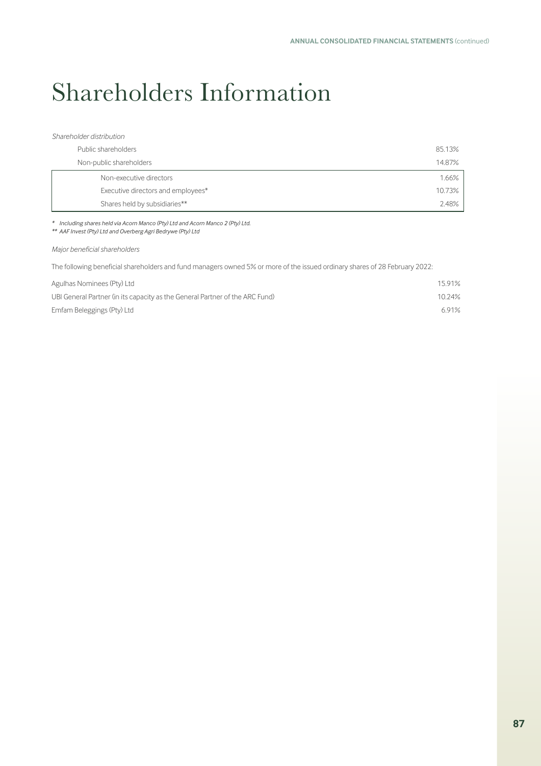# Shareholders Information

*Shareholder distribution*

| | |
|---|---|
| Public shareholders | 85.13% |
| Non-public shareholders | 14.87% |
| Non-executive directors | 1.66% |
| Executive directors and employees* | 10.73% |
| Shares held by subsidiaries** | 2.48% |

*\* Including shares held via Acorn Manco (Pty) Ltd and Acorn Manco 2 (Pty) Ltd.*
*\*\* AAF Invest (Pty) Ltd and Overberg Agri Bedrywe (Pty) Ltd*

*Major beneficial shareholders*

The following beneficial shareholders and fund managers owned 5% or more of the issued ordinary shares of 28 February 2022:

| | |
|---|---|
| Agulhas Nominees (Pty) Ltd | 15.91% |
| UBI General Partner (in its capacity as the General Partner of the ARC Fund) | 10.24% |
| Emfam Beleggings (Pty) Ltd | 6.91% |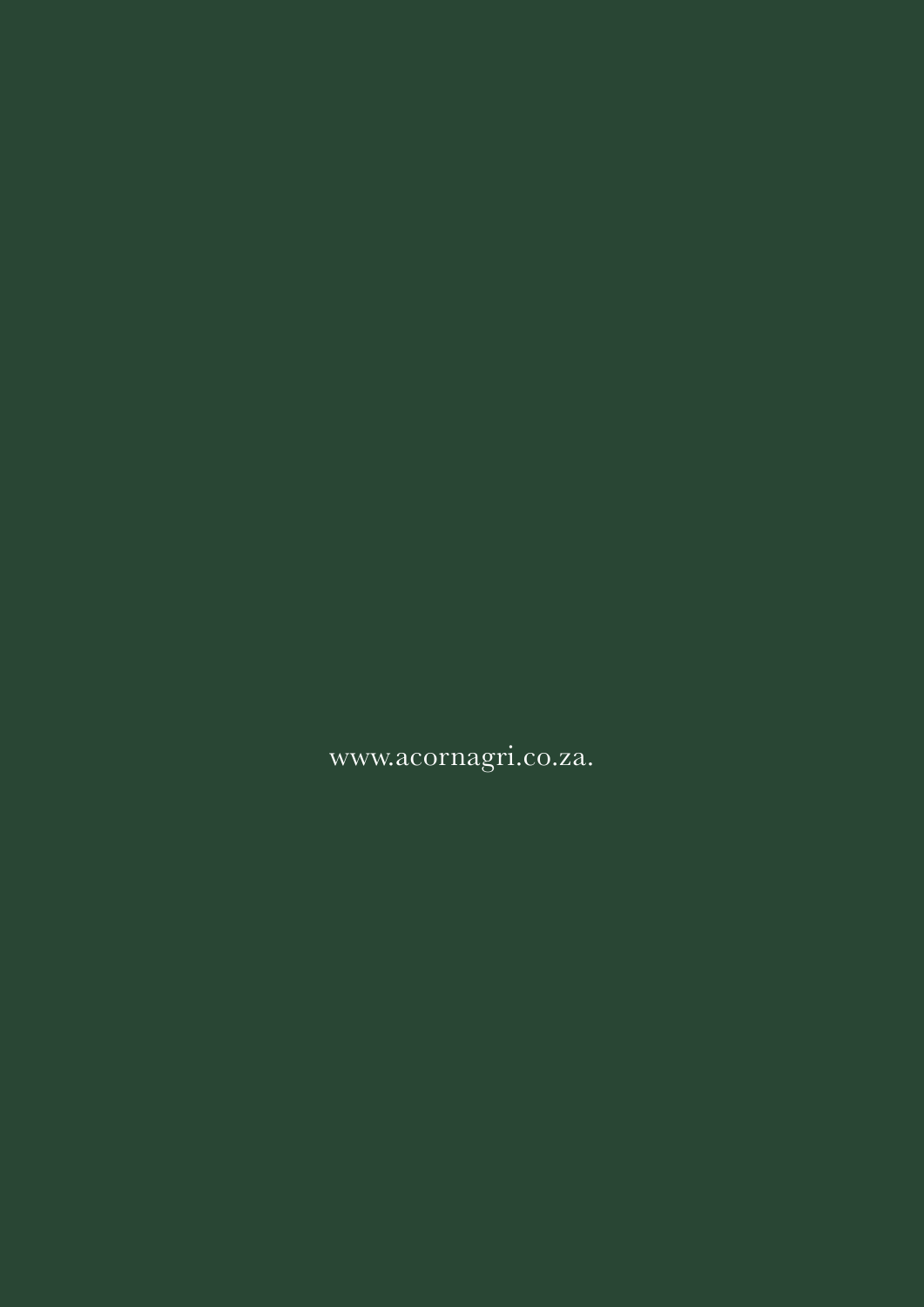www.acornagri.co.za.